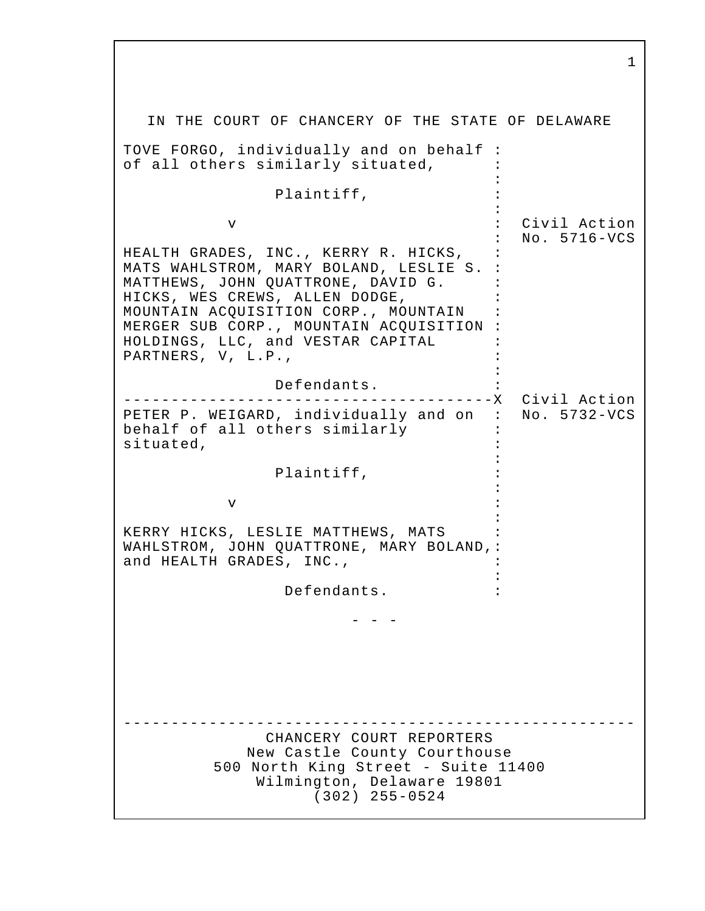IN THE COURT OF CHANCERY OF THE STATE OF DELAWARE

TOVE FORGO, individually and on behalf of all others similarly situated,

Plaintiff,

v

HEALTH GRADES, INC., KERRY R. HICKS, MATS WAHLSTROM, MARY BOLAND, LESLIE S. MATTHEWS, JOHN QUATTRONE, DAVID G. HICKS, WES CREWS, ALLEN DODGE, MOUNTAIN ACQUISITION CORP., MOUNTAIN MERGER SUB CORP., MOUNTAIN ACQUISITION HOLDINGS, LLC, and VESTAR CAPITAL PARTNERS, V, L.P.,

Defendants.

Civil Action No. 5716-VCS

---

PETER P. WEIGARD, individually and on behalf of all others similarly situated,

Plaintiff,

v

KERRY HICKS, LESLIE MATTHEWS, MATS WAHLSTROM, JOHN QUATTRONE, MARY BOLAND, and HEALTH GRADES, INC.,

Defendants.

Civil Action No. 5732-VCS

- - -

---

CHANCERY COURT REPORTERS
New Castle County Courthouse
500 North King Street - Suite 11400
Wilmington, Delaware 19801
(302) 255-0524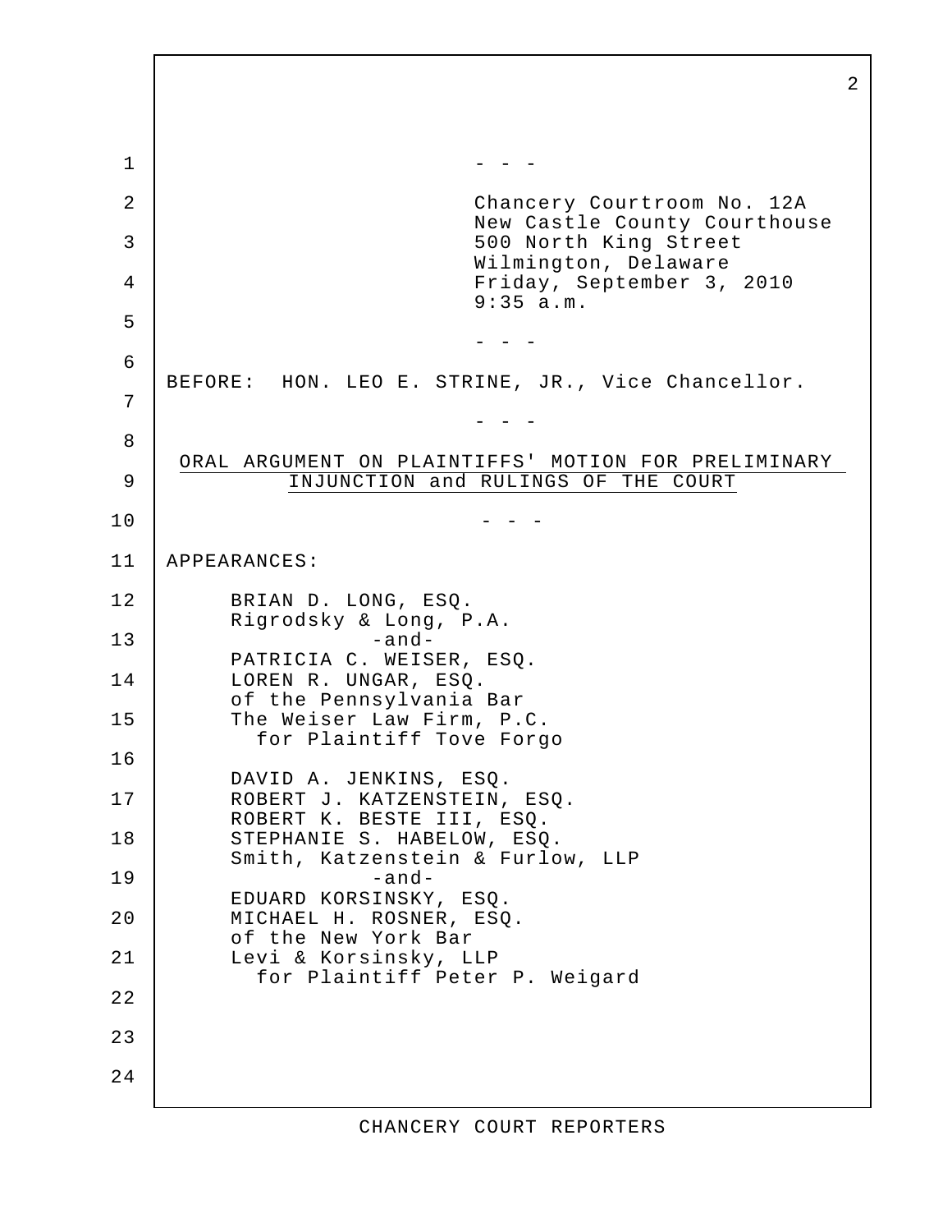- - -

Chancery Courtroom No. 12A
New Castle County Courthouse
500 North King Street
Wilmington, Delaware
Friday, September 3, 2010
9:35 a.m.

- - -

BEFORE: HON. LEO E. STRINE, JR., Vice Chancellor.

- - -

ORAL ARGUMENT ON PLAINTIFFS' MOTION FOR PRELIMINARY INJUNCTION and RULINGS OF THE COURT

- - -

APPEARANCES:

BRIAN D. LONG, ESQ.
Rigrodsky & Long, P.A.
-and-
PATRICIA C. WEISER, ESQ.
LOREN R. UNGAR, ESQ.
of the Pennsylvania Bar
The Weiser Law Firm, P.C.
for Plaintiff Tove Forgo

DAVID A. JENKINS, ESQ.
ROBERT J. KATZENSTEIN, ESQ.
ROBERT K. BESTE III, ESQ.
STEPHANIE S. HABELOW, ESQ.
Smith, Katzenstein & Furlow, LLP
-and-
EDUARD KORSINSKY, ESQ.
MICHAEL H. ROSNER, ESQ.
of the New York Bar
Levi & Korsinsky, LLP
for Plaintiff Peter P. Weigard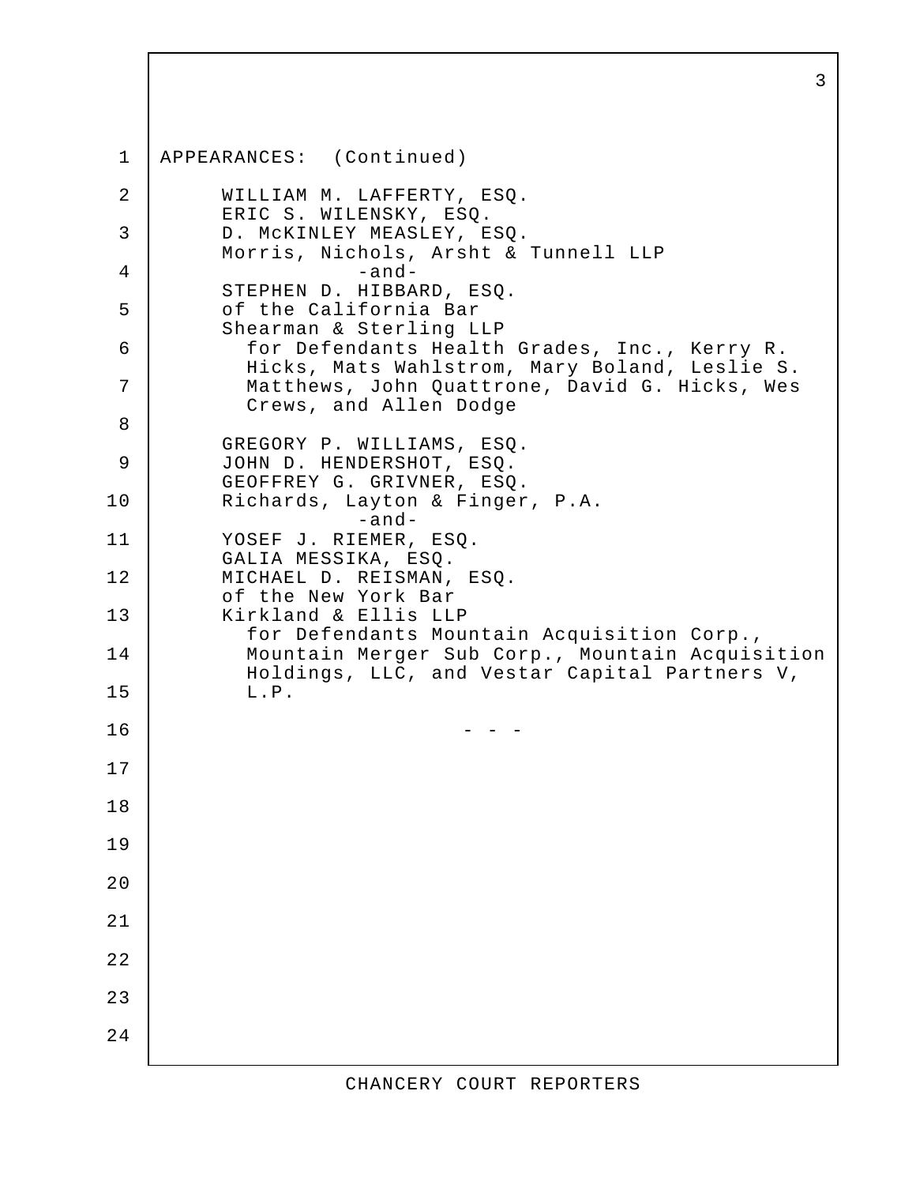APPEARANCES: (Continued)

WILLIAM M. LAFFERTY, ESQ.
ERIC S. WILENSKY, ESQ.
D. McKINLEY MEASLEY, ESQ.
Morris, Nichols, Arsht & Tunnell LLP
-and-
STEPHEN D. HIBBARD, ESQ.
of the California Bar
Shearman & Sterling LLP
for Defendants Health Grades, Inc., Kerry R. Hicks, Mats Wahlstrom, Mary Boland, Leslie S. Matthews, John Quattrone, David G. Hicks, Wes Crews, and Allen Dodge

GREGORY P. WILLIAMS, ESQ.
JOHN D. HENDERSHOT, ESQ.
GEOFFREY G. GRIVNER, ESQ.
Richards, Layton & Finger, P.A.
-and-
YOSEF J. RIEMER, ESQ.
GALIA MESSIKA, ESQ.
MICHAEL D. REISMAN, ESQ.
of the New York Bar
Kirkland & Ellis LLP
for Defendants Mountain Acquisition Corp., Mountain Merger Sub Corp., Mountain Acquisition Holdings, LLC, and Vestar Capital Partners V, L.P.

\- - -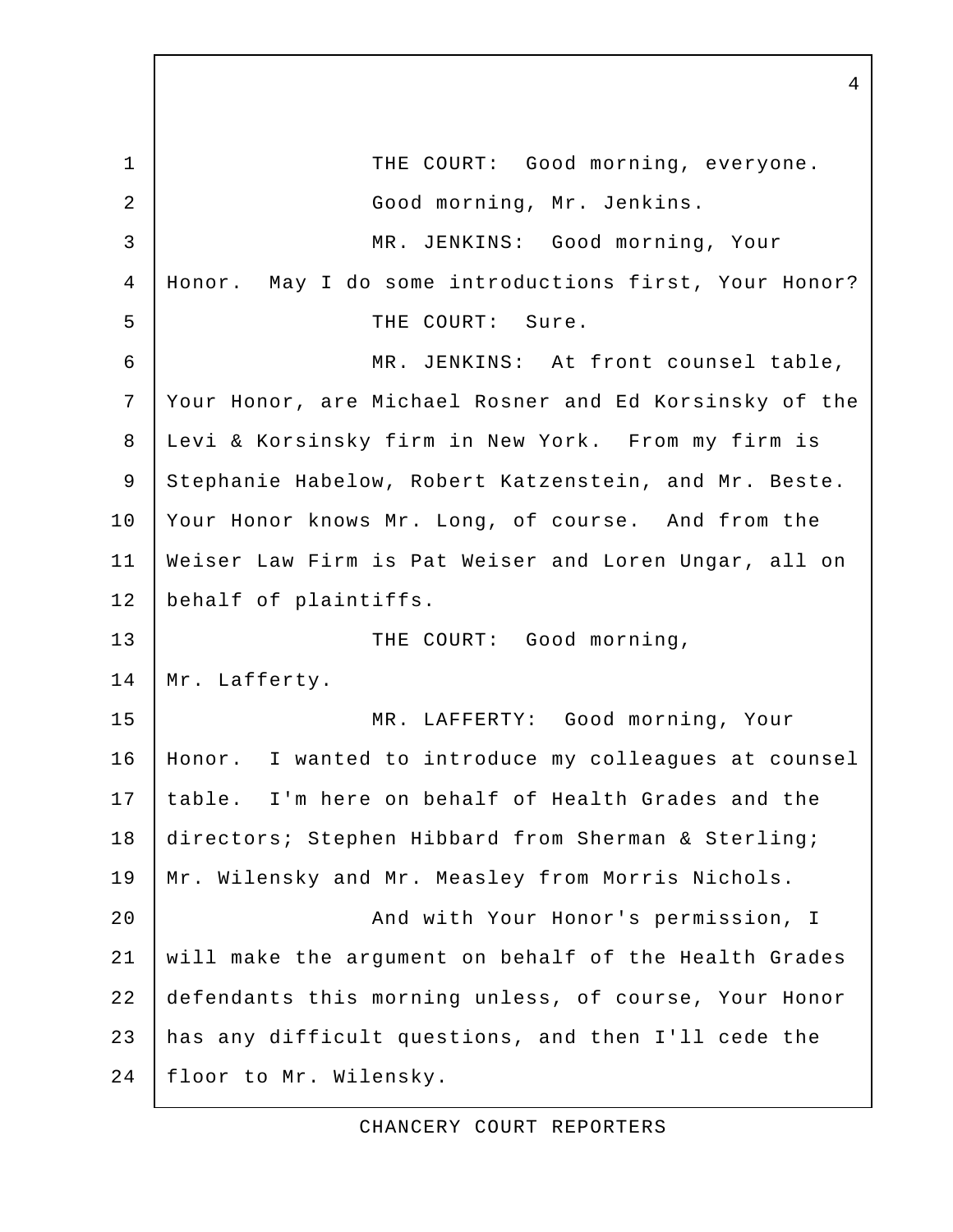THE COURT: Good morning, everyone.

Good morning, Mr. Jenkins.

MR. JENKINS: Good morning, Your Honor. May I do some introductions first, Your Honor?

THE COURT: Sure.

MR. JENKINS: At front counsel table, Your Honor, are Michael Rosner and Ed Korsinsky of the Levi & Korsinsky firm in New York. From my firm is Stephanie Habelow, Robert Katzenstein, and Mr. Beste. Your Honor knows Mr. Long, of course. And from the Weiser Law Firm is Pat Weiser and Loren Ungar, all on behalf of plaintiffs.

THE COURT: Good morning, Mr. Lafferty.

MR. LAFFERTY: Good morning, Your Honor. I wanted to introduce my colleagues at counsel table. I'm here on behalf of Health Grades and the directors; Stephen Hibbard from Sherman & Sterling; Mr. Wilensky and Mr. Measley from Morris Nichols.

And with Your Honor's permission, I will make the argument on behalf of the Health Grades defendants this morning unless, of course, Your Honor has any difficult questions, and then I'll cede the floor to Mr. Wilensky.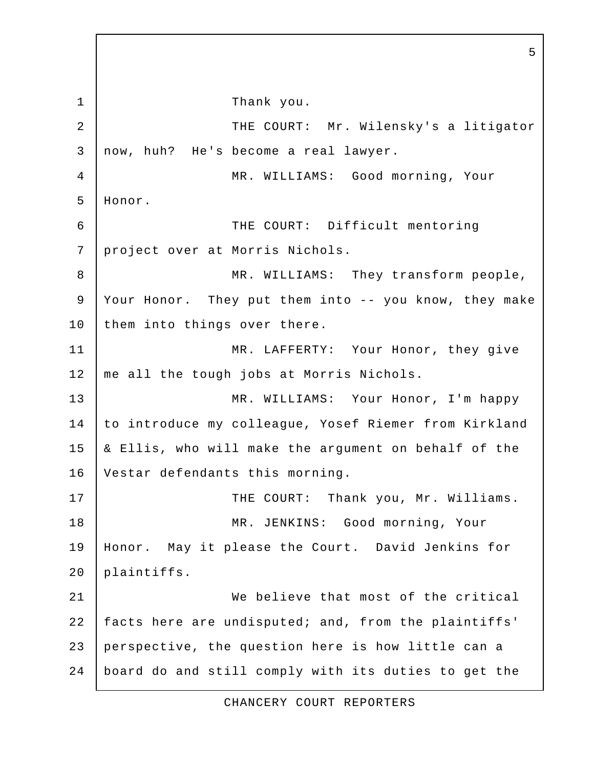Thank you.

THE COURT: Mr. Wilensky's a litigator now, huh? He's become a real lawyer.

MR. WILLIAMS: Good morning, Your Honor.

THE COURT: Difficult mentoring project over at Morris Nichols.

MR. WILLIAMS: They transform people, Your Honor. They put them into -- you know, they make them into things over there.

MR. LAFFERTY: Your Honor, they give me all the tough jobs at Morris Nichols.

MR. WILLIAMS: Your Honor, I'm happy to introduce my colleague, Yosef Riemer from Kirkland & Ellis, who will make the argument on behalf of the Vestar defendants this morning.

THE COURT: Thank you, Mr. Williams.

MR. JENKINS: Good morning, Your Honor. May it please the Court. David Jenkins for plaintiffs.

We believe that most of the critical facts here are undisputed; and, from the plaintiffs' perspective, the question here is how little can a board do and still comply with its duties to get the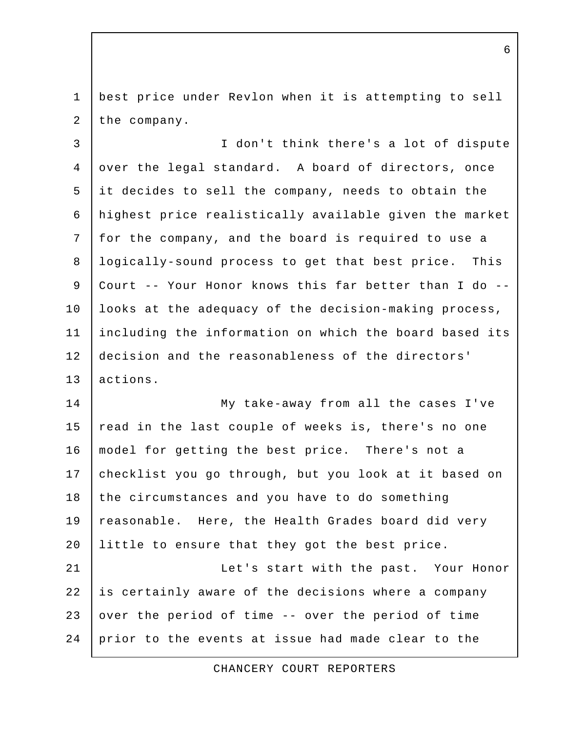best price under Revlon when it is attempting to sell the company.

I don't think there's a lot of dispute over the legal standard. A board of directors, once it decides to sell the company, needs to obtain the highest price realistically available given the market for the company, and the board is required to use a logically-sound process to get that best price. This Court -- Your Honor knows this far better than I do -- looks at the adequacy of the decision-making process, including the information on which the board based its decision and the reasonableness of the directors' actions.

My take-away from all the cases I've read in the last couple of weeks is, there's no one model for getting the best price. There's not a checklist you go through, but you look at it based on the circumstances and you have to do something reasonable. Here, the Health Grades board did very little to ensure that they got the best price.

Let's start with the past. Your Honor is certainly aware of the decisions where a company over the period of time -- over the period of time prior to the events at issue had made clear to the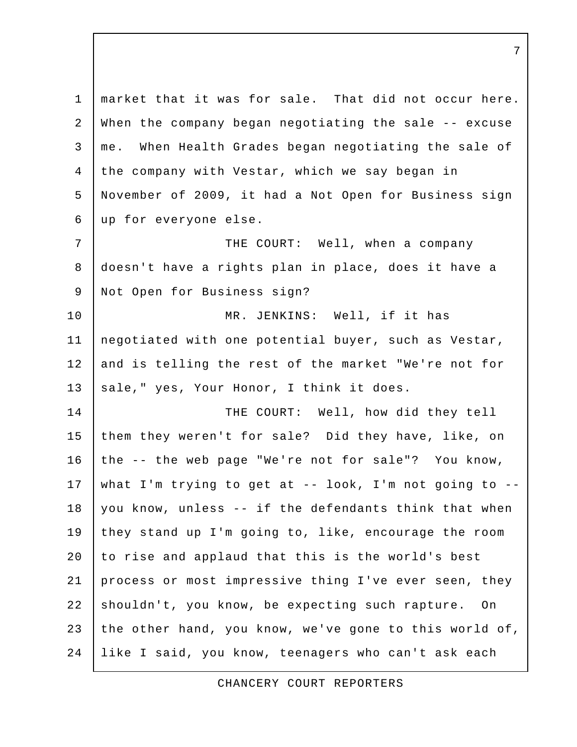market that it was for sale. That did not occur here. When the company began negotiating the sale -- excuse me. When Health Grades began negotiating the sale of the company with Vestar, which we say began in November of 2009, it had a Not Open for Business sign up for everyone else.

THE COURT: Well, when a company doesn't have a rights plan in place, does it have a Not Open for Business sign?

MR. JENKINS: Well, if it has negotiated with one potential buyer, such as Vestar, and is telling the rest of the market "We're not for sale," yes, Your Honor, I think it does.

THE COURT: Well, how did they tell them they weren't for sale? Did they have, like, on the -- the web page "We're not for sale"? You know, what I'm trying to get at -- look, I'm not going to -- you know, unless -- if the defendants think that when they stand up I'm going to, like, encourage the room to rise and applaud that this is the world's best process or most impressive thing I've ever seen, they shouldn't, you know, be expecting such rapture. On the other hand, you know, we've gone to this world of, like I said, you know, teenagers who can't ask each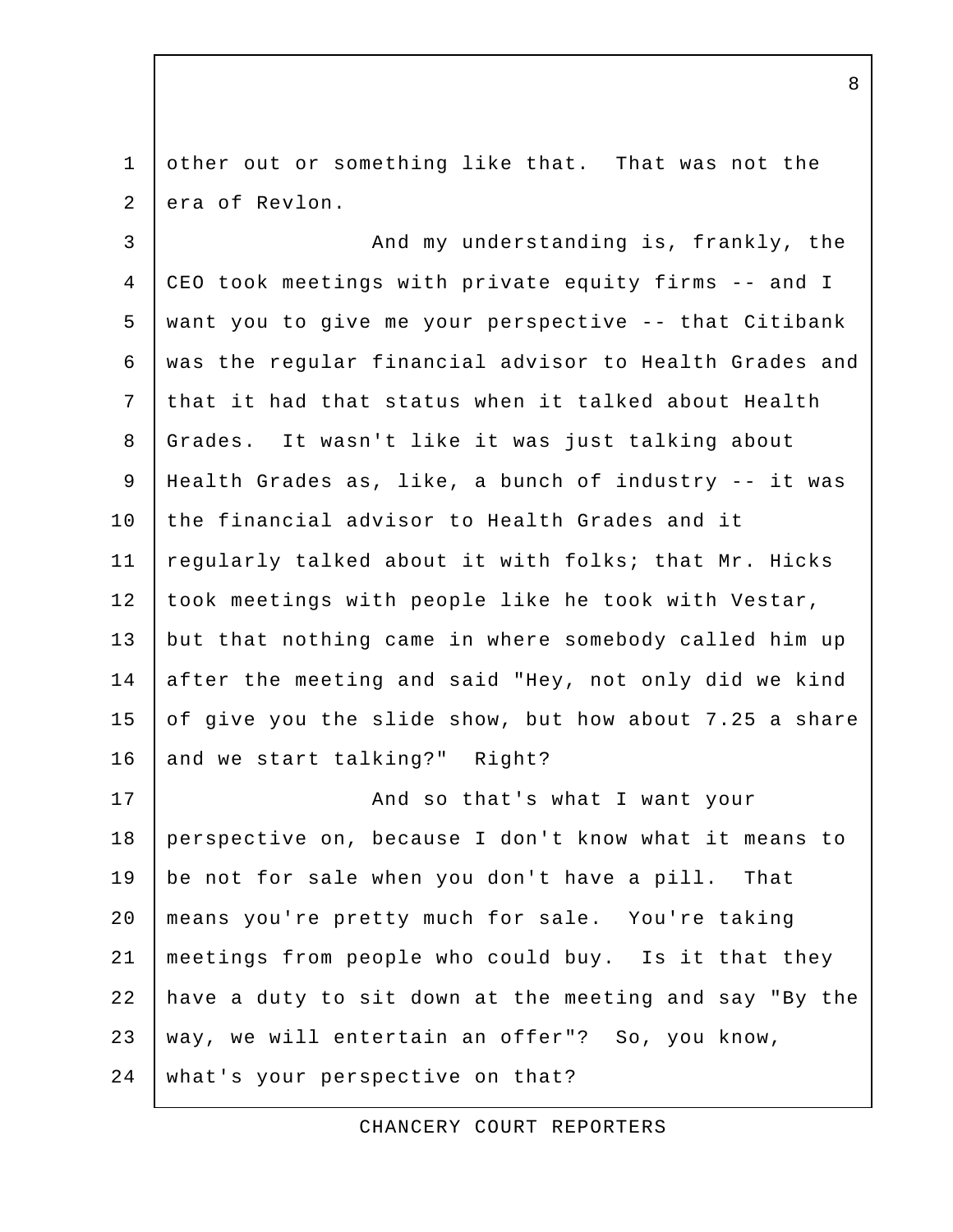other out or something like that. That was not the era of Revlon.

And my understanding is, frankly, the CEO took meetings with private equity firms -- and I want you to give me your perspective -- that Citibank was the regular financial advisor to Health Grades and that it had that status when it talked about Health Grades. It wasn't like it was just talking about Health Grades as, like, a bunch of industry -- it was the financial advisor to Health Grades and it regularly talked about it with folks; that Mr. Hicks took meetings with people like he took with Vestar, but that nothing came in where somebody called him up after the meeting and said "Hey, not only did we kind of give you the slide show, but how about 7.25 a share and we start talking?" Right?

And so that's what I want your perspective on, because I don't know what it means to be not for sale when you don't have a pill. That means you're pretty much for sale. You're taking meetings from people who could buy. Is it that they have a duty to sit down at the meeting and say "By the way, we will entertain an offer"? So, you know, what's your perspective on that?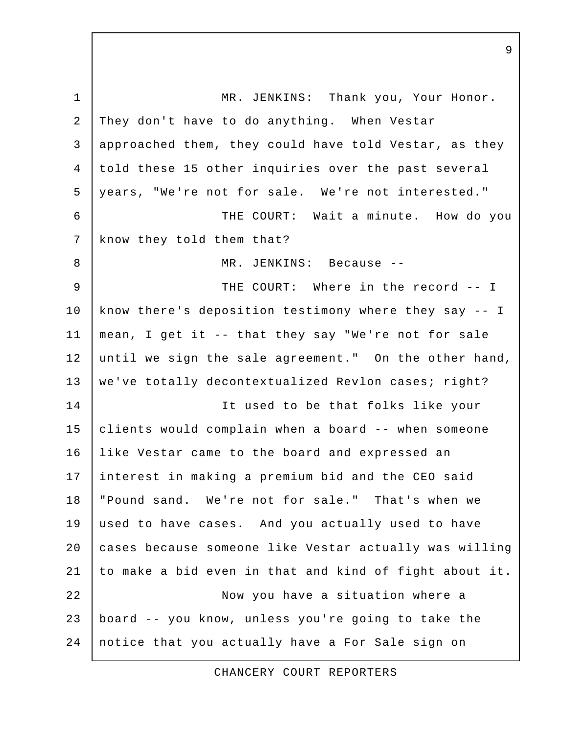MR. JENKINS: Thank you, Your Honor. They don't have to do anything. When Vestar approached them, they could have told Vestar, as they told these 15 other inquiries over the past several years, "We're not for sale. We're not interested."

THE COURT: Wait a minute. How do you know they told them that?

MR. JENKINS: Because --

THE COURT: Where in the record -- I know there's deposition testimony where they say -- I mean, I get it -- that they say "We're not for sale until we sign the sale agreement." On the other hand, we've totally decontextualized Revlon cases; right?

It used to be that folks like your clients would complain when a board -- when someone like Vestar came to the board and expressed an interest in making a premium bid and the CEO said "Pound sand. We're not for sale." That's when we used to have cases. And you actually used to have cases because someone like Vestar actually was willing to make a bid even in that and kind of fight about it.

Now you have a situation where a board -- you know, unless you're going to take the notice that you actually have a For Sale sign on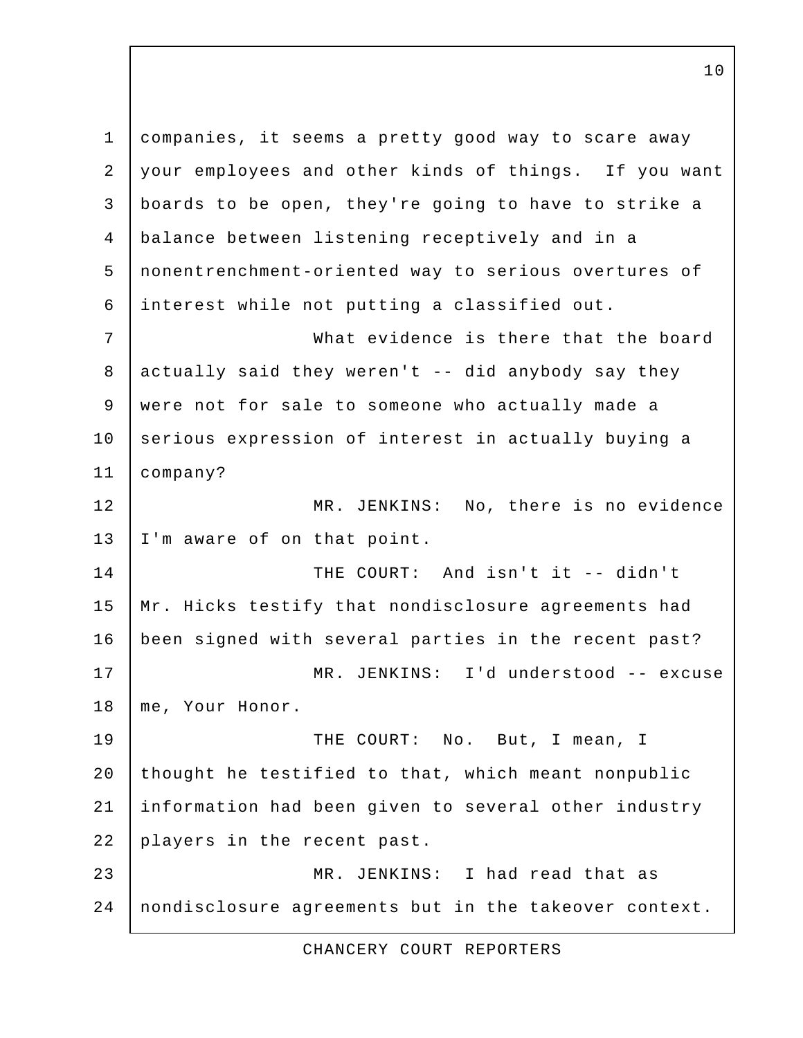companies, it seems a pretty good way to scare away your employees and other kinds of things. If you want boards to be open, they're going to have to strike a balance between listening receptively and in a nonentrenchment-oriented way to serious overtures of interest while not putting a classified out.

What evidence is there that the board actually said they weren't -- did anybody say they were not for sale to someone who actually made a serious expression of interest in actually buying a company?

MR. JENKINS: No, there is no evidence I'm aware of on that point.

THE COURT: And isn't it -- didn't Mr. Hicks testify that nondisclosure agreements had been signed with several parties in the recent past?

MR. JENKINS: I'd understood -- excuse me, Your Honor.

THE COURT: No. But, I mean, I thought he testified to that, which meant nonpublic information had been given to several other industry players in the recent past.

MR. JENKINS: I had read that as nondisclosure agreements but in the takeover context.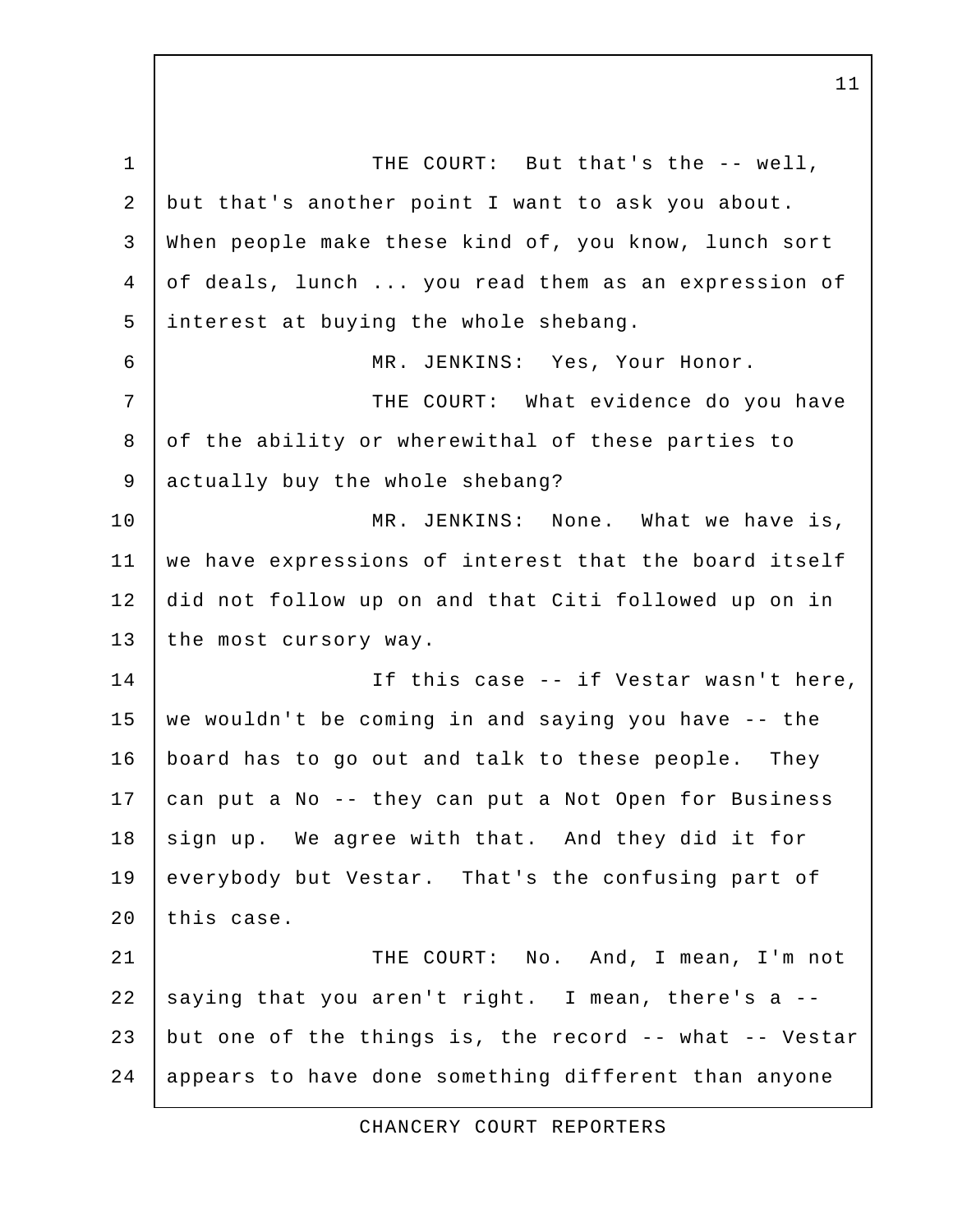THE COURT: But that's the -- well, but that's another point I want to ask you about. When people make these kind of, you know, lunch sort of deals, lunch ... you read them as an expression of interest at buying the whole shebang.

MR. JENKINS: Yes, Your Honor.

THE COURT: What evidence do you have of the ability or wherewithal of these parties to actually buy the whole shebang?

MR. JENKINS: None. What we have is, we have expressions of interest that the board itself did not follow up on and that Citi followed up on in the most cursory way.

If this case -- if Vestar wasn't here, we wouldn't be coming in and saying you have -- the board has to go out and talk to these people. They can put a No -- they can put a Not Open for Business sign up. We agree with that. And they did it for everybody but Vestar. That's the confusing part of this case.

THE COURT: No. And, I mean, I'm not saying that you aren't right. I mean, there's a -- but one of the things is, the record -- what -- Vestar appears to have done something different than anyone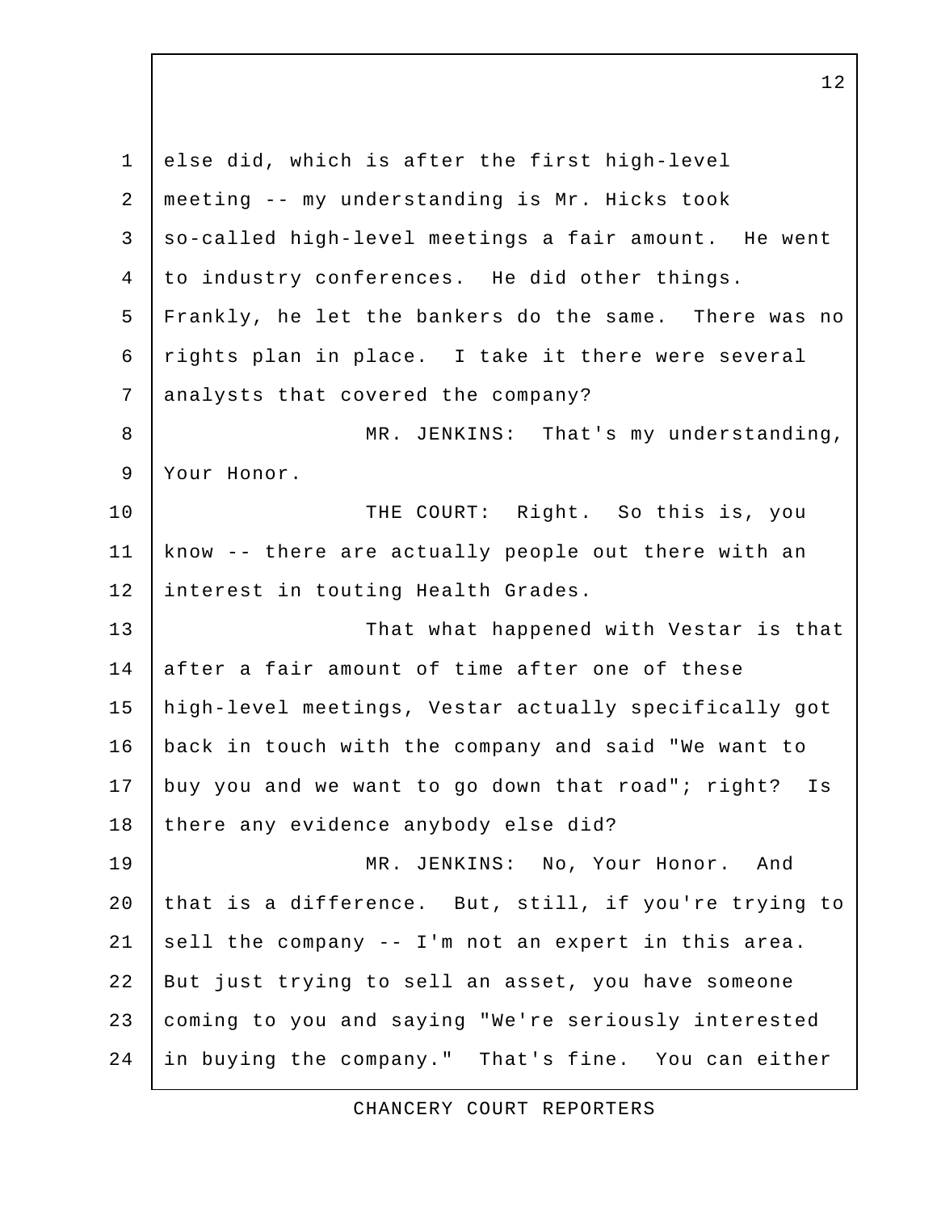else did, which is after the first high-level meeting -- my understanding is Mr. Hicks took so-called high-level meetings a fair amount. He went to industry conferences. He did other things. Frankly, he let the bankers do the same. There was no rights plan in place. I take it there were several analysts that covered the company?

MR. JENKINS: That's my understanding, Your Honor.

THE COURT: Right. So this is, you know -- there are actually people out there with an interest in touting Health Grades.

That what happened with Vestar is that after a fair amount of time after one of these high-level meetings, Vestar actually specifically got back in touch with the company and said "We want to buy you and we want to go down that road"; right? Is there any evidence anybody else did?

MR. JENKINS: No, Your Honor. And that is a difference. But, still, if you're trying to sell the company -- I'm not an expert in this area. But just trying to sell an asset, you have someone coming to you and saying "We're seriously interested in buying the company." That's fine. You can either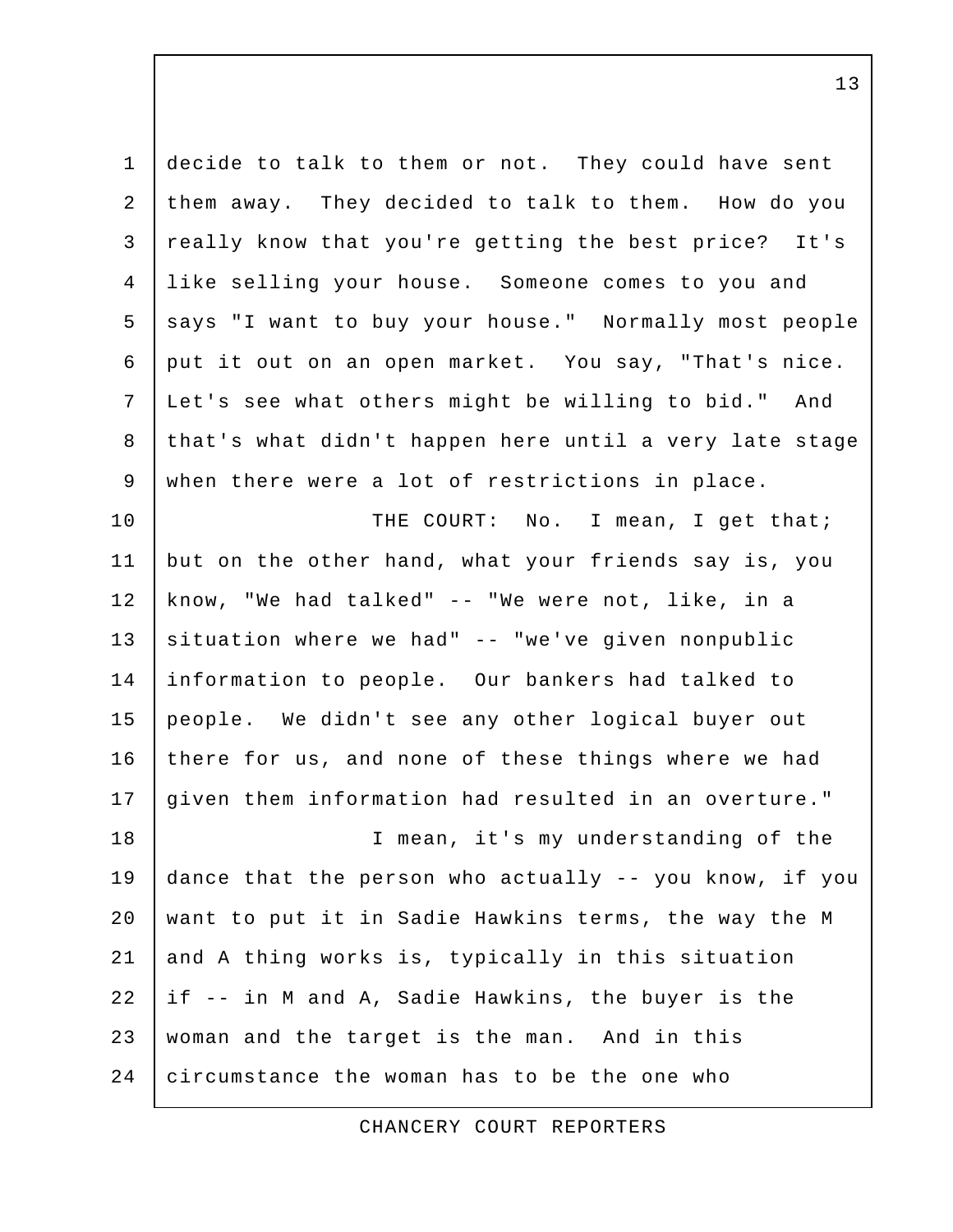decide to talk to them or not. They could have sent them away. They decided to talk to them. How do you really know that you're getting the best price? It's like selling your house. Someone comes to you and says "I want to buy your house." Normally most people put it out on an open market. You say, "That's nice. Let's see what others might be willing to bid." And that's what didn't happen here until a very late stage when there were a lot of restrictions in place.

THE COURT: No. I mean, I get that; but on the other hand, what your friends say is, you know, "We had talked" -- "We were not, like, in a situation where we had" -- "we've given nonpublic information to people. Our bankers had talked to people. We didn't see any other logical buyer out there for us, and none of these things where we had given them information had resulted in an overture."

I mean, it's my understanding of the dance that the person who actually -- you know, if you want to put it in Sadie Hawkins terms, the way the M and A thing works is, typically in this situation if -- in M and A, Sadie Hawkins, the buyer is the woman and the target is the man. And in this circumstance the woman has to be the one who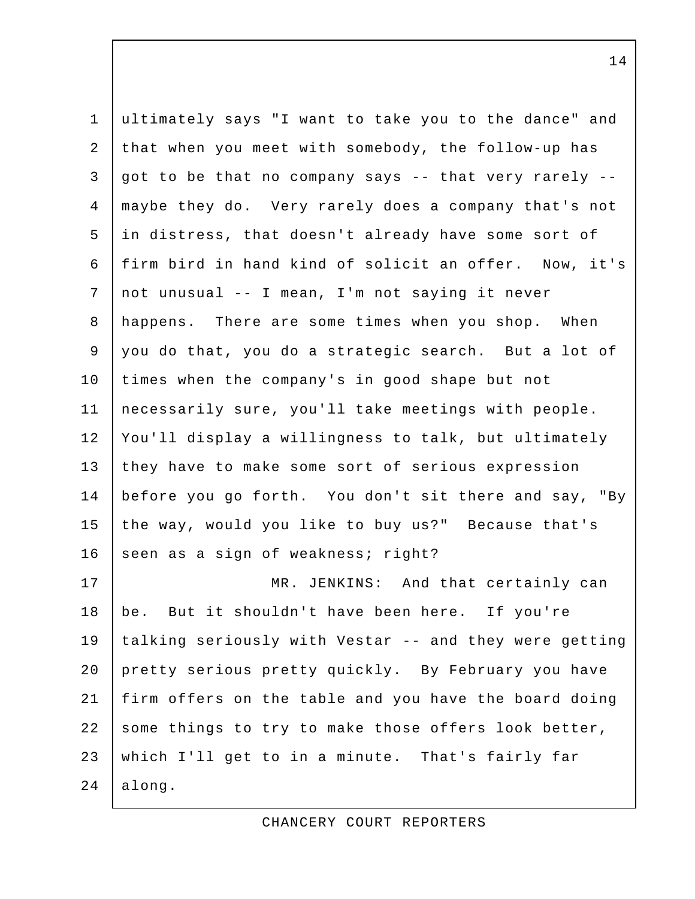ultimately says "I want to take you to the dance" and that when you meet with somebody, the follow-up has got to be that no company says -- that very rarely -- maybe they do. Very rarely does a company that's not in distress, that doesn't already have some sort of firm bird in hand kind of solicit an offer. Now, it's not unusual -- I mean, I'm not saying it never happens. There are some times when you shop. When you do that, you do a strategic search. But a lot of times when the company's in good shape but not necessarily sure, you'll take meetings with people. You'll display a willingness to talk, but ultimately they have to make some sort of serious expression before you go forth. You don't sit there and say, "By the way, would you like to buy us?" Because that's seen as a sign of weakness; right?

MR. JENKINS: And that certainly can be. But it shouldn't have been here. If you're talking seriously with Vestar -- and they were getting pretty serious pretty quickly. By February you have firm offers on the table and you have the board doing some things to try to make those offers look better, which I'll get to in a minute. That's fairly far along.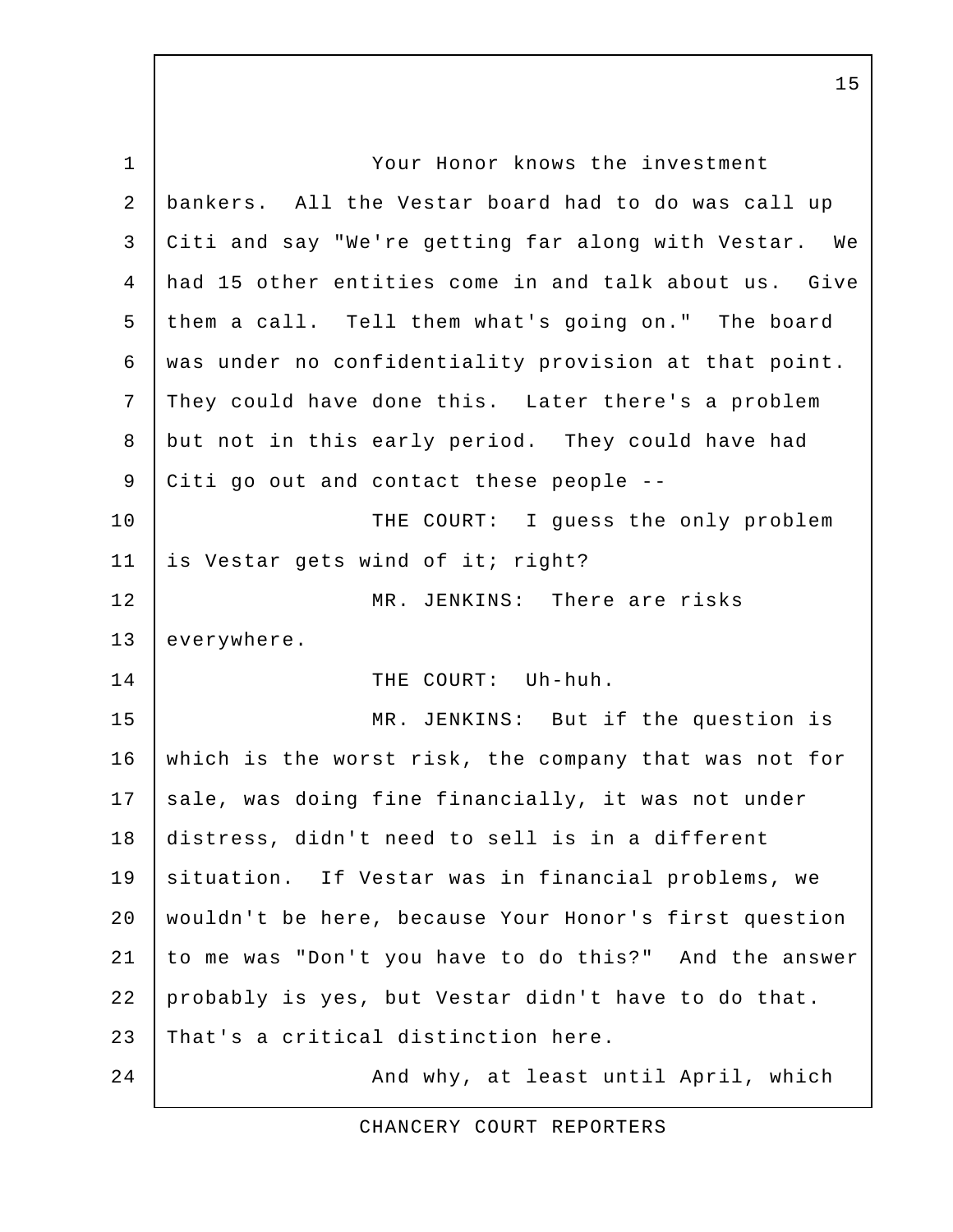Your Honor knows the investment bankers. All the Vestar board had to do was call up Citi and say "We're getting far along with Vestar. We had 15 other entities come in and talk about us. Give them a call. Tell them what's going on." The board was under no confidentiality provision at that point. They could have done this. Later there's a problem but not in this early period. They could have had Citi go out and contact these people --

THE COURT: I guess the only problem is Vestar gets wind of it; right?

MR. JENKINS: There are risks everywhere.

THE COURT: Uh-huh.

MR. JENKINS: But if the question is which is the worst risk, the company that was not for sale, was doing fine financially, it was not under distress, didn't need to sell is in a different situation. If Vestar was in financial problems, we wouldn't be here, because Your Honor's first question to me was "Don't you have to do this?" And the answer probably is yes, but Vestar didn't have to do that. That's a critical distinction here.

And why, at least until April, which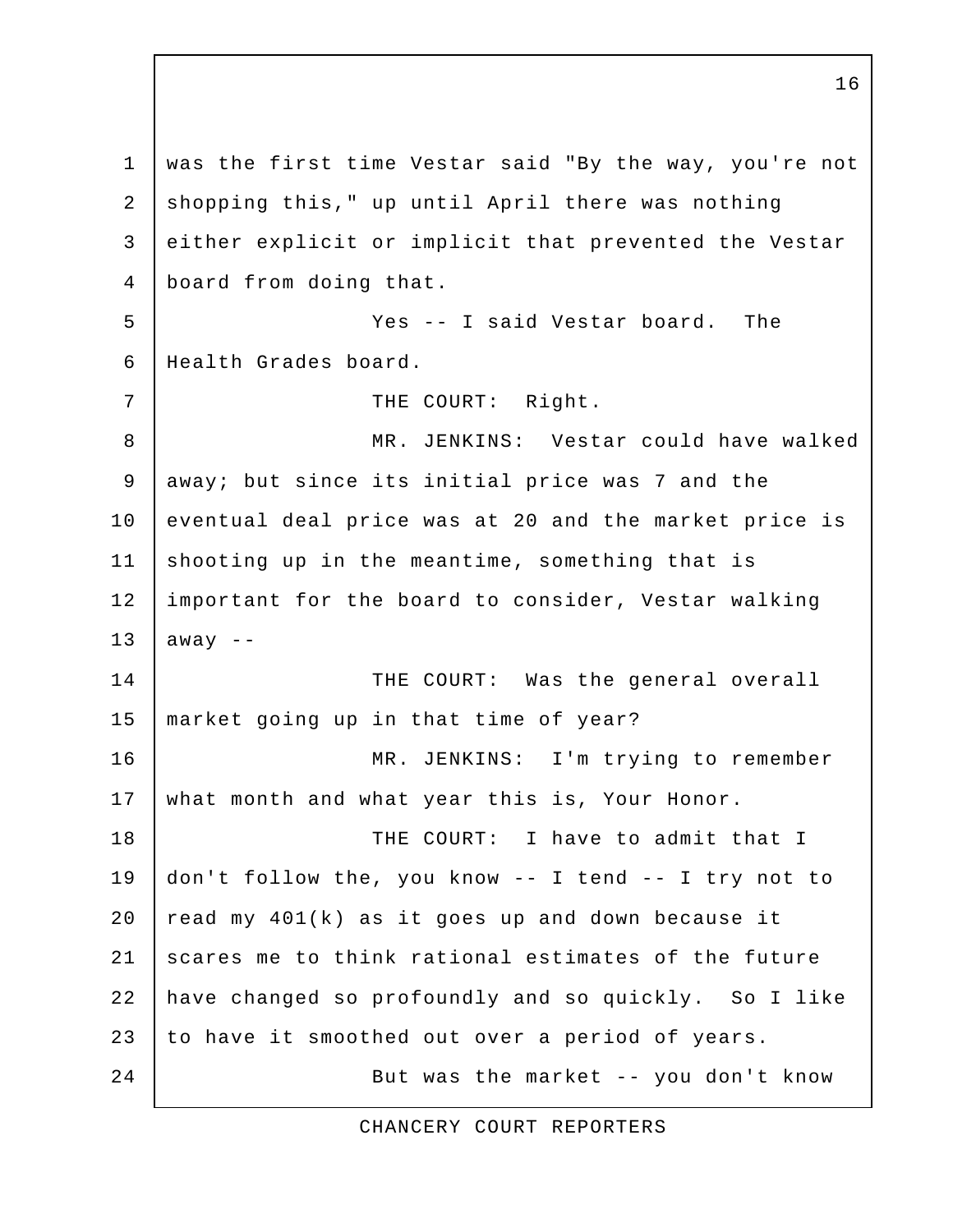was the first time Vestar said "By the way, you're not shopping this," up until April there was nothing either explicit or implicit that prevented the Vestar board from doing that.

Yes -- I said Vestar board. The Health Grades board.

THE COURT: Right.

MR. JENKINS: Vestar could have walked away; but since its initial price was 7 and the eventual deal price was at 20 and the market price is shooting up in the meantime, something that is important for the board to consider, Vestar walking away --

THE COURT: Was the general overall market going up in that time of year?

MR. JENKINS: I'm trying to remember what month and what year this is, Your Honor.

THE COURT: I have to admit that I don't follow the, you know -- I tend -- I try not to read my 401(k) as it goes up and down because it scares me to think rational estimates of the future have changed so profoundly and so quickly. So I like to have it smoothed out over a period of years.

But was the market -- you don't know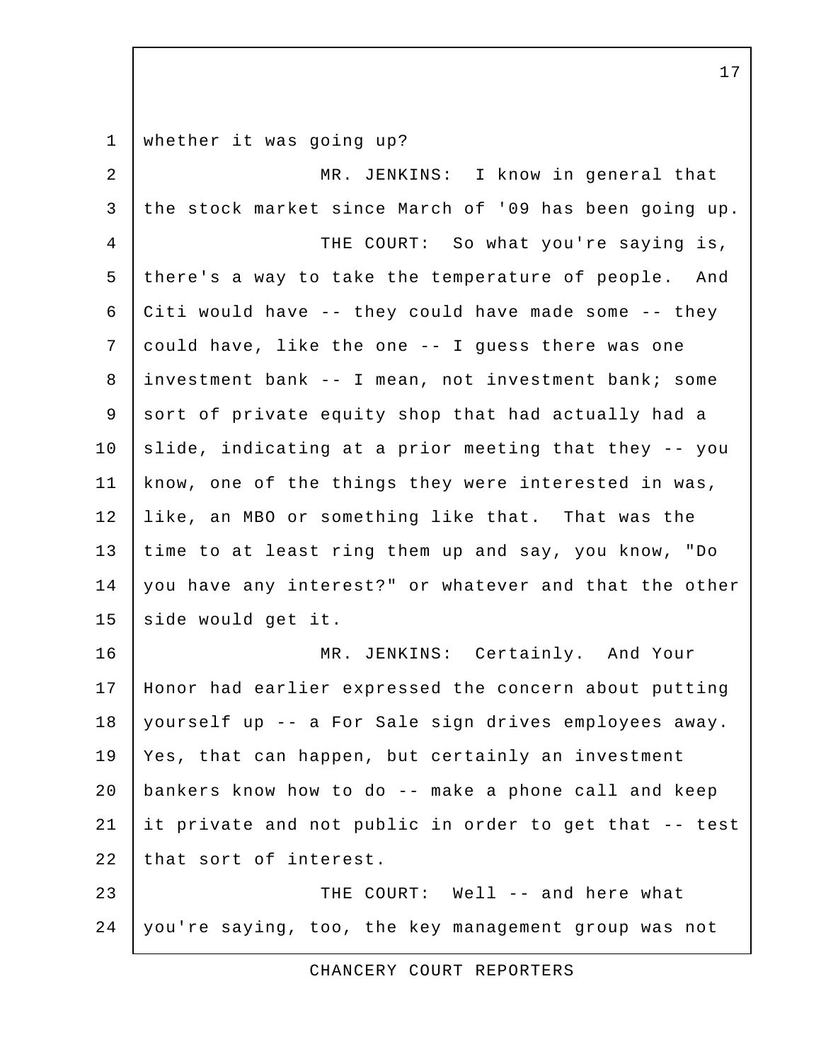whether it was going up?

MR. JENKINS: I know in general that the stock market since March of '09 has been going up.

THE COURT: So what you're saying is, there's a way to take the temperature of people. And Citi would have -- they could have made some -- they could have, like the one -- I guess there was one investment bank -- I mean, not investment bank; some sort of private equity shop that had actually had a slide, indicating at a prior meeting that they -- you know, one of the things they were interested in was, like, an MBO or something like that. That was the time to at least ring them up and say, you know, "Do you have any interest?" or whatever and that the other side would get it.

MR. JENKINS: Certainly. And Your Honor had earlier expressed the concern about putting yourself up -- a For Sale sign drives employees away. Yes, that can happen, but certainly an investment bankers know how to do -- make a phone call and keep it private and not public in order to get that -- test that sort of interest.

THE COURT: Well -- and here what you're saying, too, the key management group was not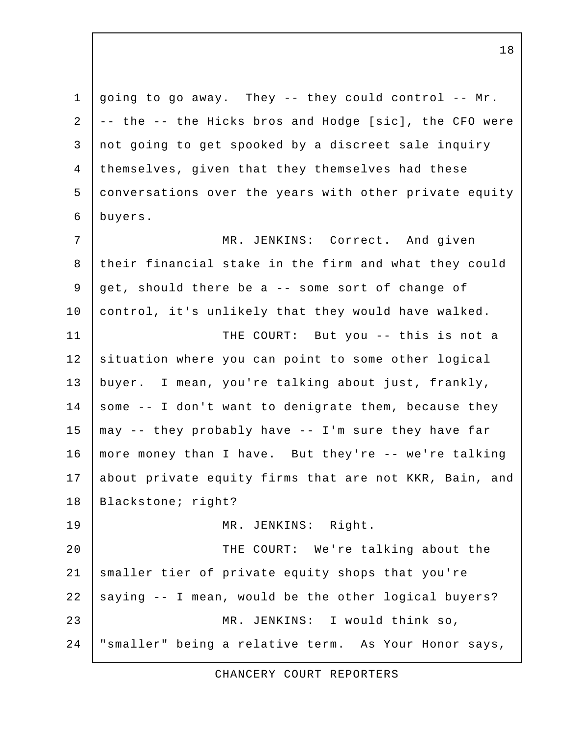going to go away. They -- they could control -- Mr. -- the -- the Hicks bros and Hodge [sic], the CFO were not going to get spooked by a discreet sale inquiry themselves, given that they themselves had these conversations over the years with other private equity buyers.

MR. JENKINS: Correct. And given their financial stake in the firm and what they could get, should there be a -- some sort of change of control, it's unlikely that they would have walked.

THE COURT: But you -- this is not a situation where you can point to some other logical buyer. I mean, you're talking about just, frankly, some -- I don't want to denigrate them, because they may -- they probably have -- I'm sure they have far more money than I have. But they're -- we're talking about private equity firms that are not KKR, Bain, and Blackstone; right?

MR. JENKINS: Right.

THE COURT: We're talking about the smaller tier of private equity shops that you're saying -- I mean, would be the other logical buyers?

MR. JENKINS: I would think so, "smaller" being a relative term. As Your Honor says,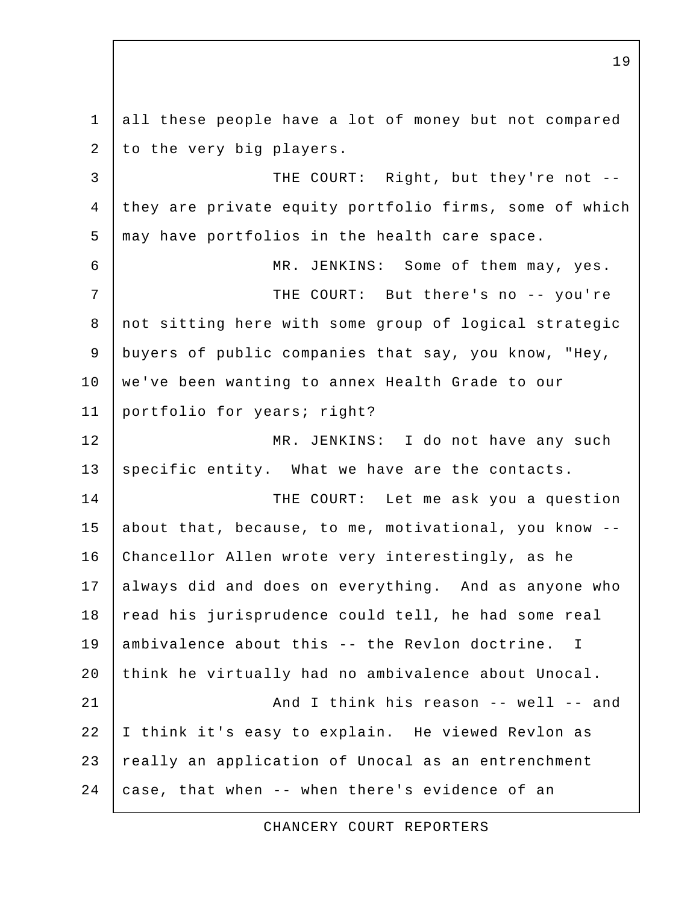all these people have a lot of money but not compared to the very big players.

THE COURT: Right, but they're not -- they are private equity portfolio firms, some of which may have portfolios in the health care space.

MR. JENKINS: Some of them may, yes.

THE COURT: But there's no -- you're not sitting here with some group of logical strategic buyers of public companies that say, you know, "Hey, we've been wanting to annex Health Grade to our portfolio for years; right?

MR. JENKINS: I do not have any such specific entity. What we have are the contacts.

THE COURT: Let me ask you a question about that, because, to me, motivational, you know -- Chancellor Allen wrote very interestingly, as he always did and does on everything. And as anyone who read his jurisprudence could tell, he had some real ambivalence about this -- the Revlon doctrine. I think he virtually had no ambivalence about Unocal.

And I think his reason -- well -- and I think it's easy to explain. He viewed Revlon as really an application of Unocal as an entrenchment case, that when -- when there's evidence of an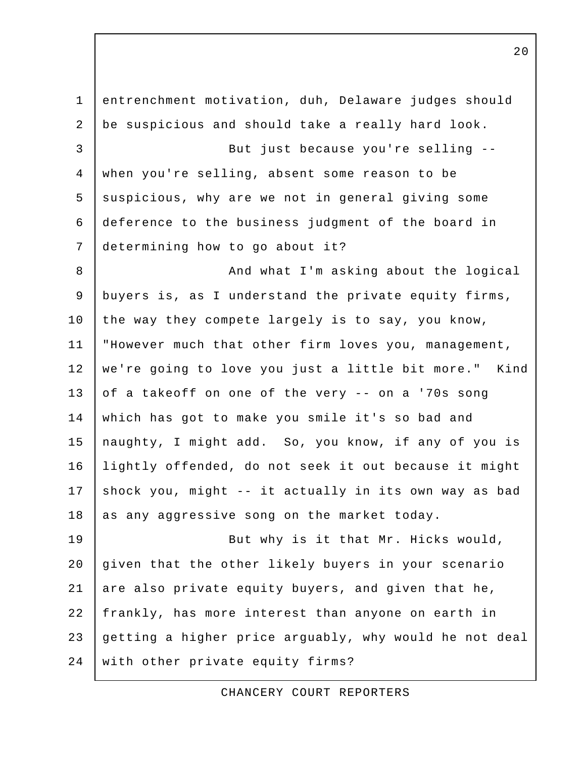entrenchment motivation, duh, Delaware judges should be suspicious and should take a really hard look.

But just because you're selling -- when you're selling, absent some reason to be suspicious, why are we not in general giving some deference to the business judgment of the board in determining how to go about it?

And what I'm asking about the logical buyers is, as I understand the private equity firms, the way they compete largely is to say, you know, "However much that other firm loves you, management, we're going to love you just a little bit more." Kind of a takeoff on one of the very -- on a '70s song which has got to make you smile it's so bad and naughty, I might add. So, you know, if any of you is lightly offended, do not seek it out because it might shock you, might -- it actually in its own way as bad as any aggressive song on the market today.

But why is it that Mr. Hicks would, given that the other likely buyers in your scenario are also private equity buyers, and given that he, frankly, has more interest than anyone on earth in getting a higher price arguably, why would he not deal with other private equity firms?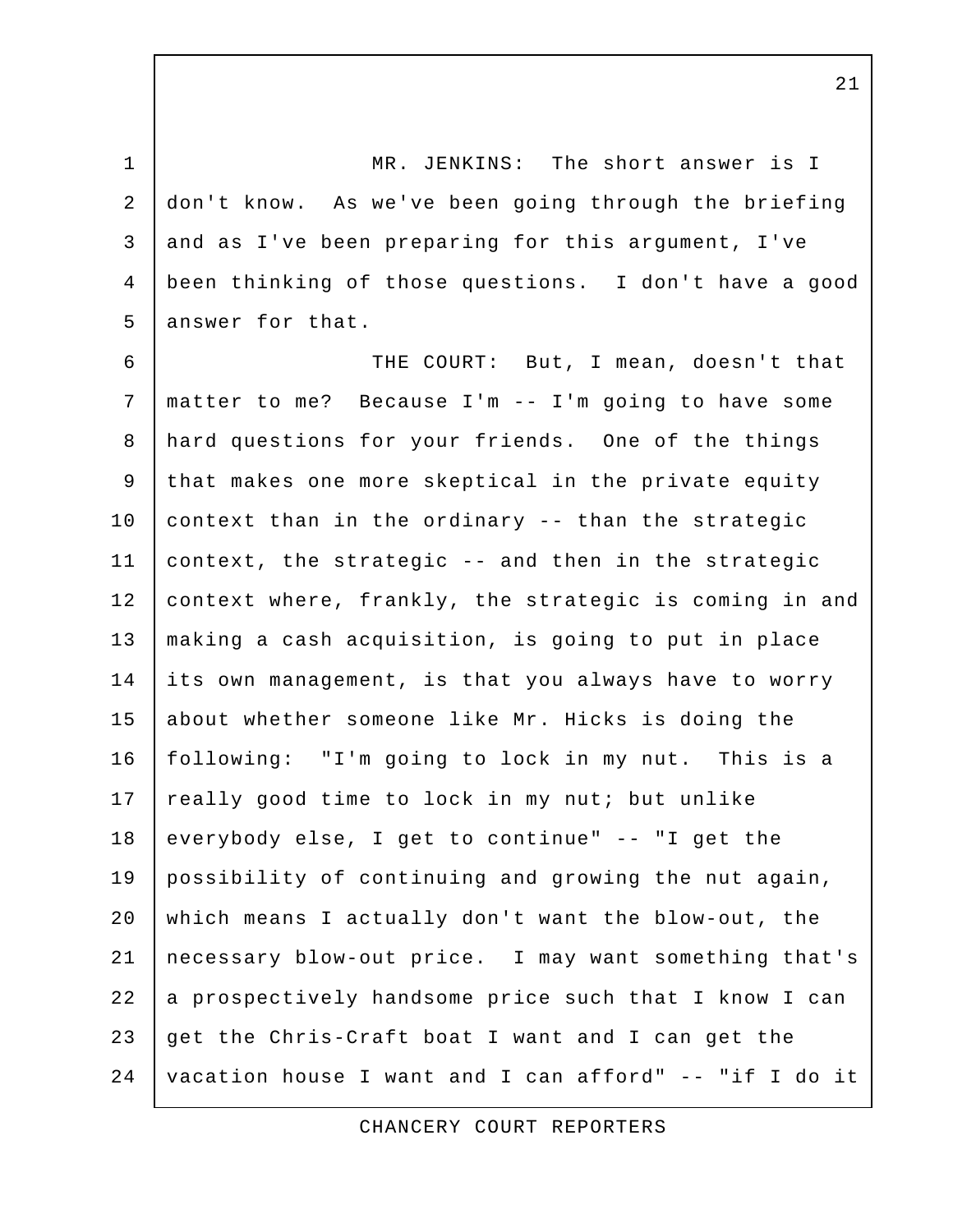MR. JENKINS: The short answer is I don't know. As we've been going through the briefing and as I've been preparing for this argument, I've been thinking of those questions. I don't have a good answer for that.

THE COURT: But, I mean, doesn't that matter to me? Because I'm -- I'm going to have some hard questions for your friends. One of the things that makes one more skeptical in the private equity context than in the ordinary -- than the strategic context, the strategic -- and then in the strategic context where, frankly, the strategic is coming in and making a cash acquisition, is going to put in place its own management, is that you always have to worry about whether someone like Mr. Hicks is doing the following: "I'm going to lock in my nut. This is a really good time to lock in my nut; but unlike everybody else, I get to continue" -- "I get the possibility of continuing and growing the nut again, which means I actually don't want the blow-out, the necessary blow-out price. I may want something that's a prospectively handsome price such that I know I can get the Chris-Craft boat I want and I can get the vacation house I want and I can afford" -- "if I do it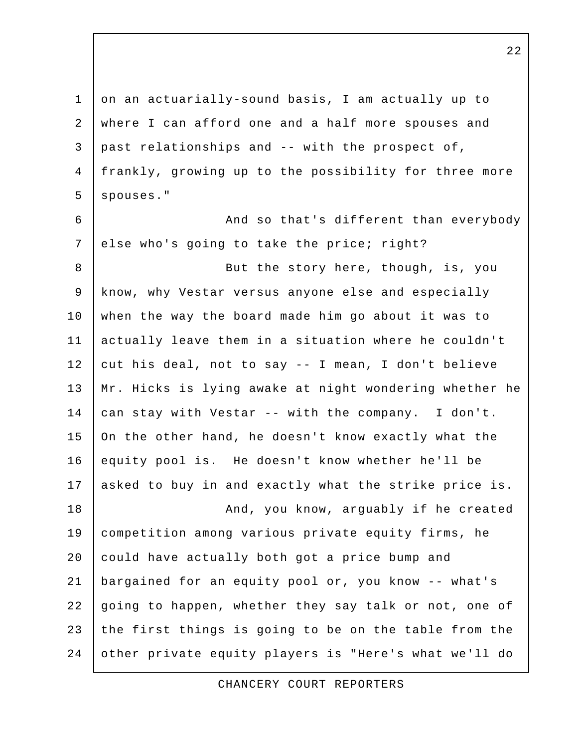on an actuarially-sound basis, I am actually up to where I can afford one and a half more spouses and past relationships and -- with the prospect of, frankly, growing up to the possibility for three more spouses."

And so that's different than everybody else who's going to take the price; right?

But the story here, though, is, you know, why Vestar versus anyone else and especially when the way the board made him go about it was to actually leave them in a situation where he couldn't cut his deal, not to say -- I mean, I don't believe Mr. Hicks is lying awake at night wondering whether he can stay with Vestar -- with the company. I don't. On the other hand, he doesn't know exactly what the equity pool is. He doesn't know whether he'll be asked to buy in and exactly what the strike price is.

And, you know, arguably if he created competition among various private equity firms, he could have actually both got a price bump and bargained for an equity pool or, you know -- what's going to happen, whether they say talk or not, one of the first things is going to be on the table from the other private equity players is "Here's what we'll do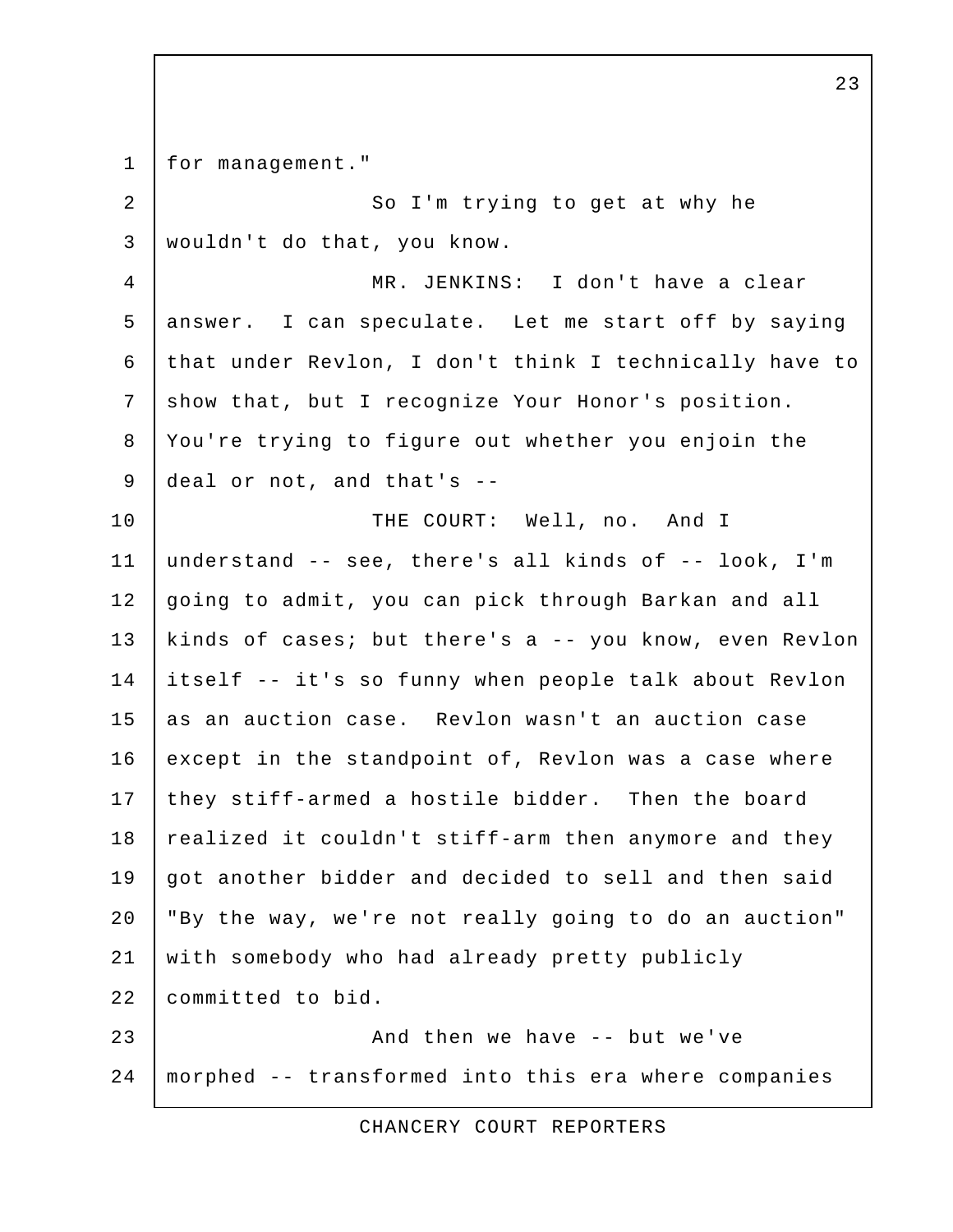for management."

So I'm trying to get at why he wouldn't do that, you know.

MR. JENKINS: I don't have a clear answer. I can speculate. Let me start off by saying that under Revlon, I don't think I technically have to show that, but I recognize Your Honor's position. You're trying to figure out whether you enjoin the deal or not, and that's --

THE COURT: Well, no. And I understand -- see, there's all kinds of -- look, I'm going to admit, you can pick through Barkan and all kinds of cases; but there's a -- you know, even Revlon itself -- it's so funny when people talk about Revlon as an auction case. Revlon wasn't an auction case except in the standpoint of, Revlon was a case where they stiff-armed a hostile bidder. Then the board realized it couldn't stiff-arm then anymore and they got another bidder and decided to sell and then said "By the way, we're not really going to do an auction" with somebody who had already pretty publicly committed to bid.

And then we have -- but we've morphed -- transformed into this era where companies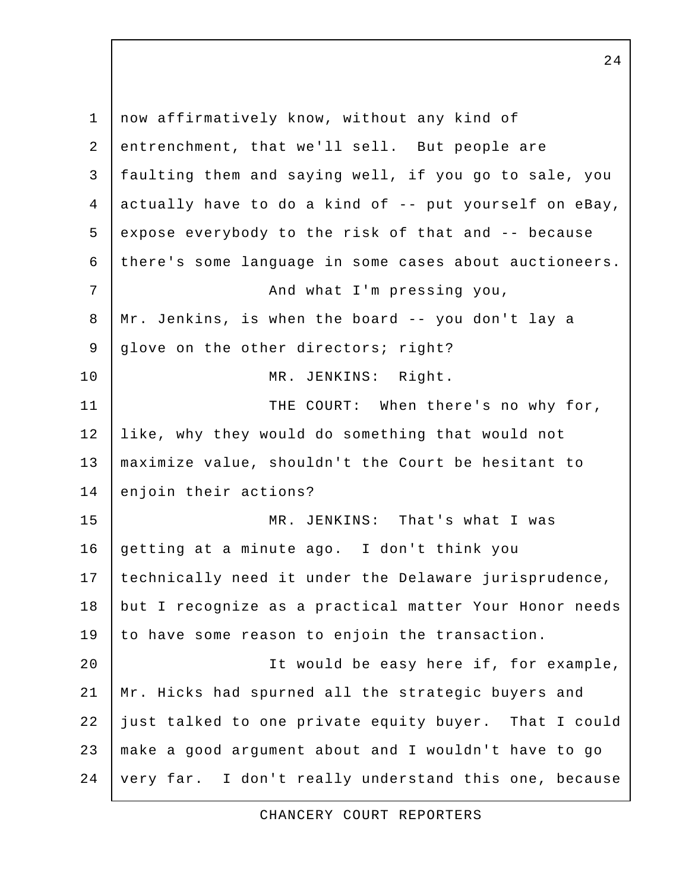now affirmatively know, without any kind of entrenchment, that we'll sell. But people are faulting them and saying well, if you go to sale, you actually have to do a kind of -- put yourself on eBay, expose everybody to the risk of that and -- because there's some language in some cases about auctioneers.

And what I'm pressing you, Mr. Jenkins, is when the board -- you don't lay a glove on the other directors; right?

MR. JENKINS: Right.

THE COURT: When there's no why for, like, why they would do something that would not maximize value, shouldn't the Court be hesitant to enjoin their actions?

MR. JENKINS: That's what I was getting at a minute ago. I don't think you technically need it under the Delaware jurisprudence, but I recognize as a practical matter Your Honor needs to have some reason to enjoin the transaction.

It would be easy here if, for example, Mr. Hicks had spurned all the strategic buyers and just talked to one private equity buyer. That I could make a good argument about and I wouldn't have to go very far. I don't really understand this one, because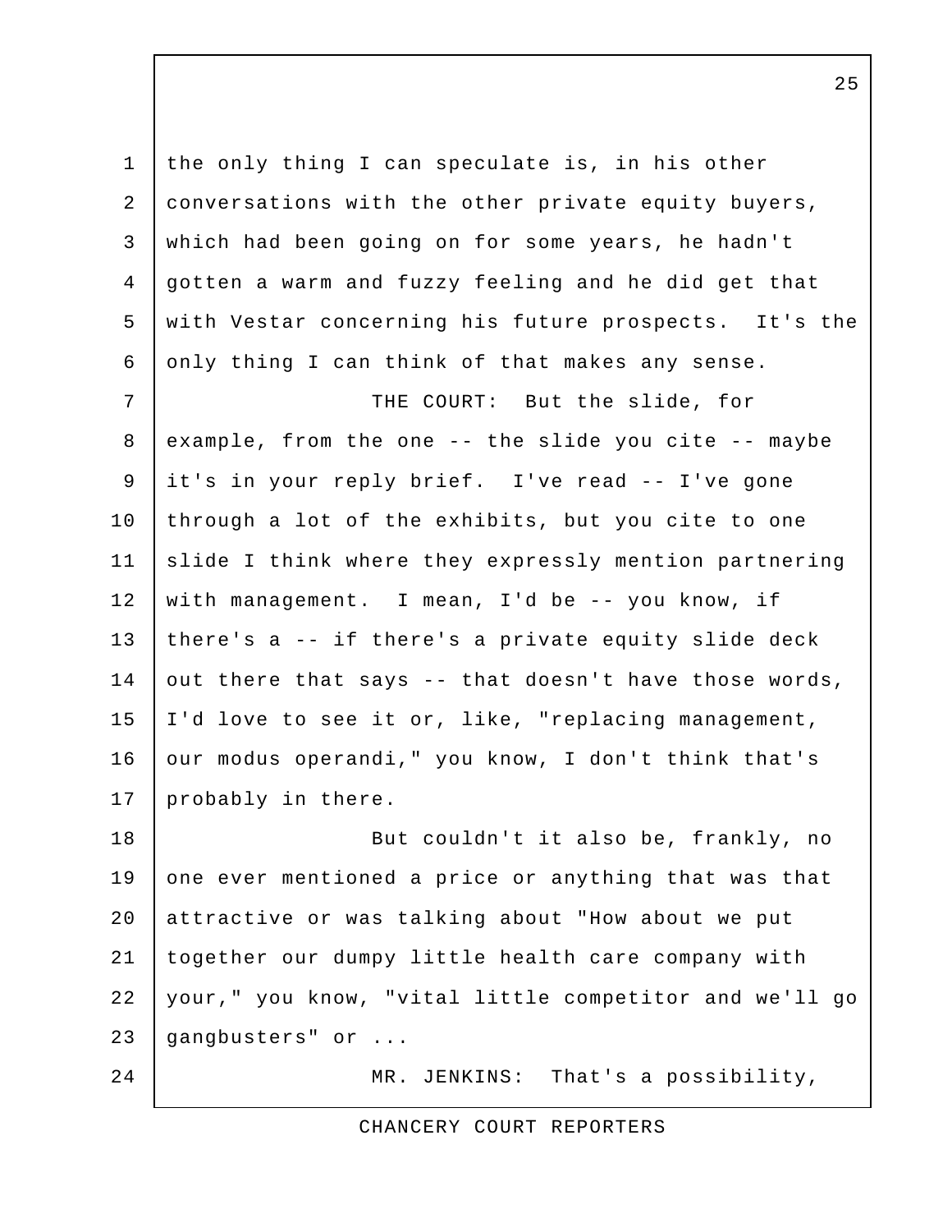the only thing I can speculate is, in his other conversations with the other private equity buyers, which had been going on for some years, he hadn't gotten a warm and fuzzy feeling and he did get that with Vestar concerning his future prospects. It's the only thing I can think of that makes any sense.

THE COURT: But the slide, for example, from the one -- the slide you cite -- maybe it's in your reply brief. I've read -- I've gone through a lot of the exhibits, but you cite to one slide I think where they expressly mention partnering with management. I mean, I'd be -- you know, if there's a -- if there's a private equity slide deck out there that says -- that doesn't have those words, I'd love to see it or, like, "replacing management, our modus operandi," you know, I don't think that's probably in there.

But couldn't it also be, frankly, no one ever mentioned a price or anything that was that attractive or was talking about "How about we put together our dumpy little health care company with your," you know, "vital little competitor and we'll go gangbusters" or ...

MR. JENKINS: That's a possibility,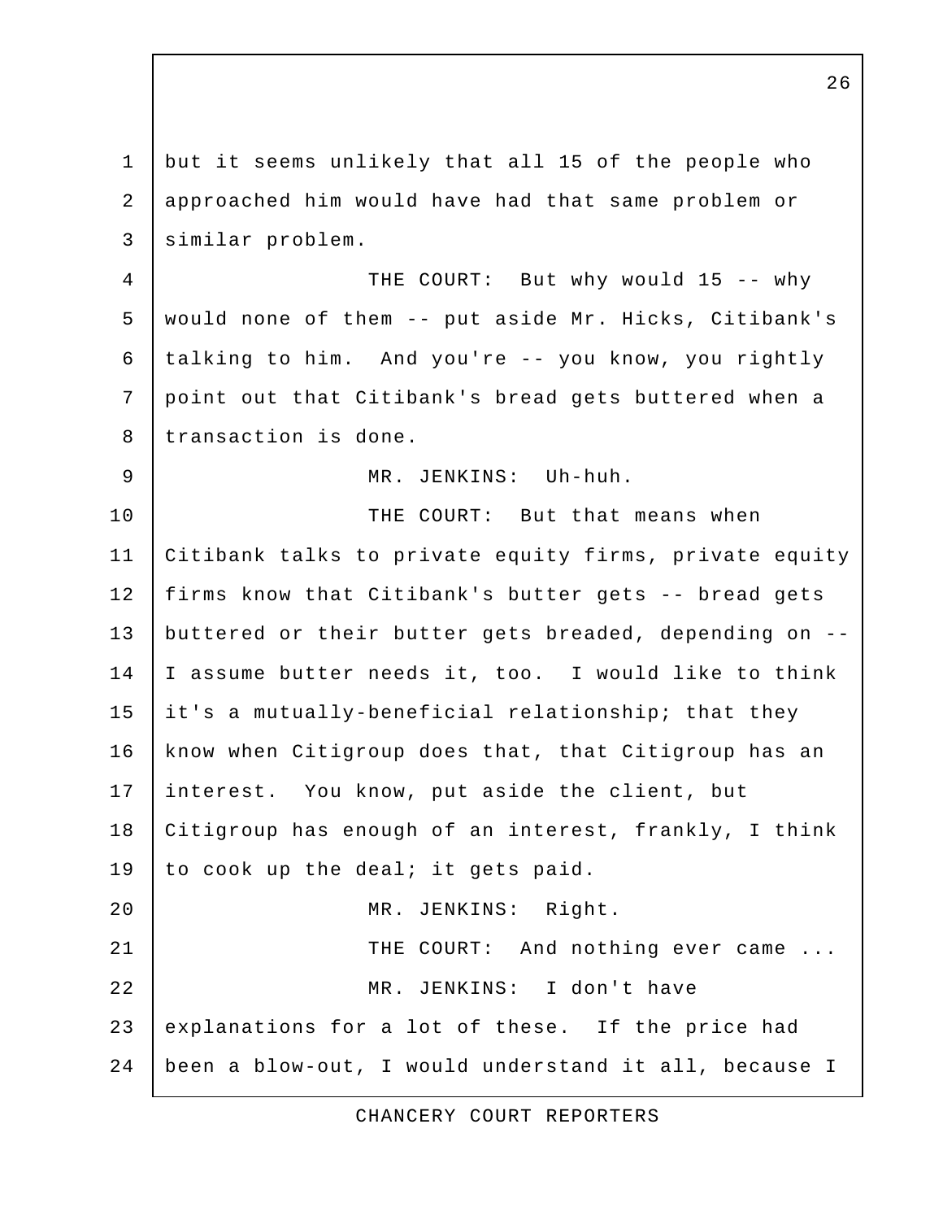but it seems unlikely that all 15 of the people who approached him would have had that same problem or similar problem.

THE COURT: But why would 15 -- why would none of them -- put aside Mr. Hicks, Citibank's talking to him. And you're -- you know, you rightly point out that Citibank's bread gets buttered when a transaction is done.

MR. JENKINS: Uh-huh.

THE COURT: But that means when Citibank talks to private equity firms, private equity firms know that Citibank's butter gets -- bread gets buttered or their butter gets breaded, depending on -- I assume butter needs it, too. I would like to think it's a mutually-beneficial relationship; that they know when Citigroup does that, that Citigroup has an interest. You know, put aside the client, but Citigroup has enough of an interest, frankly, I think to cook up the deal; it gets paid.

MR. JENKINS: Right.

THE COURT: And nothing ever came ...

MR. JENKINS: I don't have explanations for a lot of these. If the price had been a blow-out, I would understand it all, because I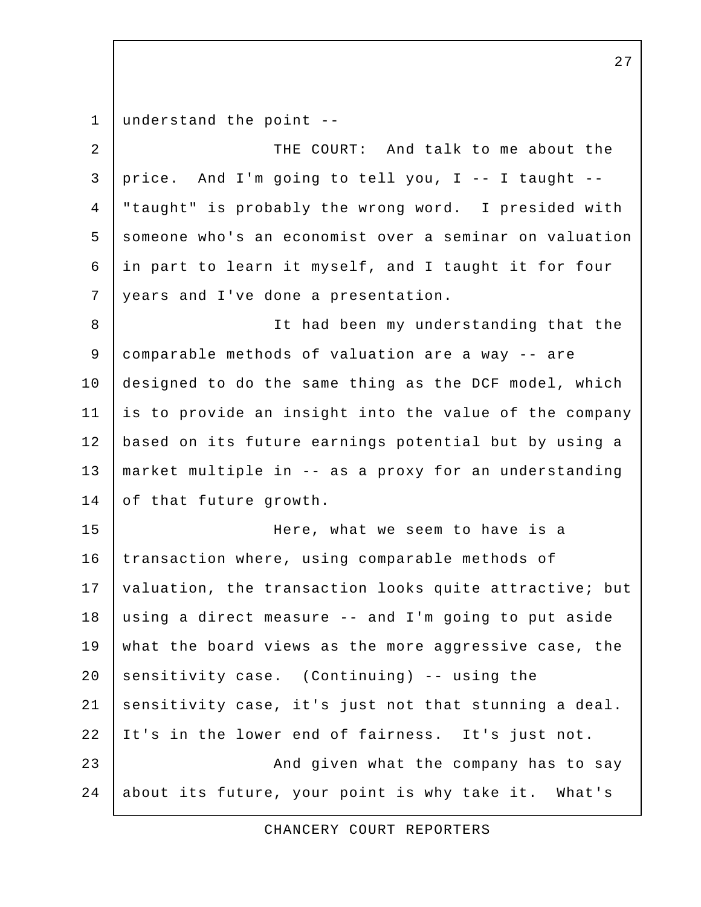understand the point --

THE COURT: And talk to me about the price. And I'm going to tell you, I -- I taught -- "taught" is probably the wrong word. I presided with someone who's an economist over a seminar on valuation in part to learn it myself, and I taught it for four years and I've done a presentation.

It had been my understanding that the comparable methods of valuation are a way -- are designed to do the same thing as the DCF model, which is to provide an insight into the value of the company based on its future earnings potential but by using a market multiple in -- as a proxy for an understanding of that future growth.

Here, what we seem to have is a transaction where, using comparable methods of valuation, the transaction looks quite attractive; but using a direct measure -- and I'm going to put aside what the board views as the more aggressive case, the sensitivity case. (Continuing) -- using the sensitivity case, it's just not that stunning a deal. It's in the lower end of fairness. It's just not.

And given what the company has to say about its future, your point is why take it. What's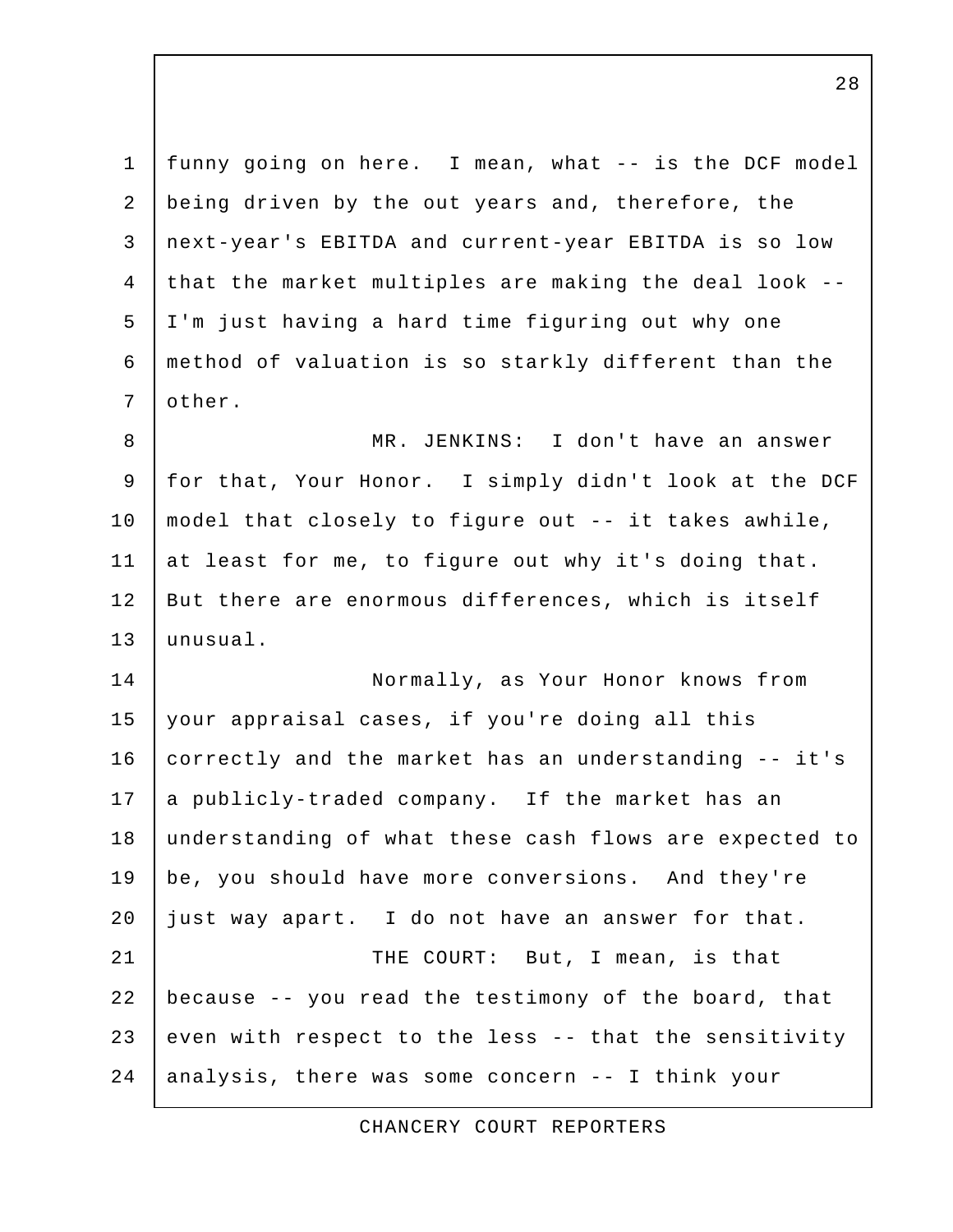funny going on here. I mean, what -- is the DCF model being driven by the out years and, therefore, the next-year's EBITDA and current-year EBITDA is so low that the market multiples are making the deal look -- I'm just having a hard time figuring out why one method of valuation is so starkly different than the other.

MR. JENKINS: I don't have an answer for that, Your Honor. I simply didn't look at the DCF model that closely to figure out -- it takes awhile, at least for me, to figure out why it's doing that. But there are enormous differences, which is itself unusual.

Normally, as Your Honor knows from your appraisal cases, if you're doing all this correctly and the market has an understanding -- it's a publicly-traded company. If the market has an understanding of what these cash flows are expected to be, you should have more conversions. And they're just way apart. I do not have an answer for that.

THE COURT: But, I mean, is that because -- you read the testimony of the board, that even with respect to the less -- that the sensitivity analysis, there was some concern -- I think your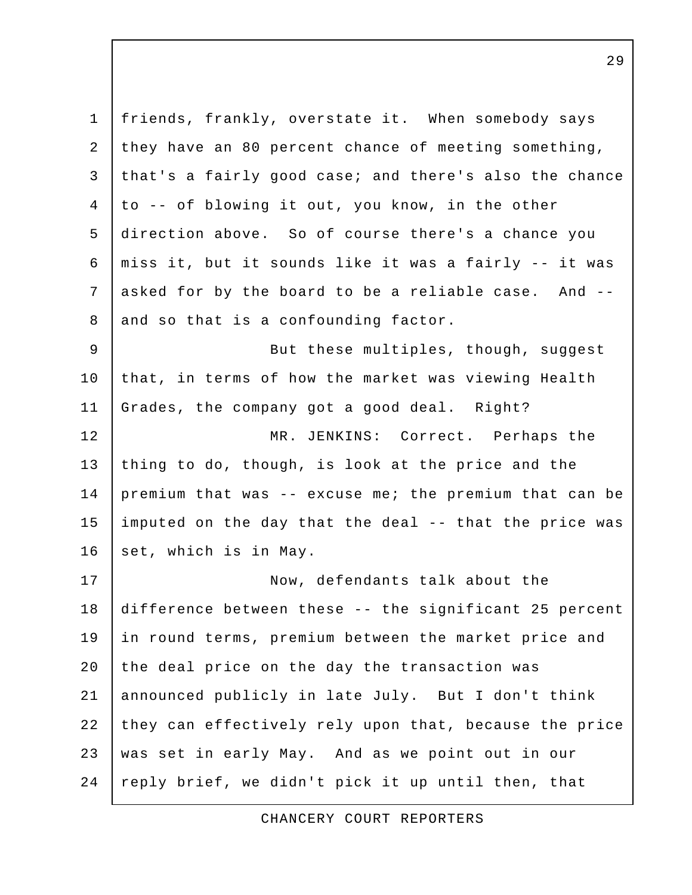friends, frankly, overstate it. When somebody says they have an 80 percent chance of meeting something, that's a fairly good case; and there's also the chance to -- of blowing it out, you know, in the other direction above. So of course there's a chance you miss it, but it sounds like it was a fairly -- it was asked for by the board to be a reliable case. And -- and so that is a confounding factor.

But these multiples, though, suggest that, in terms of how the market was viewing Health Grades, the company got a good deal. Right?

MR. JENKINS: Correct. Perhaps the thing to do, though, is look at the price and the premium that was -- excuse me; the premium that can be imputed on the day that the deal -- that the price was set, which is in May.

Now, defendants talk about the difference between these -- the significant 25 percent in round terms, premium between the market price and the deal price on the day the transaction was announced publicly in late July. But I don't think they can effectively rely upon that, because the price was set in early May. And as we point out in our reply brief, we didn't pick it up until then, that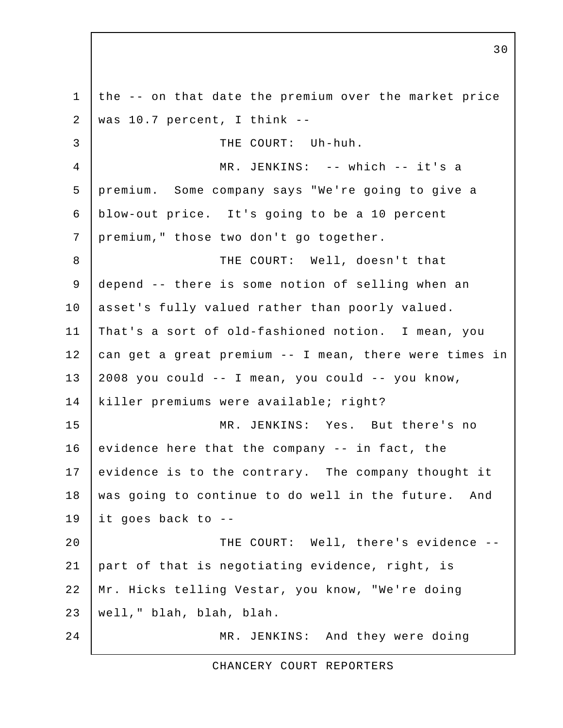the -- on that date the premium over the market price was 10.7 percent, I think --

THE COURT: Uh-huh.

MR. JENKINS: -- which -- it's a premium. Some company says "We're going to give a blow-out price. It's going to be a 10 percent premium," those two don't go together.

THE COURT: Well, doesn't that depend -- there is some notion of selling when an asset's fully valued rather than poorly valued. That's a sort of old-fashioned notion. I mean, you can get a great premium -- I mean, there were times in 2008 you could -- I mean, you could -- you know, killer premiums were available; right?

MR. JENKINS: Yes. But there's no evidence here that the company -- in fact, the evidence is to the contrary. The company thought it was going to continue to do well in the future. And it goes back to --

THE COURT: Well, there's evidence -- part of that is negotiating evidence, right, is Mr. Hicks telling Vestar, you know, "We're doing well," blah, blah, blah.

MR. JENKINS: And they were doing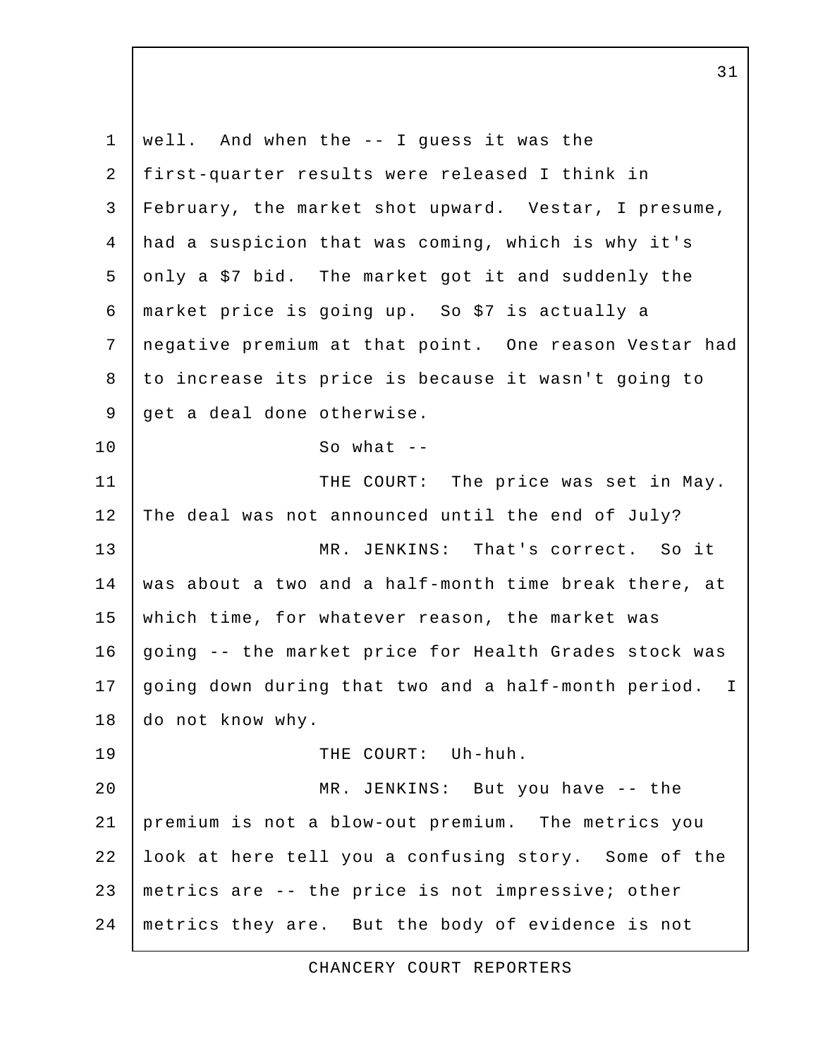well. And when the -- I guess it was the first-quarter results were released I think in February, the market shot upward. Vestar, I presume, had a suspicion that was coming, which is why it's only a $7 bid. The market got it and suddenly the market price is going up. So $7 is actually a negative premium at that point. One reason Vestar had to increase its price is because it wasn't going to get a deal done otherwise.

So what --

THE COURT: The price was set in May. The deal was not announced until the end of July?

MR. JENKINS: That's correct. So it was about a two and a half-month time break there, at which time, for whatever reason, the market was going -- the market price for Health Grades stock was going down during that two and a half-month period. I do not know why.

THE COURT: Uh-huh.

MR. JENKINS: But you have -- the premium is not a blow-out premium. The metrics you look at here tell you a confusing story. Some of the metrics are -- the price is not impressive; other metrics they are. But the body of evidence is not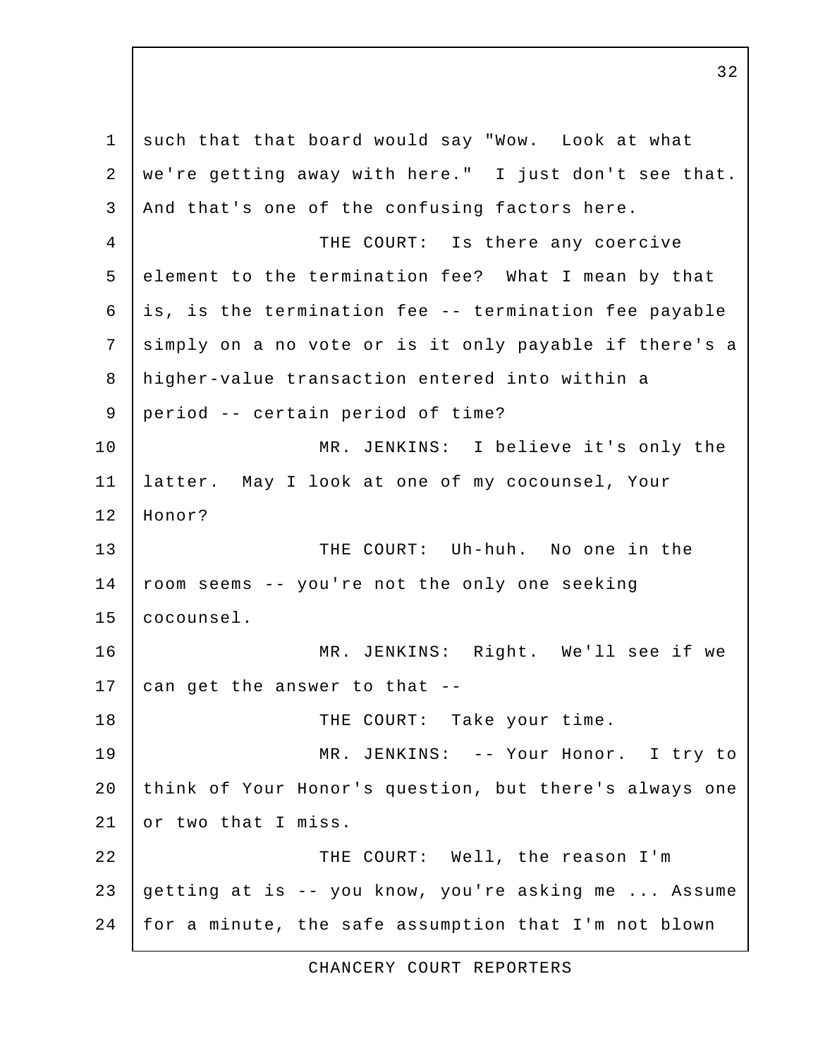1 such that that board would say "Wow. Look at what
2 we're getting away with here." I just don't see that.
3 And that's one of the confusing factors here.
4 THE COURT: Is there any coercive
5 element to the termination fee? What I mean by that
6 is, is the termination fee -- termination fee payable
7 simply on a no vote or is it only payable if there's a
8 higher-value transaction entered into within a
9 period -- certain period of time?
10 MR. JENKINS: I believe it's only the
11 latter. May I look at one of my cocounsel, Your
12 Honor?
13 THE COURT: Uh-huh. No one in the
14 room seems -- you're not the only one seeking
15 cocounsel.
16 MR. JENKINS: Right. We'll see if we
17 can get the answer to that --
18 THE COURT: Take your time.
19 MR. JENKINS: -- Your Honor. I try to
20 think of Your Honor's question, but there's always one
21 or two that I miss.
22 THE COURT: Well, the reason I'm
23 getting at is -- you know, you're asking me ... Assume
24 for a minute, the safe assumption that I'm not blown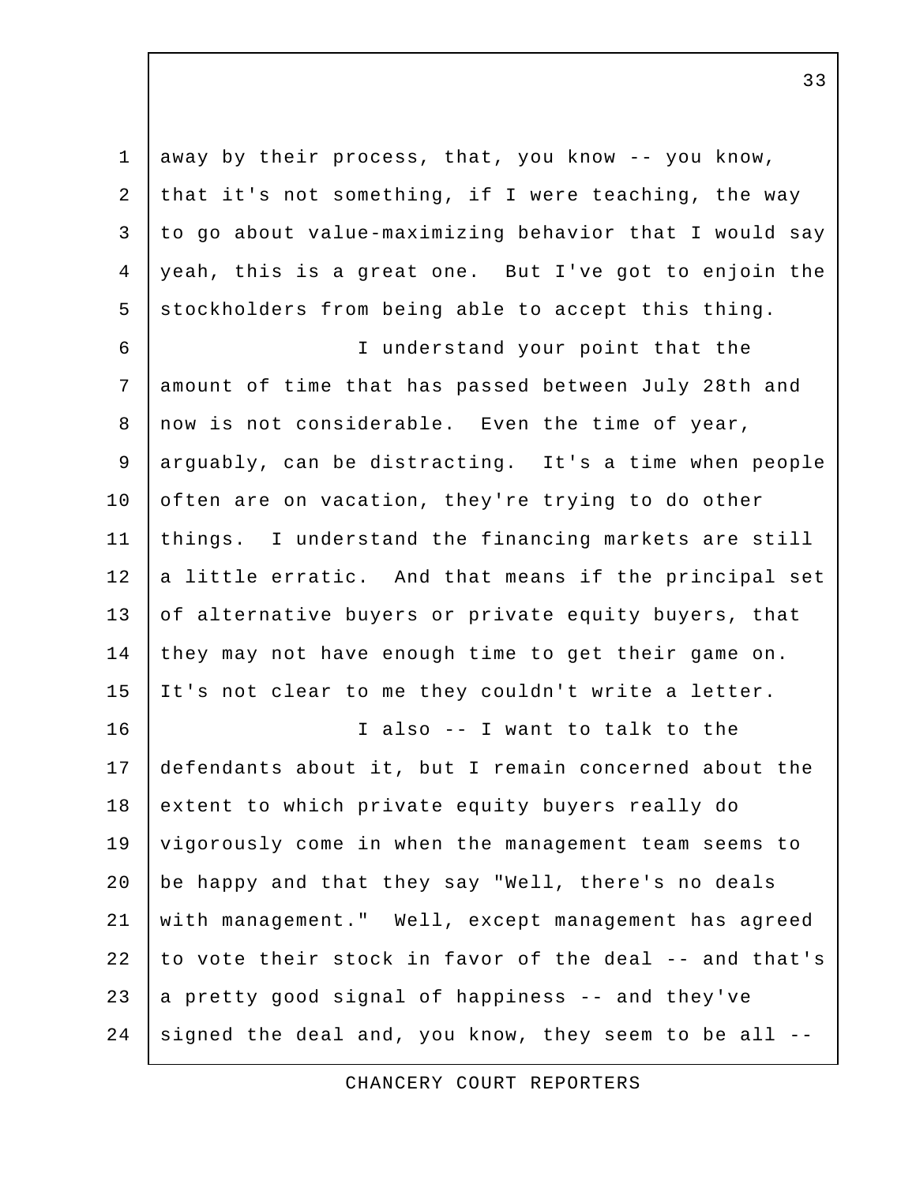away by their process, that, you know -- you know, that it's not something, if I were teaching, the way to go about value-maximizing behavior that I would say yeah, this is a great one. But I've got to enjoin the stockholders from being able to accept this thing.

I understand your point that the amount of time that has passed between July 28th and now is not considerable. Even the time of year, arguably, can be distracting. It's a time when people often are on vacation, they're trying to do other things. I understand the financing markets are still a little erratic. And that means if the principal set of alternative buyers or private equity buyers, that they may not have enough time to get their game on. It's not clear to me they couldn't write a letter.

I also -- I want to talk to the defendants about it, but I remain concerned about the extent to which private equity buyers really do vigorously come in when the management team seems to be happy and that they say "Well, there's no deals with management." Well, except management has agreed to vote their stock in favor of the deal -- and that's a pretty good signal of happiness -- and they've signed the deal and, you know, they seem to be all --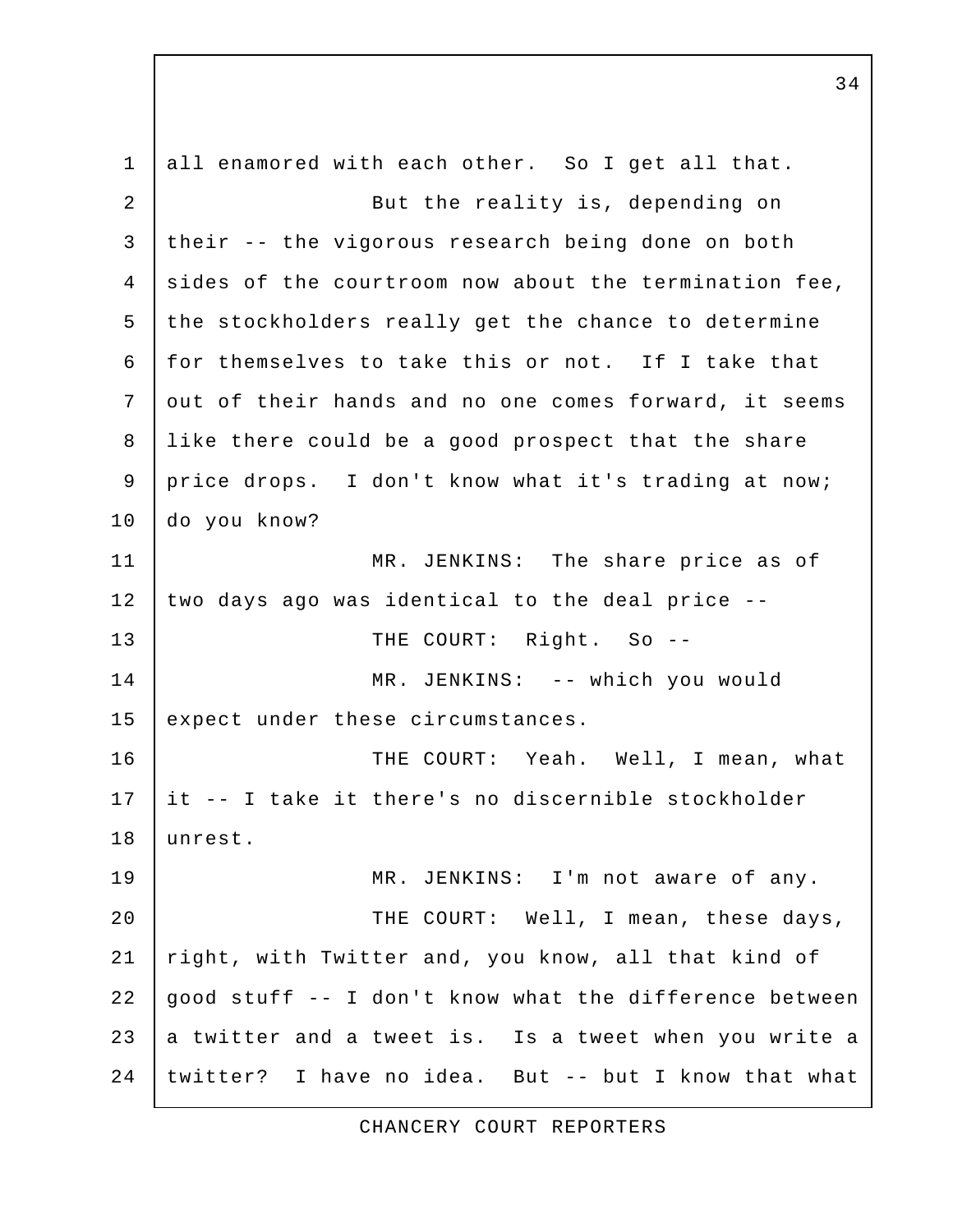all enamored with each other. So I get all that.

But the reality is, depending on their -- the vigorous research being done on both sides of the courtroom now about the termination fee, the stockholders really get the chance to determine for themselves to take this or not. If I take that out of their hands and no one comes forward, it seems like there could be a good prospect that the share price drops. I don't know what it's trading at now; do you know?

MR. JENKINS: The share price as of two days ago was identical to the deal price --

THE COURT: Right. So --

MR. JENKINS: -- which you would expect under these circumstances.

THE COURT: Yeah. Well, I mean, what it -- I take it there's no discernible stockholder unrest.

MR. JENKINS: I'm not aware of any.

THE COURT: Well, I mean, these days, right, with Twitter and, you know, all that kind of good stuff -- I don't know what the difference between a twitter and a tweet is. Is a tweet when you write a twitter? I have no idea. But -- but I know that what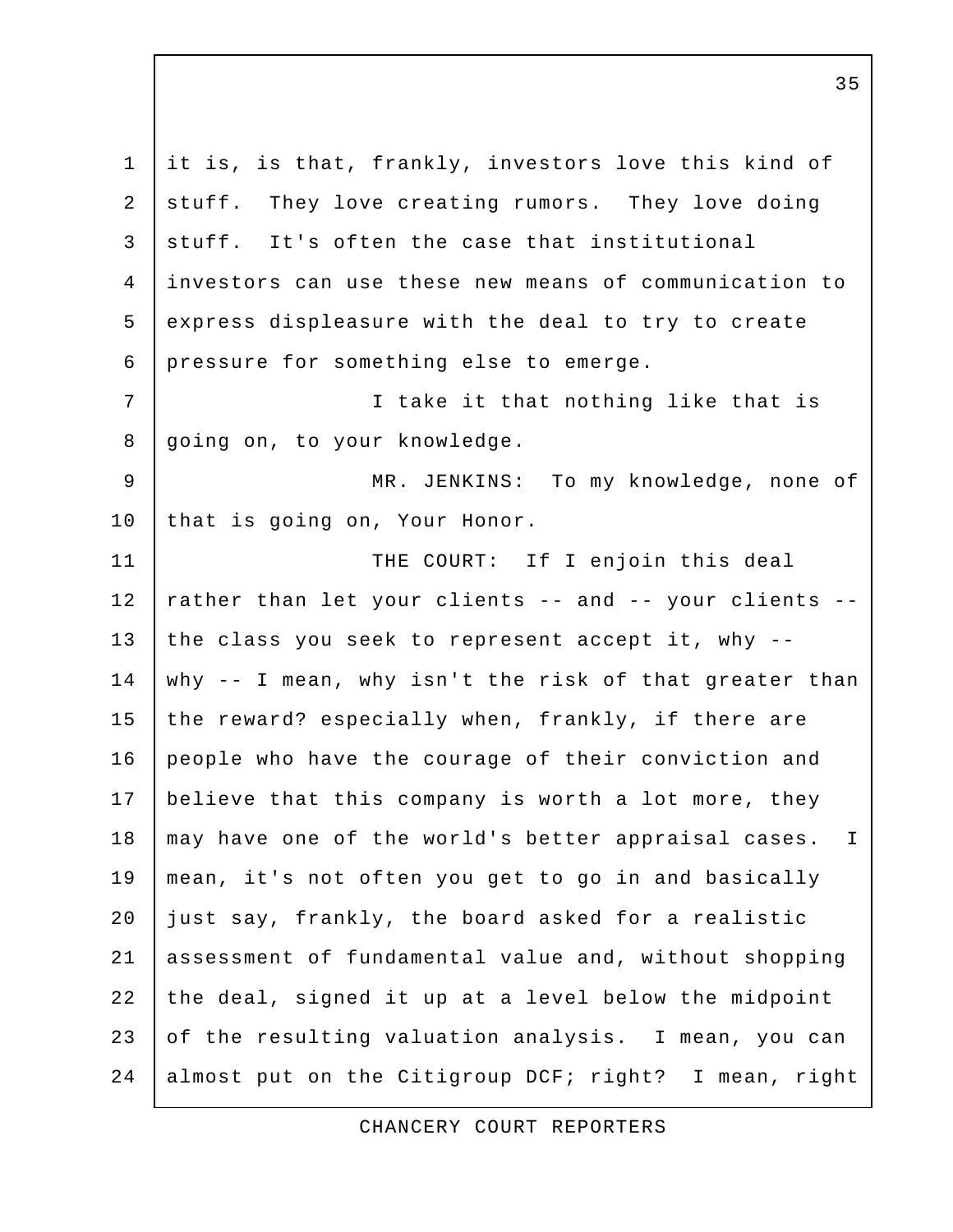it is, is that, frankly, investors love this kind of stuff. They love creating rumors. They love doing stuff. It's often the case that institutional investors can use these new means of communication to express displeasure with the deal to try to create pressure for something else to emerge.

I take it that nothing like that is going on, to your knowledge.

MR. JENKINS: To my knowledge, none of that is going on, Your Honor.

THE COURT: If I enjoin this deal rather than let your clients -- and -- your clients -- the class you seek to represent accept it, why -- why -- I mean, why isn't the risk of that greater than the reward? especially when, frankly, if there are people who have the courage of their conviction and believe that this company is worth a lot more, they may have one of the world's better appraisal cases. I mean, it's not often you get to go in and basically just say, frankly, the board asked for a realistic assessment of fundamental value and, without shopping the deal, signed it up at a level below the midpoint of the resulting valuation analysis. I mean, you can almost put on the Citigroup DCF; right? I mean, right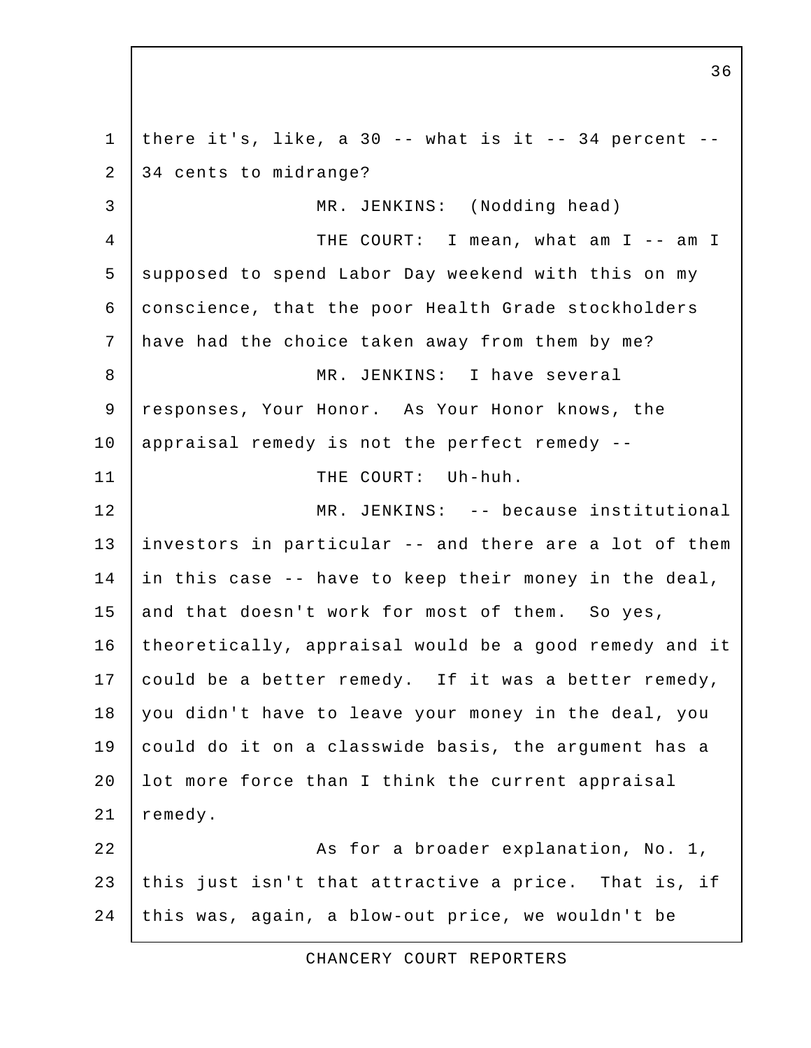there it's, like, a 30 -- what is it -- 34 percent -- 34 cents to midrange?

MR. JENKINS: (Nodding head)

THE COURT: I mean, what am I -- am I supposed to spend Labor Day weekend with this on my conscience, that the poor Health Grade stockholders have had the choice taken away from them by me?

MR. JENKINS: I have several responses, Your Honor. As Your Honor knows, the appraisal remedy is not the perfect remedy --

THE COURT: Uh-huh.

MR. JENKINS: -- because institutional investors in particular -- and there are a lot of them in this case -- have to keep their money in the deal, and that doesn't work for most of them. So yes, theoretically, appraisal would be a good remedy and it could be a better remedy. If it was a better remedy, you didn't have to leave your money in the deal, you could do it on a classwide basis, the argument has a lot more force than I think the current appraisal remedy.

As for a broader explanation, No. 1, this just isn't that attractive a price. That is, if this was, again, a blow-out price, we wouldn't be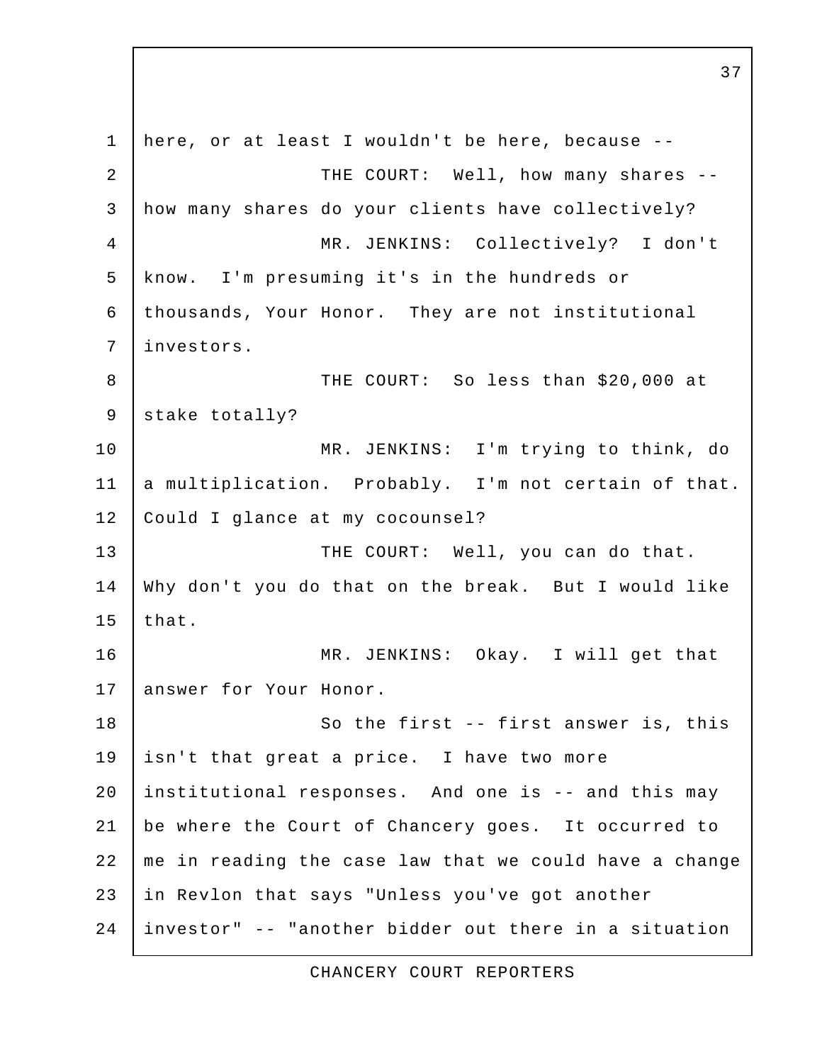here, or at least I wouldn't be here, because --

THE COURT: Well, how many shares -- how many shares do your clients have collectively?

MR. JENKINS: Collectively? I don't know. I'm presuming it's in the hundreds or thousands, Your Honor. They are not institutional investors.

THE COURT: So less than $20,000 at stake totally?

MR. JENKINS: I'm trying to think, do a multiplication. Probably. I'm not certain of that. Could I glance at my cocounsel?

THE COURT: Well, you can do that. Why don't you do that on the break. But I would like that.

MR. JENKINS: Okay. I will get that answer for Your Honor.

So the first -- first answer is, this isn't that great a price. I have two more institutional responses. And one is -- and this may be where the Court of Chancery goes. It occurred to me in reading the case law that we could have a change in Revlon that says "Unless you've got another investor" -- "another bidder out there in a situation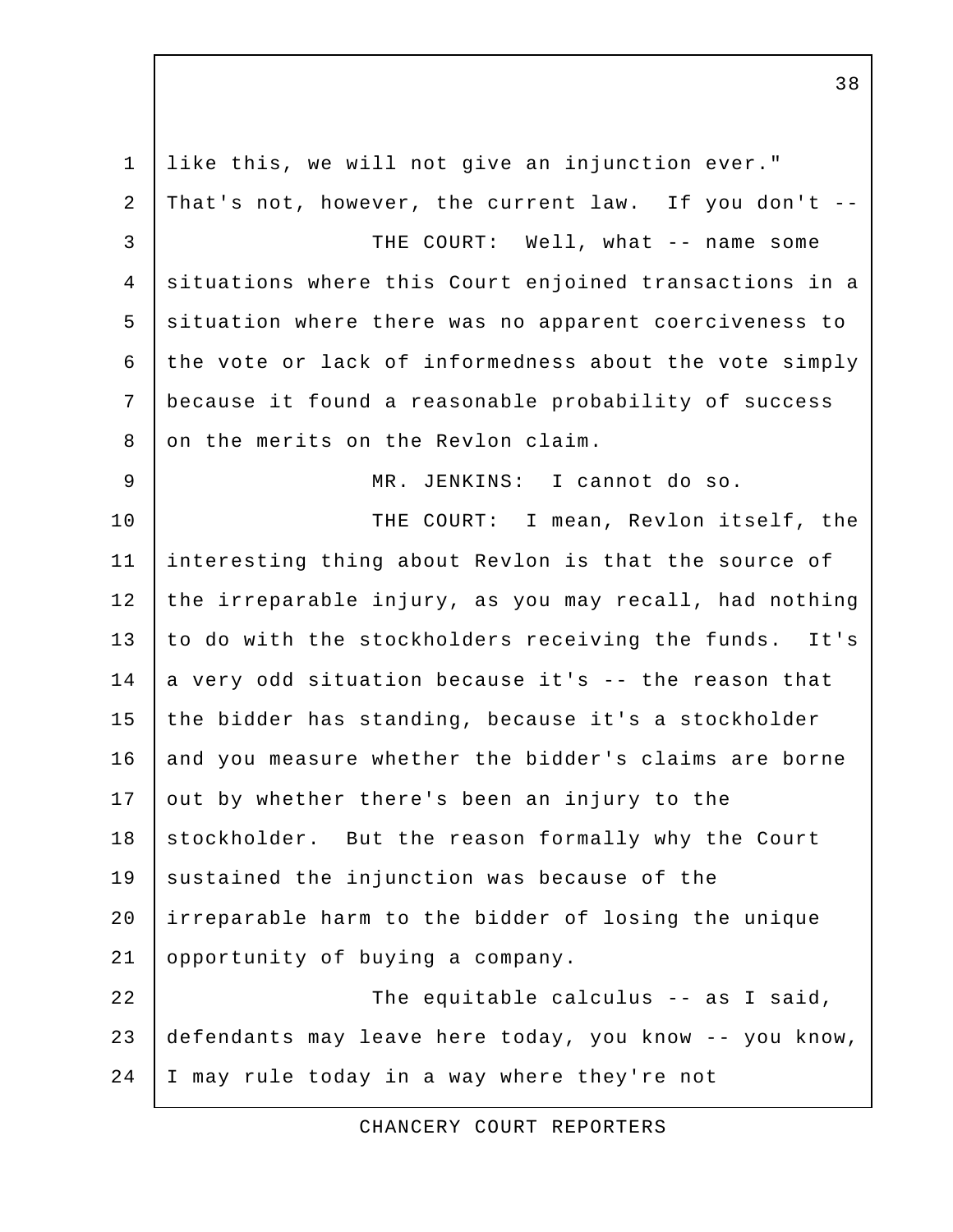like this, we will not give an injunction ever." That's not, however, the current law. If you don't --

THE COURT: Well, what -- name some situations where this Court enjoined transactions in a situation where there was no apparent coerciveness to the vote or lack of informedness about the vote simply because it found a reasonable probability of success on the merits on the Revlon claim.

MR. JENKINS: I cannot do so.

THE COURT: I mean, Revlon itself, the interesting thing about Revlon is that the source of the irreparable injury, as you may recall, had nothing to do with the stockholders receiving the funds. It's a very odd situation because it's -- the reason that the bidder has standing, because it's a stockholder and you measure whether the bidder's claims are borne out by whether there's been an injury to the stockholder. But the reason formally why the Court sustained the injunction was because of the irreparable harm to the bidder of losing the unique opportunity of buying a company.

The equitable calculus -- as I said, defendants may leave here today, you know -- you know, I may rule today in a way where they're not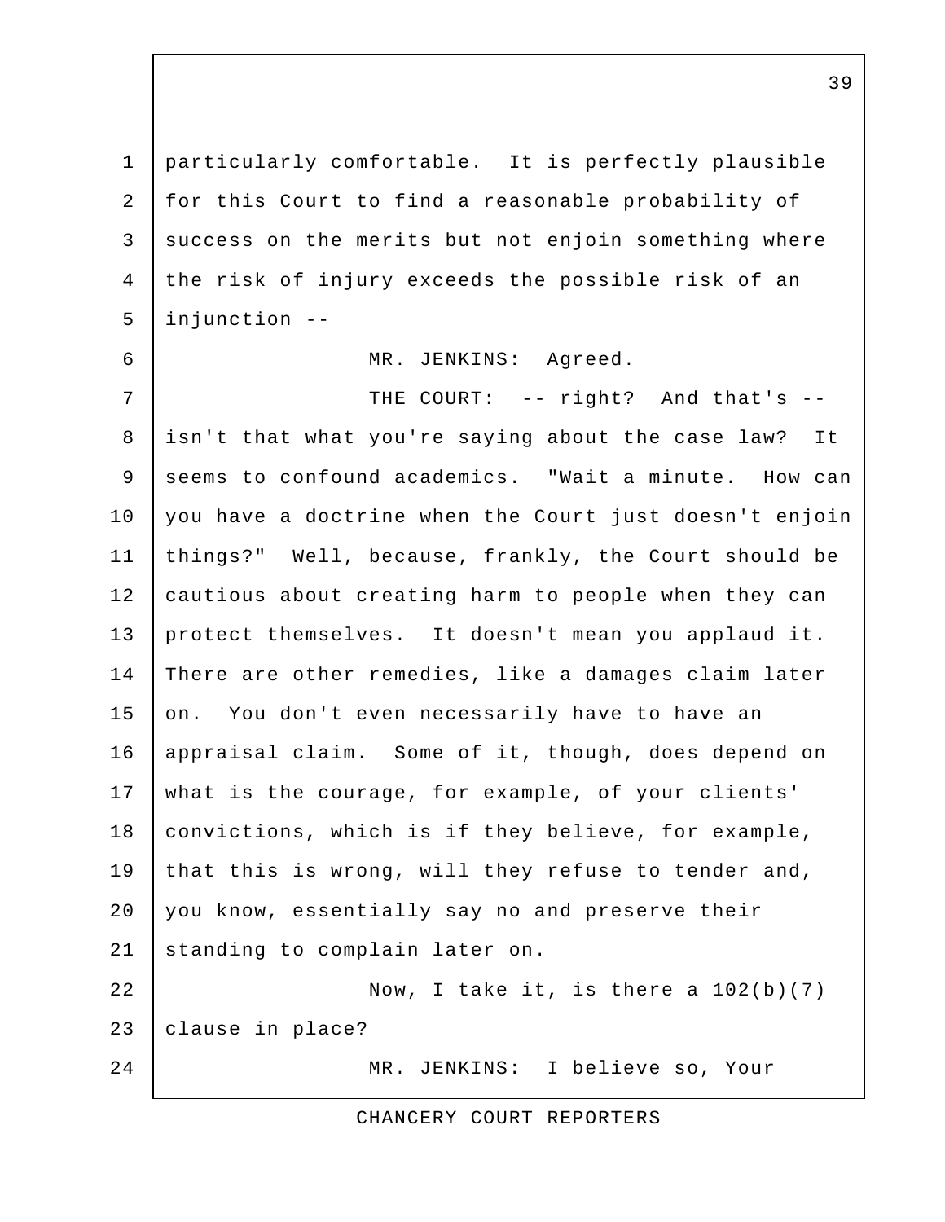particularly comfortable. It is perfectly plausible for this Court to find a reasonable probability of success on the merits but not enjoin something where the risk of injury exceeds the possible risk of an injunction --

MR. JENKINS: Agreed.

THE COURT: -- right? And that's -- isn't that what you're saying about the case law? It seems to confound academics. "Wait a minute. How can you have a doctrine when the Court just doesn't enjoin things?" Well, because, frankly, the Court should be cautious about creating harm to people when they can protect themselves. It doesn't mean you applaud it. There are other remedies, like a damages claim later on. You don't even necessarily have to have an appraisal claim. Some of it, though, does depend on what is the courage, for example, of your clients' convictions, which is if they believe, for example, that this is wrong, will they refuse to tender and, you know, essentially say no and preserve their standing to complain later on.

Now, I take it, is there a 102(b)(7) clause in place?

MR. JENKINS: I believe so, Your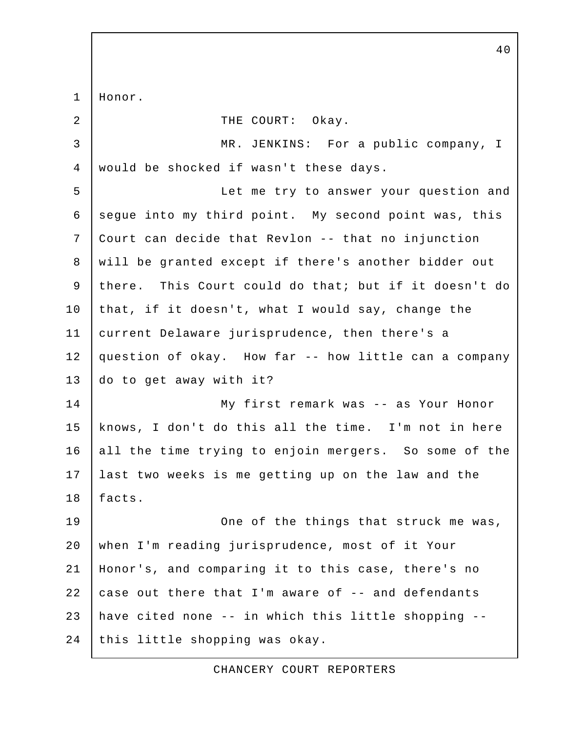Honor.

THE COURT: Okay.

MR. JENKINS: For a public company, I would be shocked if wasn't these days.

Let me try to answer your question and segue into my third point. My second point was, this Court can decide that Revlon -- that no injunction will be granted except if there's another bidder out there. This Court could do that; but if it doesn't do that, if it doesn't, what I would say, change the current Delaware jurisprudence, then there's a question of okay. How far -- how little can a company do to get away with it?

My first remark was -- as Your Honor knows, I don't do this all the time. I'm not in here all the time trying to enjoin mergers. So some of the last two weeks is me getting up on the law and the facts.

One of the things that struck me was, when I'm reading jurisprudence, most of it Your Honor's, and comparing it to this case, there's no case out there that I'm aware of -- and defendants have cited none -- in which this little shopping -- this little shopping was okay.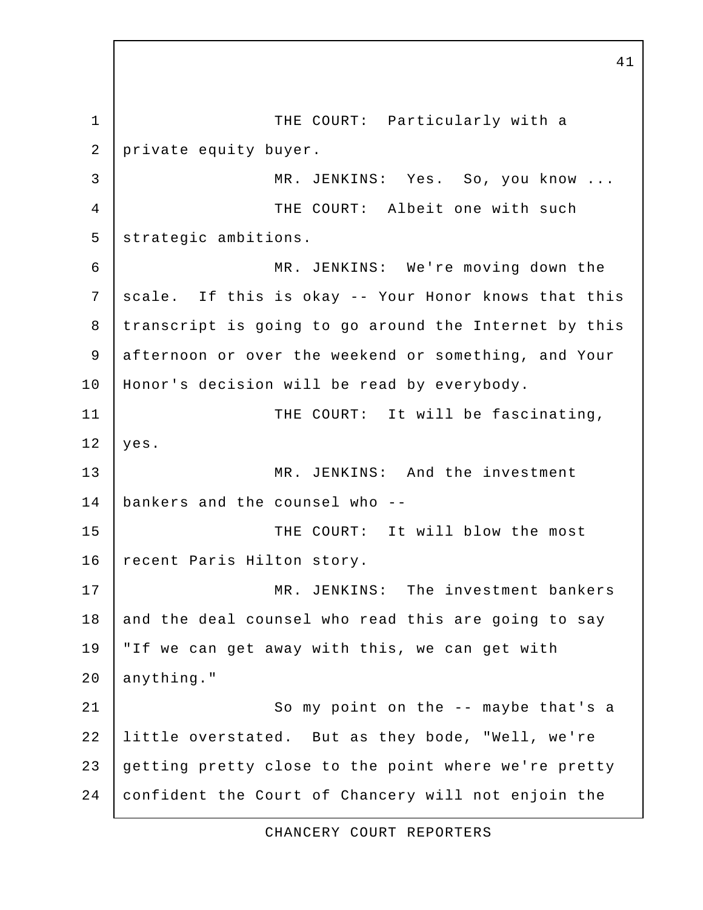THE COURT: Particularly with a private equity buyer.

MR. JENKINS: Yes. So, you know ...

THE COURT: Albeit one with such strategic ambitions.

MR. JENKINS: We're moving down the scale. If this is okay -- Your Honor knows that this transcript is going to go around the Internet by this afternoon or over the weekend or something, and Your Honor's decision will be read by everybody.

THE COURT: It will be fascinating, yes.

MR. JENKINS: And the investment bankers and the counsel who --

THE COURT: It will blow the most recent Paris Hilton story.

MR. JENKINS: The investment bankers and the deal counsel who read this are going to say "If we can get away with this, we can get with anything."

So my point on the -- maybe that's a little overstated. But as they bode, "Well, we're getting pretty close to the point where we're pretty confident the Court of Chancery will not enjoin the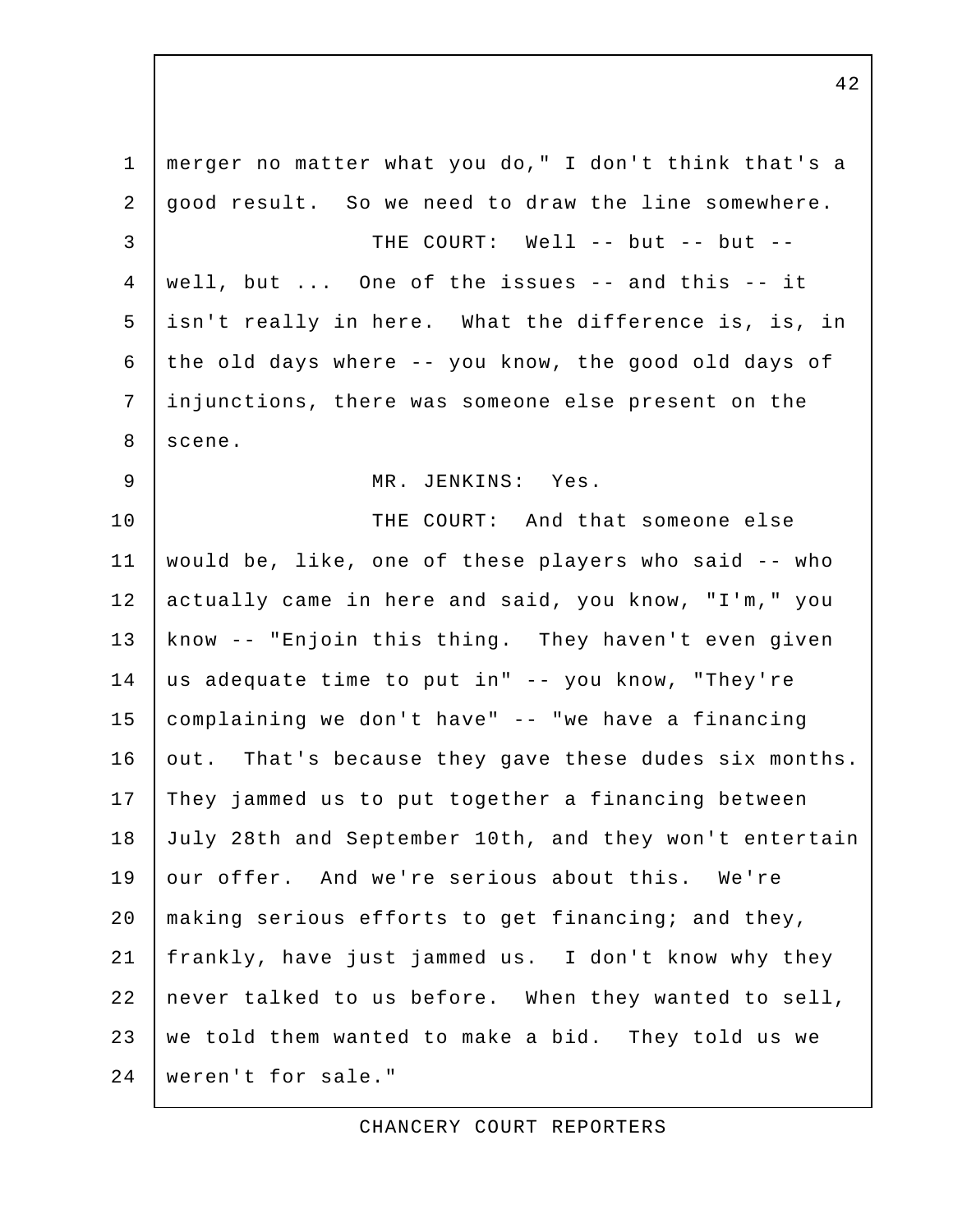merger no matter what you do," I don't think that's a good result. So we need to draw the line somewhere.

THE COURT: Well -- but -- but -- well, but ... One of the issues -- and this -- it isn't really in here. What the difference is, is, in the old days where -- you know, the good old days of injunctions, there was someone else present on the scene.

MR. JENKINS: Yes.

THE COURT: And that someone else would be, like, one of these players who said -- who actually came in here and said, you know, "I'm," you know -- "Enjoin this thing. They haven't even given us adequate time to put in" -- you know, "They're complaining we don't have" -- "we have a financing out. That's because they gave these dudes six months. They jammed us to put together a financing between July 28th and September 10th, and they won't entertain our offer. And we're serious about this. We're making serious efforts to get financing; and they, frankly, have just jammed us. I don't know why they never talked to us before. When they wanted to sell, we told them wanted to make a bid. They told us we weren't for sale."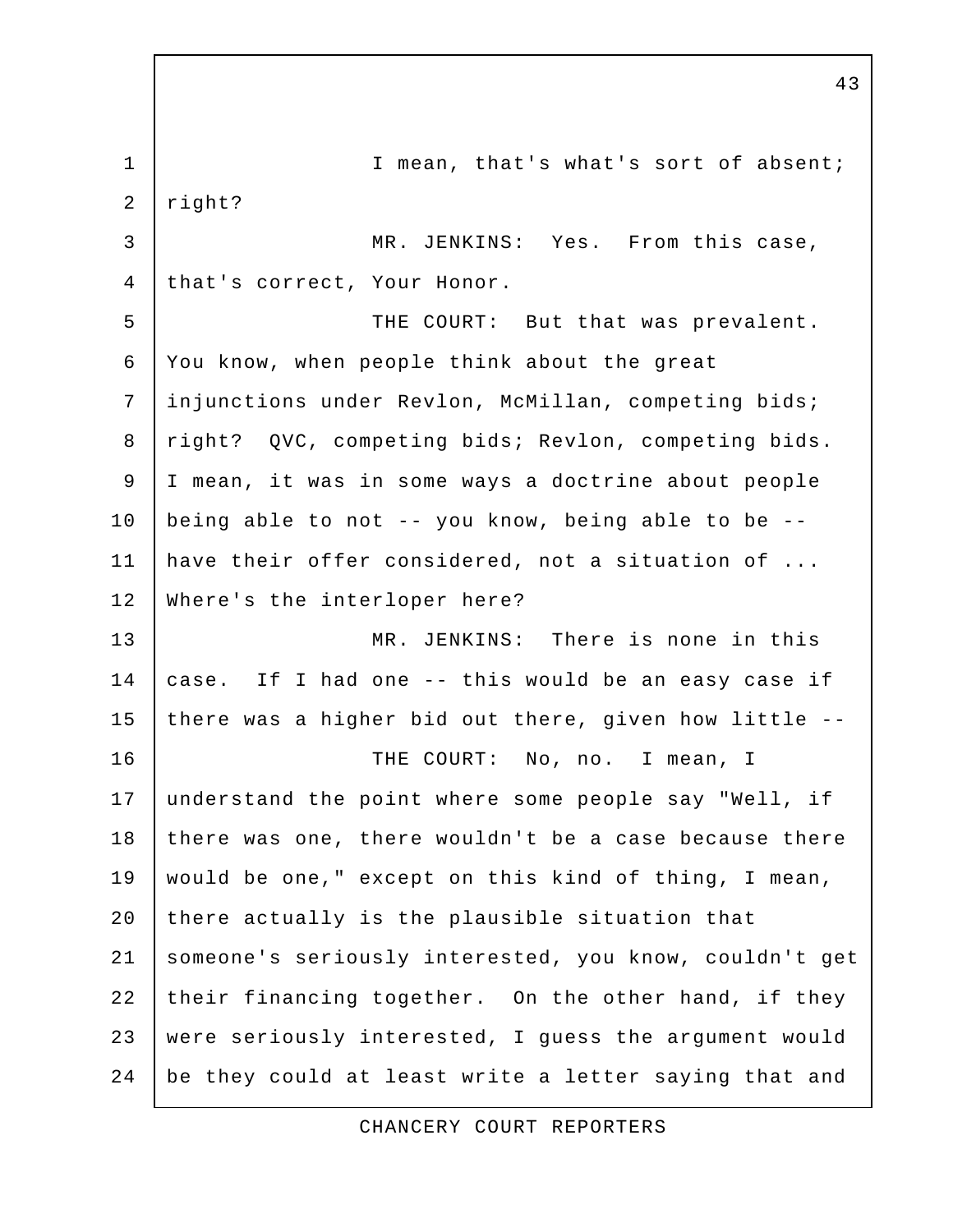I mean, that's what's sort of absent; right?

MR. JENKINS: Yes. From this case, that's correct, Your Honor.

THE COURT: But that was prevalent. You know, when people think about the great injunctions under Revlon, McMillan, competing bids; right? QVC, competing bids; Revlon, competing bids. I mean, it was in some ways a doctrine about people being able to not -- you know, being able to be -- have their offer considered, not a situation of ... Where's the interloper here?

MR. JENKINS: There is none in this case. If I had one -- this would be an easy case if there was a higher bid out there, given how little --

THE COURT: No, no. I mean, I understand the point where some people say "Well, if there was one, there wouldn't be a case because there would be one," except on this kind of thing, I mean, there actually is the plausible situation that someone's seriously interested, you know, couldn't get their financing together. On the other hand, if they were seriously interested, I guess the argument would be they could at least write a letter saying that and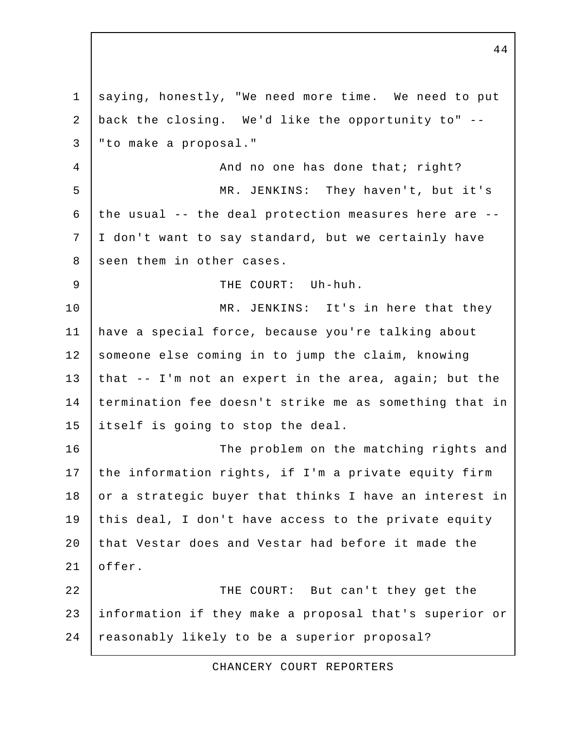saying, honestly, "We need more time. We need to put back the closing. We'd like the opportunity to" -- "to make a proposal."

And no one has done that; right?

MR. JENKINS: They haven't, but it's the usual -- the deal protection measures here are -- I don't want to say standard, but we certainly have seen them in other cases.

THE COURT: Uh-huh.

MR. JENKINS: It's in here that they have a special force, because you're talking about someone else coming in to jump the claim, knowing that -- I'm not an expert in the area, again; but the termination fee doesn't strike me as something that in itself is going to stop the deal.

The problem on the matching rights and the information rights, if I'm a private equity firm or a strategic buyer that thinks I have an interest in this deal, I don't have access to the private equity that Vestar does and Vestar had before it made the offer.

THE COURT: But can't they get the information if they make a proposal that's superior or reasonably likely to be a superior proposal?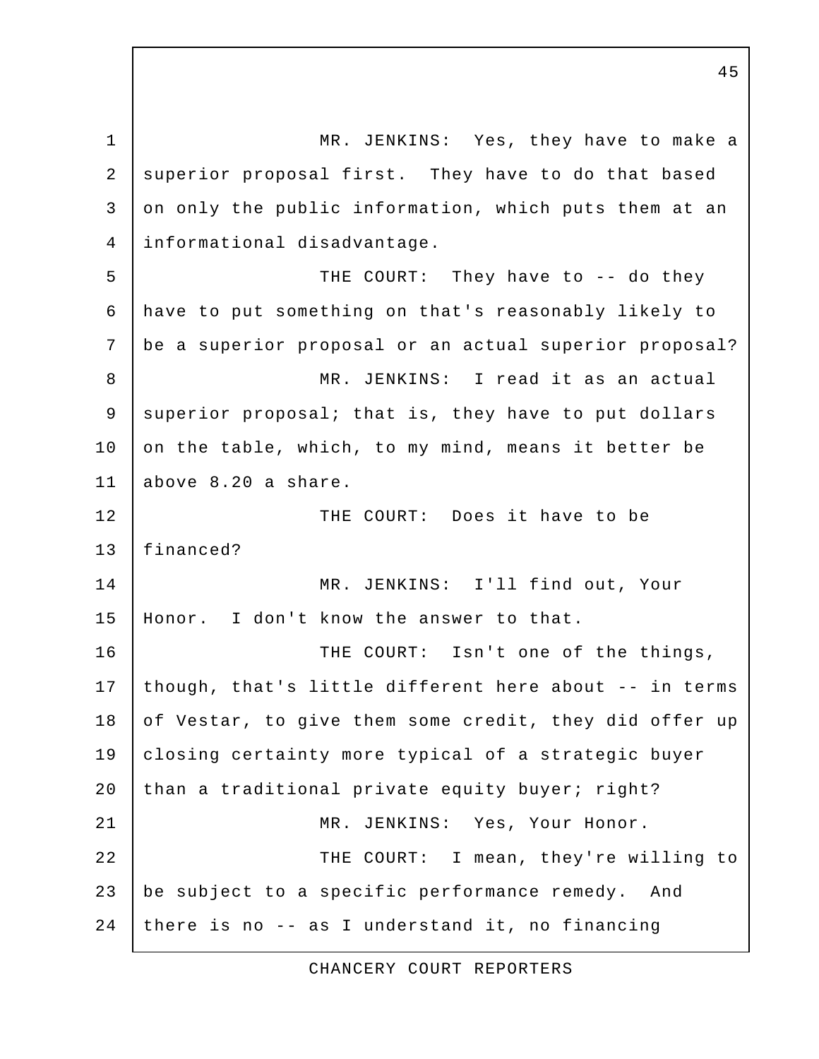MR. JENKINS: Yes, they have to make a superior proposal first. They have to do that based on only the public information, which puts them at an informational disadvantage.

THE COURT: They have to -- do they have to put something on that's reasonably likely to be a superior proposal or an actual superior proposal?

MR. JENKINS: I read it as an actual superior proposal; that is, they have to put dollars on the table, which, to my mind, means it better be above 8.20 a share.

THE COURT: Does it have to be financed?

MR. JENKINS: I'll find out, Your Honor. I don't know the answer to that.

THE COURT: Isn't one of the things, though, that's little different here about -- in terms of Vestar, to give them some credit, they did offer up closing certainty more typical of a strategic buyer than a traditional private equity buyer; right?

MR. JENKINS: Yes, Your Honor.

THE COURT: I mean, they're willing to be subject to a specific performance remedy. And there is no -- as I understand it, no financing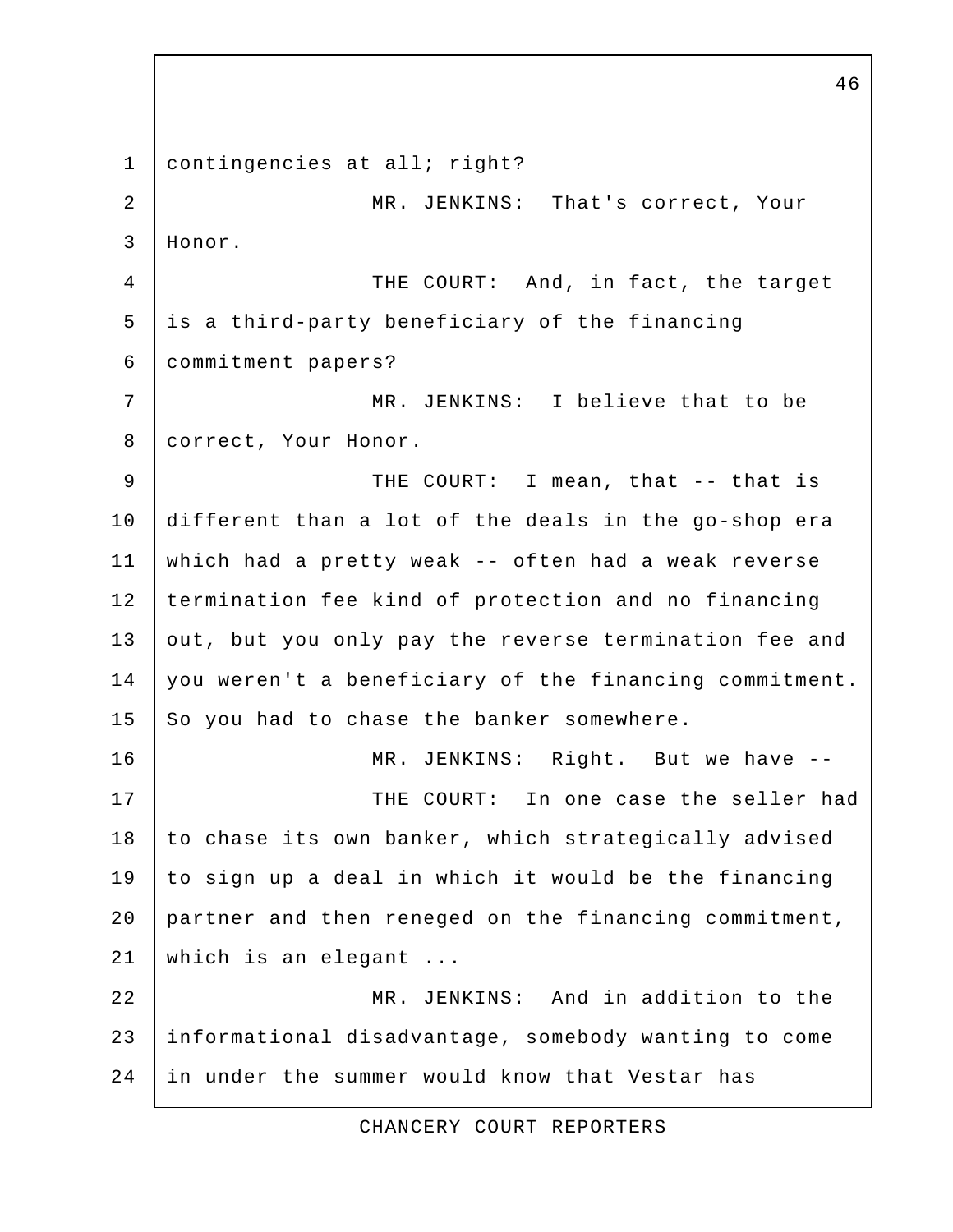contingencies at all; right?

MR. JENKINS: That's correct, Your Honor.

THE COURT: And, in fact, the target is a third-party beneficiary of the financing commitment papers?

MR. JENKINS: I believe that to be correct, Your Honor.

THE COURT: I mean, that -- that is different than a lot of the deals in the go-shop era which had a pretty weak -- often had a weak reverse termination fee kind of protection and no financing out, but you only pay the reverse termination fee and you weren't a beneficiary of the financing commitment. So you had to chase the banker somewhere.

MR. JENKINS: Right. But we have --

THE COURT: In one case the seller had to chase its own banker, which strategically advised to sign up a deal in which it would be the financing partner and then reneged on the financing commitment, which is an elegant ...

MR. JENKINS: And in addition to the informational disadvantage, somebody wanting to come in under the summer would know that Vestar has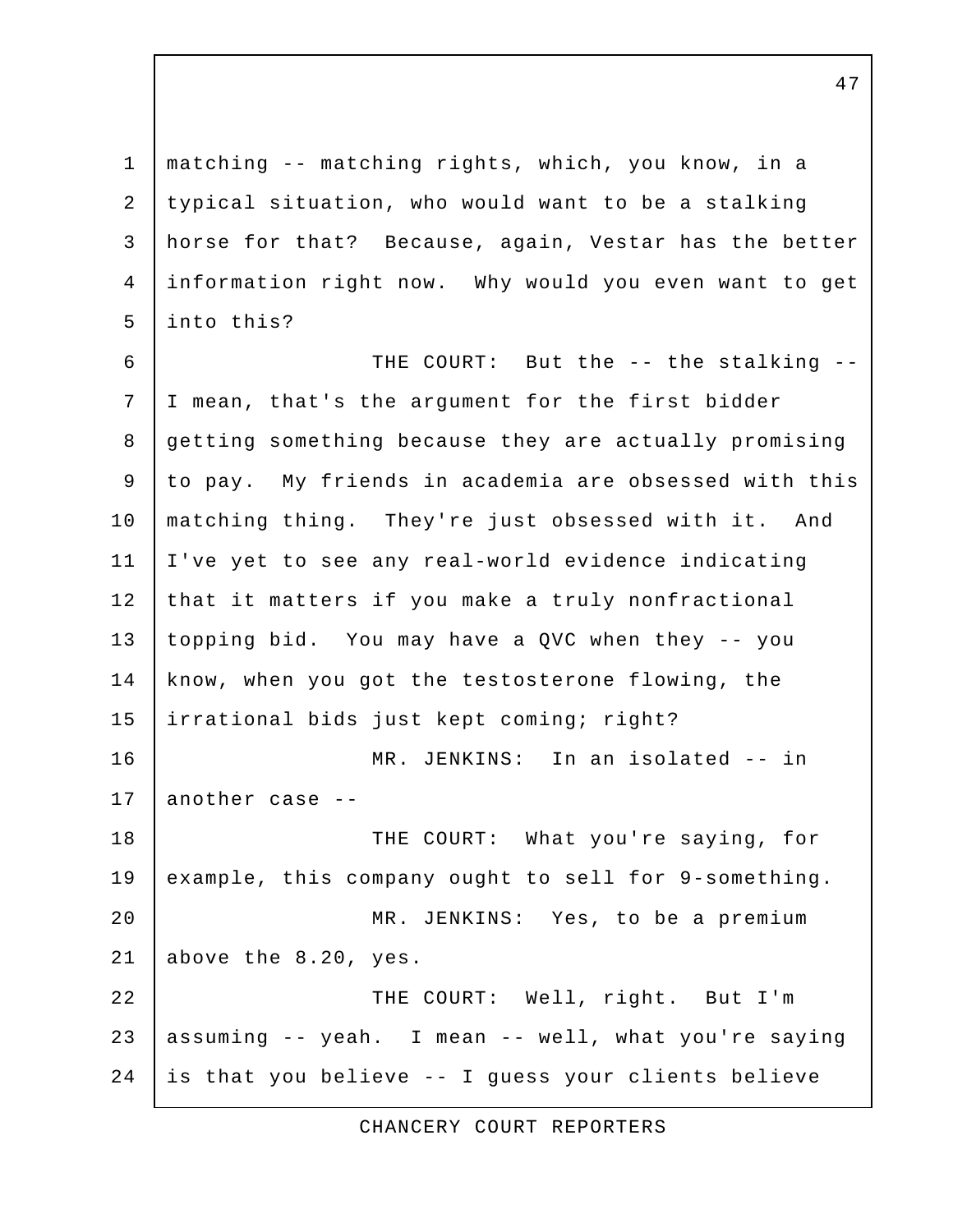matching -- matching rights, which, you know, in a typical situation, who would want to be a stalking horse for that? Because, again, Vestar has the better information right now. Why would you even want to get into this?

THE COURT: But the -- the stalking -- I mean, that's the argument for the first bidder getting something because they are actually promising to pay. My friends in academia are obsessed with this matching thing. They're just obsessed with it. And I've yet to see any real-world evidence indicating that it matters if you make a truly nonfractional topping bid. You may have a QVC when they -- you know, when you got the testosterone flowing, the irrational bids just kept coming; right?

MR. JENKINS: In an isolated -- in another case --

THE COURT: What you're saying, for example, this company ought to sell for 9-something.

MR. JENKINS: Yes, to be a premium above the 8.20, yes.

THE COURT: Well, right. But I'm assuming -- yeah. I mean -- well, what you're saying is that you believe -- I guess your clients believe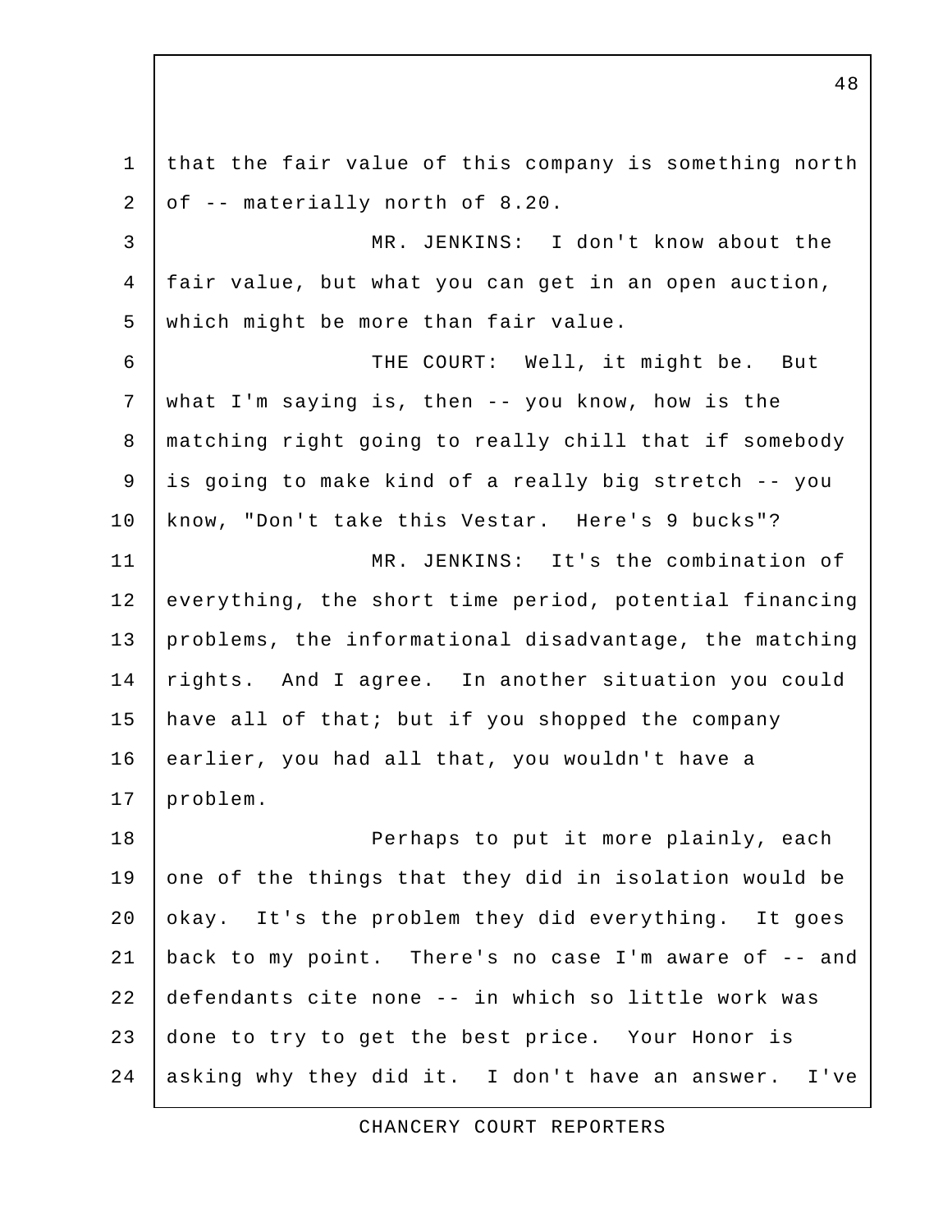that the fair value of this company is something north of -- materially north of 8.20.

MR. JENKINS: I don't know about the fair value, but what you can get in an open auction, which might be more than fair value.

THE COURT: Well, it might be. But what I'm saying is, then -- you know, how is the matching right going to really chill that if somebody is going to make kind of a really big stretch -- you know, "Don't take this Vestar. Here's 9 bucks"?

MR. JENKINS: It's the combination of everything, the short time period, potential financing problems, the informational disadvantage, the matching rights. And I agree. In another situation you could have all of that; but if you shopped the company earlier, you had all that, you wouldn't have a problem.

Perhaps to put it more plainly, each one of the things that they did in isolation would be okay. It's the problem they did everything. It goes back to my point. There's no case I'm aware of -- and defendants cite none -- in which so little work was done to try to get the best price. Your Honor is asking why they did it. I don't have an answer. I've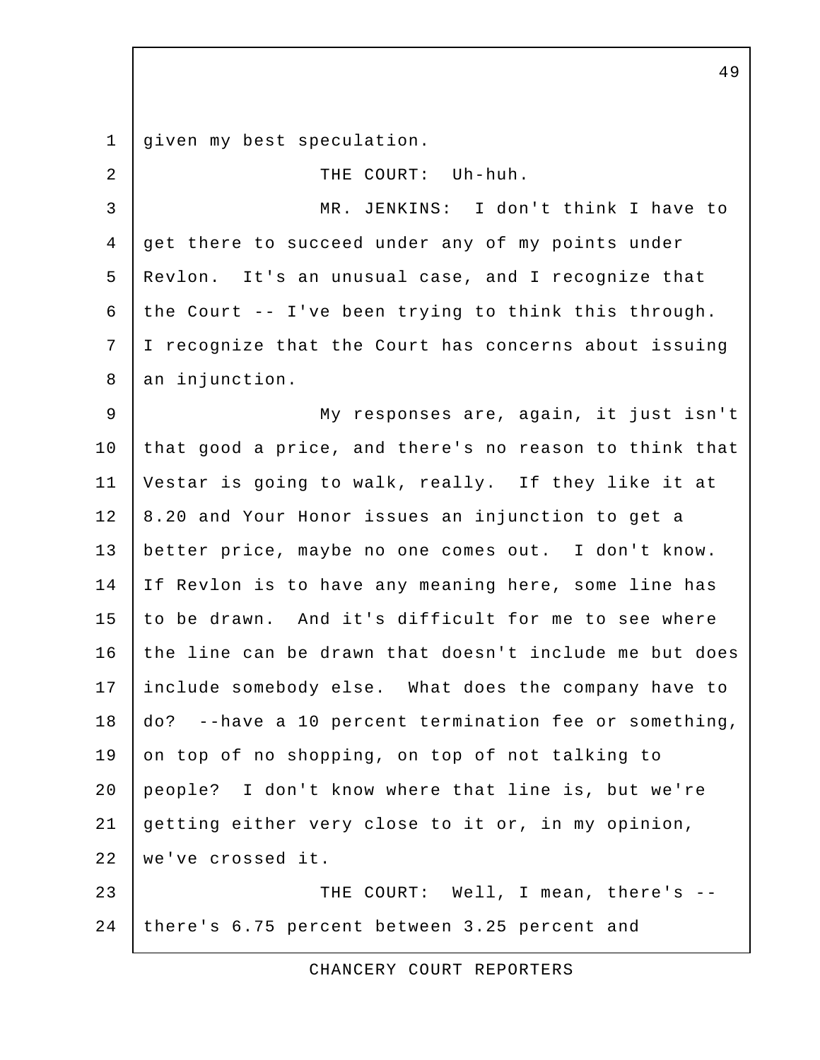given my best speculation.

THE COURT: Uh-huh.

MR. JENKINS: I don't think I have to get there to succeed under any of my points under Revlon. It's an unusual case, and I recognize that the Court -- I've been trying to think this through. I recognize that the Court has concerns about issuing an injunction.

My responses are, again, it just isn't that good a price, and there's no reason to think that Vestar is going to walk, really. If they like it at 8.20 and Your Honor issues an injunction to get a better price, maybe no one comes out. I don't know. If Revlon is to have any meaning here, some line has to be drawn. And it's difficult for me to see where the line can be drawn that doesn't include me but does include somebody else. What does the company have to do? --have a 10 percent termination fee or something, on top of no shopping, on top of not talking to people? I don't know where that line is, but we're getting either very close to it or, in my opinion, we've crossed it.

THE COURT: Well, I mean, there's -- there's 6.75 percent between 3.25 percent and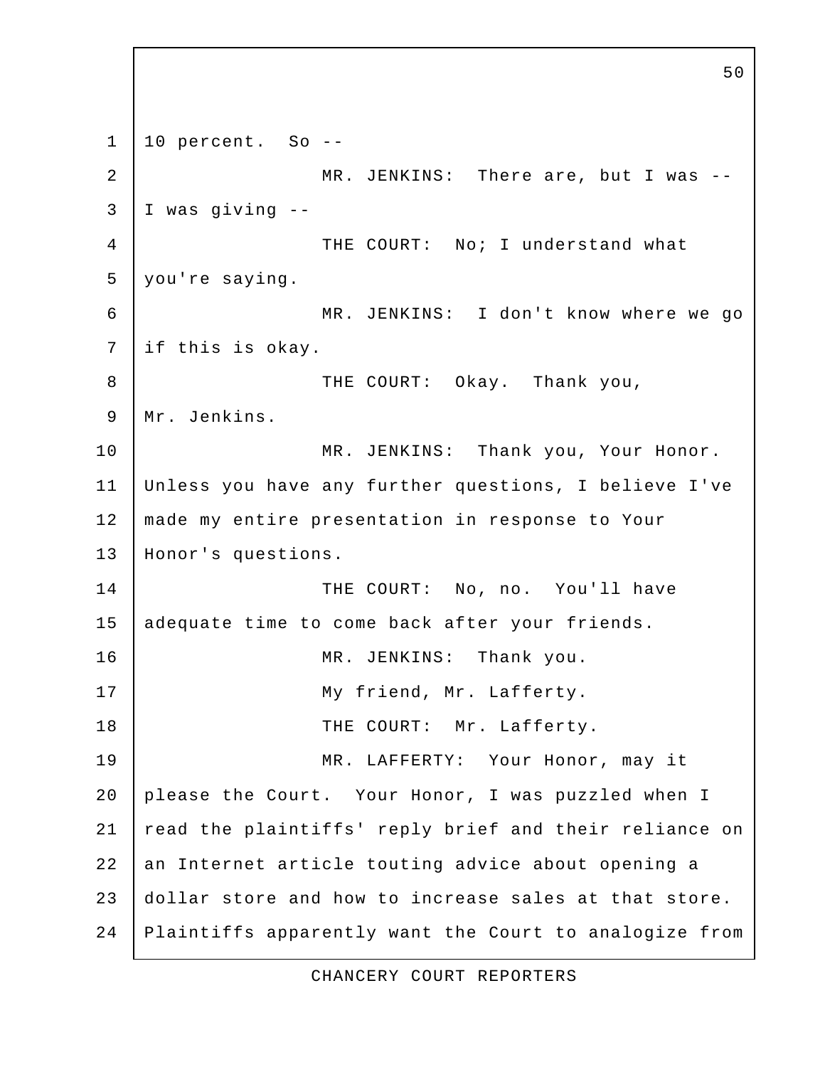10 percent. So --

MR. JENKINS: There are, but I was -- I was giving --

THE COURT: No; I understand what you're saying.

MR. JENKINS: I don't know where we go if this is okay.

THE COURT: Okay. Thank you, Mr. Jenkins.

MR. JENKINS: Thank you, Your Honor. Unless you have any further questions, I believe I've made my entire presentation in response to Your Honor's questions.

THE COURT: No, no. You'll have adequate time to come back after your friends.

MR. JENKINS: Thank you.

My friend, Mr. Lafferty.

THE COURT: Mr. Lafferty.

MR. LAFFERTY: Your Honor, may it please the Court. Your Honor, I was puzzled when I read the plaintiffs' reply brief and their reliance on an Internet article touting advice about opening a dollar store and how to increase sales at that store. Plaintiffs apparently want the Court to analogize from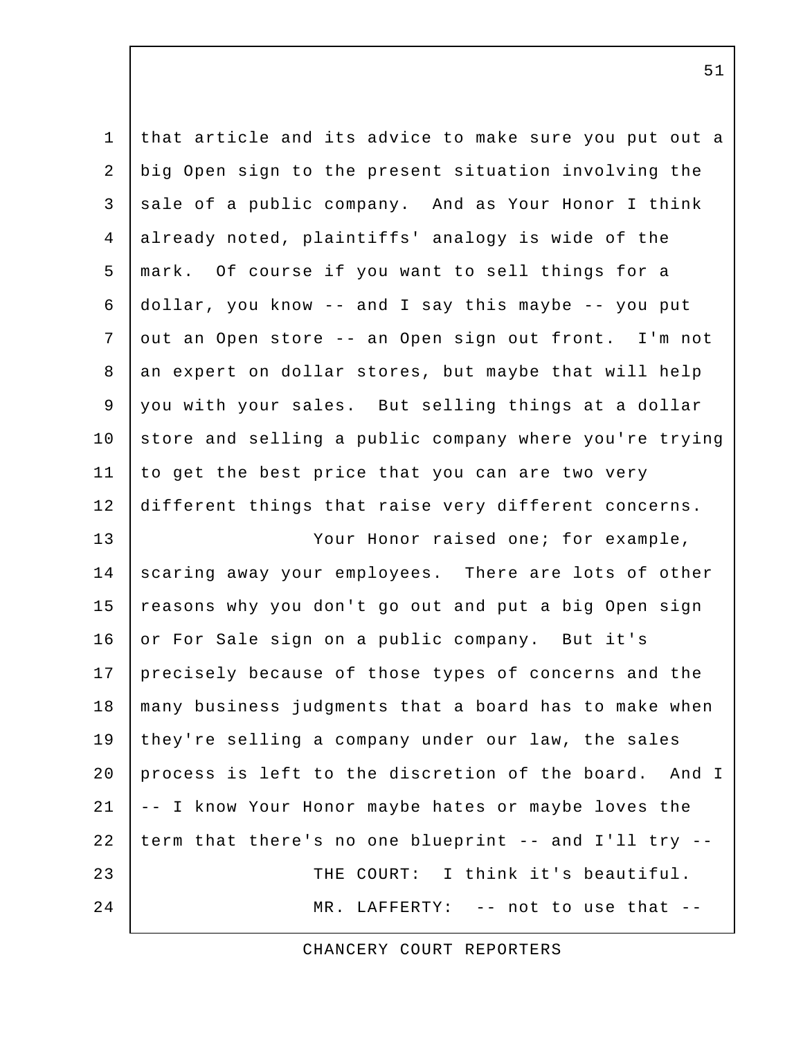that article and its advice to make sure you put out a big Open sign to the present situation involving the sale of a public company. And as Your Honor I think already noted, plaintiffs' analogy is wide of the mark. Of course if you want to sell things for a dollar, you know -- and I say this maybe -- you put out an Open store -- an Open sign out front. I'm not an expert on dollar stores, but maybe that will help you with your sales. But selling things at a dollar store and selling a public company where you're trying to get the best price that you can are two very different things that raise very different concerns.

Your Honor raised one; for example, scaring away your employees. There are lots of other reasons why you don't go out and put a big Open sign or For Sale sign on a public company. But it's precisely because of those types of concerns and the many business judgments that a board has to make when they're selling a company under our law, the sales process is left to the discretion of the board. And I -- I know Your Honor maybe hates or maybe loves the term that there's no one blueprint -- and I'll try --

THE COURT: I think it's beautiful.

MR. LAFFERTY: -- not to use that --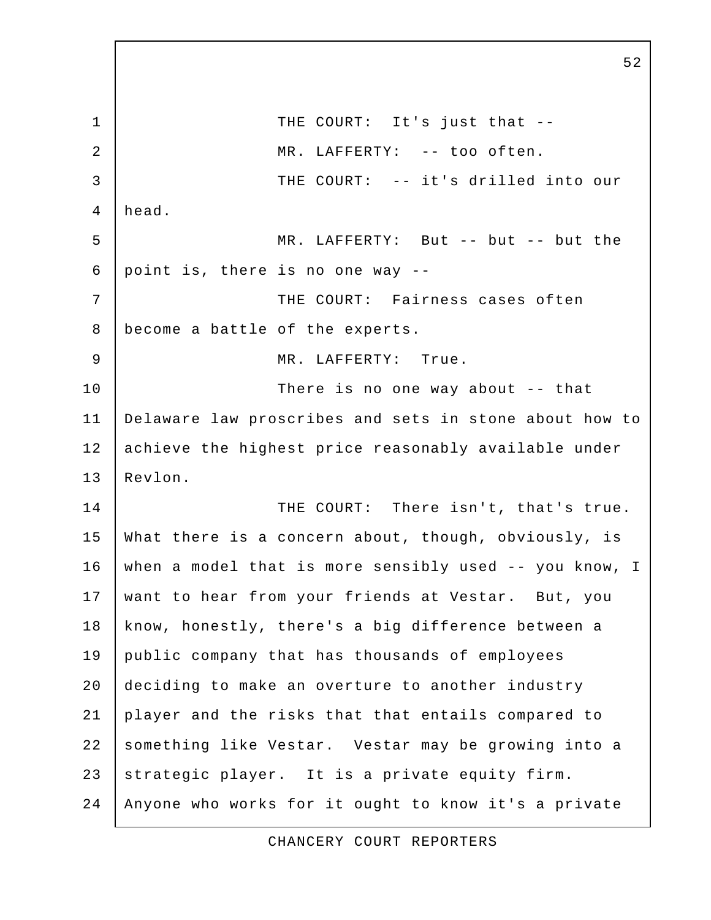THE COURT: It's just that --

MR. LAFFERTY: -- too often.

THE COURT: -- it's drilled into our head.

MR. LAFFERTY: But -- but -- but the point is, there is no one way --

THE COURT: Fairness cases often become a battle of the experts.

MR. LAFFERTY: True.

There is no one way about -- that Delaware law proscribes and sets in stone about how to achieve the highest price reasonably available under Revlon.

THE COURT: There isn't, that's true. What there is a concern about, though, obviously, is when a model that is more sensibly used -- you know, I want to hear from your friends at Vestar. But, you know, honestly, there's a big difference between a public company that has thousands of employees deciding to make an overture to another industry player and the risks that that entails compared to something like Vestar. Vestar may be growing into a strategic player. It is a private equity firm. Anyone who works for it ought to know it's a private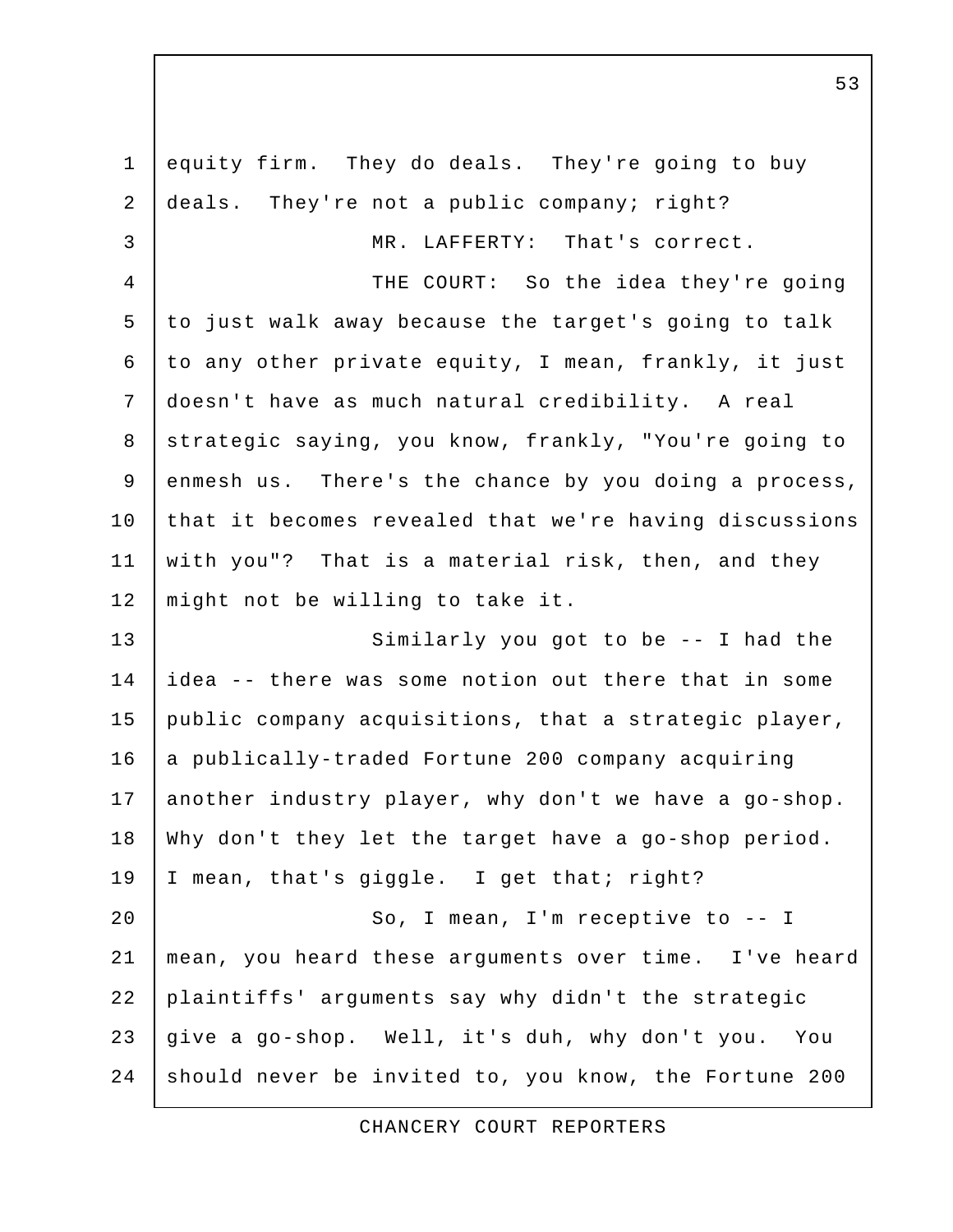equity firm. They do deals. They're going to buy deals. They're not a public company; right?

MR. LAFFERTY: That's correct.

THE COURT: So the idea they're going to just walk away because the target's going to talk to any other private equity, I mean, frankly, it just doesn't have as much natural credibility. A real strategic saying, you know, frankly, "You're going to enmesh us. There's the chance by you doing a process, that it becomes revealed that we're having discussions with you"? That is a material risk, then, and they might not be willing to take it.

Similarly you got to be -- I had the idea -- there was some notion out there that in some public company acquisitions, that a strategic player, a publically-traded Fortune 200 company acquiring another industry player, why don't we have a go-shop. Why don't they let the target have a go-shop period. I mean, that's giggle. I get that; right?

So, I mean, I'm receptive to -- I mean, you heard these arguments over time. I've heard plaintiffs' arguments say why didn't the strategic give a go-shop. Well, it's duh, why don't you. You should never be invited to, you know, the Fortune 200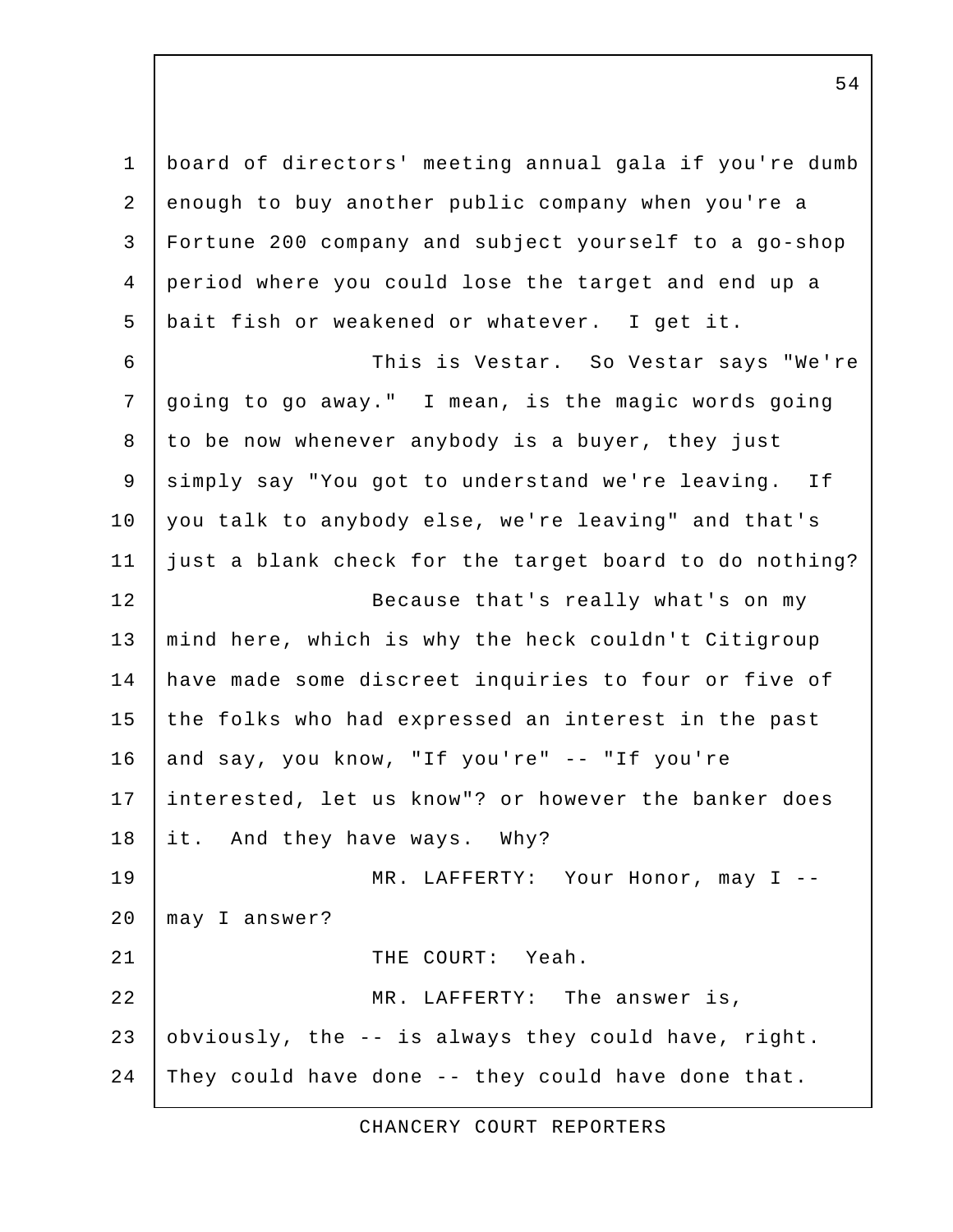board of directors' meeting annual gala if you're dumb enough to buy another public company when you're a Fortune 200 company and subject yourself to a go-shop period where you could lose the target and end up a bait fish or weakened or whatever. I get it.

This is Vestar. So Vestar says "We're going to go away." I mean, is the magic words going to be now whenever anybody is a buyer, they just simply say "You got to understand we're leaving. If you talk to anybody else, we're leaving" and that's just a blank check for the target board to do nothing?

Because that's really what's on my mind here, which is why the heck couldn't Citigroup have made some discreet inquiries to four or five of the folks who had expressed an interest in the past and say, you know, "If you're" -- "If you're interested, let us know"? or however the banker does it. And they have ways. Why?

MR. LAFFERTY: Your Honor, may I -- may I answer?

THE COURT: Yeah.

MR. LAFFERTY: The answer is, obviously, the -- is always they could have, right. They could have done -- they could have done that.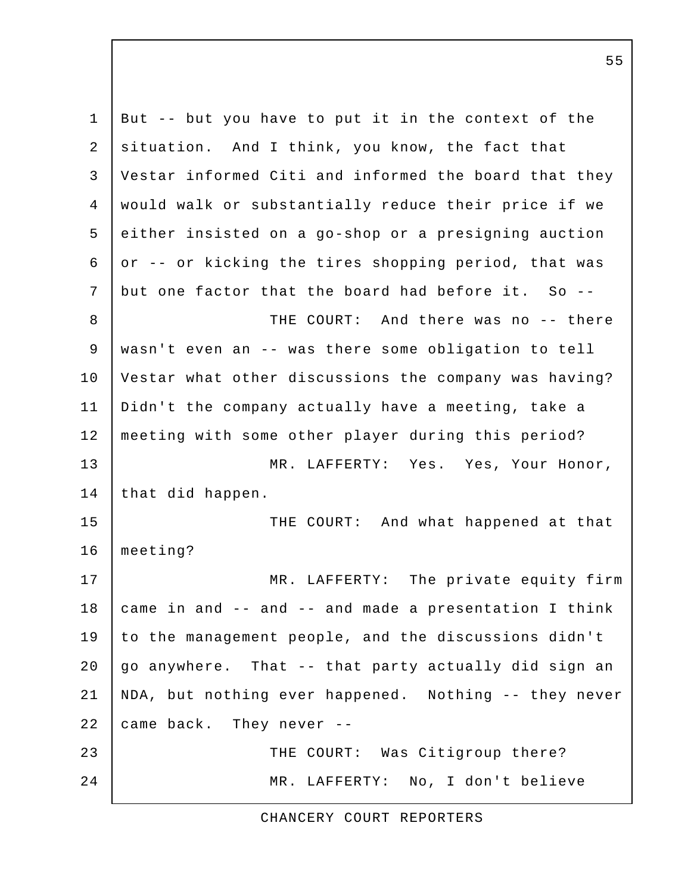1 But -- but you have to put it in the context of the
2 situation. And I think, you know, the fact that
3 Vestar informed Citi and informed the board that they
4 would walk or substantially reduce their price if we
5 either insisted on a go-shop or a presigning auction
6 or -- or kicking the tires shopping period, that was
7 but one factor that the board had before it. So --
8 THE COURT: And there was no -- there
9 wasn't even an -- was there some obligation to tell
10 Vestar what other discussions the company was having?
11 Didn't the company actually have a meeting, take a
12 meeting with some other player during this period?
13 MR. LAFFERTY: Yes. Yes, Your Honor,
14 that did happen.
15 THE COURT: And what happened at that
16 meeting?
17 MR. LAFFERTY: The private equity firm
18 came in and -- and -- and made a presentation I think
19 to the management people, and the discussions didn't
20 go anywhere. That -- that party actually did sign an
21 NDA, but nothing ever happened. Nothing -- they never
22 came back. They never --
23 THE COURT: Was Citigroup there?
24 MR. LAFFERTY: No, I don't believe

CHANCERY COURT REPORTERS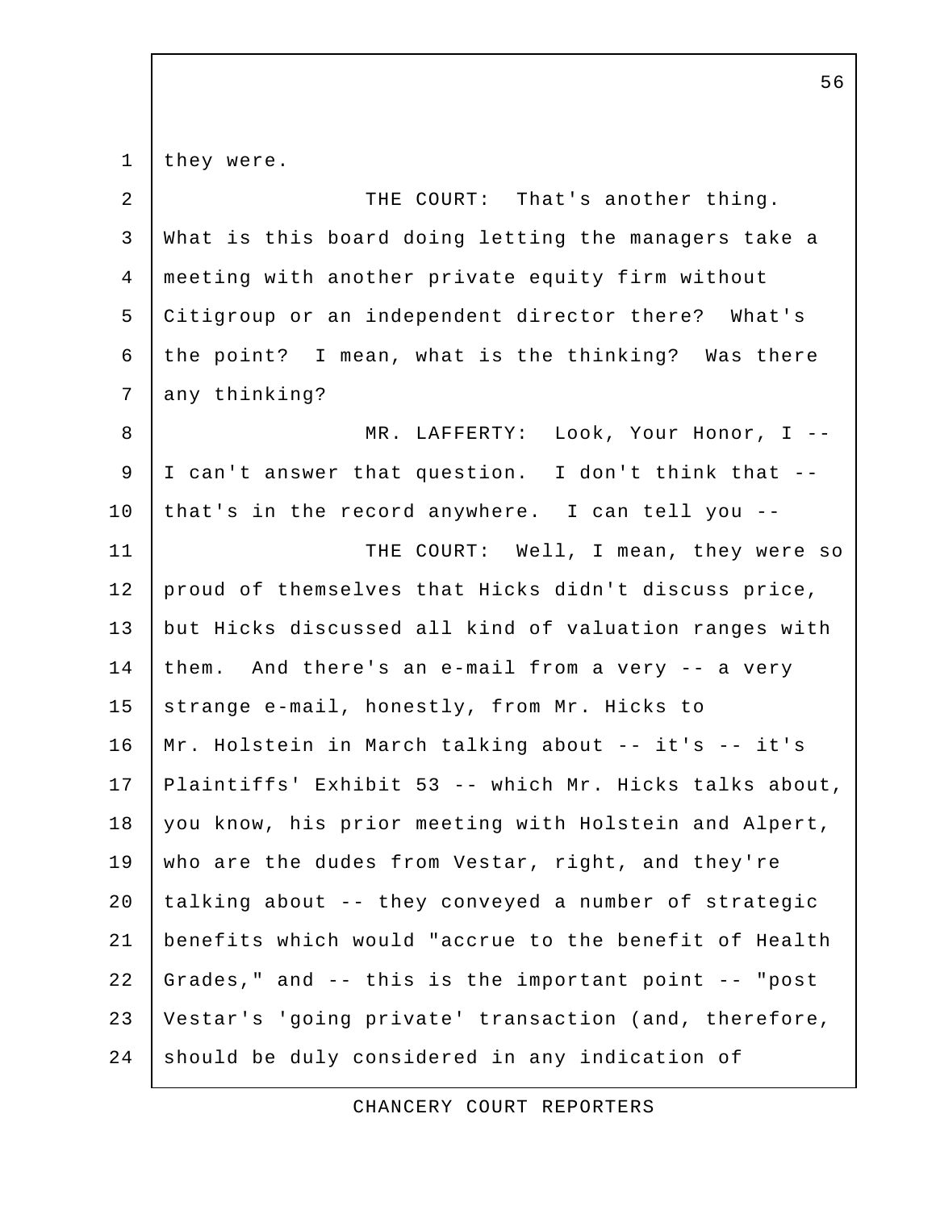they were.

THE COURT: That's another thing. What is this board doing letting the managers take a meeting with another private equity firm without Citigroup or an independent director there? What's the point? I mean, what is the thinking? Was there any thinking?

MR. LAFFERTY: Look, Your Honor, I -- I can't answer that question. I don't think that -- that's in the record anywhere. I can tell you --

THE COURT: Well, I mean, they were so proud of themselves that Hicks didn't discuss price, but Hicks discussed all kind of valuation ranges with them. And there's an e-mail from a very -- a very strange e-mail, honestly, from Mr. Hicks to Mr. Holstein in March talking about -- it's -- it's Plaintiffs' Exhibit 53 -- which Mr. Hicks talks about, you know, his prior meeting with Holstein and Alpert, who are the dudes from Vestar, right, and they're talking about -- they conveyed a number of strategic benefits which would "accrue to the benefit of Health Grades," and -- this is the important point -- "post Vestar's 'going private' transaction (and, therefore, should be duly considered in any indication of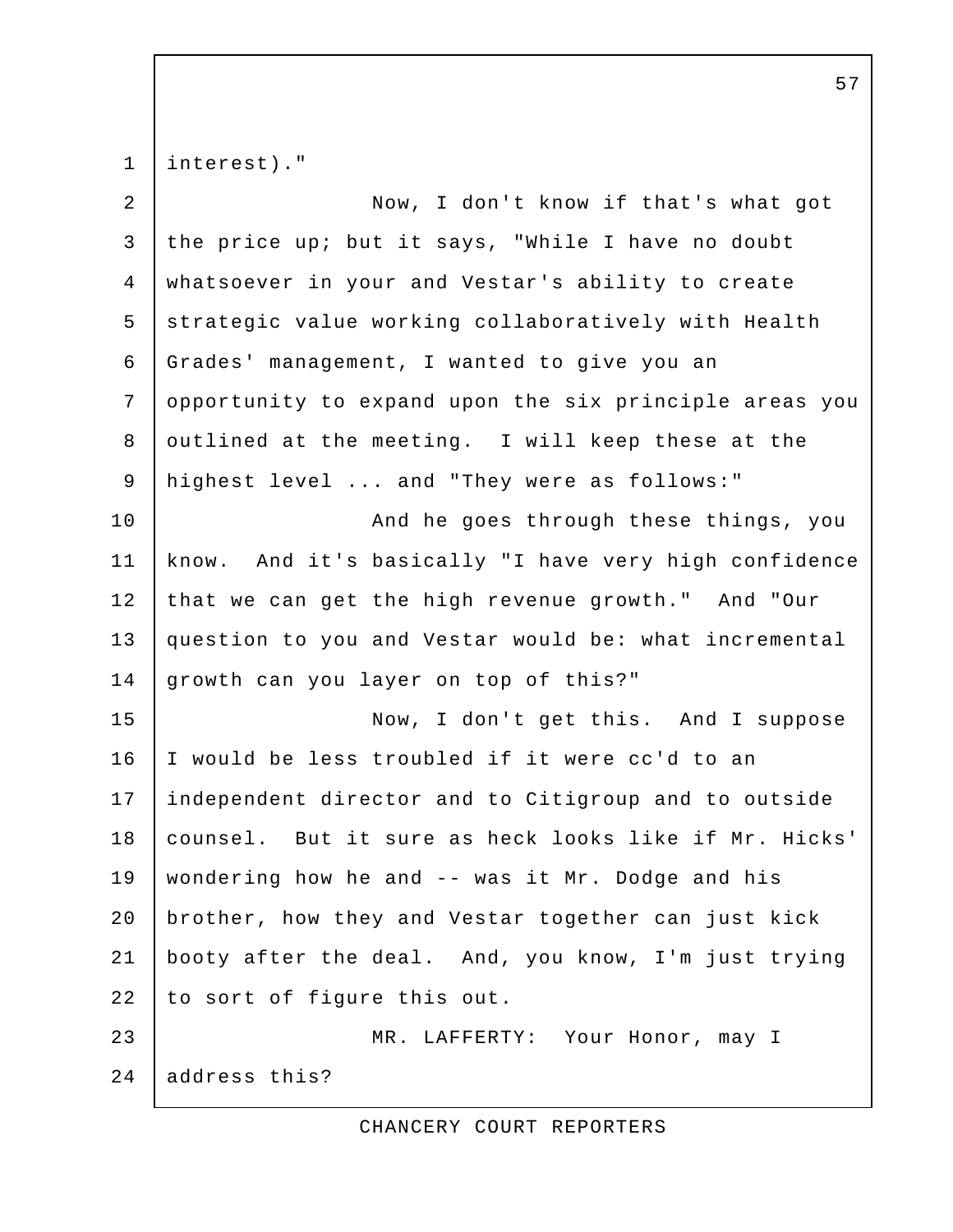interest)."

Now, I don't know if that's what got the price up; but it says, "While I have no doubt whatsoever in your and Vestar's ability to create strategic value working collaboratively with Health Grades' management, I wanted to give you an opportunity to expand upon the six principle areas you outlined at the meeting. I will keep these at the highest level ... and "They were as follows:"

And he goes through these things, you know. And it's basically "I have very high confidence that we can get the high revenue growth." And "Our question to you and Vestar would be: what incremental growth can you layer on top of this?"

Now, I don't get this. And I suppose I would be less troubled if it were cc'd to an independent director and to Citigroup and to outside counsel. But it sure as heck looks like if Mr. Hicks' wondering how he and -- was it Mr. Dodge and his brother, how they and Vestar together can just kick booty after the deal. And, you know, I'm just trying to sort of figure this out.

MR. LAFFERTY: Your Honor, may I address this?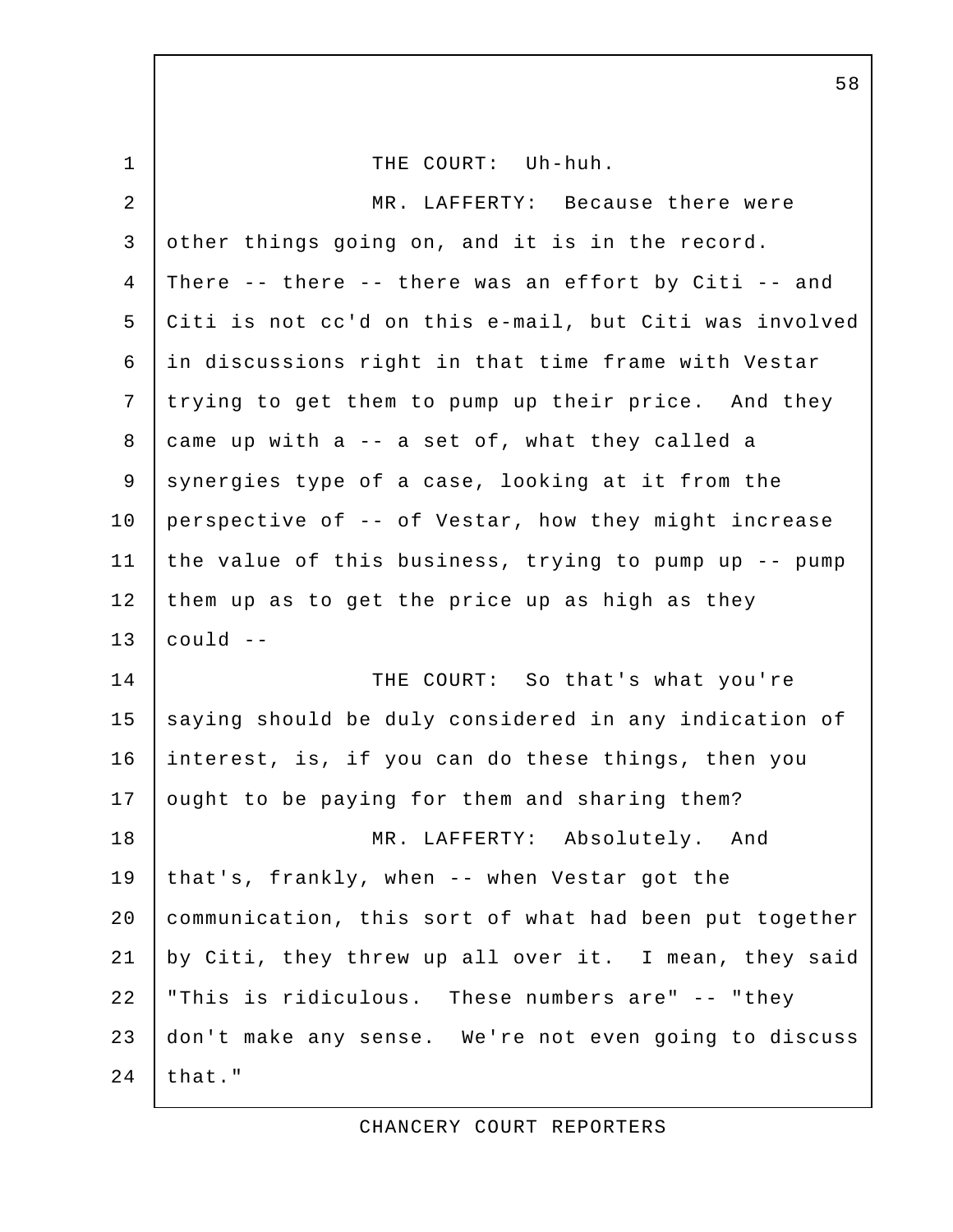THE COURT: Uh-huh.

MR. LAFFERTY: Because there were other things going on, and it is in the record. There -- there -- there was an effort by Citi -- and Citi is not cc'd on this e-mail, but Citi was involved in discussions right in that time frame with Vestar trying to get them to pump up their price. And they came up with a -- a set of, what they called a synergies type of a case, looking at it from the perspective of -- of Vestar, how they might increase the value of this business, trying to pump up -- pump them up as to get the price up as high as they could --

THE COURT: So that's what you're saying should be duly considered in any indication of interest, is, if you can do these things, then you ought to be paying for them and sharing them?

MR. LAFFERTY: Absolutely. And that's, frankly, when -- when Vestar got the communication, this sort of what had been put together by Citi, they threw up all over it. I mean, they said "This is ridiculous. These numbers are" -- "they don't make any sense. We're not even going to discuss that."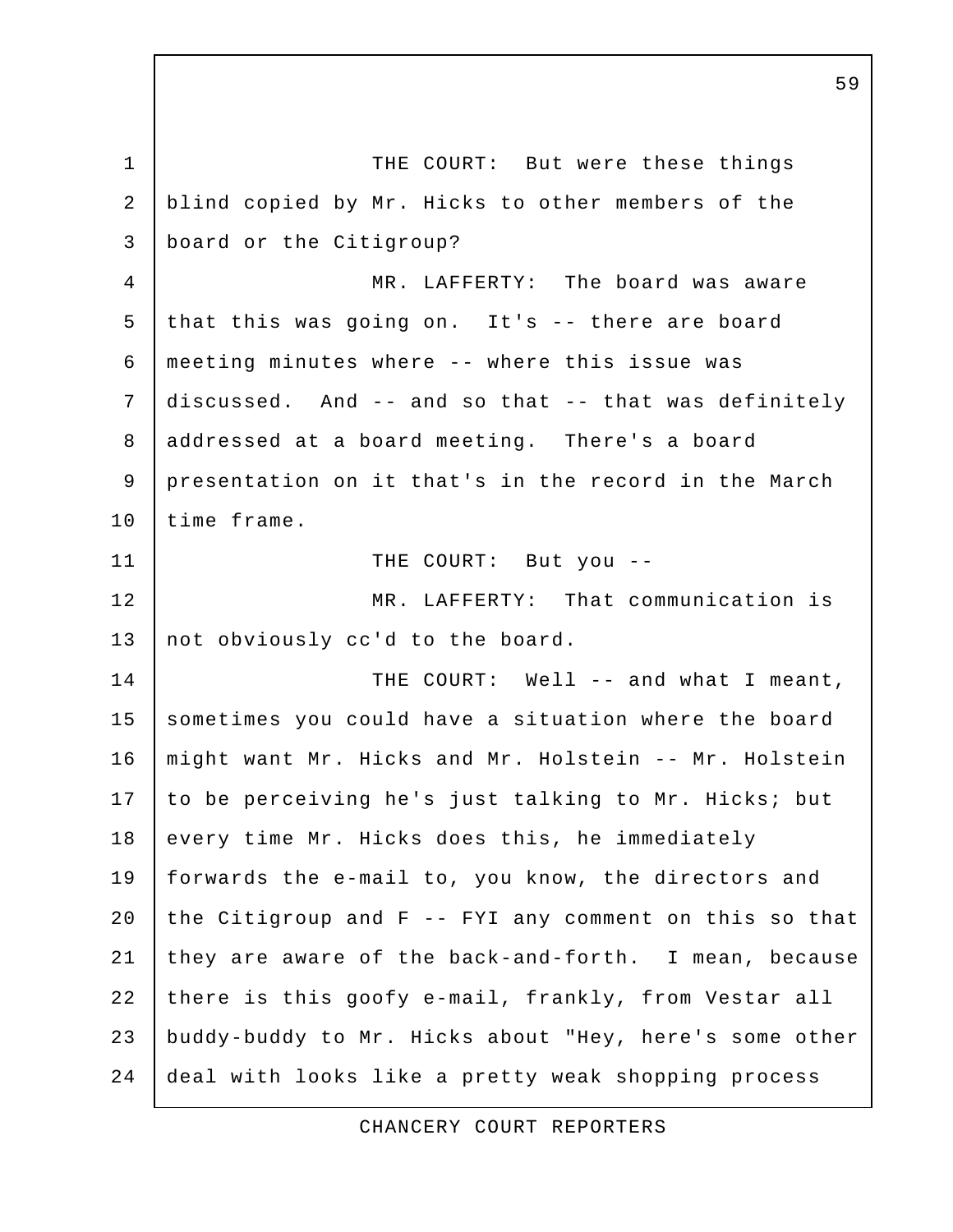THE COURT: But were these things blind copied by Mr. Hicks to other members of the board or the Citigroup?

MR. LAFFERTY: The board was aware that this was going on. It's -- there are board meeting minutes where -- where this issue was discussed. And -- and so that -- that was definitely addressed at a board meeting. There's a board presentation on it that's in the record in the March time frame.

THE COURT: But you --

MR. LAFFERTY: That communication is not obviously cc'd to the board.

THE COURT: Well -- and what I meant, sometimes you could have a situation where the board might want Mr. Hicks and Mr. Holstein -- Mr. Holstein to be perceiving he's just talking to Mr. Hicks; but every time Mr. Hicks does this, he immediately forwards the e-mail to, you know, the directors and the Citigroup and F -- FYI any comment on this so that they are aware of the back-and-forth. I mean, because there is this goofy e-mail, frankly, from Vestar all buddy-buddy to Mr. Hicks about "Hey, here's some other deal with looks like a pretty weak shopping process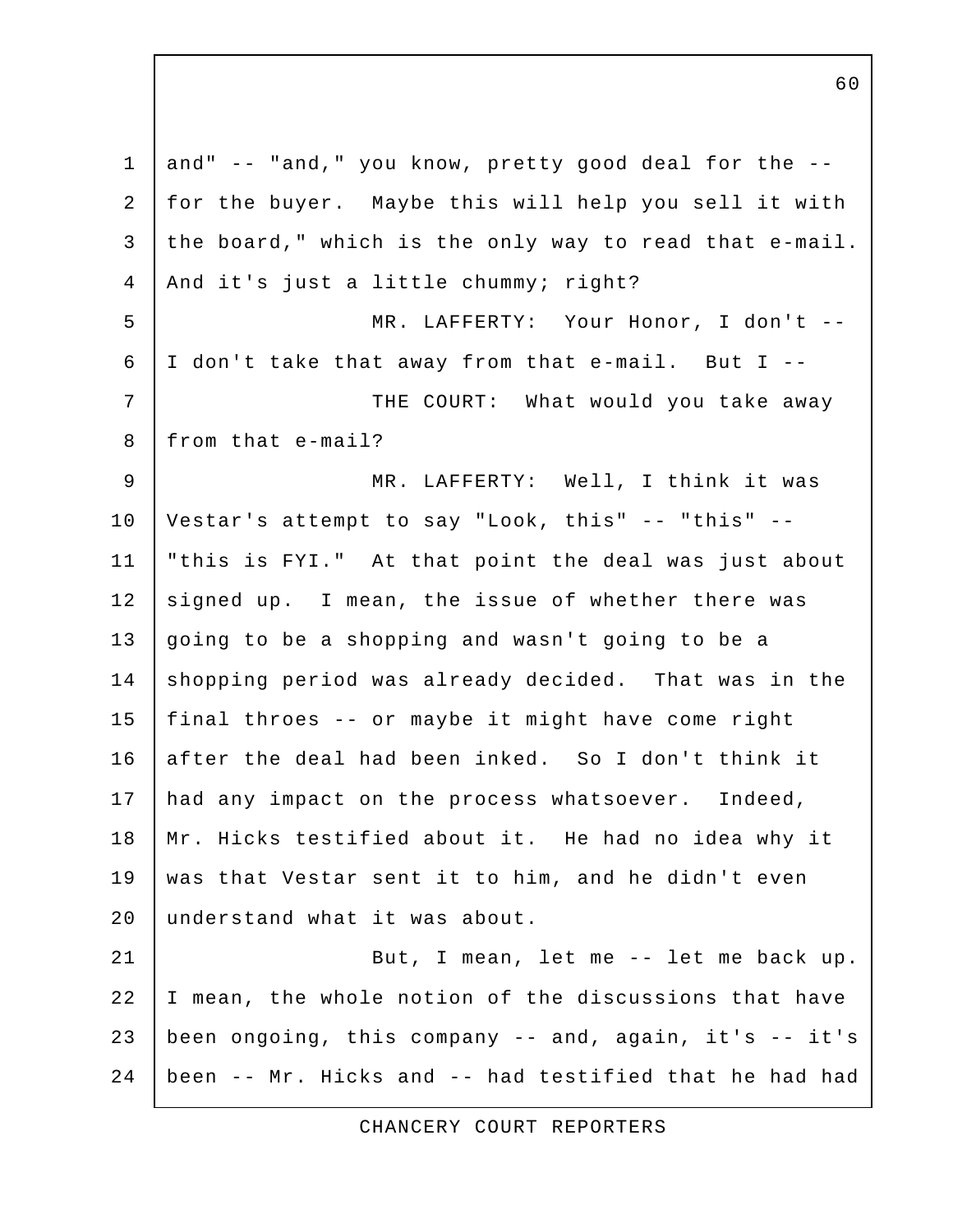and" -- "and," you know, pretty good deal for the -- for the buyer. Maybe this will help you sell it with the board," which is the only way to read that e-mail. And it's just a little chummy; right?

MR. LAFFERTY: Your Honor, I don't -- I don't take that away from that e-mail. But I --

THE COURT: What would you take away from that e-mail?

MR. LAFFERTY: Well, I think it was Vestar's attempt to say "Look, this" -- "this" -- "this is FYI." At that point the deal was just about signed up. I mean, the issue of whether there was going to be a shopping and wasn't going to be a shopping period was already decided. That was in the final throes -- or maybe it might have come right after the deal had been inked. So I don't think it had any impact on the process whatsoever. Indeed, Mr. Hicks testified about it. He had no idea why it was that Vestar sent it to him, and he didn't even understand what it was about.

But, I mean, let me -- let me back up. I mean, the whole notion of the discussions that have been ongoing, this company -- and, again, it's -- it's been -- Mr. Hicks and -- had testified that he had had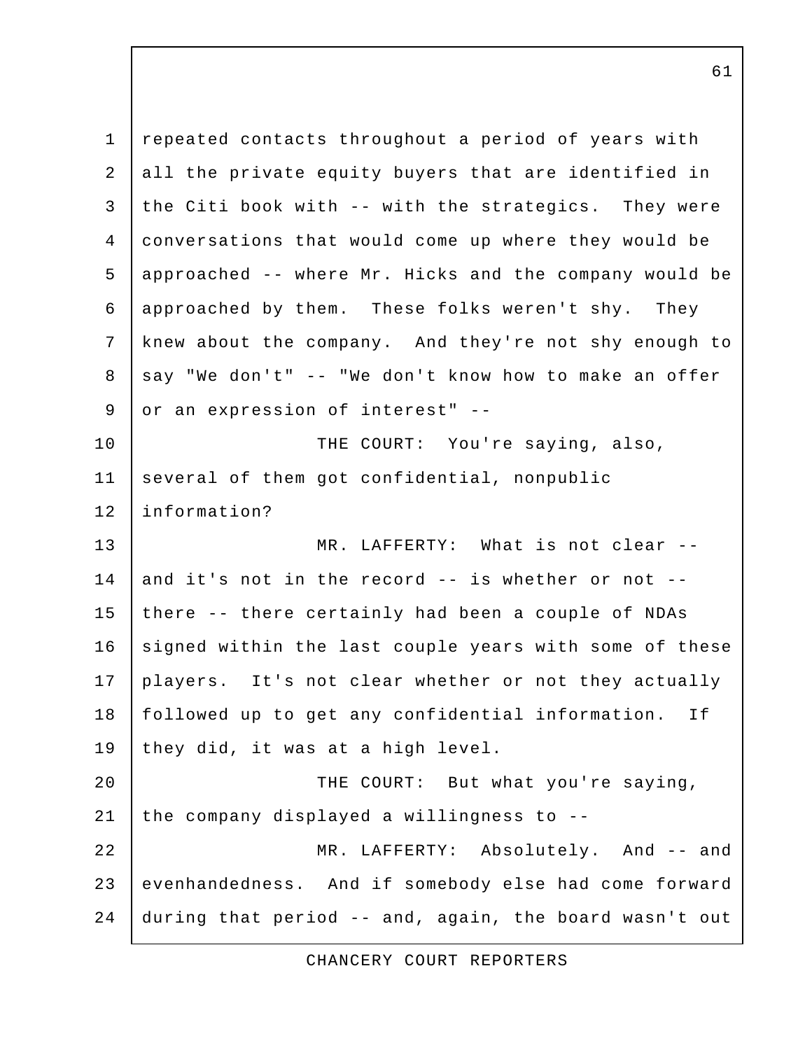repeated contacts throughout a period of years with all the private equity buyers that are identified in the Citi book with -- with the strategics. They were conversations that would come up where they would be approached -- where Mr. Hicks and the company would be approached by them. These folks weren't shy. They knew about the company. And they're not shy enough to say "We don't" -- "We don't know how to make an offer or an expression of interest" --

THE COURT: You're saying, also, several of them got confidential, nonpublic information?

MR. LAFFERTY: What is not clear -- and it's not in the record -- is whether or not -- there -- there certainly had been a couple of NDAs signed within the last couple years with some of these players. It's not clear whether or not they actually followed up to get any confidential information. If they did, it was at a high level.

THE COURT: But what you're saying, the company displayed a willingness to --

MR. LAFFERTY: Absolutely. And -- and evenhandedness. And if somebody else had come forward during that period -- and, again, the board wasn't out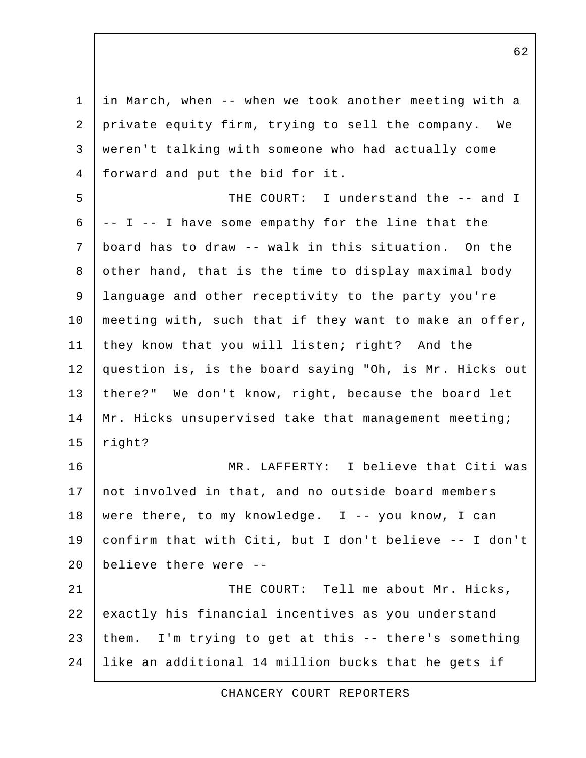in March, when -- when we took another meeting with a private equity firm, trying to sell the company. We weren't talking with someone who had actually come forward and put the bid for it.

THE COURT: I understand the -- and I -- I -- I have some empathy for the line that the board has to draw -- walk in this situation. On the other hand, that is the time to display maximal body language and other receptivity to the party you're meeting with, such that if they want to make an offer, they know that you will listen; right? And the question is, is the board saying "Oh, is Mr. Hicks out there?" We don't know, right, because the board let Mr. Hicks unsupervised take that management meeting; right?

MR. LAFFERTY: I believe that Citi was not involved in that, and no outside board members were there, to my knowledge. I -- you know, I can confirm that with Citi, but I don't believe -- I don't believe there were --

THE COURT: Tell me about Mr. Hicks, exactly his financial incentives as you understand them. I'm trying to get at this -- there's something like an additional 14 million bucks that he gets if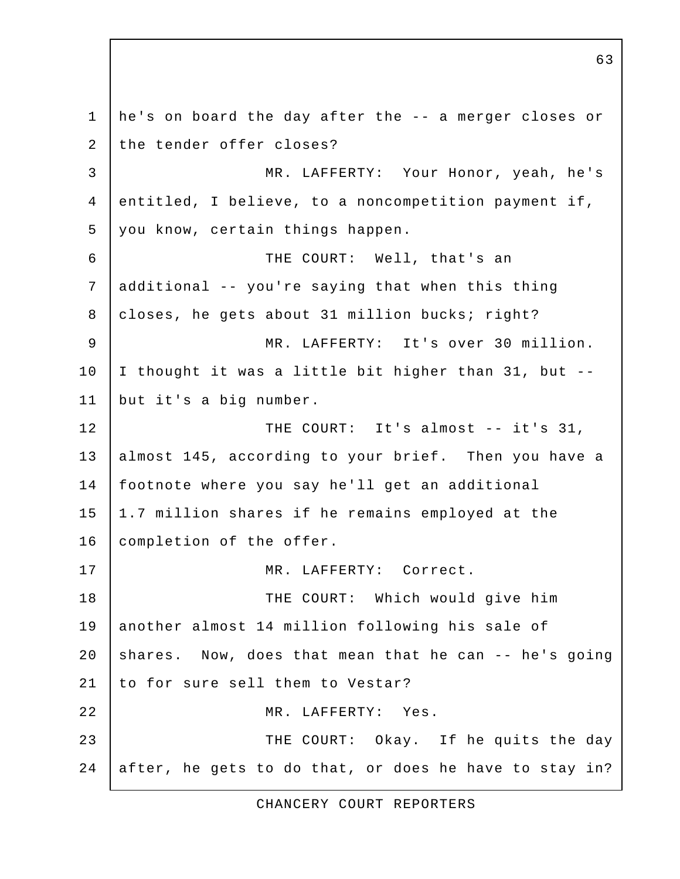he's on board the day after the -- a merger closes or the tender offer closes?

MR. LAFFERTY: Your Honor, yeah, he's entitled, I believe, to a noncompetition payment if, you know, certain things happen.

THE COURT: Well, that's an additional -- you're saying that when this thing closes, he gets about 31 million bucks; right?

MR. LAFFERTY: It's over 30 million. I thought it was a little bit higher than 31, but -- but it's a big number.

THE COURT: It's almost -- it's 31, almost 145, according to your brief. Then you have a footnote where you say he'll get an additional 1.7 million shares if he remains employed at the completion of the offer.

MR. LAFFERTY: Correct.

THE COURT: Which would give him another almost 14 million following his sale of shares. Now, does that mean that he can -- he's going to for sure sell them to Vestar?

MR. LAFFERTY: Yes.

THE COURT: Okay. If he quits the day after, he gets to do that, or does he have to stay in?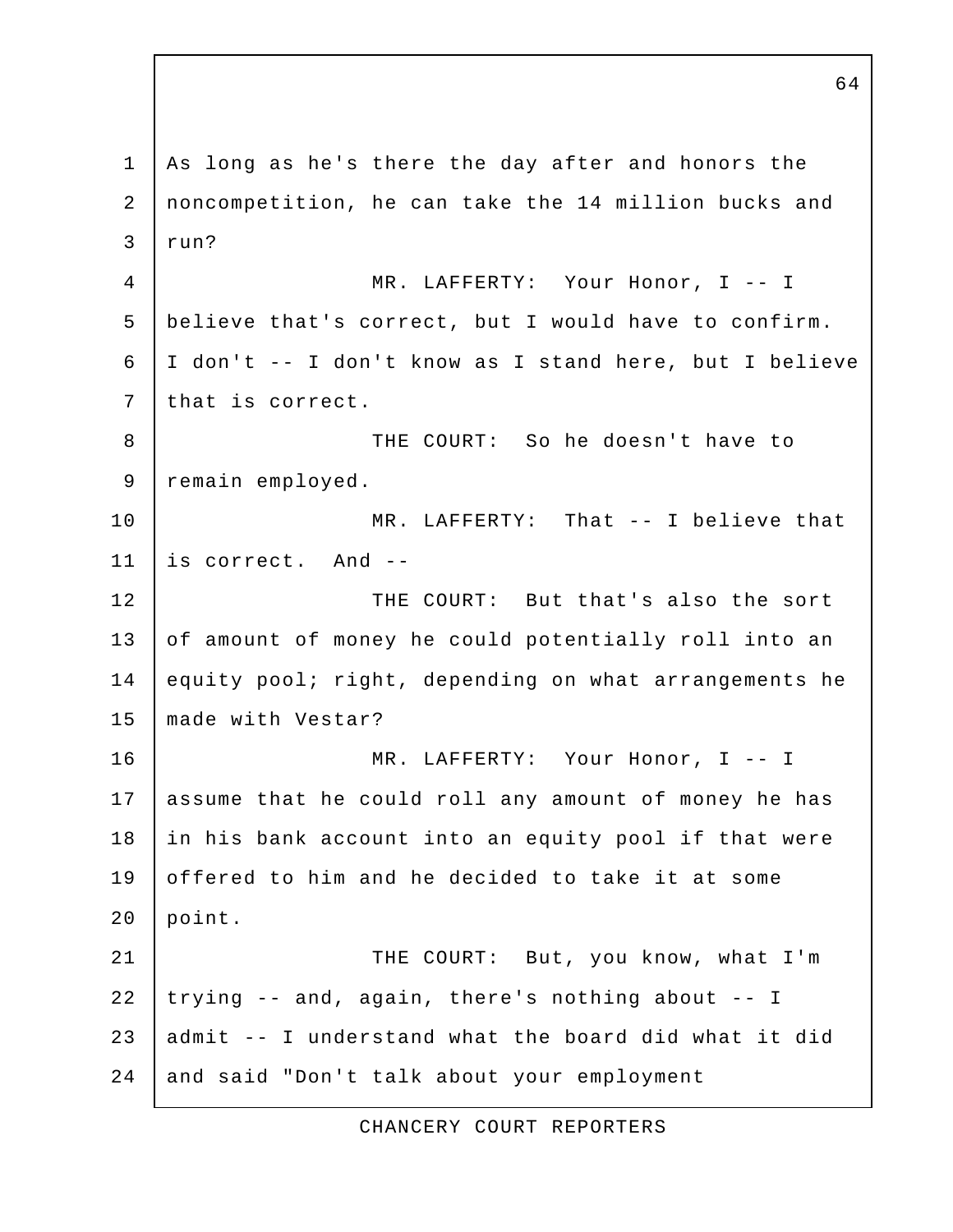As long as he's there the day after and honors the noncompetition, he can take the 14 million bucks and run?

MR. LAFFERTY: Your Honor, I -- I believe that's correct, but I would have to confirm. I don't -- I don't know as I stand here, but I believe that is correct.

THE COURT: So he doesn't have to remain employed.

MR. LAFFERTY: That -- I believe that is correct. And --

THE COURT: But that's also the sort of amount of money he could potentially roll into an equity pool; right, depending on what arrangements he made with Vestar?

MR. LAFFERTY: Your Honor, I -- I assume that he could roll any amount of money he has in his bank account into an equity pool if that were offered to him and he decided to take it at some point.

THE COURT: But, you know, what I'm trying -- and, again, there's nothing about -- I admit -- I understand what the board did what it did and said "Don't talk about your employment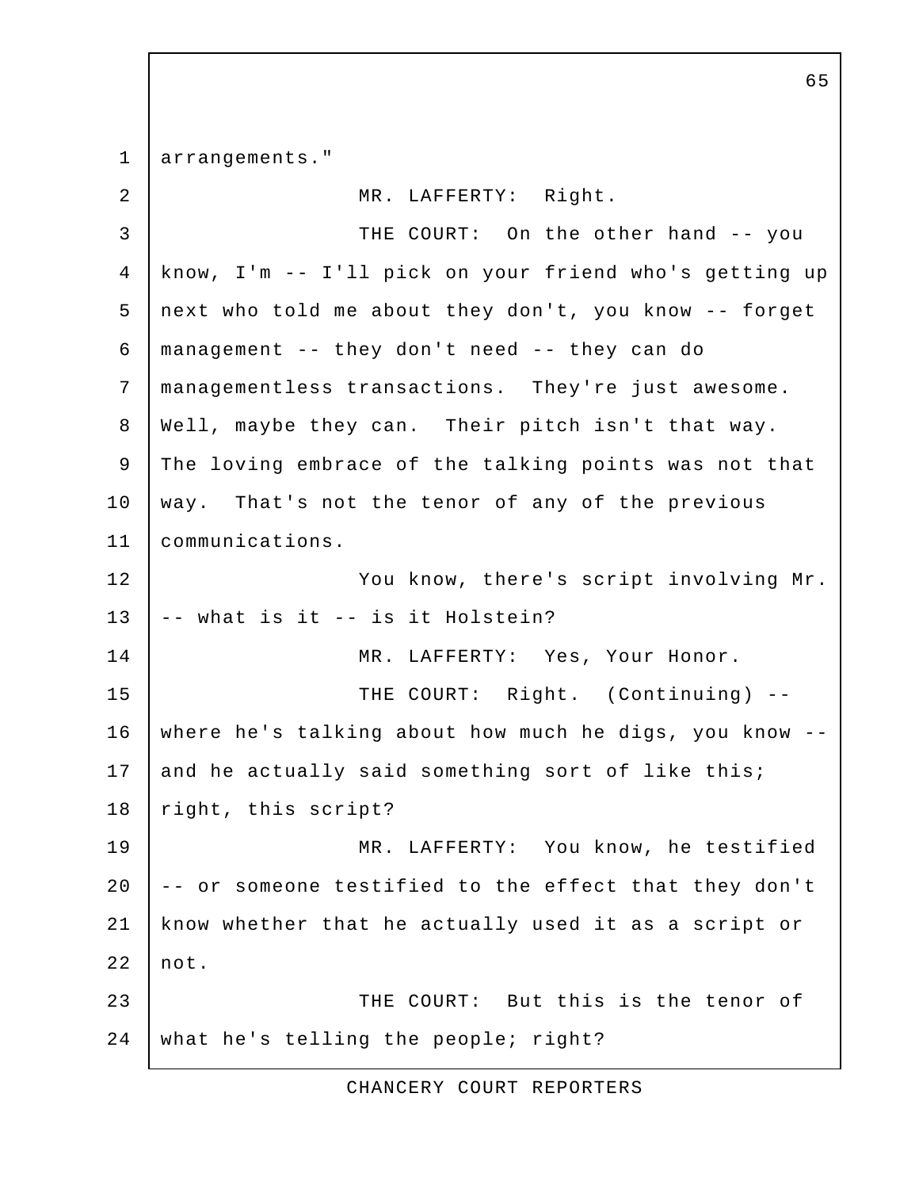arrangements."

MR. LAFFERTY: Right.

THE COURT: On the other hand -- you know, I'm -- I'll pick on your friend who's getting up next who told me about they don't, you know -- forget management -- they don't need -- they can do managementless transactions. They're just awesome. Well, maybe they can. Their pitch isn't that way. The loving embrace of the talking points was not that way. That's not the tenor of any of the previous communications.

You know, there's script involving Mr. -- what is it -- is it Holstein?

MR. LAFFERTY: Yes, Your Honor.

THE COURT: Right. (Continuing) -- where he's talking about how much he digs, you know -- and he actually said something sort of like this; right, this script?

MR. LAFFERTY: You know, he testified -- or someone testified to the effect that they don't know whether that he actually used it as a script or not.

THE COURT: But this is the tenor of what he's telling the people; right?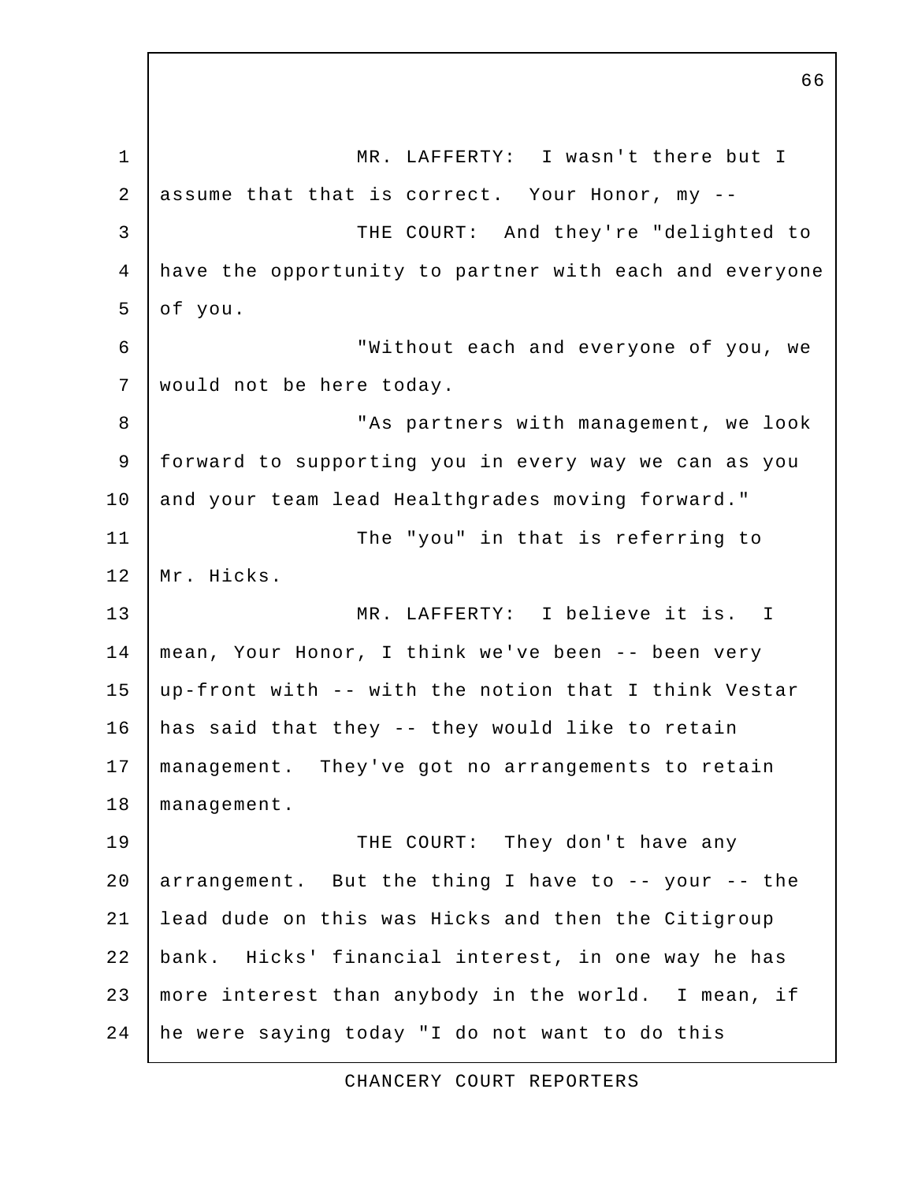MR. LAFFERTY: I wasn't there but I assume that that is correct. Your Honor, my --

THE COURT: And they're "delighted to have the opportunity to partner with each and everyone of you.

"Without each and everyone of you, we would not be here today.

"As partners with management, we look forward to supporting you in every way we can as you and your team lead Healthgrades moving forward."

The "you" in that is referring to Mr. Hicks.

MR. LAFFERTY: I believe it is. I mean, Your Honor, I think we've been -- been very up-front with -- with the notion that I think Vestar has said that they -- they would like to retain management. They've got no arrangements to retain management.

THE COURT: They don't have any arrangement. But the thing I have to -- your -- the lead dude on this was Hicks and then the Citigroup bank. Hicks' financial interest, in one way he has more interest than anybody in the world. I mean, if he were saying today "I do not want to do this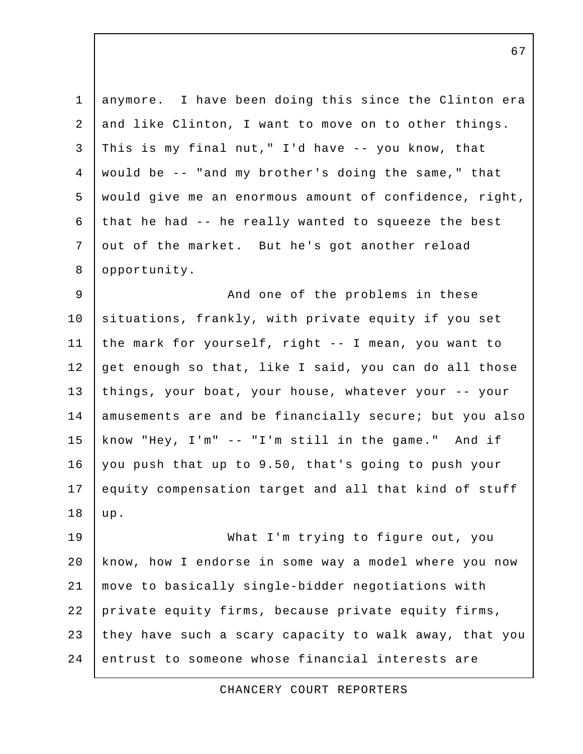anymore. I have been doing this since the Clinton era and like Clinton, I want to move on to other things. This is my final nut," I'd have -- you know, that would be -- "and my brother's doing the same," that would give me an enormous amount of confidence, right, that he had -- he really wanted to squeeze the best out of the market. But he's got another reload opportunity.

And one of the problems in these situations, frankly, with private equity if you set the mark for yourself, right -- I mean, you want to get enough so that, like I said, you can do all those things, your boat, your house, whatever your -- your amusements are and be financially secure; but you also know "Hey, I'm" -- "I'm still in the game." And if you push that up to 9.50, that's going to push your equity compensation target and all that kind of stuff up.

What I'm trying to figure out, you know, how I endorse in some way a model where you now move to basically single-bidder negotiations with private equity firms, because private equity firms, they have such a scary capacity to walk away, that you entrust to someone whose financial interests are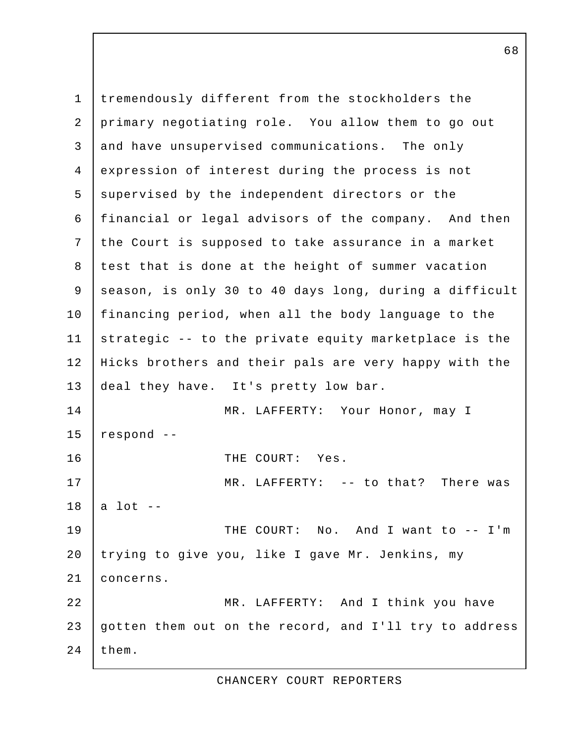tremendously different from the stockholders the primary negotiating role. You allow them to go out and have unsupervised communications. The only expression of interest during the process is not supervised by the independent directors or the financial or legal advisors of the company. And then the Court is supposed to take assurance in a market test that is done at the height of summer vacation season, is only 30 to 40 days long, during a difficult financing period, when all the body language to the strategic -- to the private equity marketplace is the Hicks brothers and their pals are very happy with the deal they have. It's pretty low bar.

MR. LAFFERTY: Your Honor, may I respond --

THE COURT: Yes.

MR. LAFFERTY: -- to that? There was a lot --

THE COURT: No. And I want to -- I'm trying to give you, like I gave Mr. Jenkins, my concerns.

MR. LAFFERTY: And I think you have gotten them out on the record, and I'll try to address them.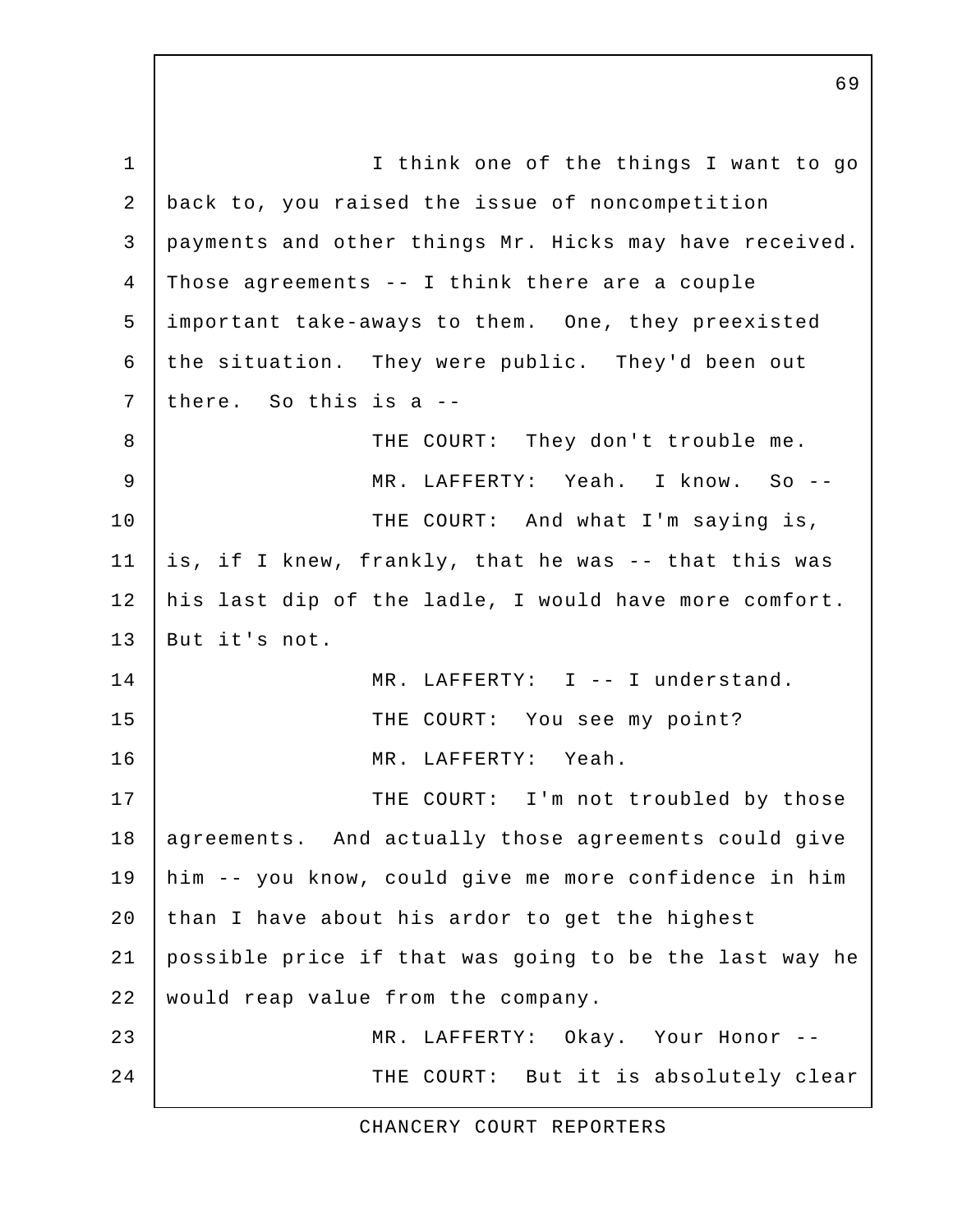I think one of the things I want to go back to, you raised the issue of noncompetition payments and other things Mr. Hicks may have received. Those agreements -- I think there are a couple important take-aways to them. One, they preexisted the situation. They were public. They'd been out there. So this is a --

THE COURT: They don't trouble me.

MR. LAFFERTY: Yeah. I know. So --

THE COURT: And what I'm saying is, is, if I knew, frankly, that he was -- that this was his last dip of the ladle, I would have more comfort. But it's not.

MR. LAFFERTY: I -- I understand.

THE COURT: You see my point?

MR. LAFFERTY: Yeah.

THE COURT: I'm not troubled by those agreements. And actually those agreements could give him -- you know, could give me more confidence in him than I have about his ardor to get the highest possible price if that was going to be the last way he would reap value from the company.

MR. LAFFERTY: Okay. Your Honor --

THE COURT: But it is absolutely clear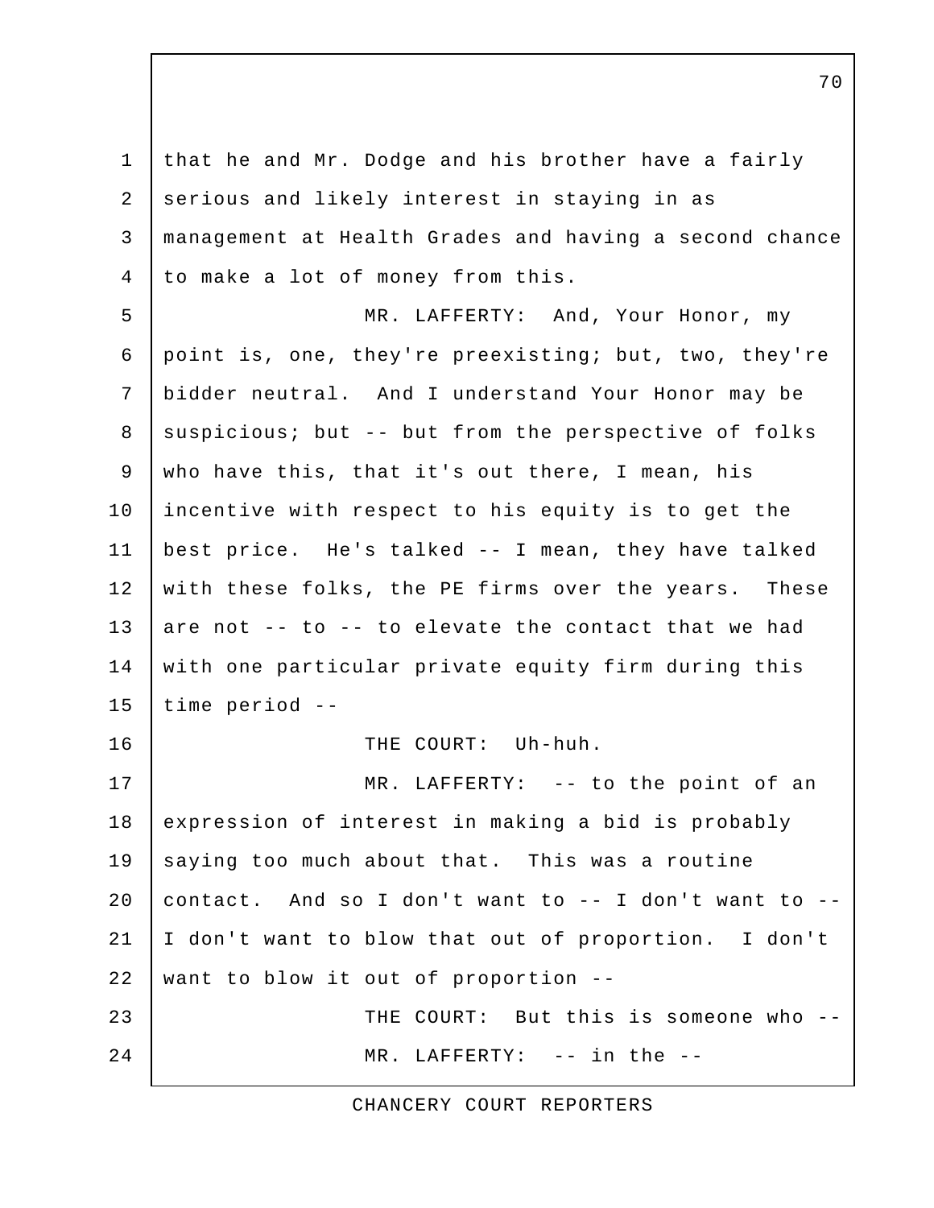that he and Mr. Dodge and his brother have a fairly serious and likely interest in staying in as management at Health Grades and having a second chance to make a lot of money from this.

MR. LAFFERTY: And, Your Honor, my point is, one, they're preexisting; but, two, they're bidder neutral. And I understand Your Honor may be suspicious; but -- but from the perspective of folks who have this, that it's out there, I mean, his incentive with respect to his equity is to get the best price. He's talked -- I mean, they have talked with these folks, the PE firms over the years. These are not -- to -- to elevate the contact that we had with one particular private equity firm during this time period --

THE COURT: Uh-huh.

MR. LAFFERTY: -- to the point of an expression of interest in making a bid is probably saying too much about that. This was a routine contact. And so I don't want to -- I don't want to -- I don't want to blow that out of proportion. I don't want to blow it out of proportion --

THE COURT: But this is someone who --

MR. LAFFERTY: -- in the --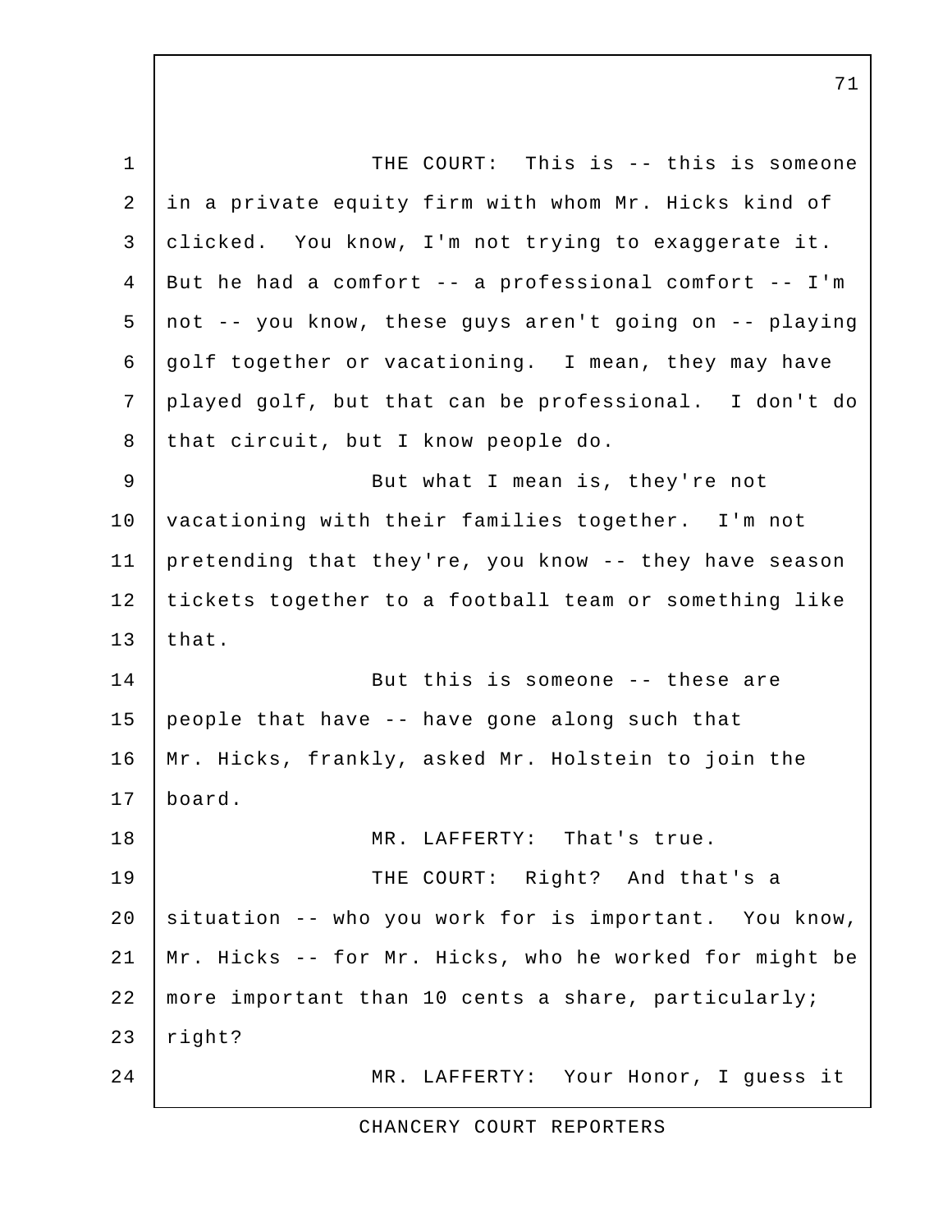THE COURT: This is -- this is someone in a private equity firm with whom Mr. Hicks kind of clicked. You know, I'm not trying to exaggerate it. But he had a comfort -- a professional comfort -- I'm not -- you know, these guys aren't going on -- playing golf together or vacationing. I mean, they may have played golf, but that can be professional. I don't do that circuit, but I know people do.

But what I mean is, they're not vacationing with their families together. I'm not pretending that they're, you know -- they have season tickets together to a football team or something like that.

But this is someone -- these are people that have -- have gone along such that Mr. Hicks, frankly, asked Mr. Holstein to join the board.

MR. LAFFERTY: That's true.

THE COURT: Right? And that's a situation -- who you work for is important. You know, Mr. Hicks -- for Mr. Hicks, who he worked for might be more important than 10 cents a share, particularly; right?

MR. LAFFERTY: Your Honor, I guess it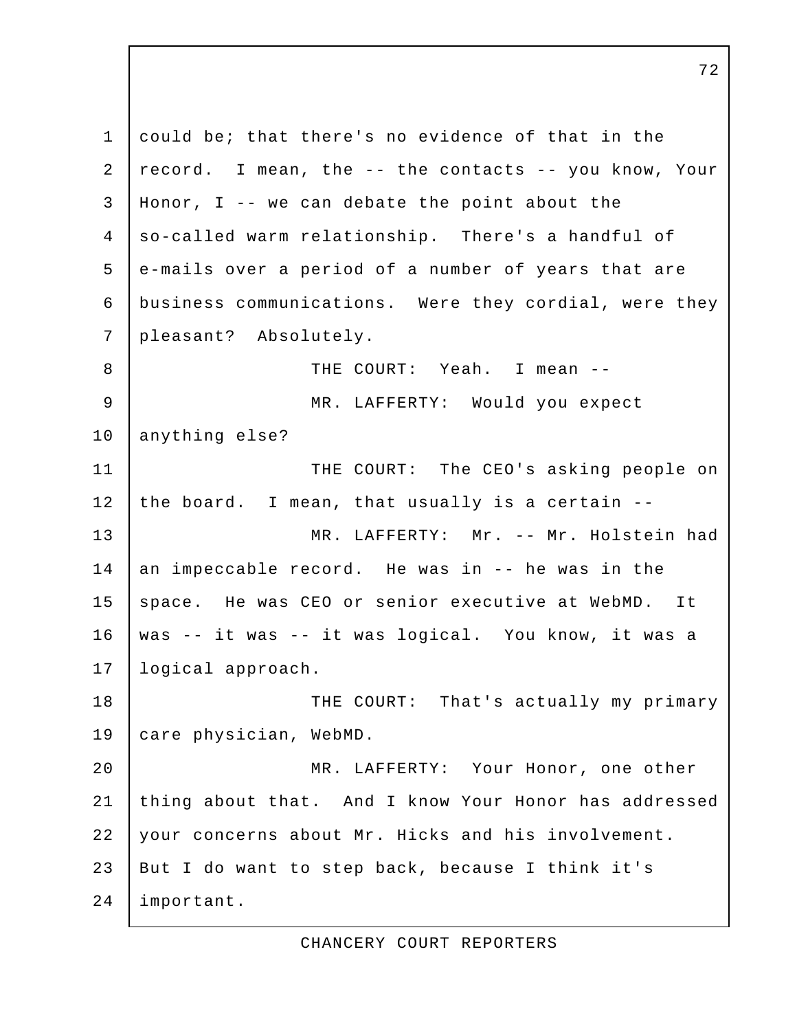could be; that there's no evidence of that in the record. I mean, the -- the contacts -- you know, Your Honor, I -- we can debate the point about the so-called warm relationship. There's a handful of e-mails over a period of a number of years that are business communications. Were they cordial, were they pleasant? Absolutely.

THE COURT: Yeah. I mean --

MR. LAFFERTY: Would you expect anything else?

THE COURT: The CEO's asking people on the board. I mean, that usually is a certain --

MR. LAFFERTY: Mr. -- Mr. Holstein had an impeccable record. He was in -- he was in the space. He was CEO or senior executive at WebMD. It was -- it was -- it was logical. You know, it was a logical approach.

THE COURT: That's actually my primary care physician, WebMD.

MR. LAFFERTY: Your Honor, one other thing about that. And I know Your Honor has addressed your concerns about Mr. Hicks and his involvement. But I do want to step back, because I think it's important.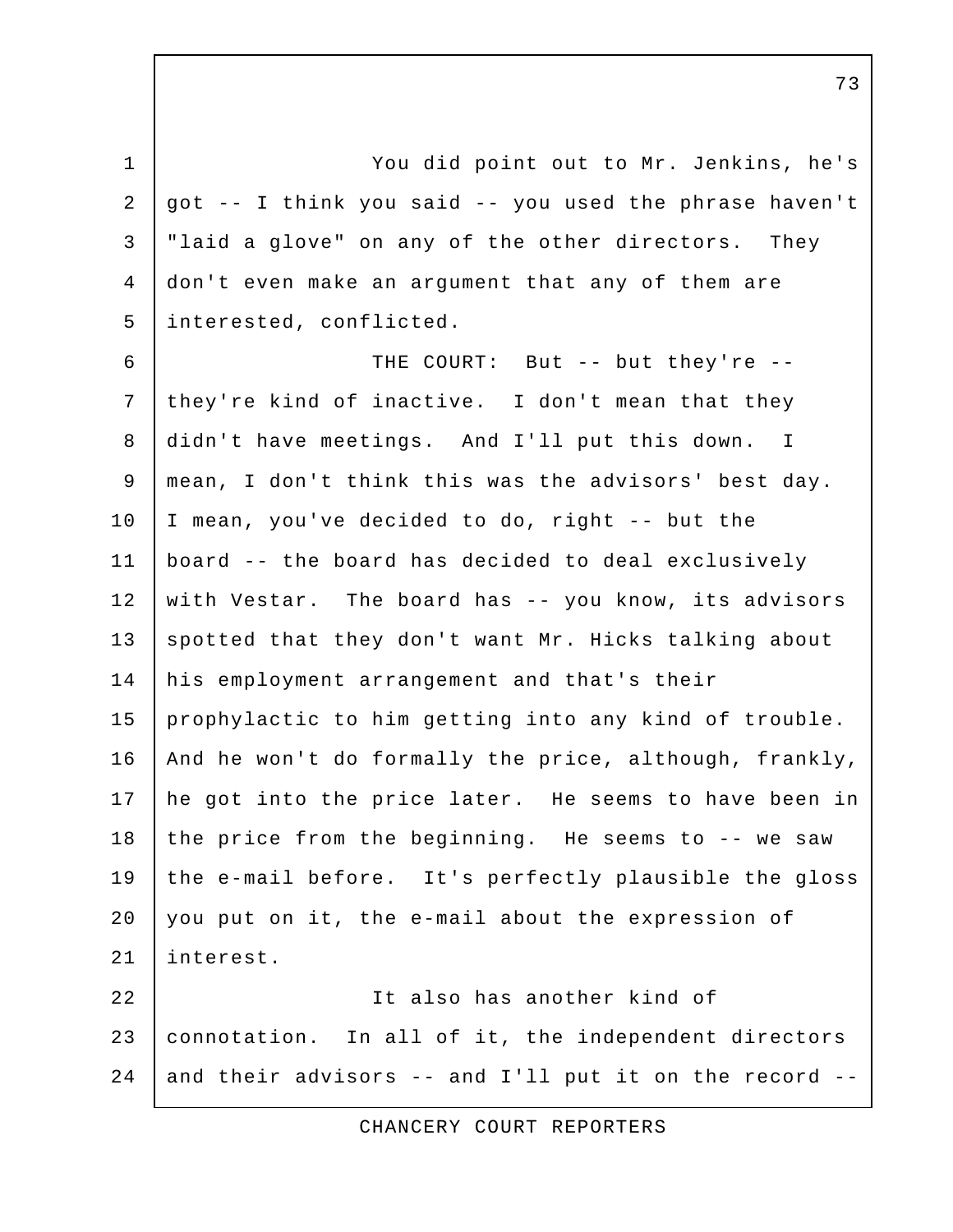You did point out to Mr. Jenkins, he's got -- I think you said -- you used the phrase haven't "laid a glove" on any of the other directors. They don't even make an argument that any of them are interested, conflicted.

THE COURT: But -- but they're -- they're kind of inactive. I don't mean that they didn't have meetings. And I'll put this down. I mean, I don't think this was the advisors' best day. I mean, you've decided to do, right -- but the board -- the board has decided to deal exclusively with Vestar. The board has -- you know, its advisors spotted that they don't want Mr. Hicks talking about his employment arrangement and that's their prophylactic to him getting into any kind of trouble. And he won't do formally the price, although, frankly, he got into the price later. He seems to have been in the price from the beginning. He seems to -- we saw the e-mail before. It's perfectly plausible the gloss you put on it, the e-mail about the expression of interest.

It also has another kind of connotation. In all of it, the independent directors and their advisors -- and I'll put it on the record --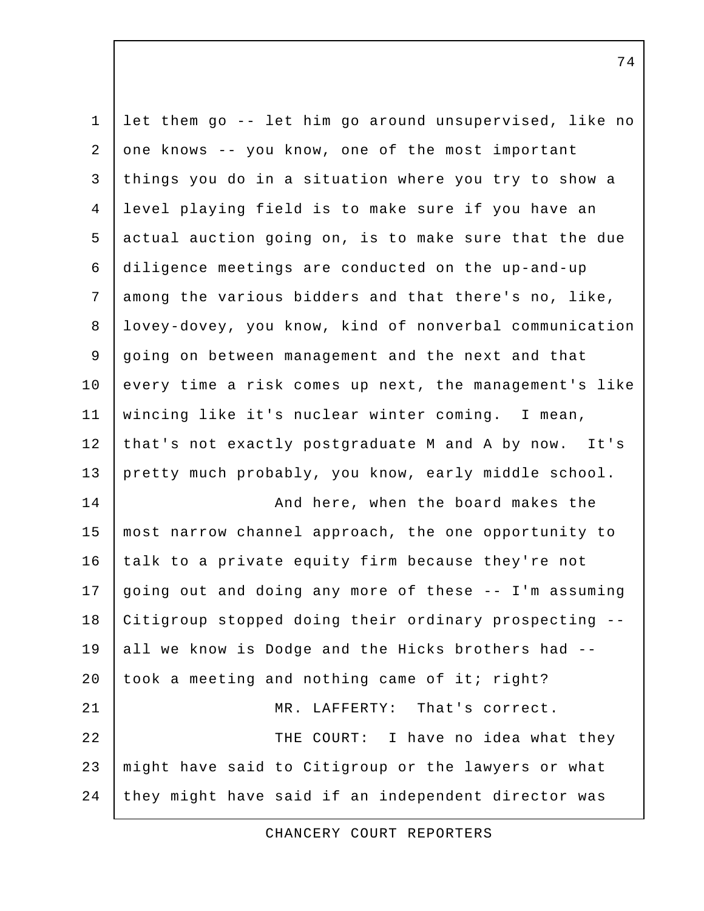let them go -- let him go around unsupervised, like no one knows -- you know, one of the most important things you do in a situation where you try to show a level playing field is to make sure if you have an actual auction going on, is to make sure that the due diligence meetings are conducted on the up-and-up among the various bidders and that there's no, like, lovey-dovey, you know, kind of nonverbal communication going on between management and the next and that every time a risk comes up next, the management's like wincing like it's nuclear winter coming. I mean, that's not exactly postgraduate M and A by now. It's pretty much probably, you know, early middle school.

And here, when the board makes the most narrow channel approach, the one opportunity to talk to a private equity firm because they're not going out and doing any more of these -- I'm assuming Citigroup stopped doing their ordinary prospecting -- all we know is Dodge and the Hicks brothers had -- took a meeting and nothing came of it; right?

MR. LAFFERTY: That's correct.

THE COURT: I have no idea what they might have said to Citigroup or the lawyers or what they might have said if an independent director was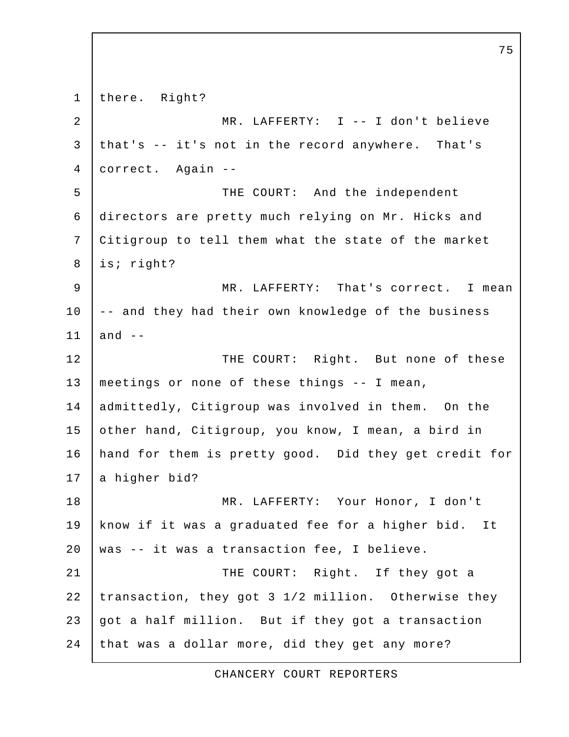there. Right?

MR. LAFFERTY: I -- I don't believe that's -- it's not in the record anywhere. That's correct. Again --

THE COURT: And the independent directors are pretty much relying on Mr. Hicks and Citigroup to tell them what the state of the market is; right?

MR. LAFFERTY: That's correct. I mean -- and they had their own knowledge of the business and --

THE COURT: Right. But none of these meetings or none of these things -- I mean, admittedly, Citigroup was involved in them. On the other hand, Citigroup, you know, I mean, a bird in hand for them is pretty good. Did they get credit for a higher bid?

MR. LAFFERTY: Your Honor, I don't know if it was a graduated fee for a higher bid. It was -- it was a transaction fee, I believe.

THE COURT: Right. If they got a transaction, they got 3 1/2 million. Otherwise they got a half million. But if they got a transaction that was a dollar more, did they get any more?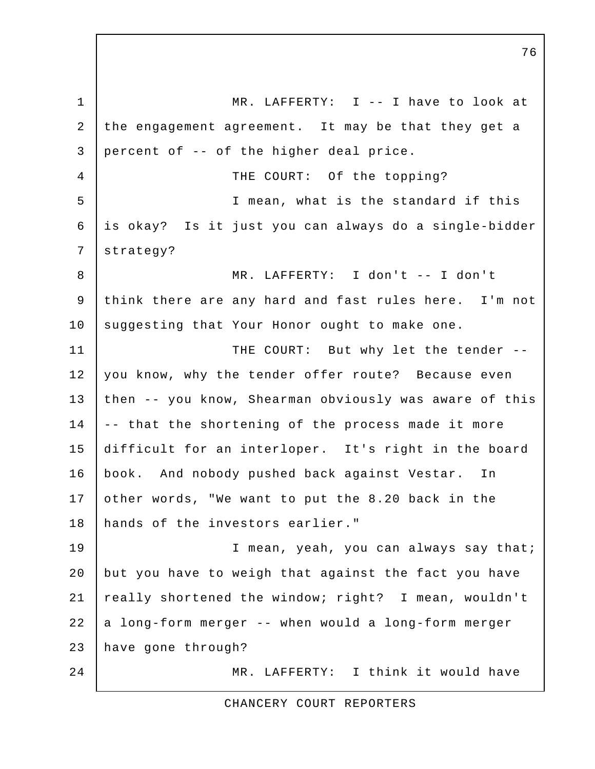MR. LAFFERTY: I -- I have to look at the engagement agreement. It may be that they get a percent of -- of the higher deal price.

THE COURT: Of the topping?

I mean, what is the standard if this is okay? Is it just you can always do a single-bidder strategy?

MR. LAFFERTY: I don't -- I don't think there are any hard and fast rules here. I'm not suggesting that Your Honor ought to make one.

THE COURT: But why let the tender -- you know, why the tender offer route? Because even then -- you know, Shearman obviously was aware of this -- that the shortening of the process made it more difficult for an interloper. It's right in the board book. And nobody pushed back against Vestar. In other words, "We want to put the 8.20 back in the hands of the investors earlier."

I mean, yeah, you can always say that; but you have to weigh that against the fact you have really shortened the window; right? I mean, wouldn't a long-form merger -- when would a long-form merger have gone through?

MR. LAFFERTY: I think it would have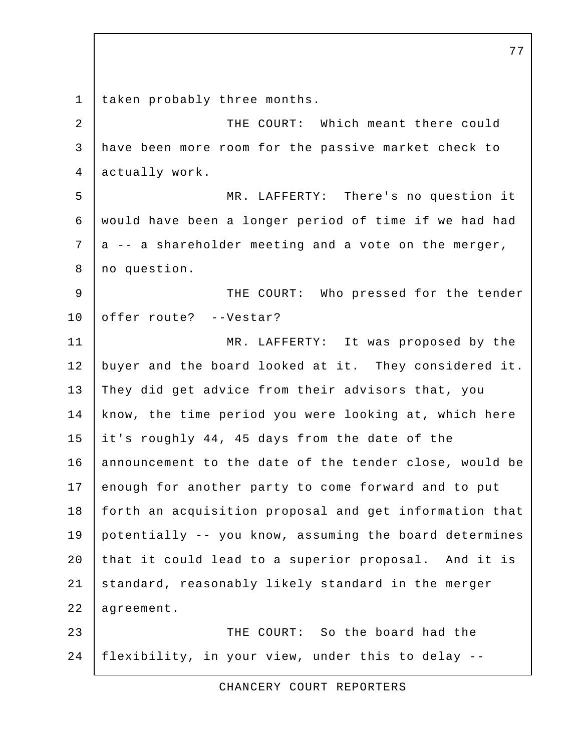taken probably three months.

THE COURT: Which meant there could have been more room for the passive market check to actually work.

MR. LAFFERTY: There's no question it would have been a longer period of time if we had had a -- a shareholder meeting and a vote on the merger, no question.

THE COURT: Who pressed for the tender offer route? --Vestar?

MR. LAFFERTY: It was proposed by the buyer and the board looked at it. They considered it. They did get advice from their advisors that, you know, the time period you were looking at, which here it's roughly 44, 45 days from the date of the announcement to the date of the tender close, would be enough for another party to come forward and to put forth an acquisition proposal and get information that potentially -- you know, assuming the board determines that it could lead to a superior proposal. And it is standard, reasonably likely standard in the merger agreement.

THE COURT: So the board had the flexibility, in your view, under this to delay --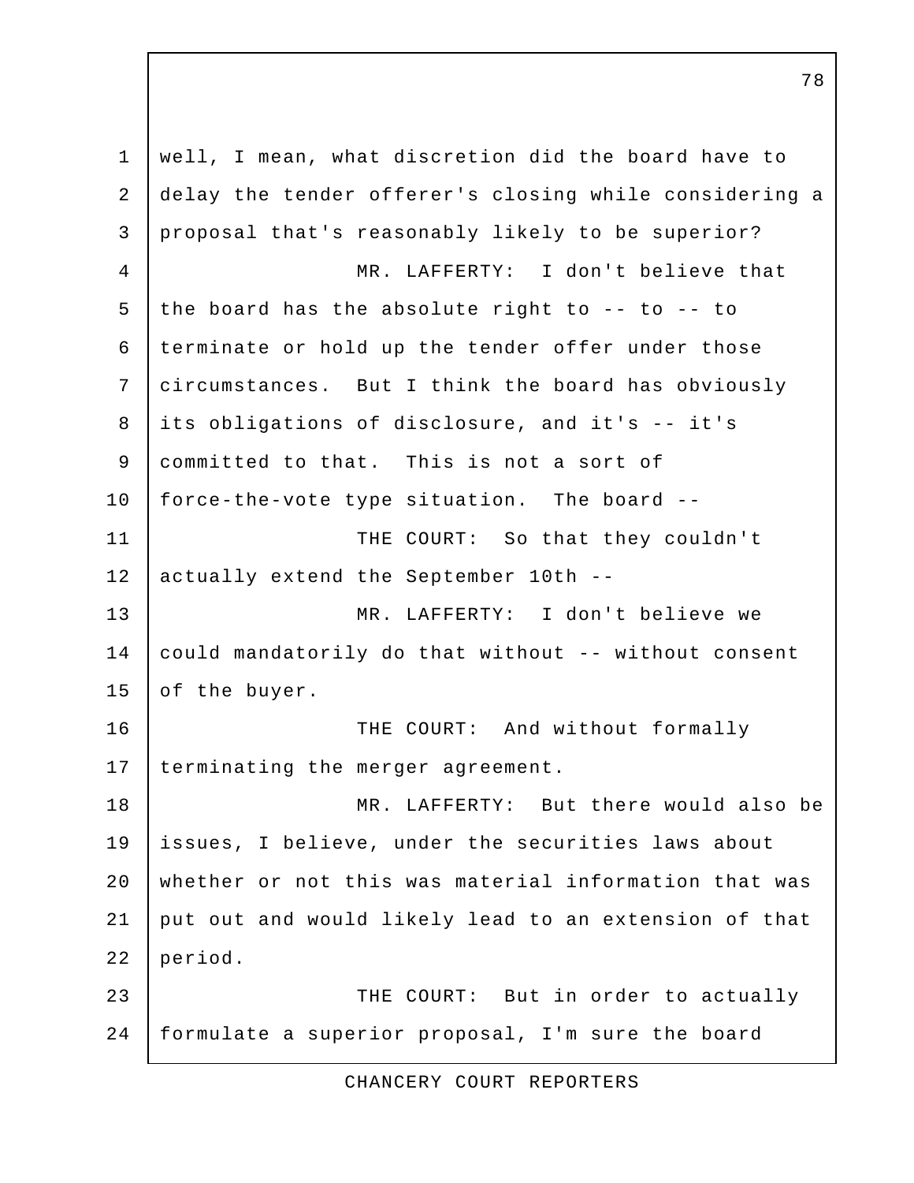well, I mean, what discretion did the board have to delay the tender offerer's closing while considering a proposal that's reasonably likely to be superior?

MR. LAFFERTY: I don't believe that the board has the absolute right to -- to -- to terminate or hold up the tender offer under those circumstances. But I think the board has obviously its obligations of disclosure, and it's -- it's committed to that. This is not a sort of force-the-vote type situation. The board --

THE COURT: So that they couldn't actually extend the September 10th --

MR. LAFFERTY: I don't believe we could mandatorily do that without -- without consent of the buyer.

THE COURT: And without formally terminating the merger agreement.

MR. LAFFERTY: But there would also be issues, I believe, under the securities laws about whether or not this was material information that was put out and would likely lead to an extension of that period.

THE COURT: But in order to actually formulate a superior proposal, I'm sure the board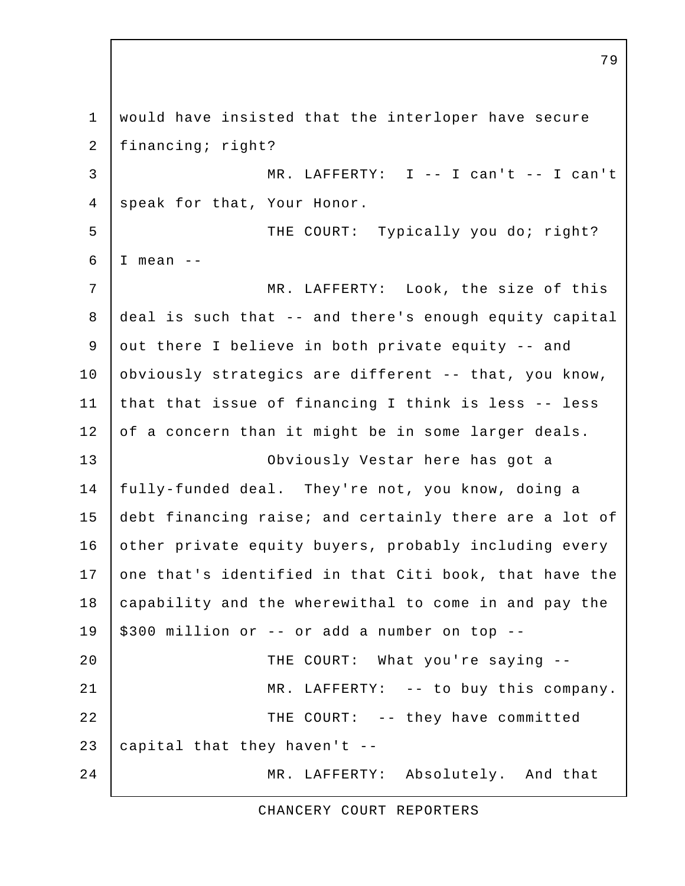would have insisted that the interloper have secure financing; right?

MR. LAFFERTY: I -- I can't -- I can't speak for that, Your Honor.

THE COURT: Typically you do; right? I mean --

MR. LAFFERTY: Look, the size of this deal is such that -- and there's enough equity capital out there I believe in both private equity -- and obviously strategics are different -- that, you know, that that issue of financing I think is less -- less of a concern than it might be in some larger deals.

Obviously Vestar here has got a fully-funded deal. They're not, you know, doing a debt financing raise; and certainly there are a lot of other private equity buyers, probably including every one that's identified in that Citi book, that have the capability and the wherewithal to come in and pay the $300 million or -- or add a number on top --

THE COURT: What you're saying --

MR. LAFFERTY: -- to buy this company.

THE COURT: -- they have committed capital that they haven't --

MR. LAFFERTY: Absolutely. And that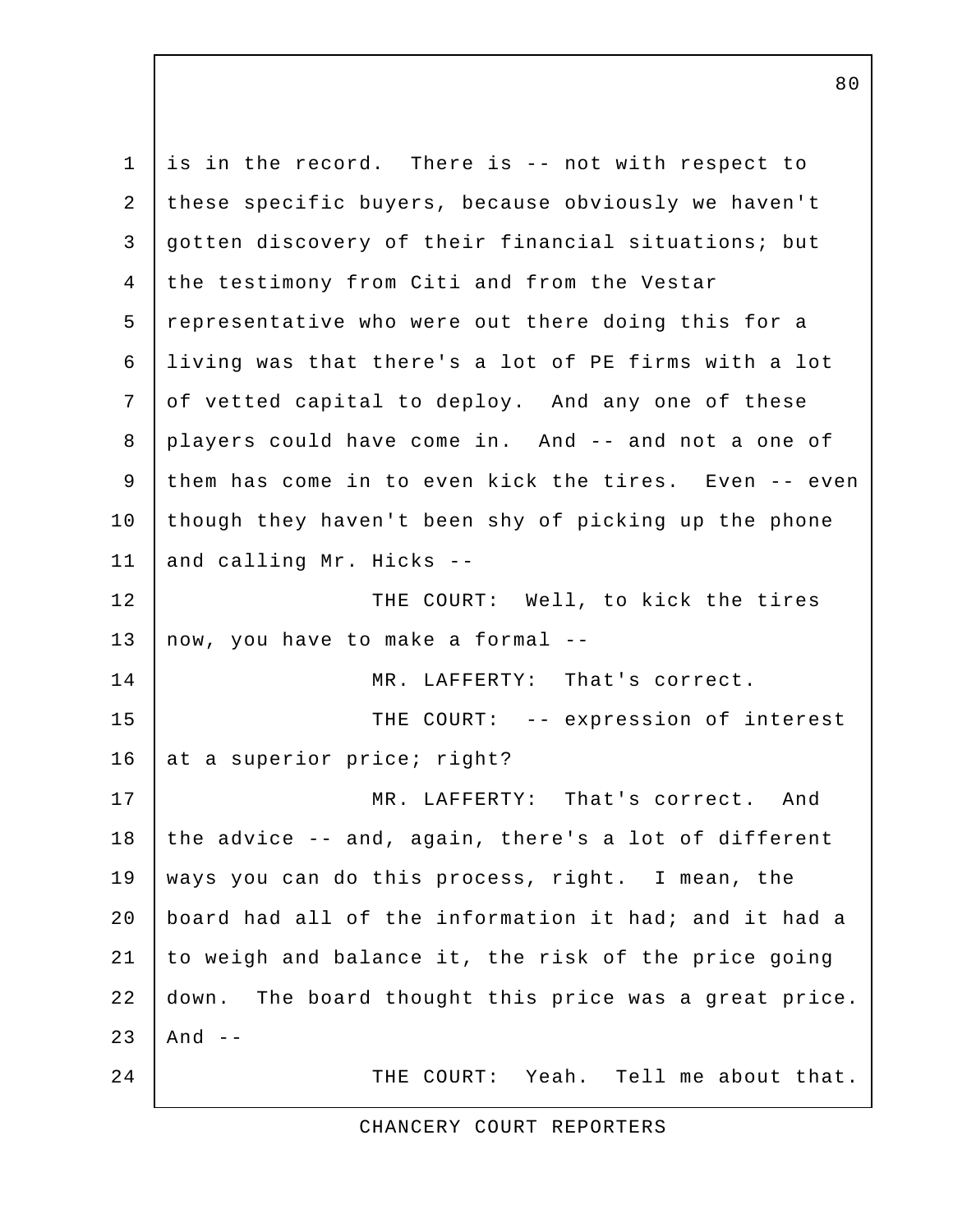is in the record. There is -- not with respect to these specific buyers, because obviously we haven't gotten discovery of their financial situations; but the testimony from Citi and from the Vestar representative who were out there doing this for a living was that there's a lot of PE firms with a lot of vetted capital to deploy. And any one of these players could have come in. And -- and not a one of them has come in to even kick the tires. Even -- even though they haven't been shy of picking up the phone and calling Mr. Hicks --

THE COURT: Well, to kick the tires now, you have to make a formal --

MR. LAFFERTY: That's correct.

THE COURT: -- expression of interest at a superior price; right?

MR. LAFFERTY: That's correct. And the advice -- and, again, there's a lot of different ways you can do this process, right. I mean, the board had all of the information it had; and it had a to weigh and balance it, the risk of the price going down. The board thought this price was a great price. And --

THE COURT: Yeah. Tell me about that.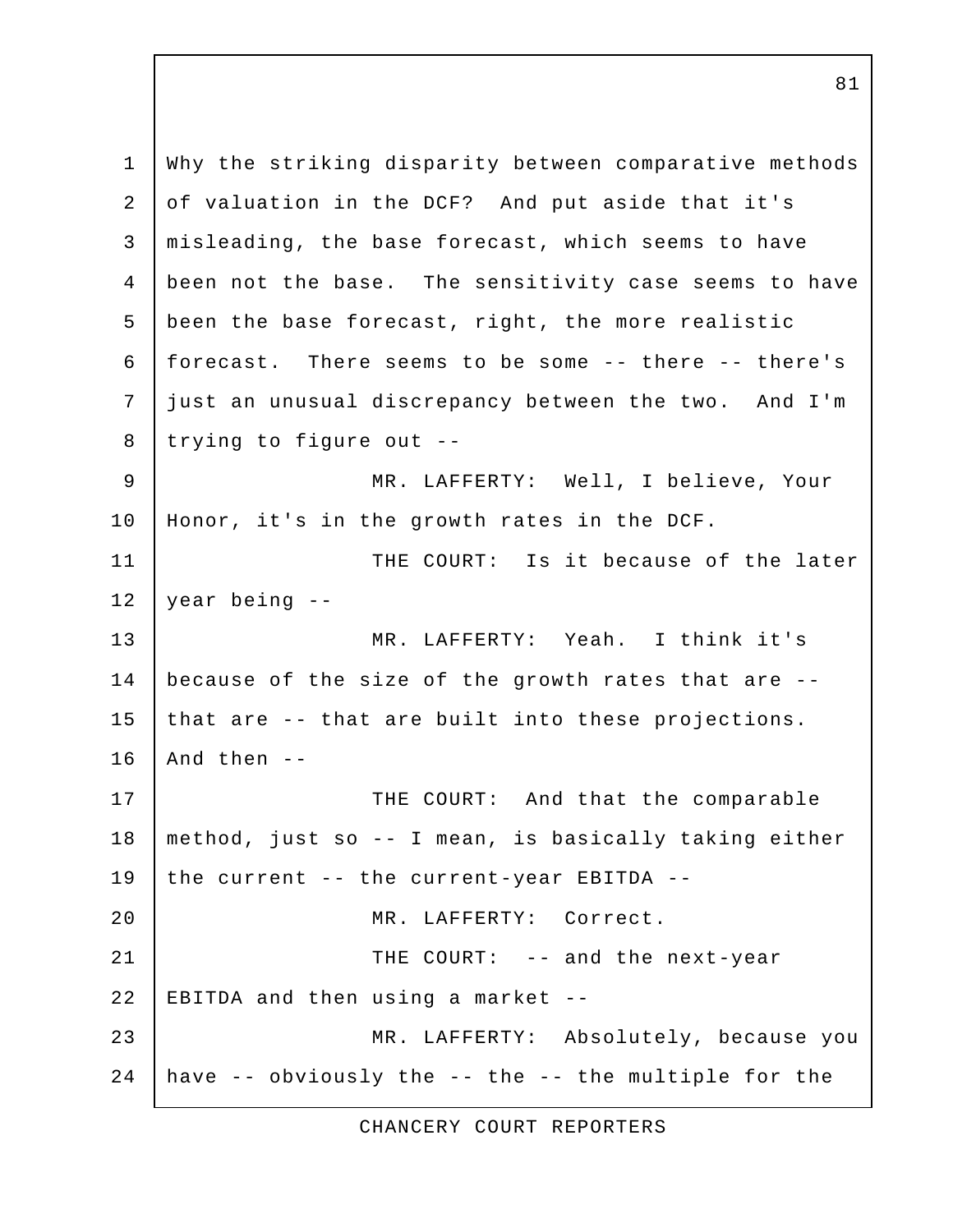Why the striking disparity between comparative methods of valuation in the DCF? And put aside that it's misleading, the base forecast, which seems to have been not the base. The sensitivity case seems to have been the base forecast, right, the more realistic forecast. There seems to be some -- there -- there's just an unusual discrepancy between the two. And I'm trying to figure out --

MR. LAFFERTY: Well, I believe, Your Honor, it's in the growth rates in the DCF.

THE COURT: Is it because of the later year being --

MR. LAFFERTY: Yeah. I think it's because of the size of the growth rates that are -- that are -- that are built into these projections. And then --

THE COURT: And that the comparable method, just so -- I mean, is basically taking either the current -- the current-year EBITDA --

MR. LAFFERTY: Correct.

THE COURT: -- and the next-year EBITDA and then using a market --

MR. LAFFERTY: Absolutely, because you have -- obviously the -- the -- the multiple for the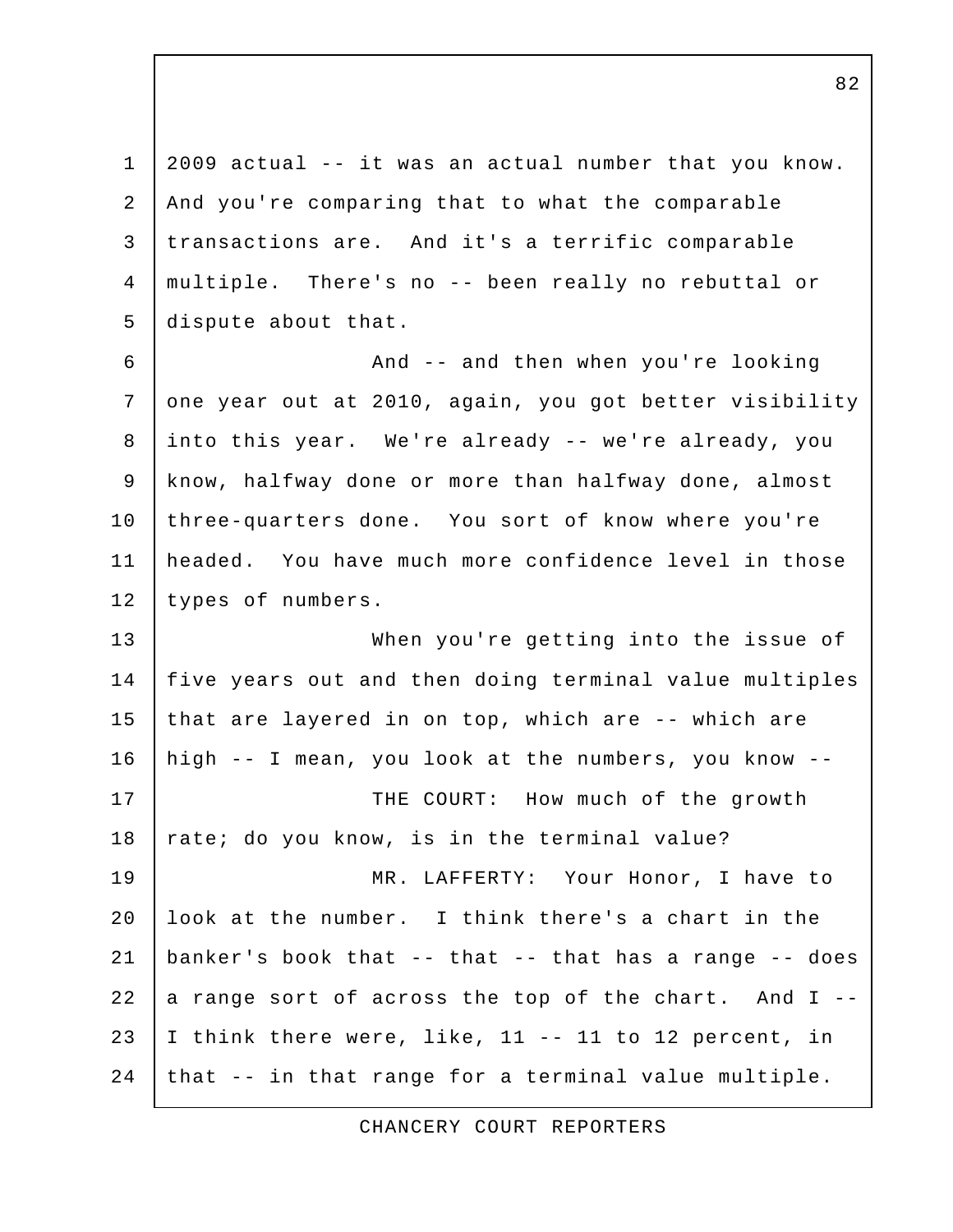2009 actual -- it was an actual number that you know. And you're comparing that to what the comparable transactions are. And it's a terrific comparable multiple. There's no -- been really no rebuttal or dispute about that.

And -- and then when you're looking one year out at 2010, again, you got better visibility into this year. We're already -- we're already, you know, halfway done or more than halfway done, almost three-quarters done. You sort of know where you're headed. You have much more confidence level in those types of numbers.

When you're getting into the issue of five years out and then doing terminal value multiples that are layered in on top, which are -- which are high -- I mean, you look at the numbers, you know --

THE COURT: How much of the growth rate; do you know, is in the terminal value?

MR. LAFFERTY: Your Honor, I have to look at the number. I think there's a chart in the banker's book that -- that -- that has a range -- does a range sort of across the top of the chart. And I -- I think there were, like, 11 -- 11 to 12 percent, in that -- in that range for a terminal value multiple.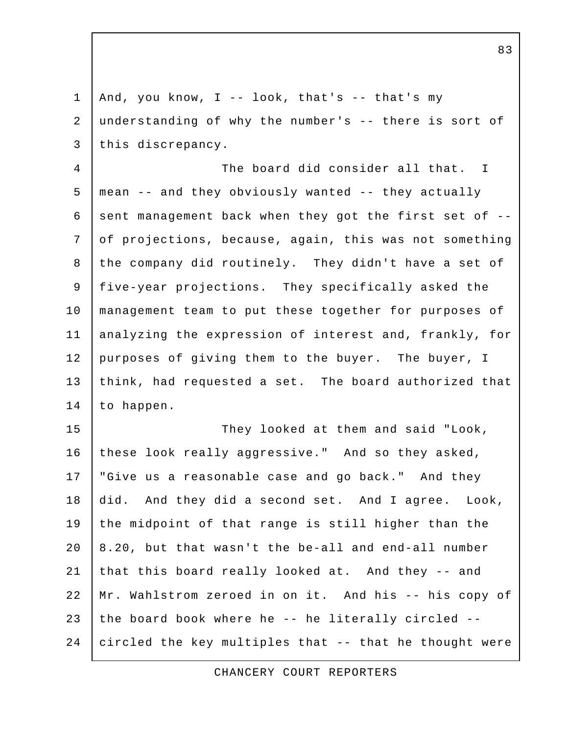And, you know, I -- look, that's -- that's my understanding of why the number's -- there is sort of this discrepancy.

The board did consider all that. I mean -- and they obviously wanted -- they actually sent management back when they got the first set of -- of projections, because, again, this was not something the company did routinely. They didn't have a set of five-year projections. They specifically asked the management team to put these together for purposes of analyzing the expression of interest and, frankly, for purposes of giving them to the buyer. The buyer, I think, had requested a set. The board authorized that to happen.

They looked at them and said "Look, these look really aggressive." And so they asked, "Give us a reasonable case and go back." And they did. And they did a second set. And I agree. Look, the midpoint of that range is still higher than the 8.20, but that wasn't the be-all and end-all number that this board really looked at. And they -- and Mr. Wahlstrom zeroed in on it. And his -- his copy of the board book where he -- he literally circled -- circled the key multiples that -- that he thought were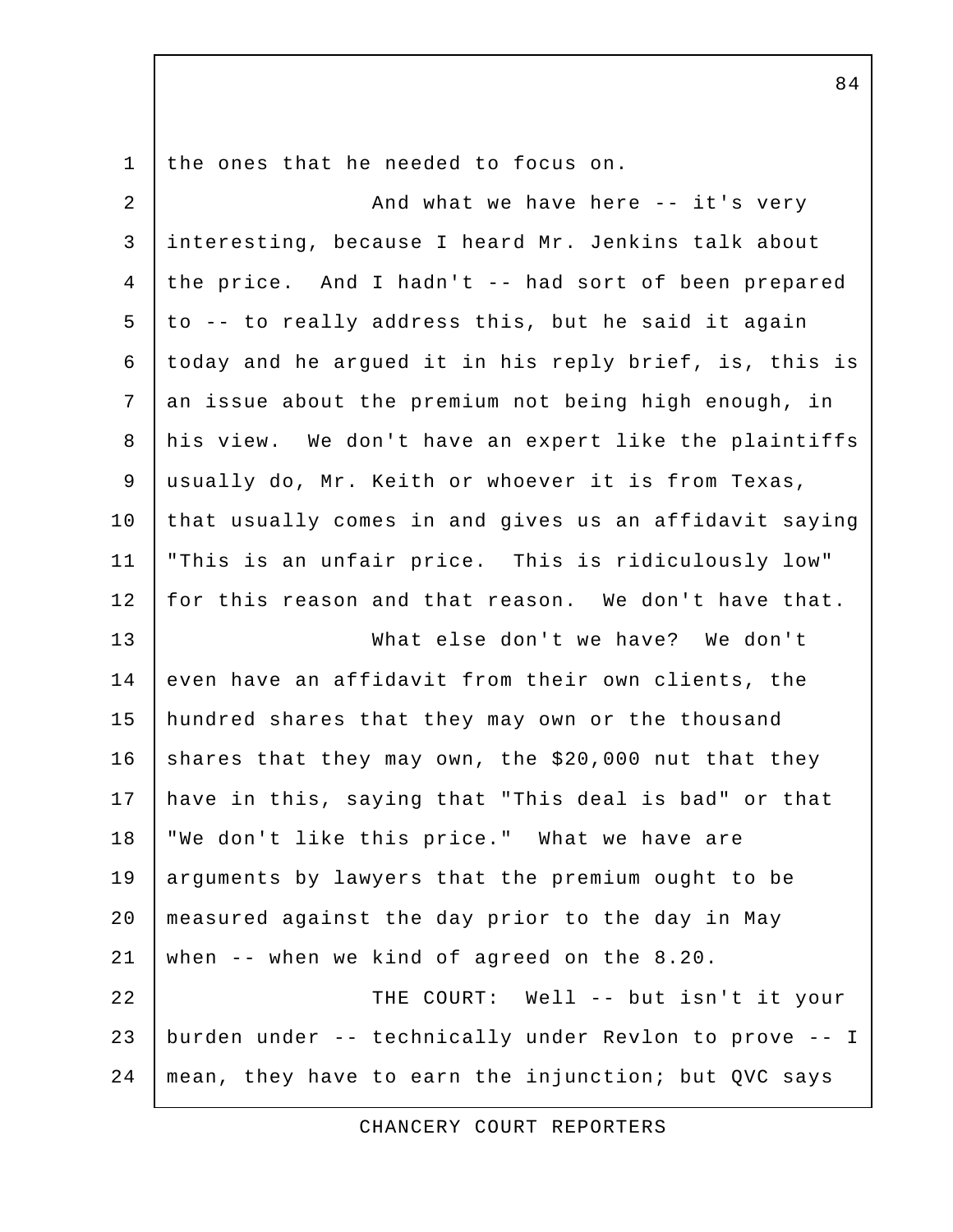the ones that he needed to focus on.

And what we have here -- it's very interesting, because I heard Mr. Jenkins talk about the price. And I hadn't -- had sort of been prepared to -- to really address this, but he said it again today and he argued it in his reply brief, is, this is an issue about the premium not being high enough, in his view. We don't have an expert like the plaintiffs usually do, Mr. Keith or whoever it is from Texas, that usually comes in and gives us an affidavit saying "This is an unfair price. This is ridiculously low" for this reason and that reason. We don't have that.

What else don't we have? We don't even have an affidavit from their own clients, the hundred shares that they may own or the thousand shares that they may own, the $20,000 nut that they have in this, saying that "This deal is bad" or that "We don't like this price." What we have are arguments by lawyers that the premium ought to be measured against the day prior to the day in May when -- when we kind of agreed on the 8.20.

THE COURT: Well -- but isn't it your burden under -- technically under Revlon to prove -- I mean, they have to earn the injunction; but QVC says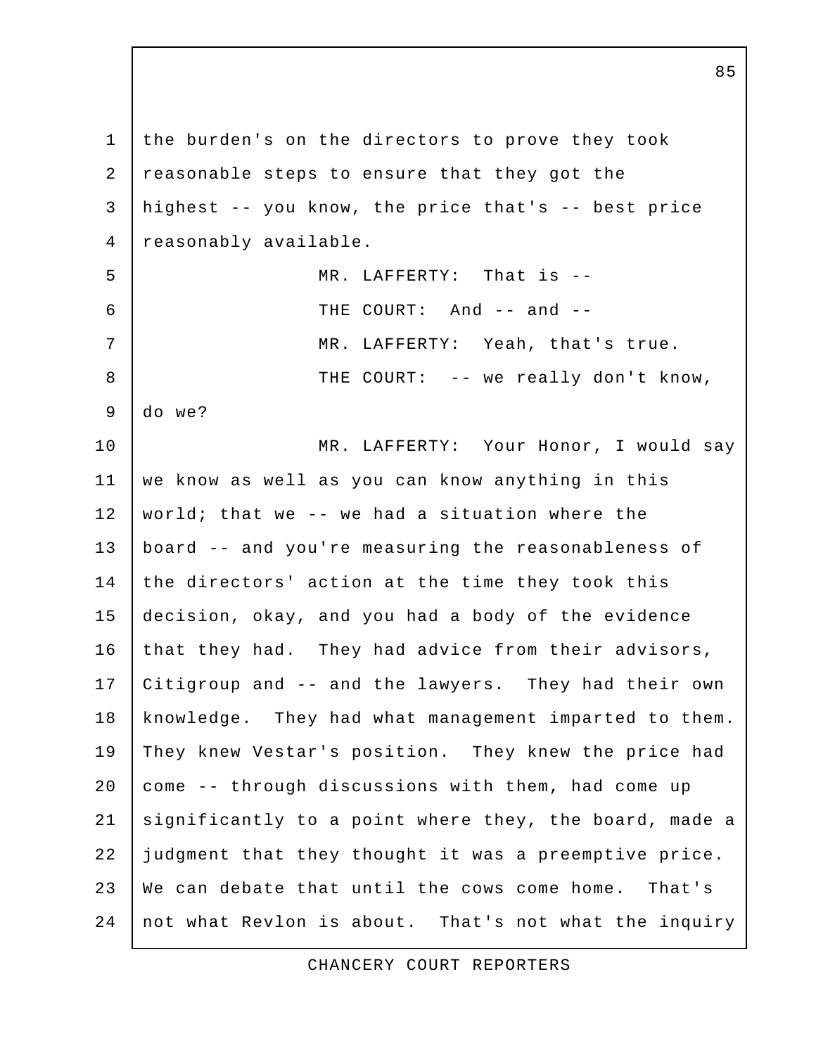the burden's on the directors to prove they took reasonable steps to ensure that they got the highest -- you know, the price that's -- best price reasonably available.

MR. LAFFERTY: That is --

THE COURT: And -- and --

MR. LAFFERTY: Yeah, that's true.

THE COURT: -- we really don't know, do we?

MR. LAFFERTY: Your Honor, I would say we know as well as you can know anything in this world; that we -- we had a situation where the board -- and you're measuring the reasonableness of the directors' action at the time they took this decision, okay, and you had a body of the evidence that they had. They had advice from their advisors, Citigroup and -- and the lawyers. They had their own knowledge. They had what management imparted to them. They knew Vestar's position. They knew the price had come -- through discussions with them, had come up significantly to a point where they, the board, made a judgment that they thought it was a preemptive price. We can debate that until the cows come home. That's not what Revlon is about. That's not what the inquiry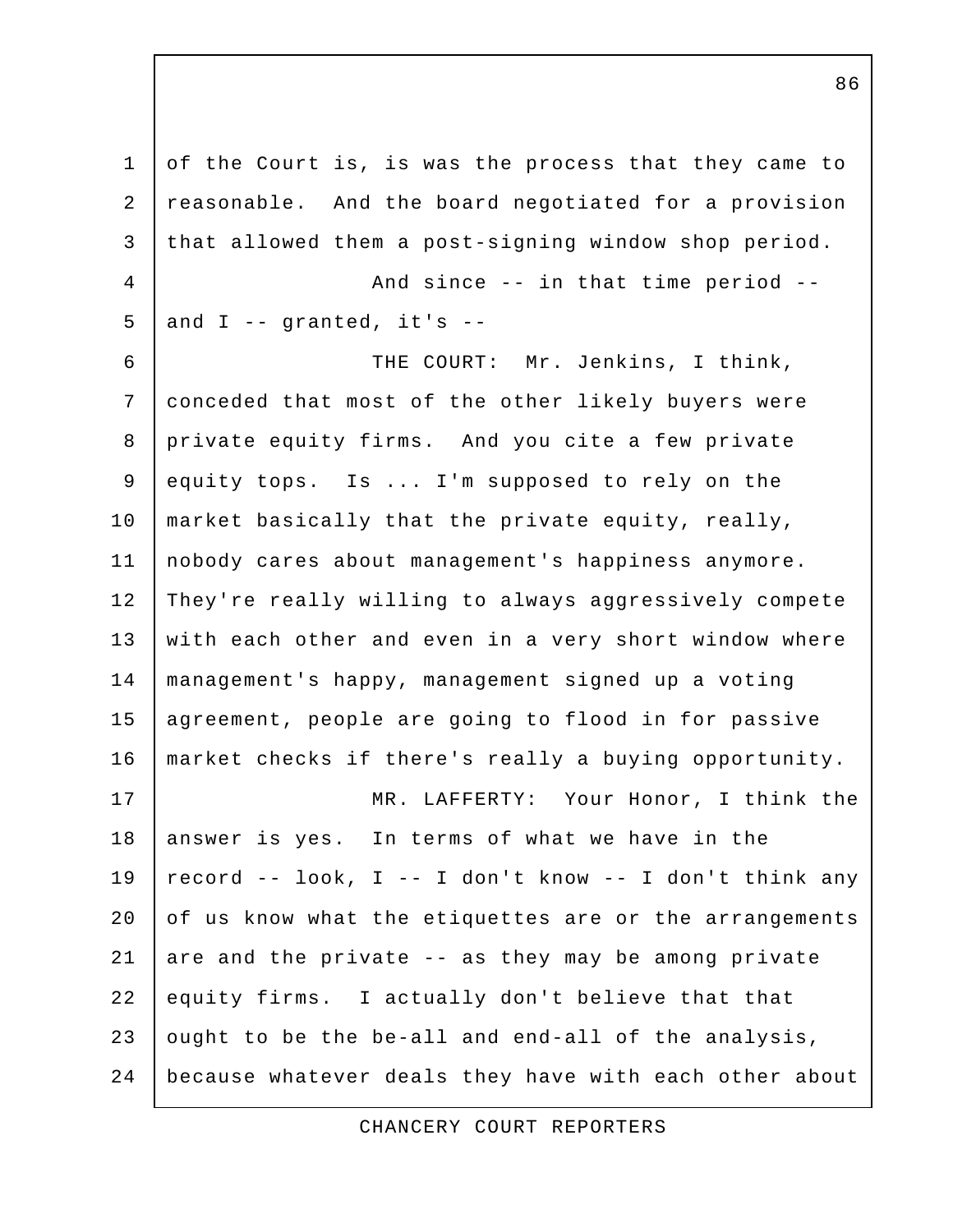of the Court is, is was the process that they came to reasonable. And the board negotiated for a provision that allowed them a post-signing window shop period.

And since -- in that time period -- and I -- granted, it's --

THE COURT: Mr. Jenkins, I think, conceded that most of the other likely buyers were private equity firms. And you cite a few private equity tops. Is ... I'm supposed to rely on the market basically that the private equity, really, nobody cares about management's happiness anymore. They're really willing to always aggressively compete with each other and even in a very short window where management's happy, management signed up a voting agreement, people are going to flood in for passive market checks if there's really a buying opportunity.

MR. LAFFERTY: Your Honor, I think the answer is yes. In terms of what we have in the record -- look, I -- I don't know -- I don't think any of us know what the etiquettes are or the arrangements are and the private -- as they may be among private equity firms. I actually don't believe that that ought to be the be-all and end-all of the analysis, because whatever deals they have with each other about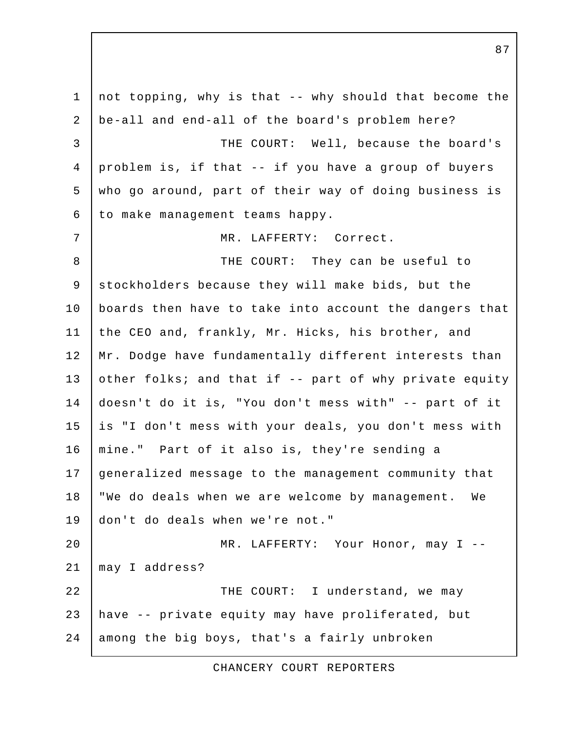not topping, why is that -- why should that become the be-all and end-all of the board's problem here?

THE COURT: Well, because the board's problem is, if that -- if you have a group of buyers who go around, part of their way of doing business is to make management teams happy.

MR. LAFFERTY: Correct.

THE COURT: They can be useful to stockholders because they will make bids, but the boards then have to take into account the dangers that the CEO and, frankly, Mr. Hicks, his brother, and Mr. Dodge have fundamentally different interests than other folks; and that if -- part of why private equity doesn't do it is, "You don't mess with" -- part of it is "I don't mess with your deals, you don't mess with mine." Part of it also is, they're sending a generalized message to the management community that "We do deals when we are welcome by management. We don't do deals when we're not."

MR. LAFFERTY: Your Honor, may I -- may I address?

THE COURT: I understand, we may have -- private equity may have proliferated, but among the big boys, that's a fairly unbroken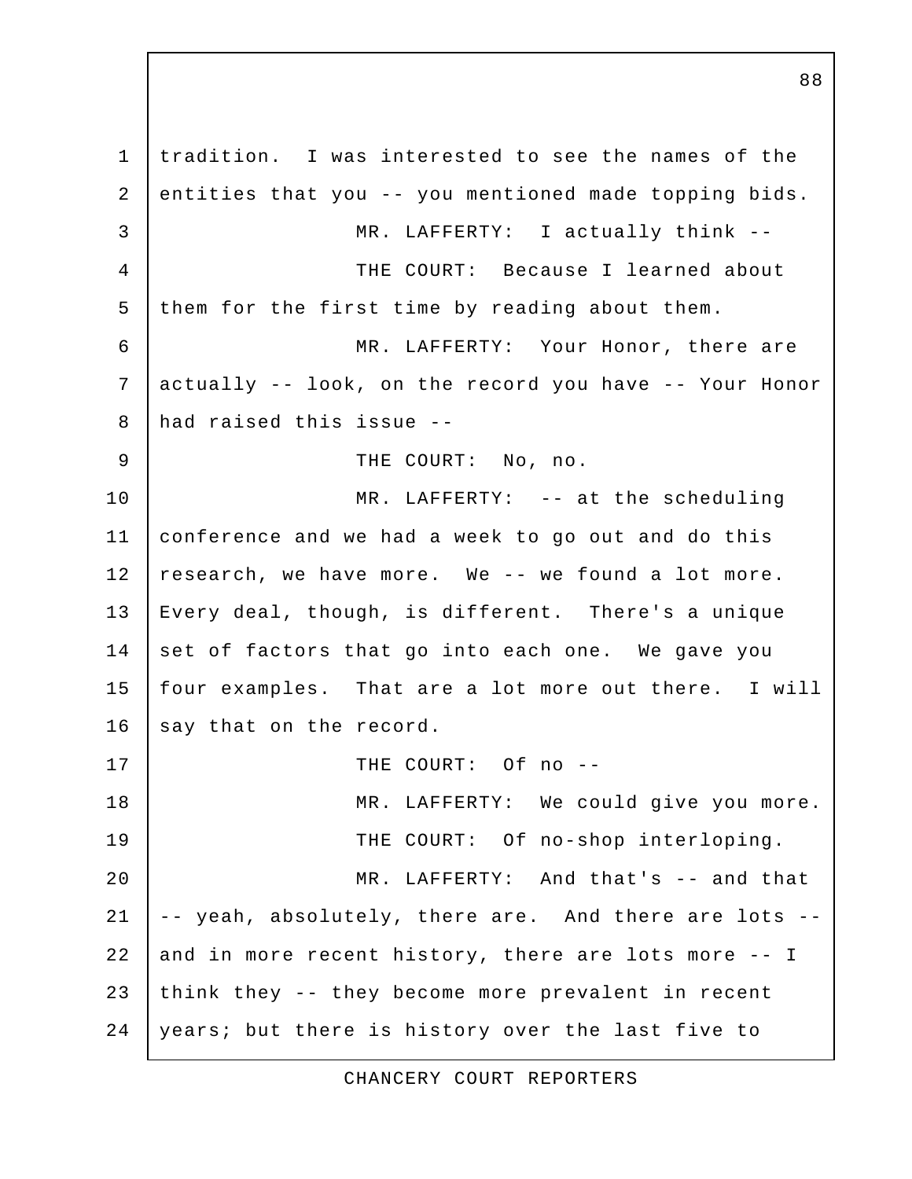tradition. I was interested to see the names of the entities that you -- you mentioned made topping bids.

MR. LAFFERTY: I actually think --

THE COURT: Because I learned about them for the first time by reading about them.

MR. LAFFERTY: Your Honor, there are actually -- look, on the record you have -- Your Honor had raised this issue --

THE COURT: No, no.

MR. LAFFERTY: -- at the scheduling conference and we had a week to go out and do this research, we have more. We -- we found a lot more. Every deal, though, is different. There's a unique set of factors that go into each one. We gave you four examples. That are a lot more out there. I will say that on the record.

THE COURT: Of no --

MR. LAFFERTY: We could give you more.

THE COURT: Of no-shop interloping.

MR. LAFFERTY: And that's -- and that -- yeah, absolutely, there are. And there are lots -- and in more recent history, there are lots more -- I think they -- they become more prevalent in recent years; but there is history over the last five to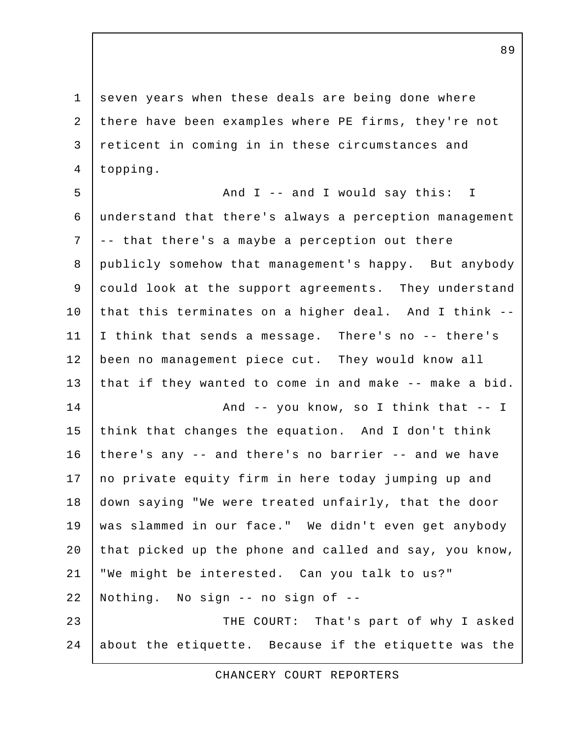seven years when these deals are being done where there have been examples where PE firms, they're not reticent in coming in in these circumstances and topping.

And I -- and I would say this: I understand that there's always a perception management -- that there's a maybe a perception out there publicly somehow that management's happy. But anybody could look at the support agreements. They understand that this terminates on a higher deal. And I think -- I think that sends a message. There's no -- there's been no management piece cut. They would know all that if they wanted to come in and make -- make a bid.

And -- you know, so I think that -- I think that changes the equation. And I don't think there's any -- and there's no barrier -- and we have no private equity firm in here today jumping up and down saying "We were treated unfairly, that the door was slammed in our face." We didn't even get anybody that picked up the phone and called and say, you know, "We might be interested. Can you talk to us?" Nothing. No sign -- no sign of --

THE COURT: That's part of why I asked about the etiquette. Because if the etiquette was the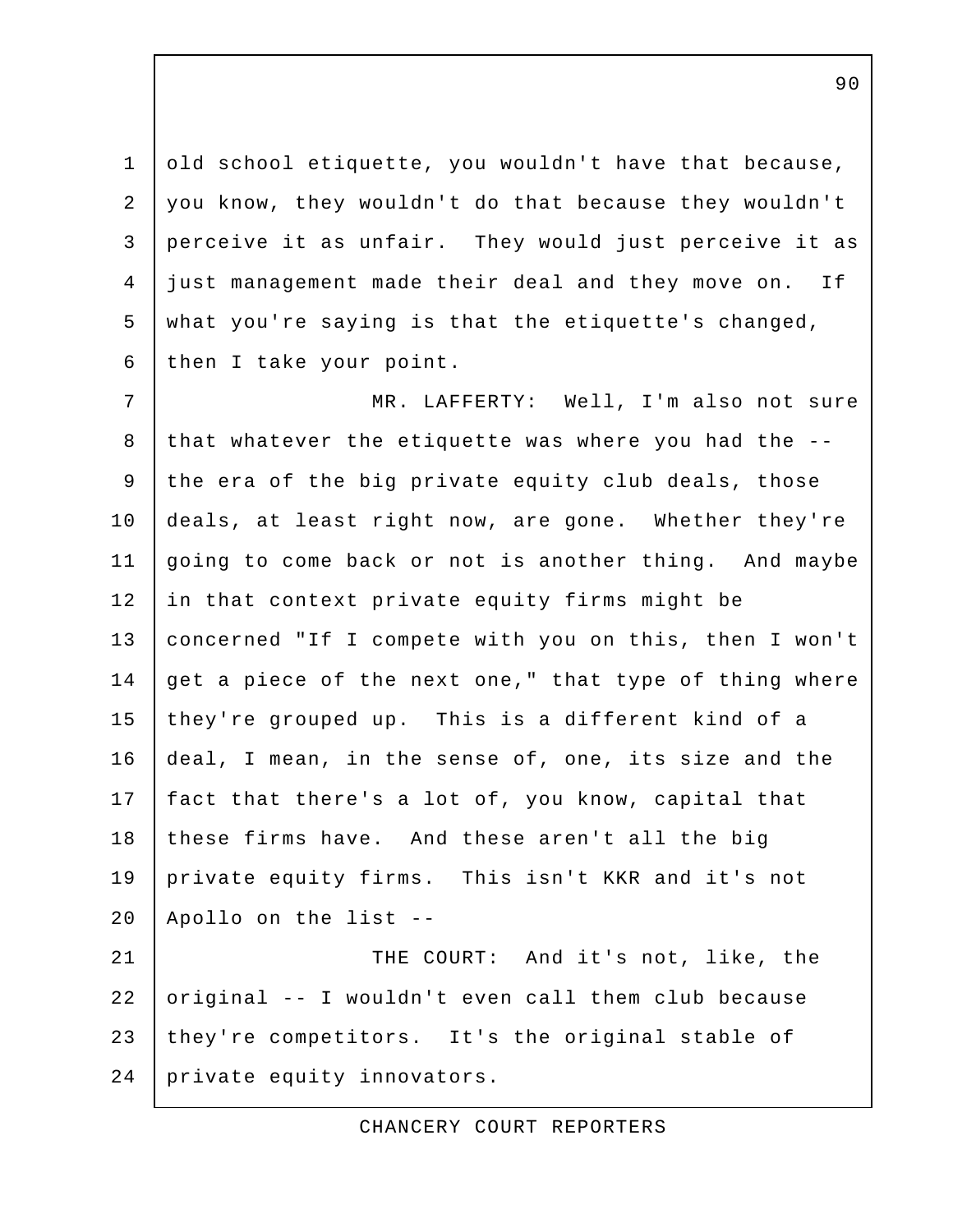old school etiquette, you wouldn't have that because, you know, they wouldn't do that because they wouldn't perceive it as unfair. They would just perceive it as just management made their deal and they move on. If what you're saying is that the etiquette's changed, then I take your point.

MR. LAFFERTY: Well, I'm also not sure that whatever the etiquette was where you had the -- the era of the big private equity club deals, those deals, at least right now, are gone. Whether they're going to come back or not is another thing. And maybe in that context private equity firms might be concerned "If I compete with you on this, then I won't get a piece of the next one," that type of thing where they're grouped up. This is a different kind of a deal, I mean, in the sense of, one, its size and the fact that there's a lot of, you know, capital that these firms have. And these aren't all the big private equity firms. This isn't KKR and it's not Apollo on the list --

THE COURT: And it's not, like, the original -- I wouldn't even call them club because they're competitors. It's the original stable of private equity innovators.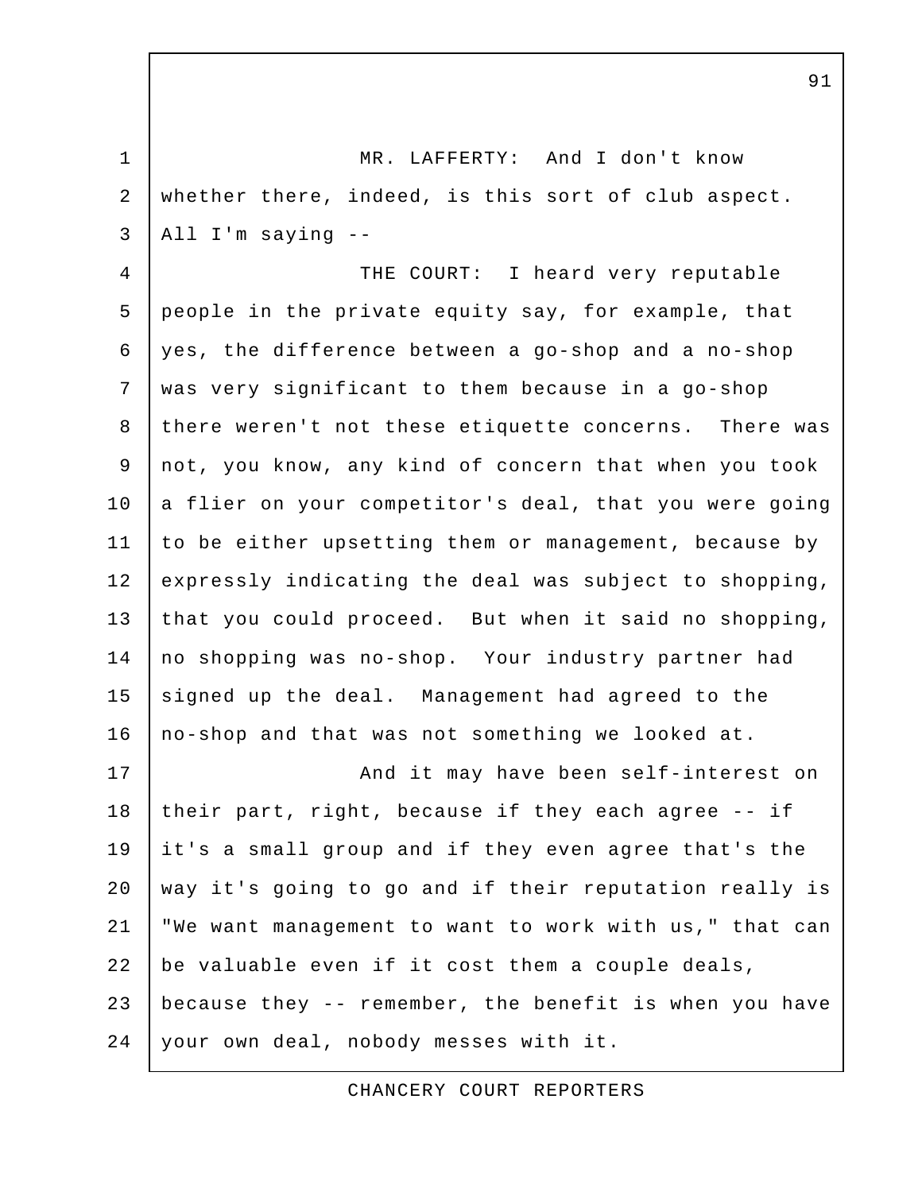MR. LAFFERTY: And I don't know whether there, indeed, is this sort of club aspect. All I'm saying --

THE COURT: I heard very reputable people in the private equity say, for example, that yes, the difference between a go-shop and a no-shop was very significant to them because in a go-shop there weren't not these etiquette concerns. There was not, you know, any kind of concern that when you took a flier on your competitor's deal, that you were going to be either upsetting them or management, because by expressly indicating the deal was subject to shopping, that you could proceed. But when it said no shopping, no shopping was no-shop. Your industry partner had signed up the deal. Management had agreed to the no-shop and that was not something we looked at.

And it may have been self-interest on their part, right, because if they each agree -- if it's a small group and if they even agree that's the way it's going to go and if their reputation really is "We want management to want to work with us," that can be valuable even if it cost them a couple deals, because they -- remember, the benefit is when you have your own deal, nobody messes with it.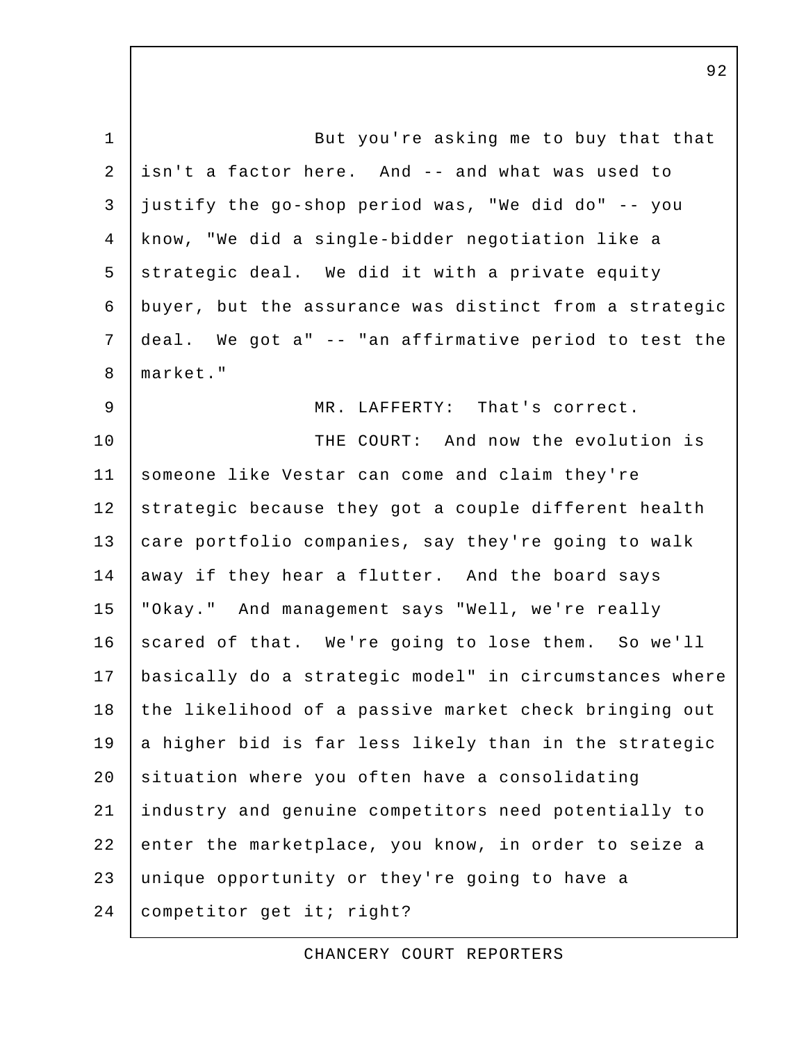But you're asking me to buy that that isn't a factor here. And -- and what was used to justify the go-shop period was, "We did do" -- you know, "We did a single-bidder negotiation like a strategic deal. We did it with a private equity buyer, but the assurance was distinct from a strategic deal. We got a" -- "an affirmative period to test the market."

MR. LAFFERTY: That's correct.

THE COURT: And now the evolution is someone like Vestar can come and claim they're strategic because they got a couple different health care portfolio companies, say they're going to walk away if they hear a flutter. And the board says "Okay." And management says "Well, we're really scared of that. We're going to lose them. So we'll basically do a strategic model" in circumstances where the likelihood of a passive market check bringing out a higher bid is far less likely than in the strategic situation where you often have a consolidating industry and genuine competitors need potentially to enter the marketplace, you know, in order to seize a unique opportunity or they're going to have a competitor get it; right?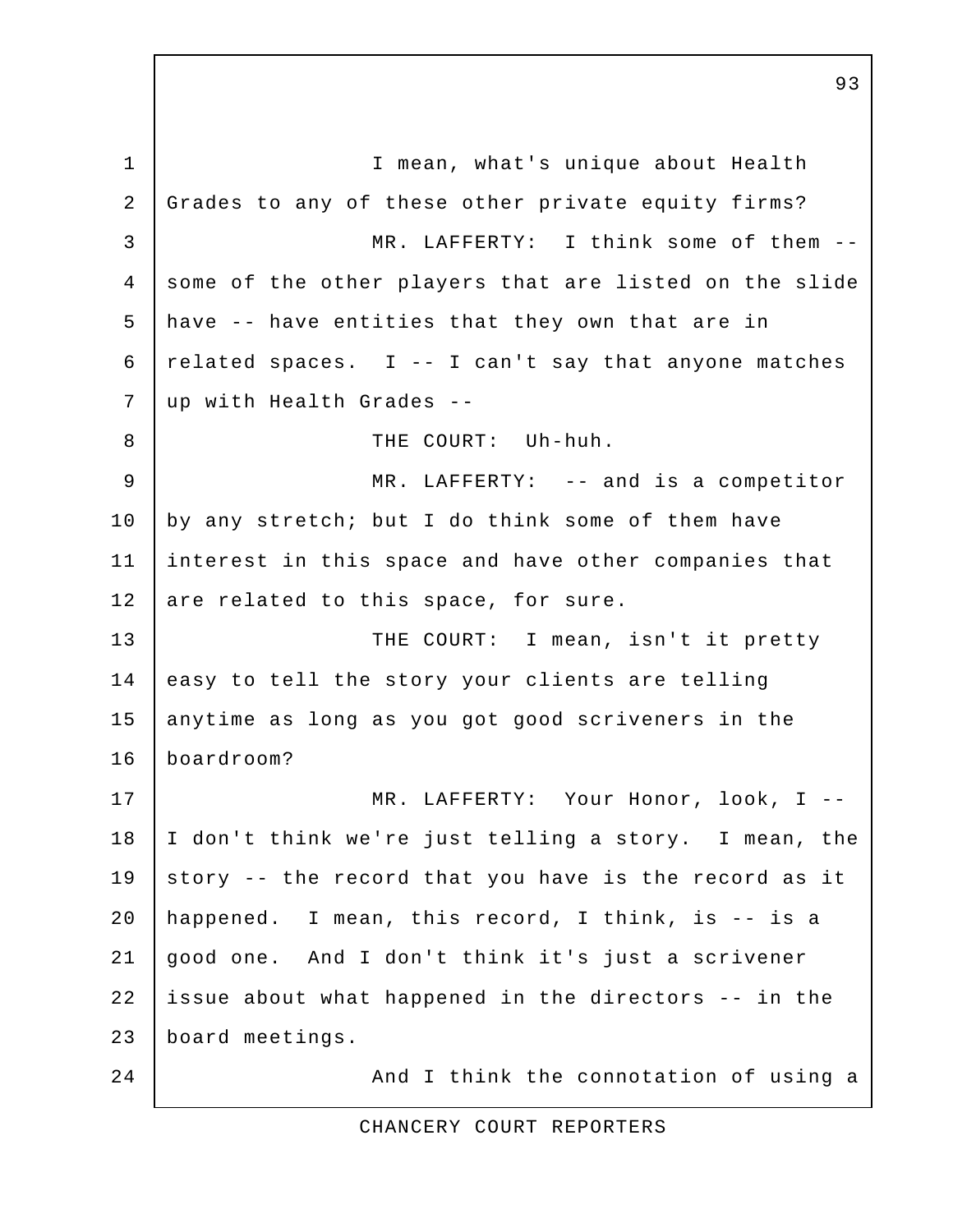I mean, what's unique about Health Grades to any of these other private equity firms?

MR. LAFFERTY: I think some of them -- some of the other players that are listed on the slide have -- have entities that they own that are in related spaces. I -- I can't say that anyone matches up with Health Grades --

THE COURT: Uh-huh.

MR. LAFFERTY: -- and is a competitor by any stretch; but I do think some of them have interest in this space and have other companies that are related to this space, for sure.

THE COURT: I mean, isn't it pretty easy to tell the story your clients are telling anytime as long as you got good scriveners in the boardroom?

MR. LAFFERTY: Your Honor, look, I -- I don't think we're just telling a story. I mean, the story -- the record that you have is the record as it happened. I mean, this record, I think, is -- is a good one. And I don't think it's just a scrivener issue about what happened in the directors -- in the board meetings.

And I think the connotation of using a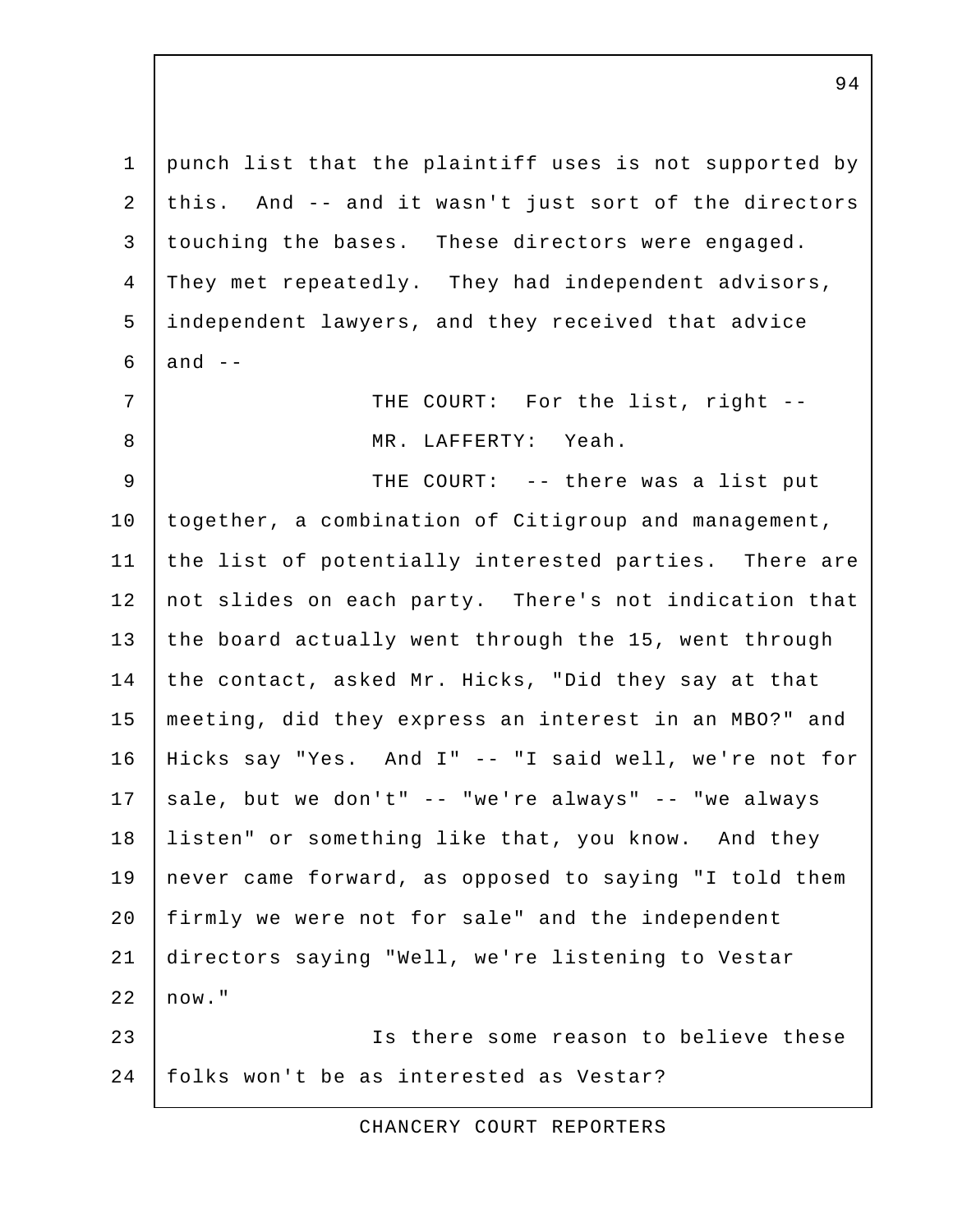punch list that the plaintiff uses is not supported by this. And -- and it wasn't just sort of the directors touching the bases. These directors were engaged. They met repeatedly. They had independent advisors, independent lawyers, and they received that advice and --

THE COURT: For the list, right --

MR. LAFFERTY: Yeah.

THE COURT: -- there was a list put together, a combination of Citigroup and management, the list of potentially interested parties. There are not slides on each party. There's not indication that the board actually went through the 15, went through the contact, asked Mr. Hicks, "Did they say at that meeting, did they express an interest in an MBO?" and Hicks say "Yes. And I" -- "I said well, we're not for sale, but we don't" -- "we're always" -- "we always listen" or something like that, you know. And they never came forward, as opposed to saying "I told them firmly we were not for sale" and the independent directors saying "Well, we're listening to Vestar now."

Is there some reason to believe these folks won't be as interested as Vestar?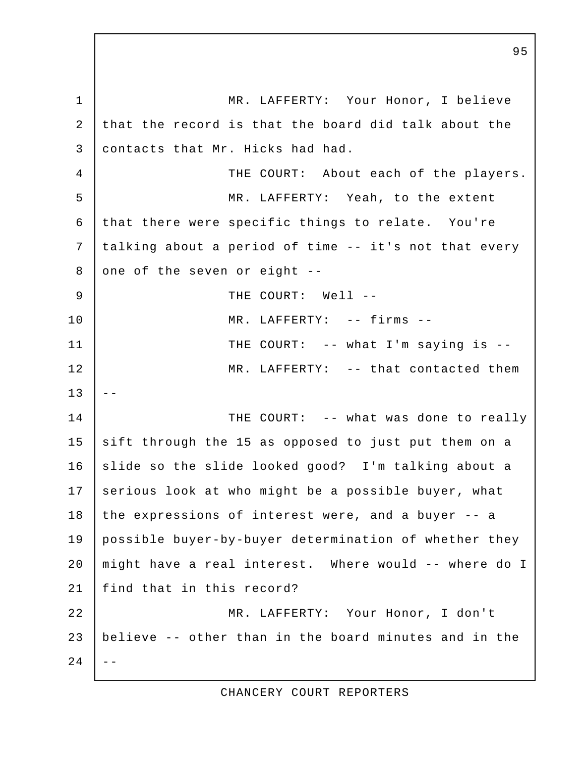MR. LAFFERTY: Your Honor, I believe that the record is that the board did talk about the contacts that Mr. Hicks had had.

THE COURT: About each of the players.

MR. LAFFERTY: Yeah, to the extent that there were specific things to relate. You're talking about a period of time -- it's not that every one of the seven or eight --

THE COURT: Well --

MR. LAFFERTY: -- firms --

THE COURT: -- what I'm saying is --

MR. LAFFERTY: -- that contacted them --

THE COURT: -- what was done to really sift through the 15 as opposed to just put them on a slide so the slide looked good? I'm talking about a serious look at who might be a possible buyer, what the expressions of interest were, and a buyer -- a possible buyer-by-buyer determination of whether they might have a real interest. Where would -- where do I find that in this record?

MR. LAFFERTY: Your Honor, I don't believe -- other than in the board minutes and in the --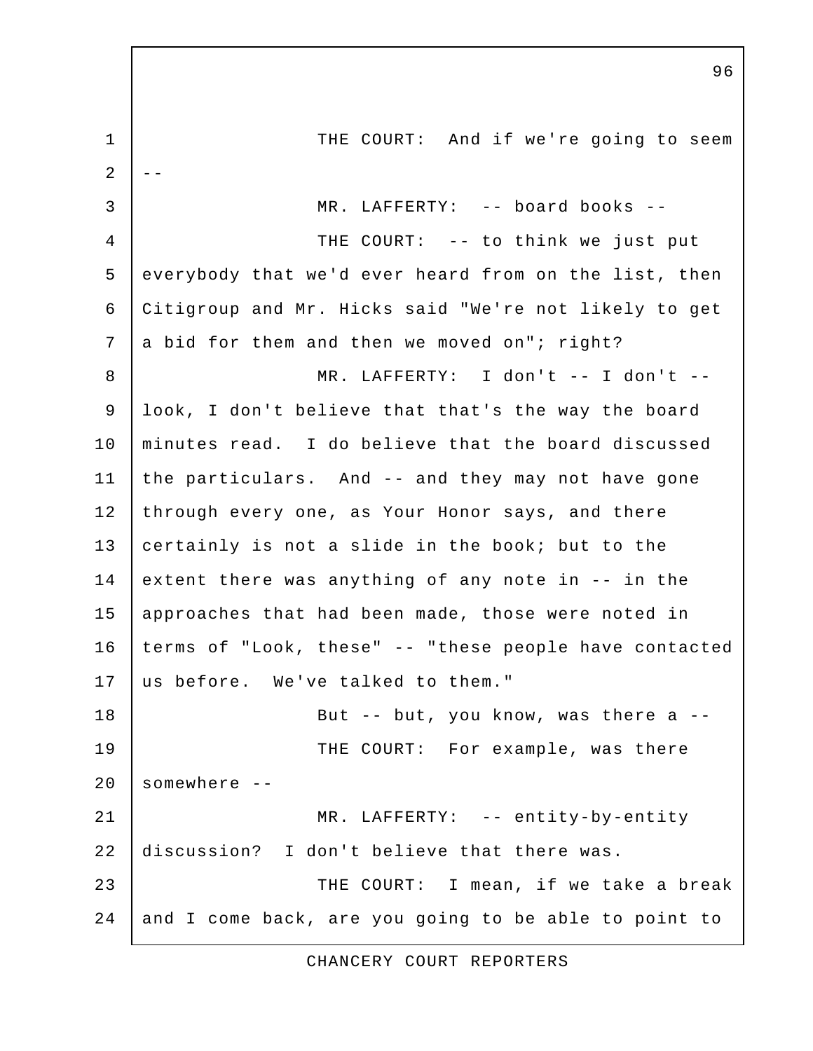THE COURT: And if we're going to seem --

MR. LAFFERTY: -- board books --

THE COURT: -- to think we just put everybody that we'd ever heard from on the list, then Citigroup and Mr. Hicks said "We're not likely to get a bid for them and then we moved on"; right?

MR. LAFFERTY: I don't -- I don't -- look, I don't believe that that's the way the board minutes read. I do believe that the board discussed the particulars. And -- and they may not have gone through every one, as Your Honor says, and there certainly is not a slide in the book; but to the extent there was anything of any note in -- in the approaches that had been made, those were noted in terms of "Look, these" -- "these people have contacted us before. We've talked to them."

But -- but, you know, was there a --

THE COURT: For example, was there somewhere --

MR. LAFFERTY: -- entity-by-entity discussion? I don't believe that there was.

THE COURT: I mean, if we take a break and I come back, are you going to be able to point to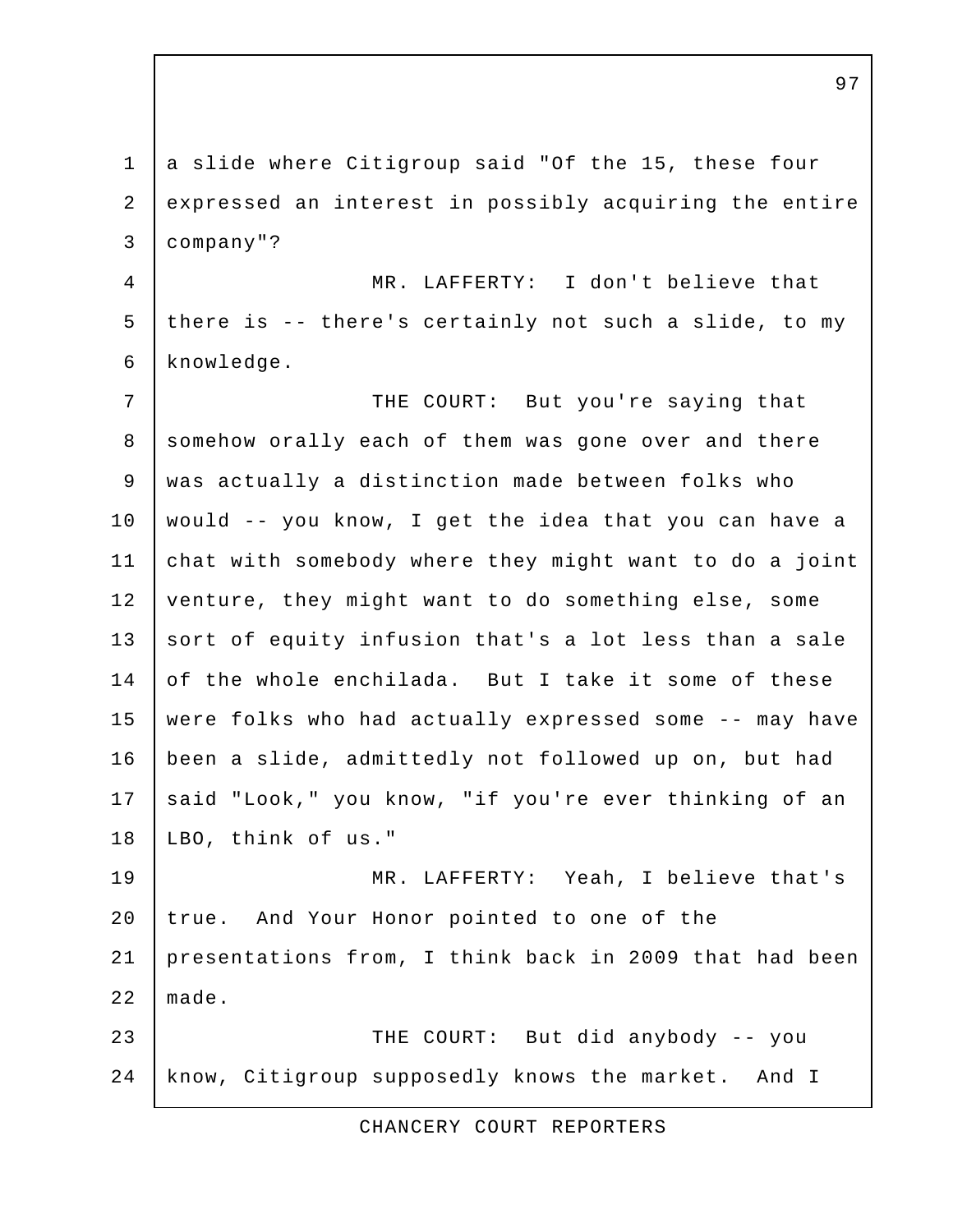a slide where Citigroup said "Of the 15, these four expressed an interest in possibly acquiring the entire company"?

MR. LAFFERTY: I don't believe that there is -- there's certainly not such a slide, to my knowledge.

THE COURT: But you're saying that somehow orally each of them was gone over and there was actually a distinction made between folks who would -- you know, I get the idea that you can have a chat with somebody where they might want to do a joint venture, they might want to do something else, some sort of equity infusion that's a lot less than a sale of the whole enchilada. But I take it some of these were folks who had actually expressed some -- may have been a slide, admittedly not followed up on, but had said "Look," you know, "if you're ever thinking of an LBO, think of us."

MR. LAFFERTY: Yeah, I believe that's true. And Your Honor pointed to one of the presentations from, I think back in 2009 that had been made.

THE COURT: But did anybody -- you know, Citigroup supposedly knows the market. And I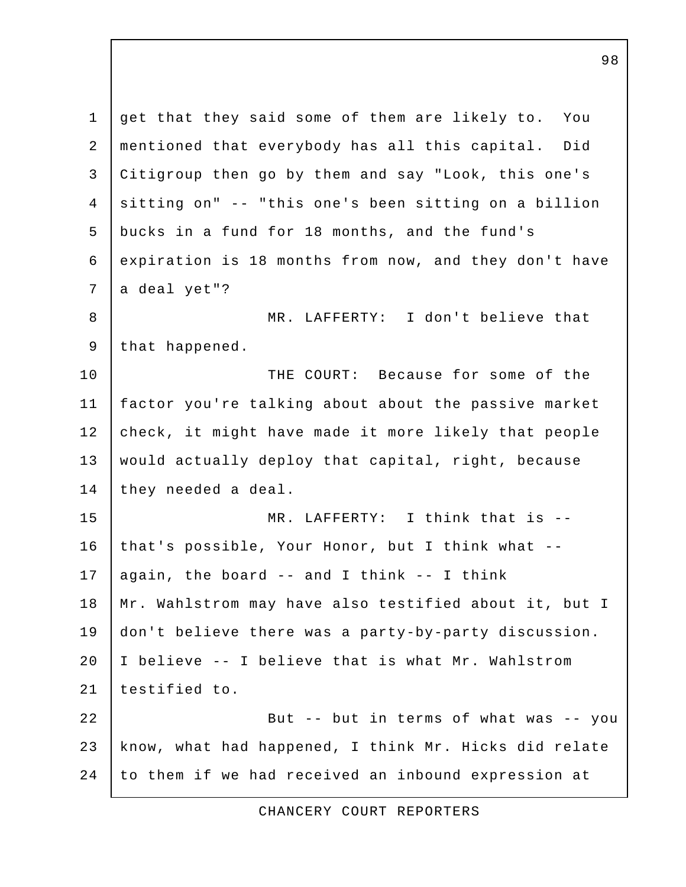get that they said some of them are likely to. You mentioned that everybody has all this capital. Did Citigroup then go by them and say "Look, this one's sitting on" -- "this one's been sitting on a billion bucks in a fund for 18 months, and the fund's expiration is 18 months from now, and they don't have a deal yet"?

MR. LAFFERTY: I don't believe that that happened.

THE COURT: Because for some of the factor you're talking about about the passive market check, it might have made it more likely that people would actually deploy that capital, right, because they needed a deal.

MR. LAFFERTY: I think that is -- that's possible, Your Honor, but I think what -- again, the board -- and I think -- I think Mr. Wahlstrom may have also testified about it, but I don't believe there was a party-by-party discussion. I believe -- I believe that is what Mr. Wahlstrom testified to.

But -- but in terms of what was -- you know, what had happened, I think Mr. Hicks did relate to them if we had received an inbound expression at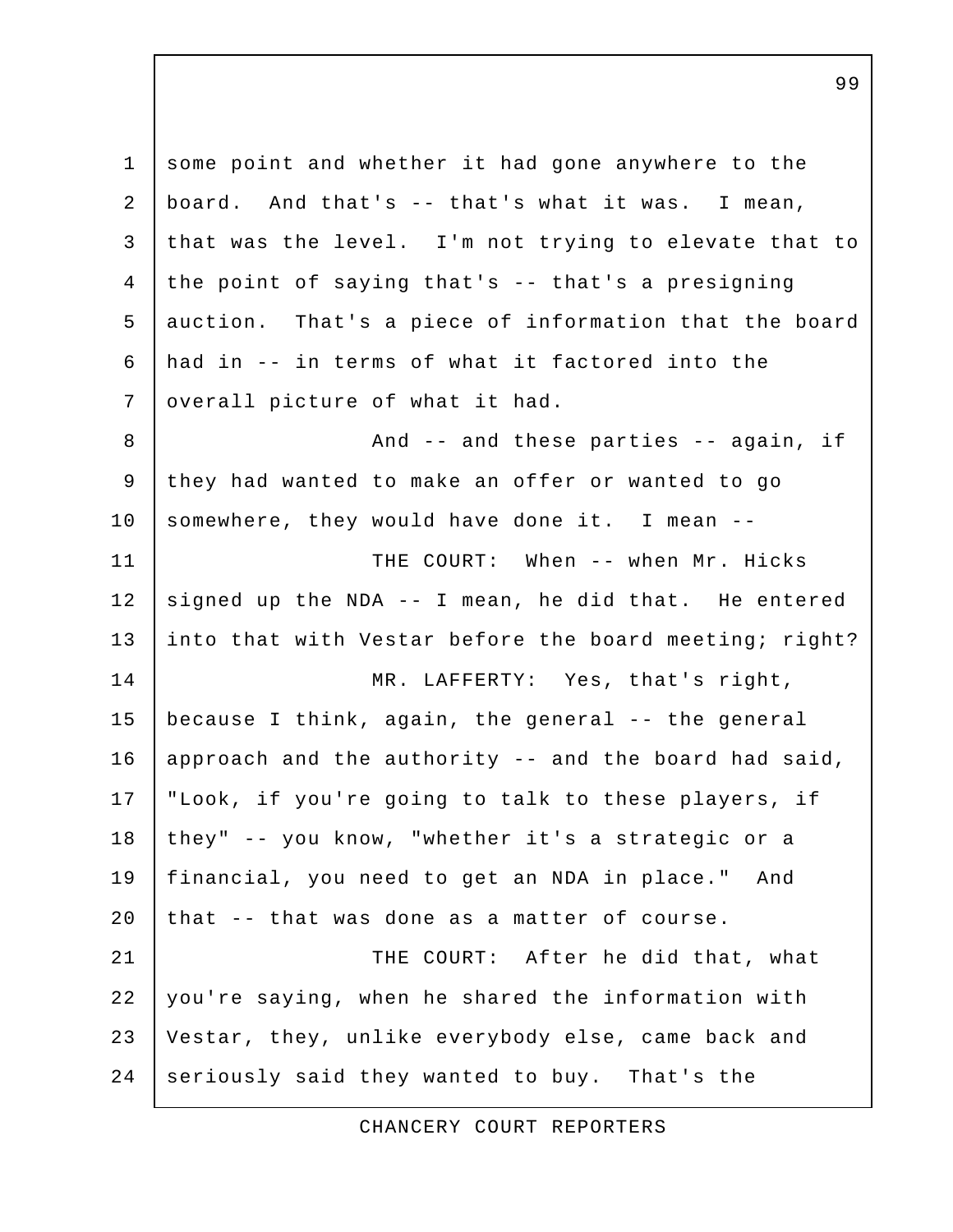some point and whether it had gone anywhere to the board. And that's -- that's what it was. I mean, that was the level. I'm not trying to elevate that to the point of saying that's -- that's a presigning auction. That's a piece of information that the board had in -- in terms of what it factored into the overall picture of what it had.

And -- and these parties -- again, if they had wanted to make an offer or wanted to go somewhere, they would have done it. I mean --

THE COURT: When -- when Mr. Hicks signed up the NDA -- I mean, he did that. He entered into that with Vestar before the board meeting; right?

MR. LAFFERTY: Yes, that's right, because I think, again, the general -- the general approach and the authority -- and the board had said, "Look, if you're going to talk to these players, if they" -- you know, "whether it's a strategic or a financial, you need to get an NDA in place." And that -- that was done as a matter of course.

THE COURT: After he did that, what you're saying, when he shared the information with Vestar, they, unlike everybody else, came back and seriously said they wanted to buy. That's the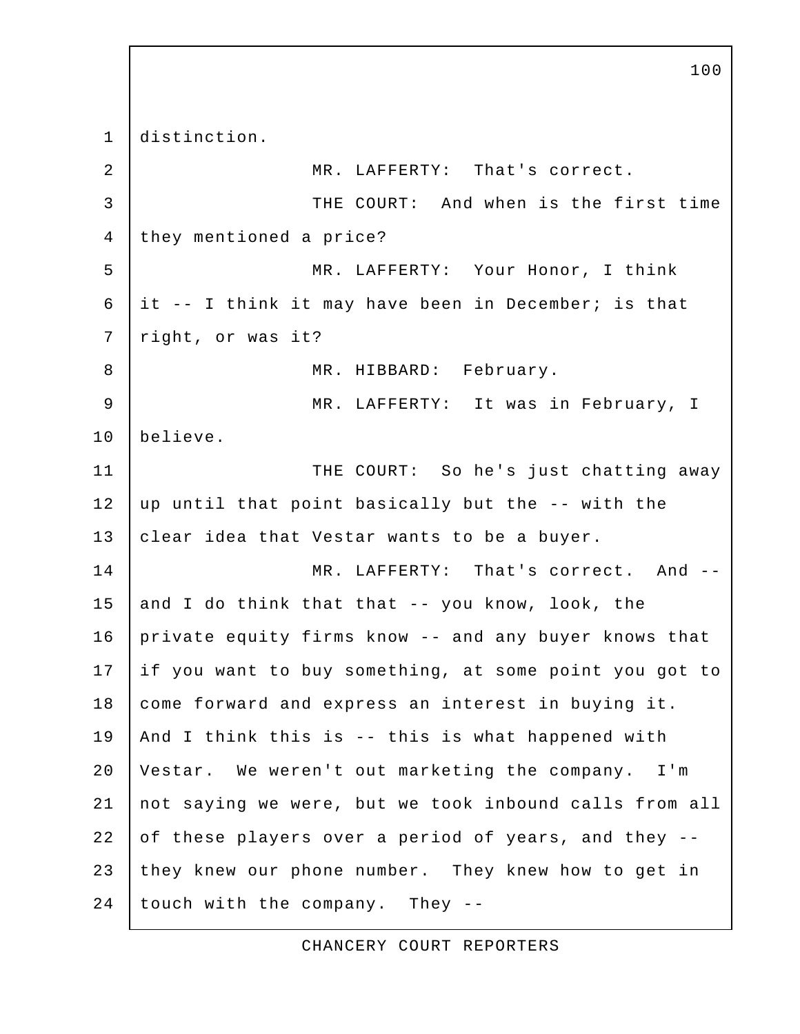distinction.

MR. LAFFERTY: That's correct.

THE COURT: And when is the first time they mentioned a price?

MR. LAFFERTY: Your Honor, I think it -- I think it may have been in December; is that right, or was it?

MR. HIBBARD: February.

MR. LAFFERTY: It was in February, I believe.

THE COURT: So he's just chatting away up until that point basically but the -- with the clear idea that Vestar wants to be a buyer.

MR. LAFFERTY: That's correct. And -- and I do think that that -- you know, look, the private equity firms know -- and any buyer knows that if you want to buy something, at some point you got to come forward and express an interest in buying it. And I think this is -- this is what happened with Vestar. We weren't out marketing the company. I'm not saying we were, but we took inbound calls from all of these players over a period of years, and they -- they knew our phone number. They knew how to get in touch with the company. They --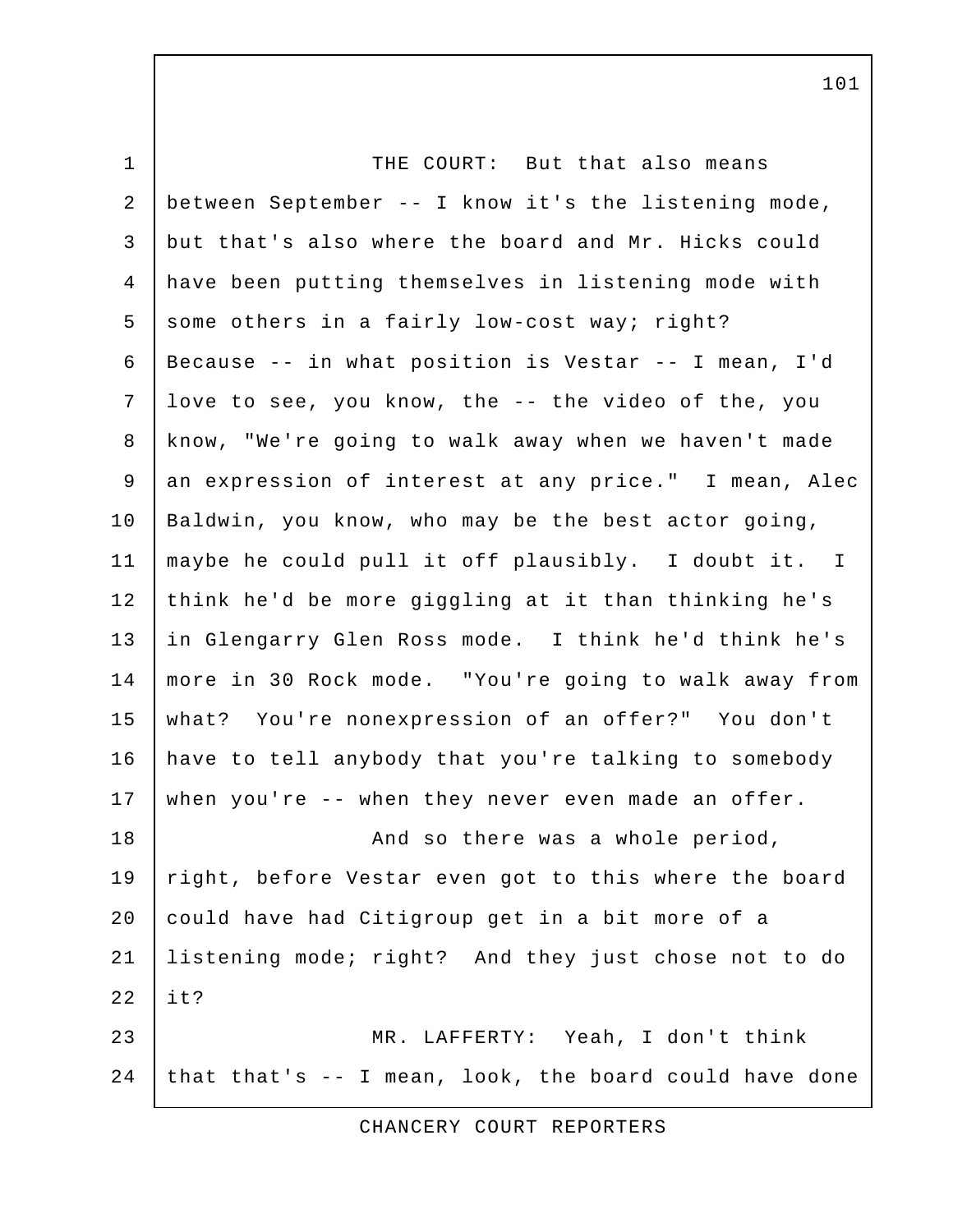THE COURT: But that also means between September -- I know it's the listening mode, but that's also where the board and Mr. Hicks could have been putting themselves in listening mode with some others in a fairly low-cost way; right? Because -- in what position is Vestar -- I mean, I'd love to see, you know, the -- the video of the, you know, "We're going to walk away when we haven't made an expression of interest at any price." I mean, Alec Baldwin, you know, who may be the best actor going, maybe he could pull it off plausibly. I doubt it. I think he'd be more giggling at it than thinking he's in Glengarry Glen Ross mode. I think he'd think he's more in 30 Rock mode. "You're going to walk away from what? You're nonexpression of an offer?" You don't have to tell anybody that you're talking to somebody when you're -- when they never even made an offer.

And so there was a whole period, right, before Vestar even got to this where the board could have had Citigroup get in a bit more of a listening mode; right? And they just chose not to do it?

MR. LAFFERTY: Yeah, I don't think that that's -- I mean, look, the board could have done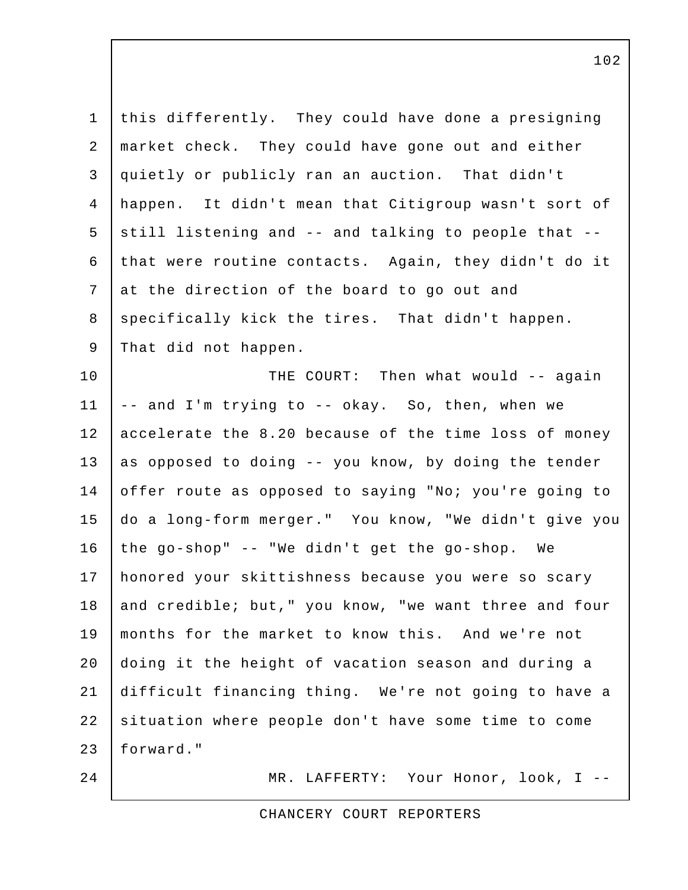this differently. They could have done a presigning market check. They could have gone out and either quietly or publicly ran an auction. That didn't happen. It didn't mean that Citigroup wasn't sort of still listening and -- and talking to people that -- that were routine contacts. Again, they didn't do it at the direction of the board to go out and specifically kick the tires. That didn't happen. That did not happen.

THE COURT: Then what would -- again -- and I'm trying to -- okay. So, then, when we accelerate the 8.20 because of the time loss of money as opposed to doing -- you know, by doing the tender offer route as opposed to saying "No; you're going to do a long-form merger." You know, "We didn't give you the go-shop" -- "We didn't get the go-shop. We honored your skittishness because you were so scary and credible; but," you know, "we want three and four months for the market to know this. And we're not doing it the height of vacation season and during a difficult financing thing. We're not going to have a situation where people don't have some time to come forward."

MR. LAFFERTY: Your Honor, look, I --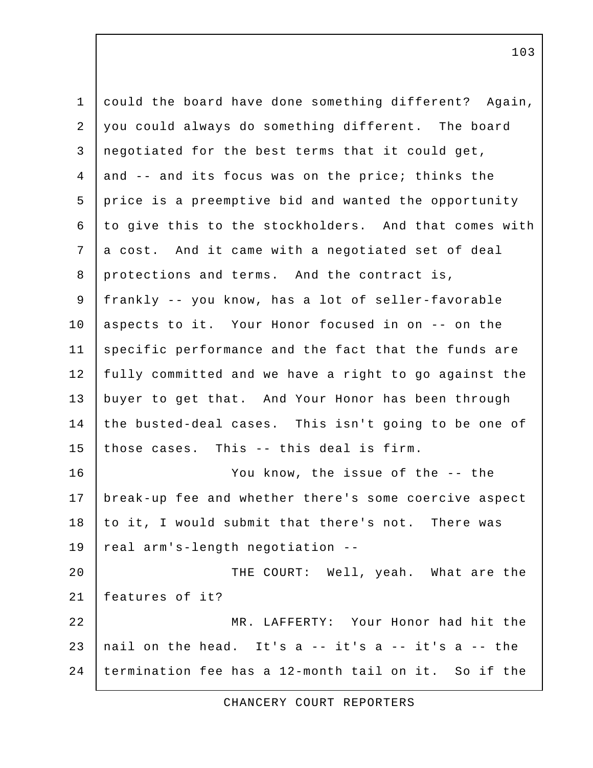could the board have done something different? Again, you could always do something different. The board negotiated for the best terms that it could get, and -- and its focus was on the price; thinks the price is a preemptive bid and wanted the opportunity to give this to the stockholders. And that comes with a cost. And it came with a negotiated set of deal protections and terms. And the contract is, frankly -- you know, has a lot of seller-favorable aspects to it. Your Honor focused in on -- on the specific performance and the fact that the funds are fully committed and we have a right to go against the buyer to get that. And Your Honor has been through the busted-deal cases. This isn't going to be one of those cases. This -- this deal is firm.

You know, the issue of the -- the break-up fee and whether there's some coercive aspect to it, I would submit that there's not. There was real arm's-length negotiation --

THE COURT: Well, yeah. What are the features of it?

MR. LAFFERTY: Your Honor had hit the nail on the head. It's a -- it's a -- it's a -- the termination fee has a 12-month tail on it. So if the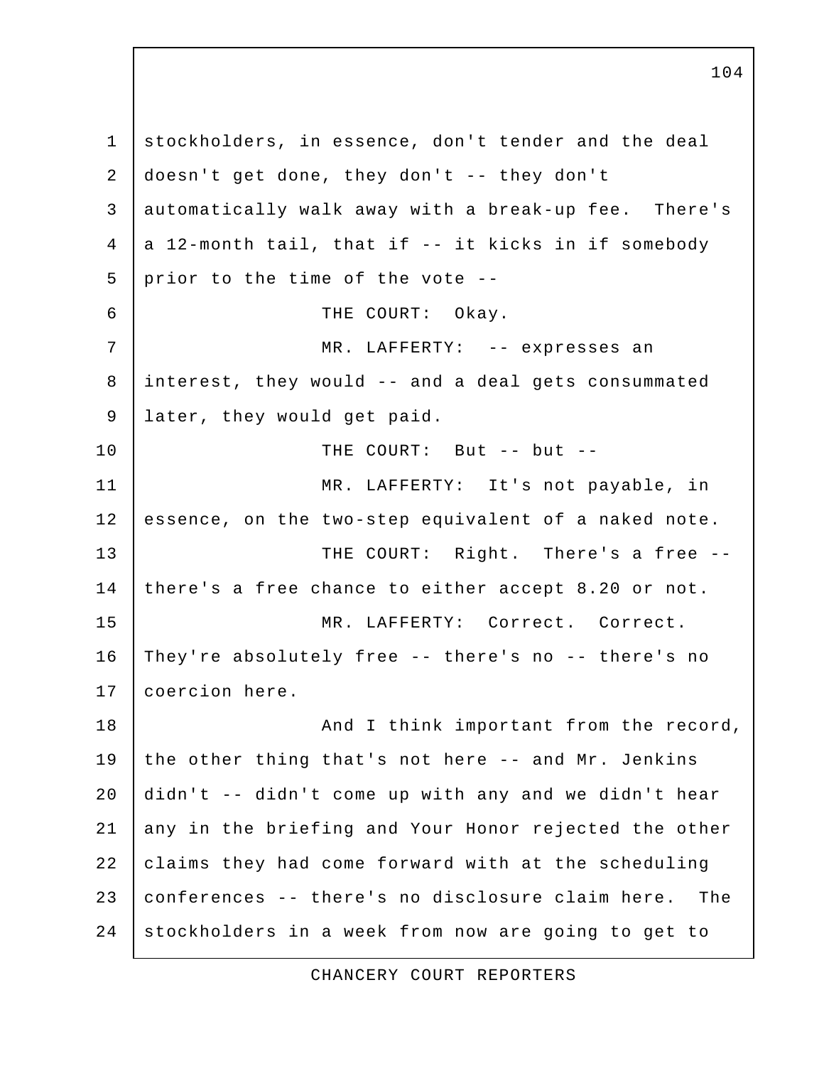stockholders, in essence, don't tender and the deal doesn't get done, they don't -- they don't automatically walk away with a break-up fee. There's a 12-month tail, that if -- it kicks in if somebody prior to the time of the vote --

THE COURT: Okay.

MR. LAFFERTY: -- expresses an interest, they would -- and a deal gets consummated later, they would get paid.

THE COURT: But -- but --

MR. LAFFERTY: It's not payable, in essence, on the two-step equivalent of a naked note.

THE COURT: Right. There's a free -- there's a free chance to either accept 8.20 or not.

MR. LAFFERTY: Correct. Correct. They're absolutely free -- there's no -- there's no coercion here.

And I think important from the record, the other thing that's not here -- and Mr. Jenkins didn't -- didn't come up with any and we didn't hear any in the briefing and Your Honor rejected the other claims they had come forward with at the scheduling conferences -- there's no disclosure claim here. The stockholders in a week from now are going to get to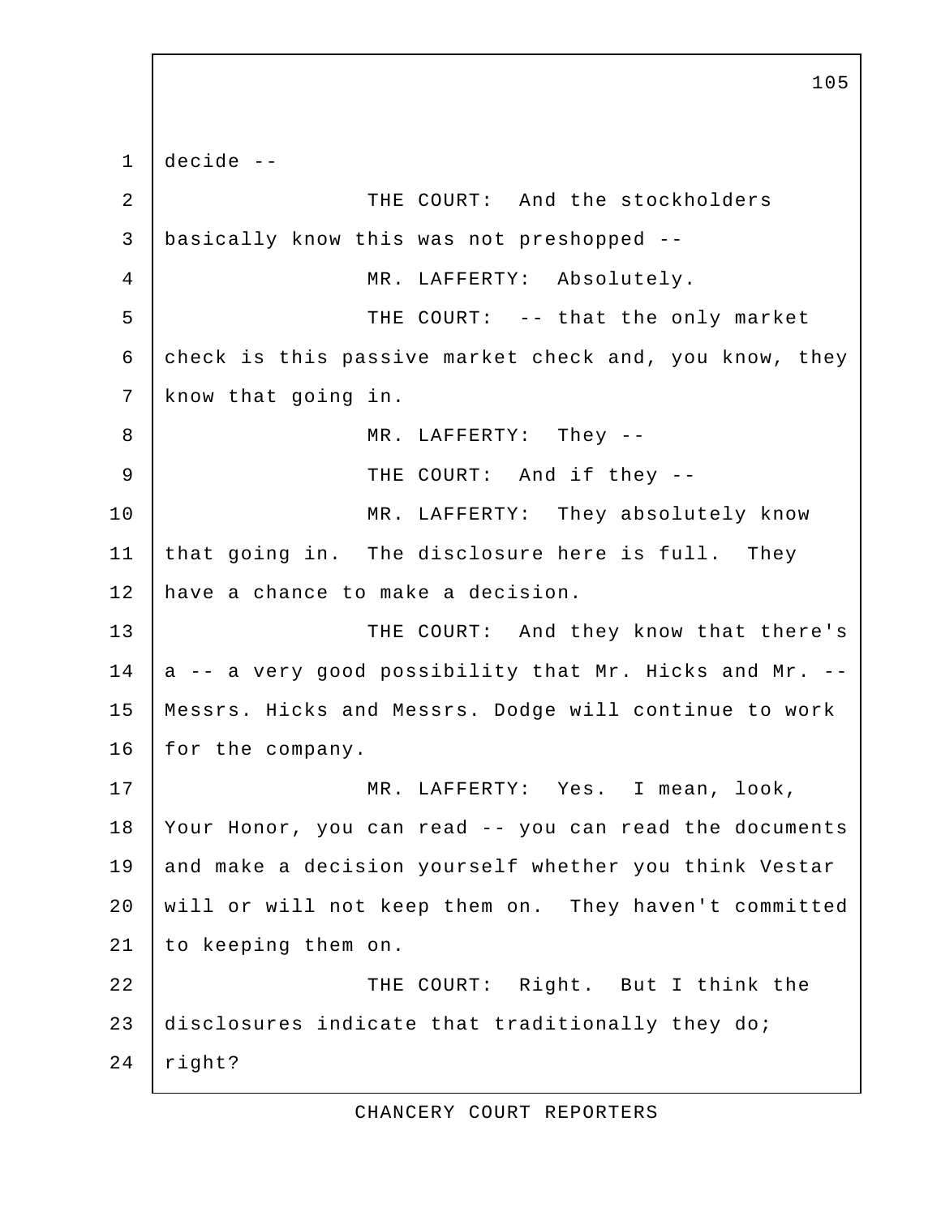decide --

THE COURT: And the stockholders basically know this was not preshopped --

MR. LAFFERTY: Absolutely.

THE COURT: -- that the only market check is this passive market check and, you know, they know that going in.

MR. LAFFERTY: They --

THE COURT: And if they --

MR. LAFFERTY: They absolutely know that going in. The disclosure here is full. They have a chance to make a decision.

THE COURT: And they know that there's a -- a very good possibility that Mr. Hicks and Mr. -- Messrs. Hicks and Messrs. Dodge will continue to work for the company.

MR. LAFFERTY: Yes. I mean, look, Your Honor, you can read -- you can read the documents and make a decision yourself whether you think Vestar will or will not keep them on. They haven't committed to keeping them on.

THE COURT: Right. But I think the disclosures indicate that traditionally they do; right?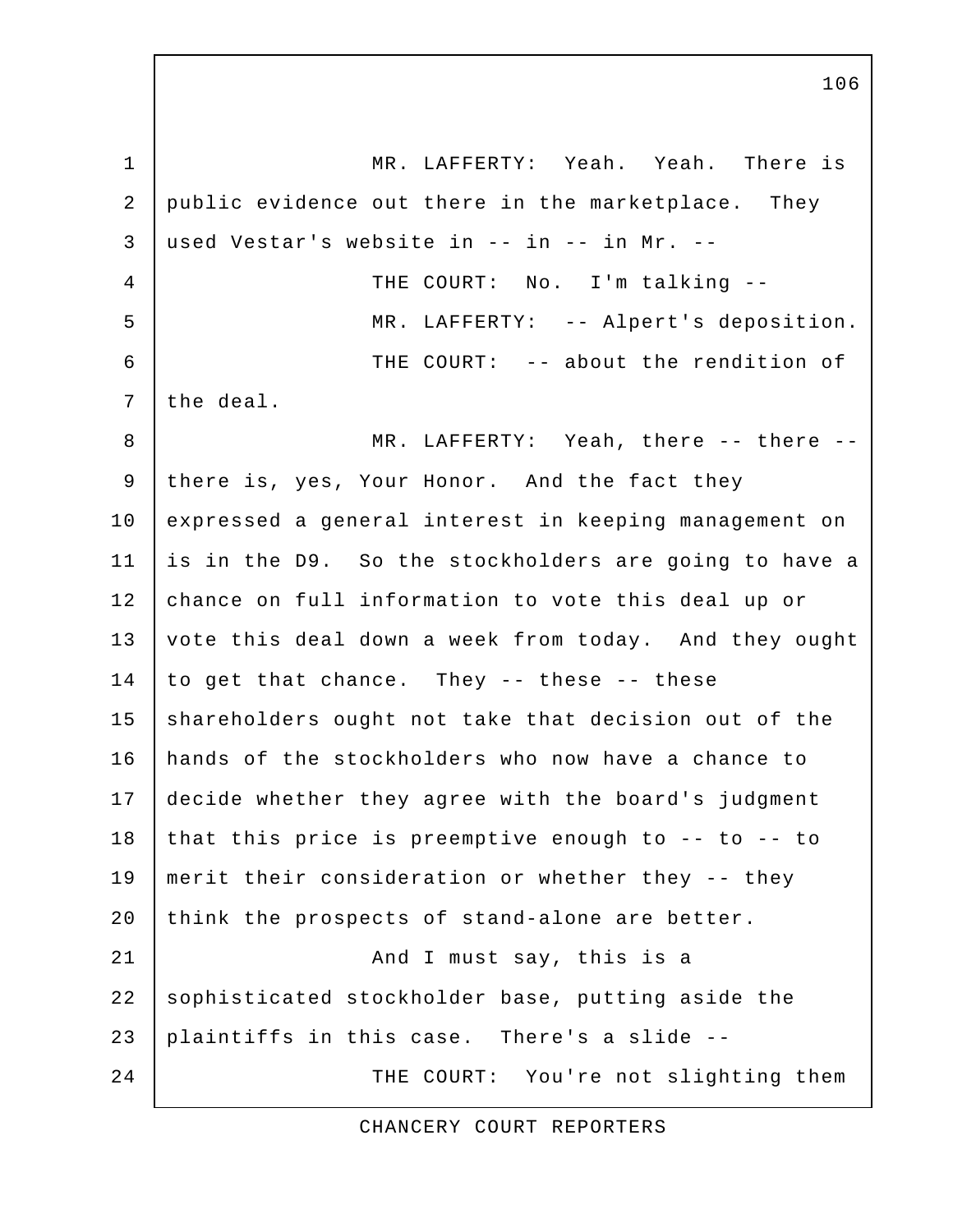MR. LAFFERTY: Yeah. Yeah. There is public evidence out there in the marketplace. They used Vestar's website in -- in -- in Mr. --

THE COURT: No. I'm talking --

MR. LAFFERTY: -- Alpert's deposition.

THE COURT: -- about the rendition of the deal.

MR. LAFFERTY: Yeah, there -- there -- there is, yes, Your Honor. And the fact they expressed a general interest in keeping management on is in the D9. So the stockholders are going to have a chance on full information to vote this deal up or vote this deal down a week from today. And they ought to get that chance. They -- these -- these shareholders ought not take that decision out of the hands of the stockholders who now have a chance to decide whether they agree with the board's judgment that this price is preemptive enough to -- to -- to merit their consideration or whether they -- they think the prospects of stand-alone are better.

And I must say, this is a sophisticated stockholder base, putting aside the plaintiffs in this case. There's a slide --

THE COURT: You're not slighting them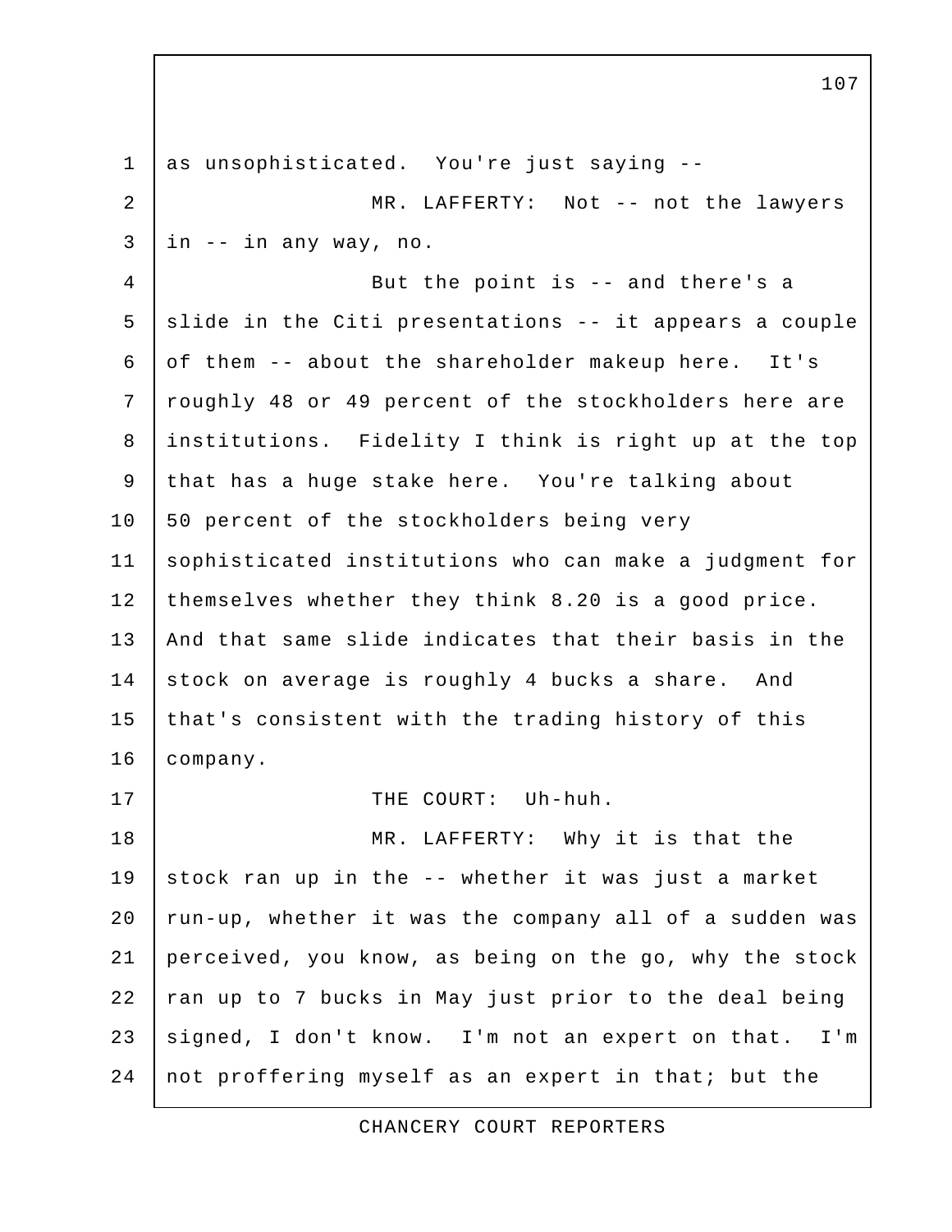as unsophisticated. You're just saying --

MR. LAFFERTY: Not -- not the lawyers in -- in any way, no.

But the point is -- and there's a slide in the Citi presentations -- it appears a couple of them -- about the shareholder makeup here. It's roughly 48 or 49 percent of the stockholders here are institutions. Fidelity I think is right up at the top that has a huge stake here. You're talking about 50 percent of the stockholders being very sophisticated institutions who can make a judgment for themselves whether they think 8.20 is a good price. And that same slide indicates that their basis in the stock on average is roughly 4 bucks a share. And that's consistent with the trading history of this company.

THE COURT: Uh-huh.

MR. LAFFERTY: Why it is that the stock ran up in the -- whether it was just a market run-up, whether it was the company all of a sudden was perceived, you know, as being on the go, why the stock ran up to 7 bucks in May just prior to the deal being signed, I don't know. I'm not an expert on that. I'm not proffering myself as an expert in that; but the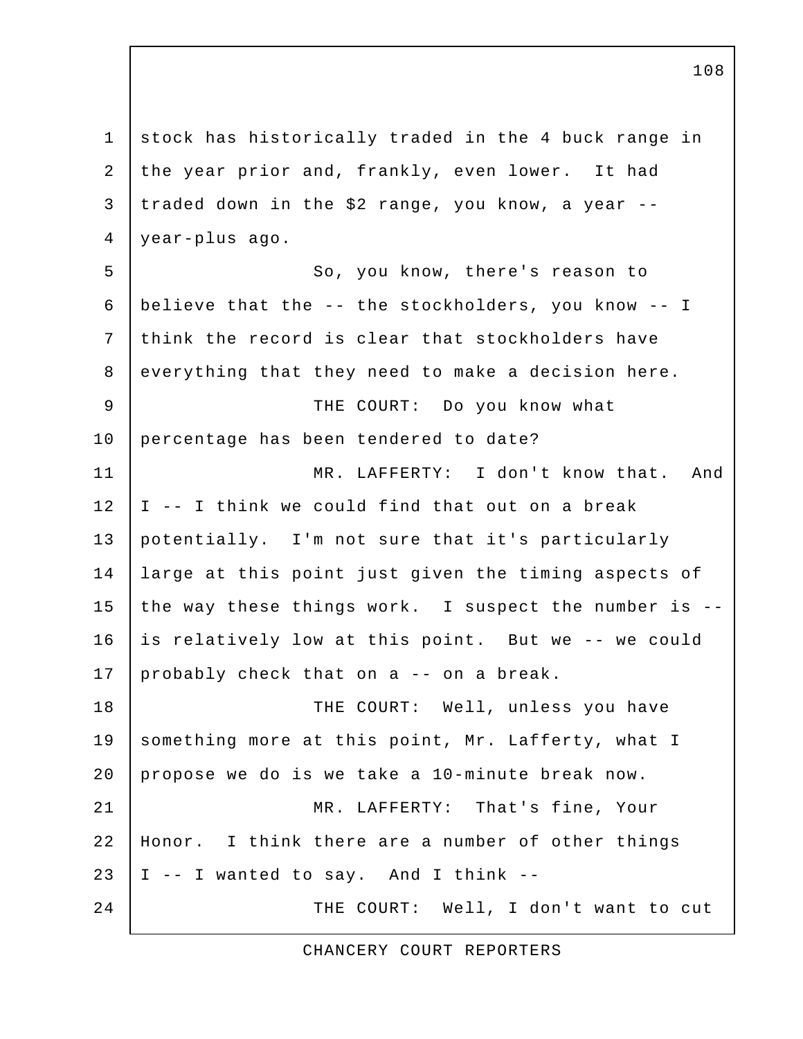stock has historically traded in the 4 buck range in the year prior and, frankly, even lower. It had traded down in the $2 range, you know, a year -- year-plus ago.

So, you know, there's reason to believe that the -- the stockholders, you know -- I think the record is clear that stockholders have everything that they need to make a decision here.

THE COURT: Do you know what percentage has been tendered to date?

MR. LAFFERTY: I don't know that. And I -- I think we could find that out on a break potentially. I'm not sure that it's particularly large at this point just given the timing aspects of the way these things work. I suspect the number is -- is relatively low at this point. But we -- we could probably check that on a -- on a break.

THE COURT: Well, unless you have something more at this point, Mr. Lafferty, what I propose we do is we take a 10-minute break now.

MR. LAFFERTY: That's fine, Your Honor. I think there are a number of other things I -- I wanted to say. And I think --

THE COURT: Well, I don't want to cut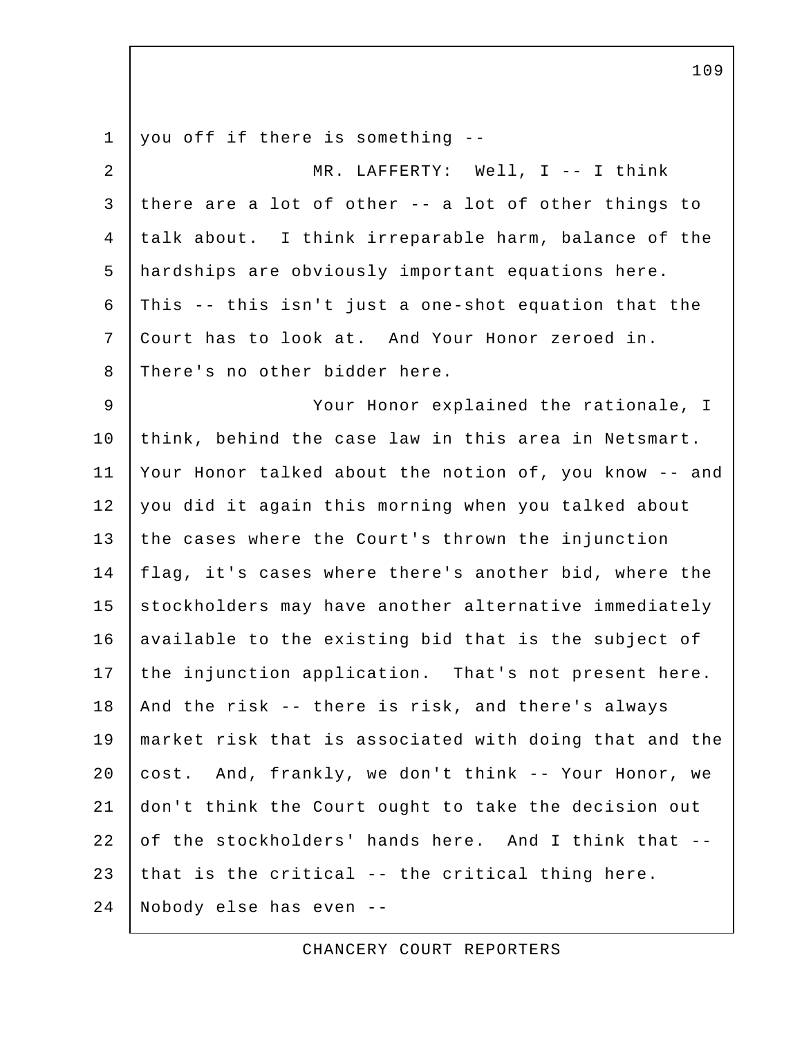you off if there is something --

MR. LAFFERTY: Well, I -- I think there are a lot of other -- a lot of other things to talk about. I think irreparable harm, balance of the hardships are obviously important equations here. This -- this isn't just a one-shot equation that the Court has to look at. And Your Honor zeroed in. There's no other bidder here.

Your Honor explained the rationale, I think, behind the case law in this area in Netsmart. Your Honor talked about the notion of, you know -- and you did it again this morning when you talked about the cases where the Court's thrown the injunction flag, it's cases where there's another bid, where the stockholders may have another alternative immediately available to the existing bid that is the subject of the injunction application. That's not present here. And the risk -- there is risk, and there's always market risk that is associated with doing that and the cost. And, frankly, we don't think -- Your Honor, we don't think the Court ought to take the decision out of the stockholders' hands here. And I think that -- that is the critical -- the critical thing here. Nobody else has even --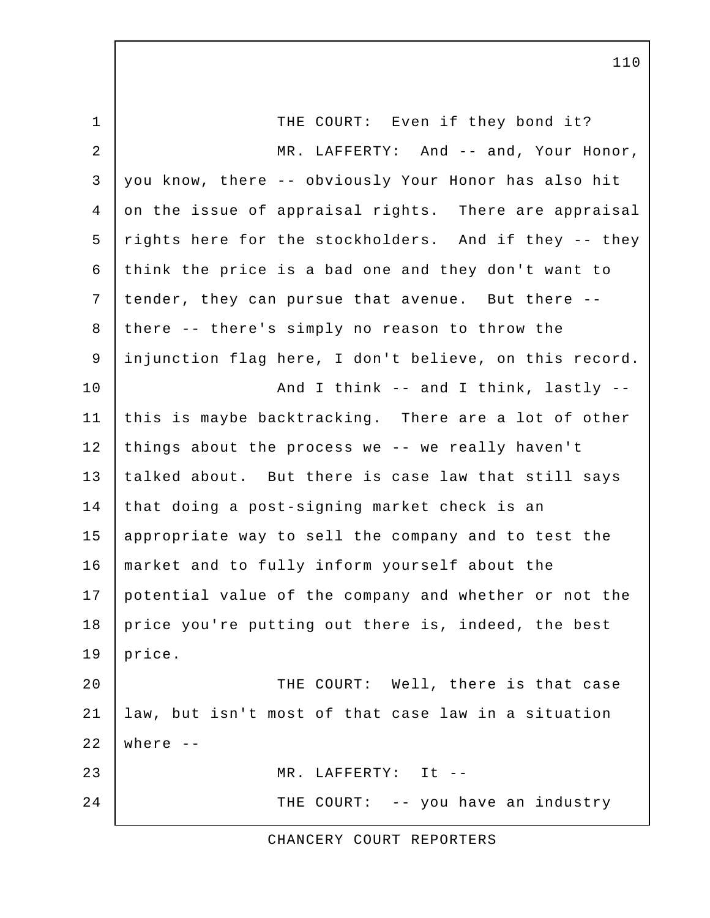THE COURT: Even if they bond it?

MR. LAFFERTY: And -- and, Your Honor, you know, there -- obviously Your Honor has also hit on the issue of appraisal rights. There are appraisal rights here for the stockholders. And if they -- they think the price is a bad one and they don't want to tender, they can pursue that avenue. But there -- there -- there's simply no reason to throw the injunction flag here, I don't believe, on this record.

And I think -- and I think, lastly -- this is maybe backtracking. There are a lot of other things about the process we -- we really haven't talked about. But there is case law that still says that doing a post-signing market check is an appropriate way to sell the company and to test the market and to fully inform yourself about the potential value of the company and whether or not the price you're putting out there is, indeed, the best price.

THE COURT: Well, there is that case law, but isn't most of that case law in a situation where --

MR. LAFFERTY: It --

THE COURT: -- you have an industry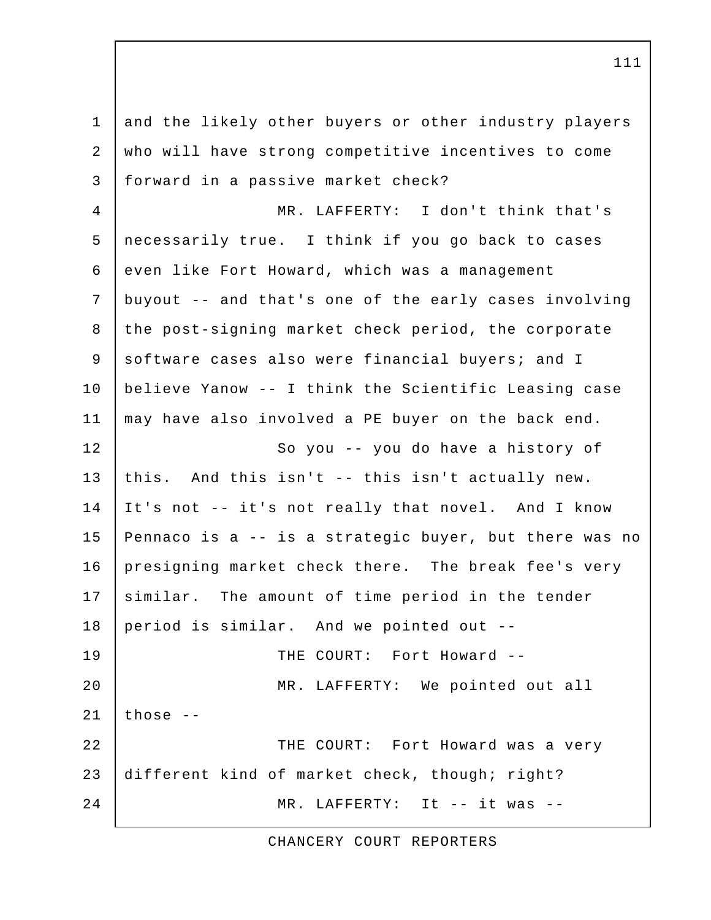and the likely other buyers or other industry players who will have strong competitive incentives to come forward in a passive market check?

MR. LAFFERTY: I don't think that's necessarily true. I think if you go back to cases even like Fort Howard, which was a management buyout -- and that's one of the early cases involving the post-signing market check period, the corporate software cases also were financial buyers; and I believe Yanow -- I think the Scientific Leasing case may have also involved a PE buyer on the back end.

So you -- you do have a history of this. And this isn't -- this isn't actually new. It's not -- it's not really that novel. And I know Pennaco is a -- is a strategic buyer, but there was no presigning market check there. The break fee's very similar. The amount of time period in the tender period is similar. And we pointed out --

THE COURT: Fort Howard --

MR. LAFFERTY: We pointed out all those --

THE COURT: Fort Howard was a very different kind of market check, though; right?

MR. LAFFERTY: It -- it was --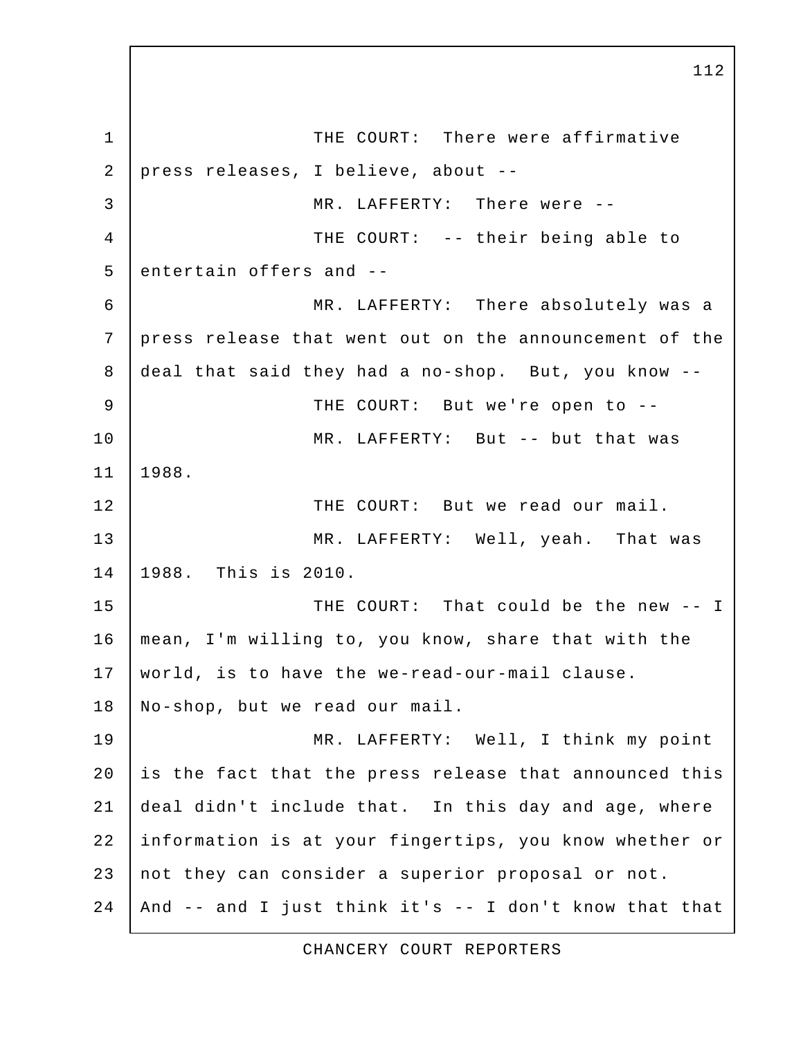THE COURT: There were affirmative press releases, I believe, about --

MR. LAFFERTY: There were --

THE COURT: -- their being able to entertain offers and --

MR. LAFFERTY: There absolutely was a press release that went out on the announcement of the deal that said they had a no-shop. But, you know --

THE COURT: But we're open to --

MR. LAFFERTY: But -- but that was 1988.

THE COURT: But we read our mail.

MR. LAFFERTY: Well, yeah. That was 1988. This is 2010.

THE COURT: That could be the new -- I mean, I'm willing to, you know, share that with the world, is to have the we-read-our-mail clause. No-shop, but we read our mail.

MR. LAFFERTY: Well, I think my point is the fact that the press release that announced this deal didn't include that. In this day and age, where information is at your fingertips, you know whether or not they can consider a superior proposal or not. And -- and I just think it's -- I don't know that that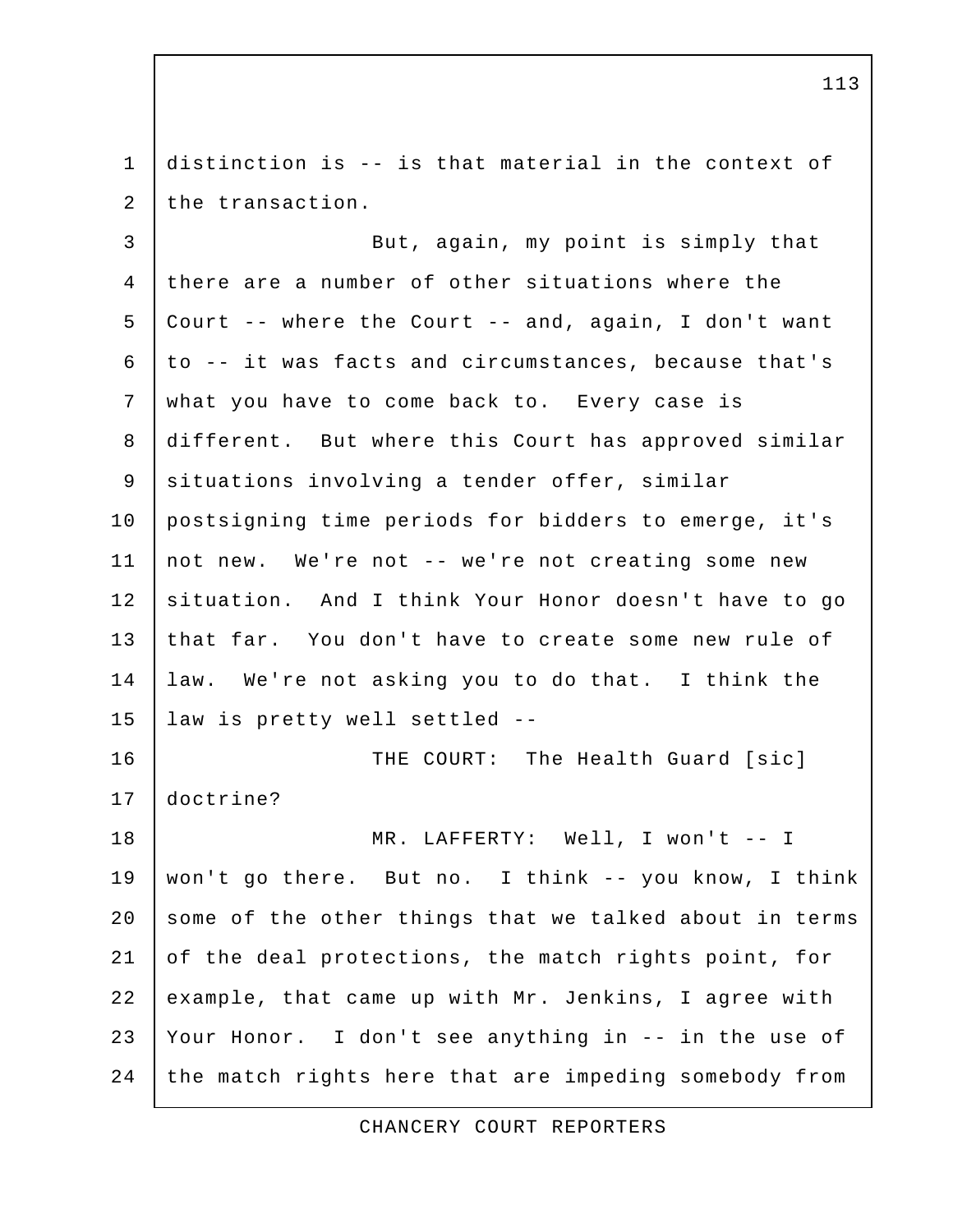distinction is -- is that material in the context of the transaction.

But, again, my point is simply that there are a number of other situations where the Court -- where the Court -- and, again, I don't want to -- it was facts and circumstances, because that's what you have to come back to. Every case is different. But where this Court has approved similar situations involving a tender offer, similar postsigning time periods for bidders to emerge, it's not new. We're not -- we're not creating some new situation. And I think Your Honor doesn't have to go that far. You don't have to create some new rule of law. We're not asking you to do that. I think the law is pretty well settled --

THE COURT: The Health Guard [sic] doctrine?

MR. LAFFERTY: Well, I won't -- I won't go there. But no. I think -- you know, I think some of the other things that we talked about in terms of the deal protections, the match rights point, for example, that came up with Mr. Jenkins, I agree with Your Honor. I don't see anything in -- in the use of the match rights here that are impeding somebody from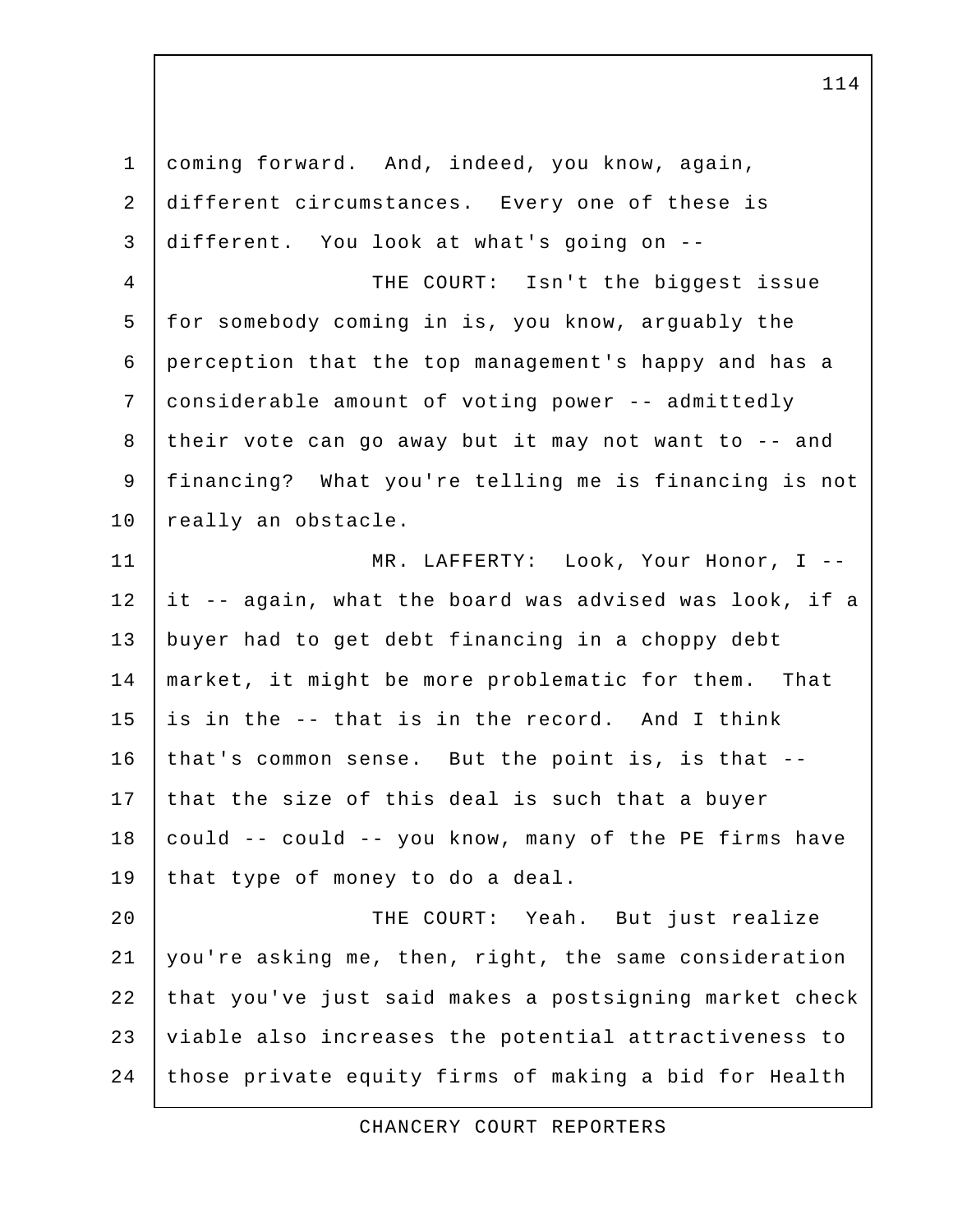coming forward. And, indeed, you know, again, different circumstances. Every one of these is different. You look at what's going on --

THE COURT: Isn't the biggest issue for somebody coming in is, you know, arguably the perception that the top management's happy and has a considerable amount of voting power -- admittedly their vote can go away but it may not want to -- and financing? What you're telling me is financing is not really an obstacle.

MR. LAFFERTY: Look, Your Honor, I -- it -- again, what the board was advised was look, if a buyer had to get debt financing in a choppy debt market, it might be more problematic for them. That is in the -- that is in the record. And I think that's common sense. But the point is, is that -- that the size of this deal is such that a buyer could -- could -- you know, many of the PE firms have that type of money to do a deal.

THE COURT: Yeah. But just realize you're asking me, then, right, the same consideration that you've just said makes a postsigning market check viable also increases the potential attractiveness to those private equity firms of making a bid for Health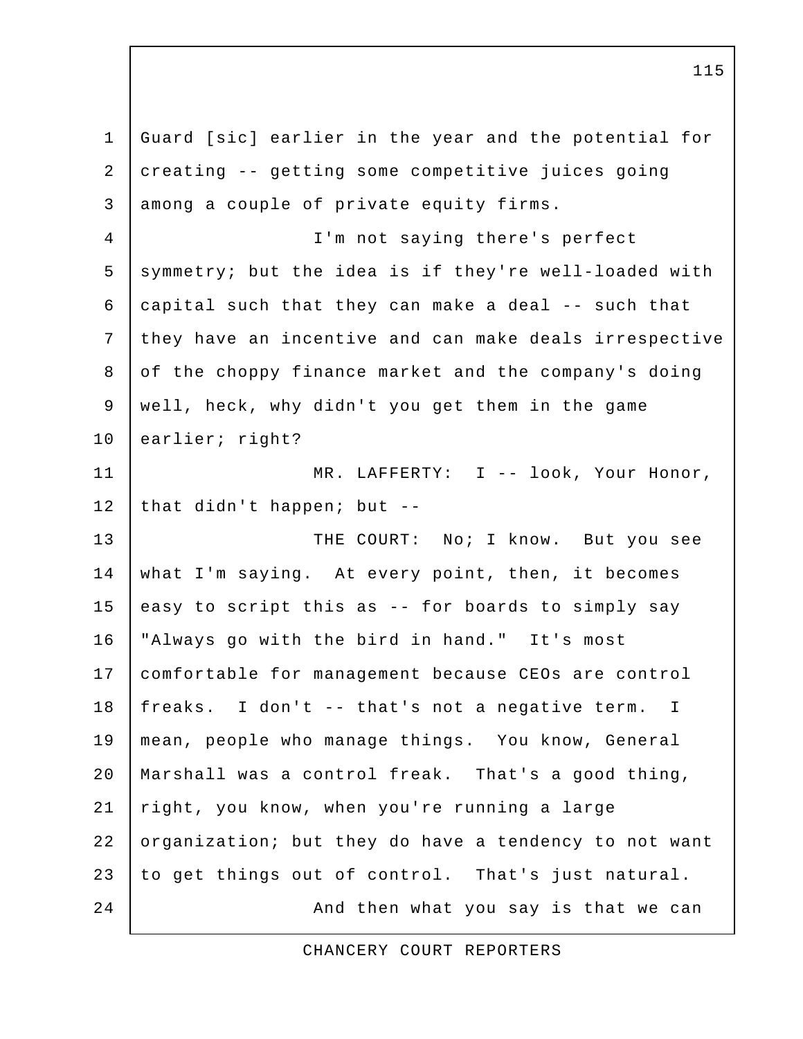Guard [sic] earlier in the year and the potential for creating -- getting some competitive juices going among a couple of private equity firms.

I'm not saying there's perfect symmetry; but the idea is if they're well-loaded with capital such that they can make a deal -- such that they have an incentive and can make deals irrespective of the choppy finance market and the company's doing well, heck, why didn't you get them in the game earlier; right?

MR. LAFFERTY: I -- look, Your Honor, that didn't happen; but --

THE COURT: No; I know. But you see what I'm saying. At every point, then, it becomes easy to script this as -- for boards to simply say "Always go with the bird in hand." It's most comfortable for management because CEOs are control freaks. I don't -- that's not a negative term. I mean, people who manage things. You know, General Marshall was a control freak. That's a good thing, right, you know, when you're running a large organization; but they do have a tendency to not want to get things out of control. That's just natural.

And then what you say is that we can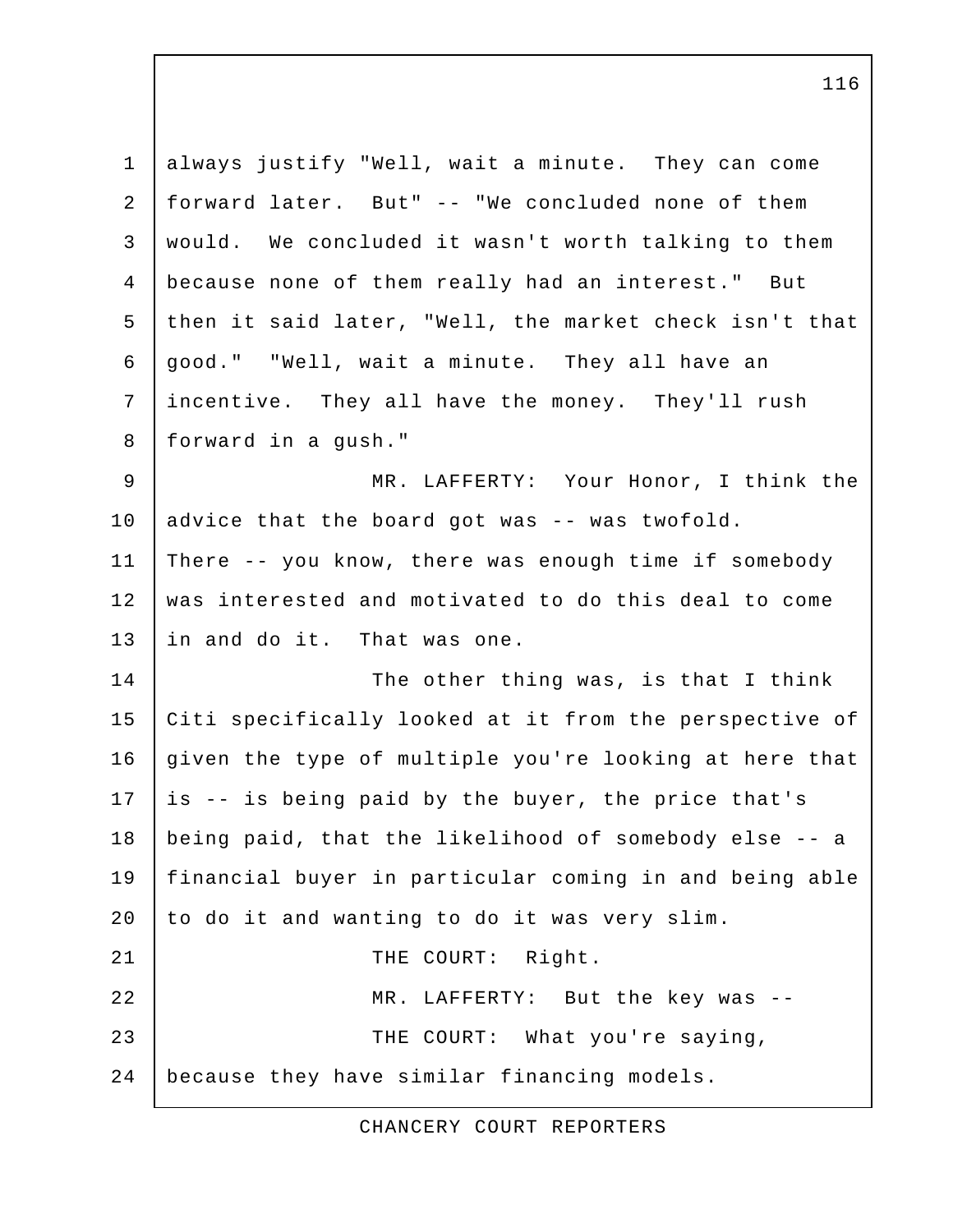always justify "Well, wait a minute. They can come forward later. But" -- "We concluded none of them would. We concluded it wasn't worth talking to them because none of them really had an interest." But then it said later, "Well, the market check isn't that good." "Well, wait a minute. They all have an incentive. They all have the money. They'll rush forward in a gush."

MR. LAFFERTY: Your Honor, I think the advice that the board got was -- was twofold. There -- you know, there was enough time if somebody was interested and motivated to do this deal to come in and do it. That was one.

The other thing was, is that I think Citi specifically looked at it from the perspective of given the type of multiple you're looking at here that is -- is being paid by the buyer, the price that's being paid, that the likelihood of somebody else -- a financial buyer in particular coming in and being able to do it and wanting to do it was very slim.

THE COURT: Right.

MR. LAFFERTY: But the key was --

THE COURT: What you're saying, because they have similar financing models.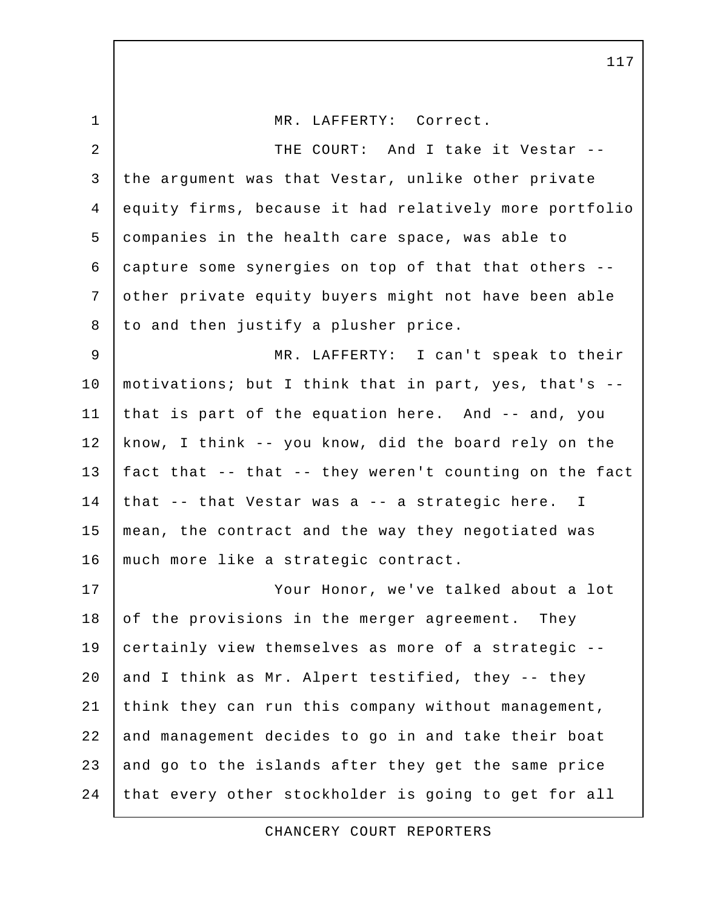MR. LAFFERTY: Correct.

THE COURT: And I take it Vestar -- the argument was that Vestar, unlike other private equity firms, because it had relatively more portfolio companies in the health care space, was able to capture some synergies on top of that that others -- other private equity buyers might not have been able to and then justify a plusher price.

MR. LAFFERTY: I can't speak to their motivations; but I think that in part, yes, that's -- that is part of the equation here. And -- and, you know, I think -- you know, did the board rely on the fact that -- that -- they weren't counting on the fact that -- that Vestar was a -- a strategic here. I mean, the contract and the way they negotiated was much more like a strategic contract.

Your Honor, we've talked about a lot of the provisions in the merger agreement. They certainly view themselves as more of a strategic -- and I think as Mr. Alpert testified, they -- they think they can run this company without management, and management decides to go in and take their boat and go to the islands after they get the same price that every other stockholder is going to get for all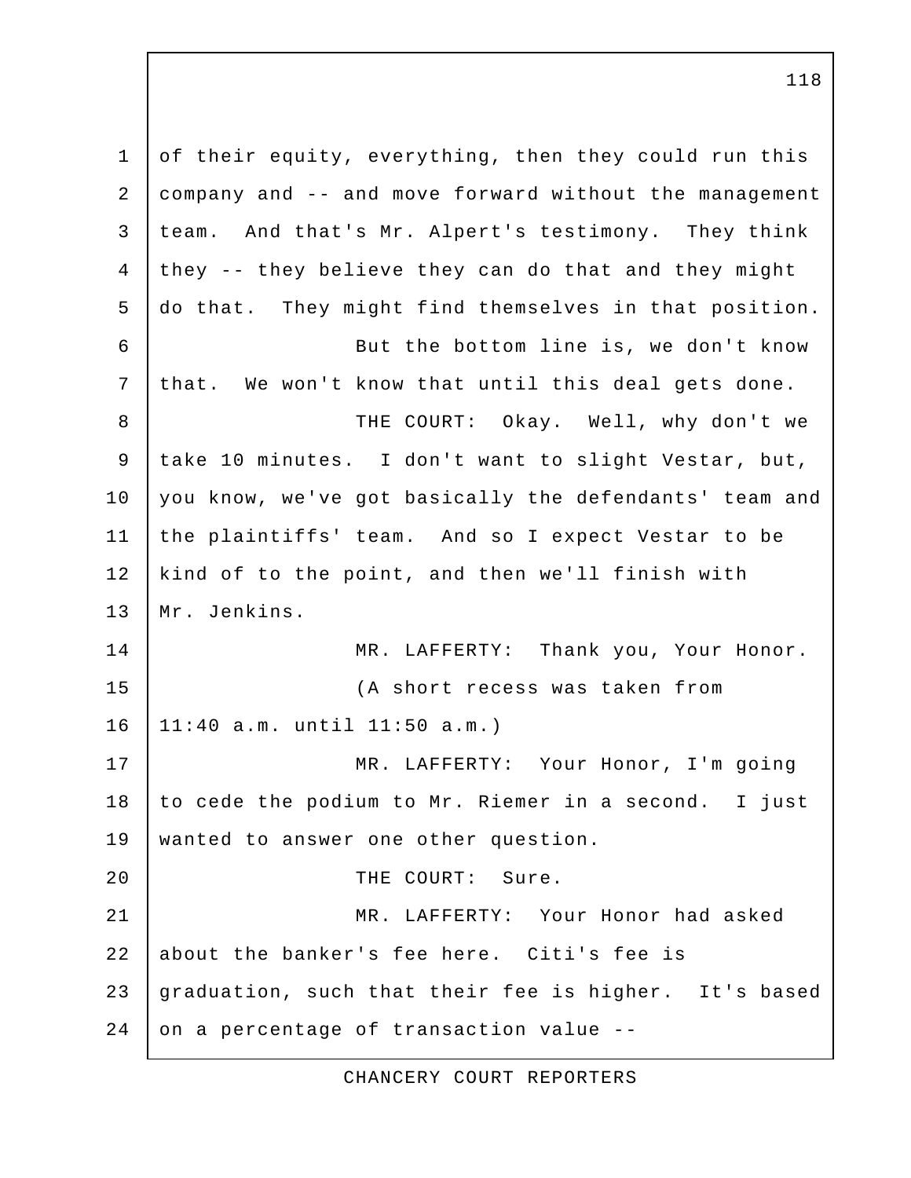of their equity, everything, then they could run this company and -- and move forward without the management team. And that's Mr. Alpert's testimony. They think they -- they believe they can do that and they might do that. They might find themselves in that position.

But the bottom line is, we don't know that. We won't know that until this deal gets done.

THE COURT: Okay. Well, why don't we take 10 minutes. I don't want to slight Vestar, but, you know, we've got basically the defendants' team and the plaintiffs' team. And so I expect Vestar to be kind of to the point, and then we'll finish with Mr. Jenkins.

MR. LAFFERTY: Thank you, Your Honor.

(A short recess was taken from 11:40 a.m. until 11:50 a.m.)

MR. LAFFERTY: Your Honor, I'm going to cede the podium to Mr. Riemer in a second. I just wanted to answer one other question.

THE COURT: Sure.

MR. LAFFERTY: Your Honor had asked about the banker's fee here. Citi's fee is graduation, such that their fee is higher. It's based on a percentage of transaction value --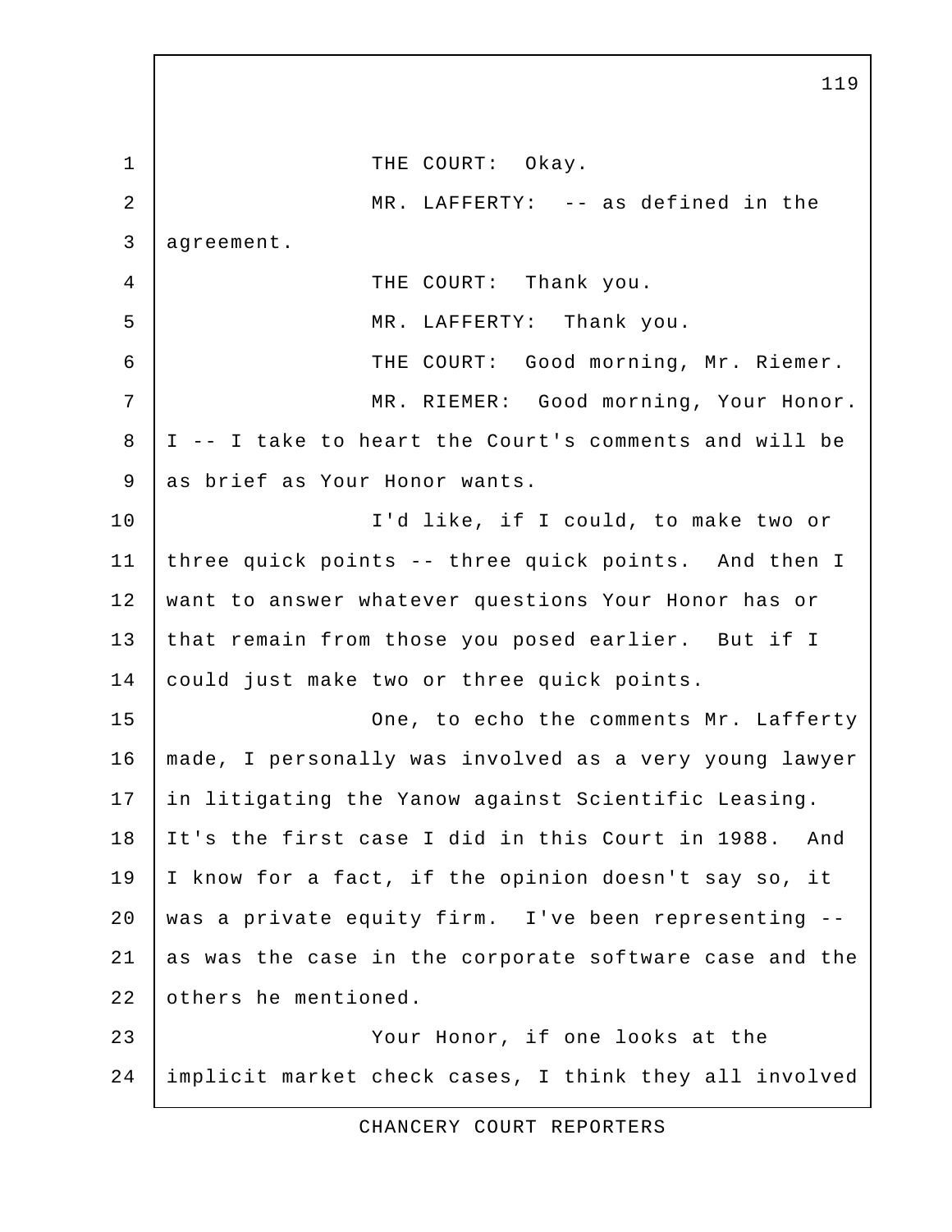THE COURT: Okay.

MR. LAFFERTY: -- as defined in the agreement.

THE COURT: Thank you.

MR. LAFFERTY: Thank you.

THE COURT: Good morning, Mr. Riemer.

MR. RIEMER: Good morning, Your Honor. I -- I take to heart the Court's comments and will be as brief as Your Honor wants.

I'd like, if I could, to make two or three quick points -- three quick points. And then I want to answer whatever questions Your Honor has or that remain from those you posed earlier. But if I could just make two or three quick points.

One, to echo the comments Mr. Lafferty made, I personally was involved as a very young lawyer in litigating the Yanow against Scientific Leasing. It's the first case I did in this Court in 1988. And I know for a fact, if the opinion doesn't say so, it was a private equity firm. I've been representing -- as was the case in the corporate software case and the others he mentioned.

Your Honor, if one looks at the implicit market check cases, I think they all involved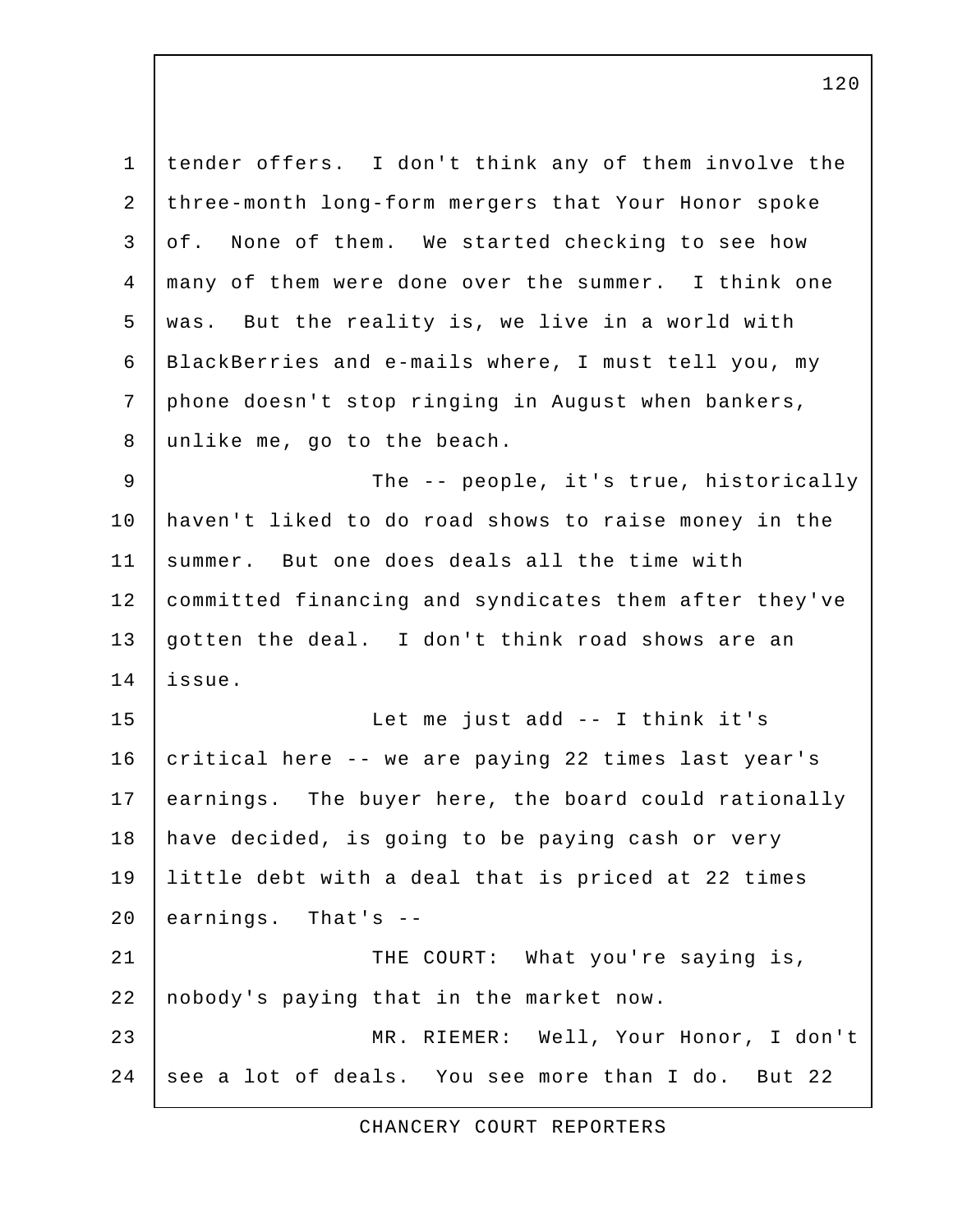tender offers. I don't think any of them involve the three-month long-form mergers that Your Honor spoke of. None of them. We started checking to see how many of them were done over the summer. I think one was. But the reality is, we live in a world with BlackBerries and e-mails where, I must tell you, my phone doesn't stop ringing in August when bankers, unlike me, go to the beach.

The -- people, it's true, historically haven't liked to do road shows to raise money in the summer. But one does deals all the time with committed financing and syndicates them after they've gotten the deal. I don't think road shows are an issue.

Let me just add -- I think it's critical here -- we are paying 22 times last year's earnings. The buyer here, the board could rationally have decided, is going to be paying cash or very little debt with a deal that is priced at 22 times earnings. That's --

THE COURT: What you're saying is, nobody's paying that in the market now.

MR. RIEMER: Well, Your Honor, I don't see a lot of deals. You see more than I do. But 22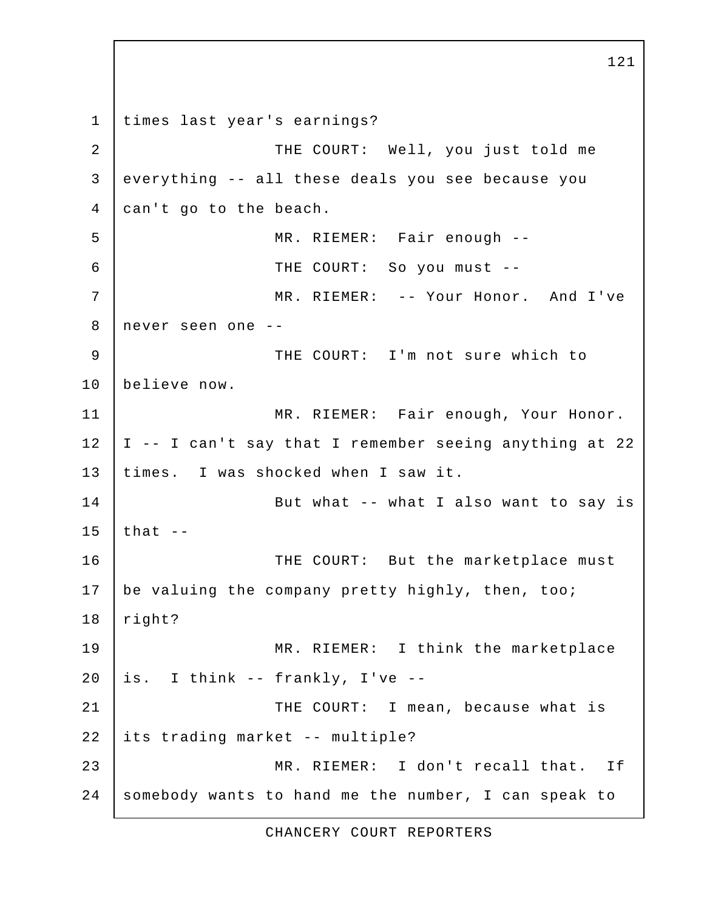1 times last year's earnings?

2 THE COURT: Well, you just told me

3 everything -- all these deals you see because you

4 can't go to the beach.

5 MR. RIEMER: Fair enough --

6 THE COURT: So you must --

7 MR. RIEMER: -- Your Honor. And I've

8 never seen one --

9 THE COURT: I'm not sure which to

10 believe now.

11 MR. RIEMER: Fair enough, Your Honor.

12 I -- I can't say that I remember seeing anything at 22

13 times. I was shocked when I saw it.

14 But what -- what I also want to say is

15 that --

16 THE COURT: But the marketplace must

17 be valuing the company pretty highly, then, too;

18 right?

19 MR. RIEMER: I think the marketplace

20 is. I think -- frankly, I've --

21 THE COURT: I mean, because what is

22 its trading market -- multiple?

23 MR. RIEMER: I don't recall that. If

24 somebody wants to hand me the number, I can speak to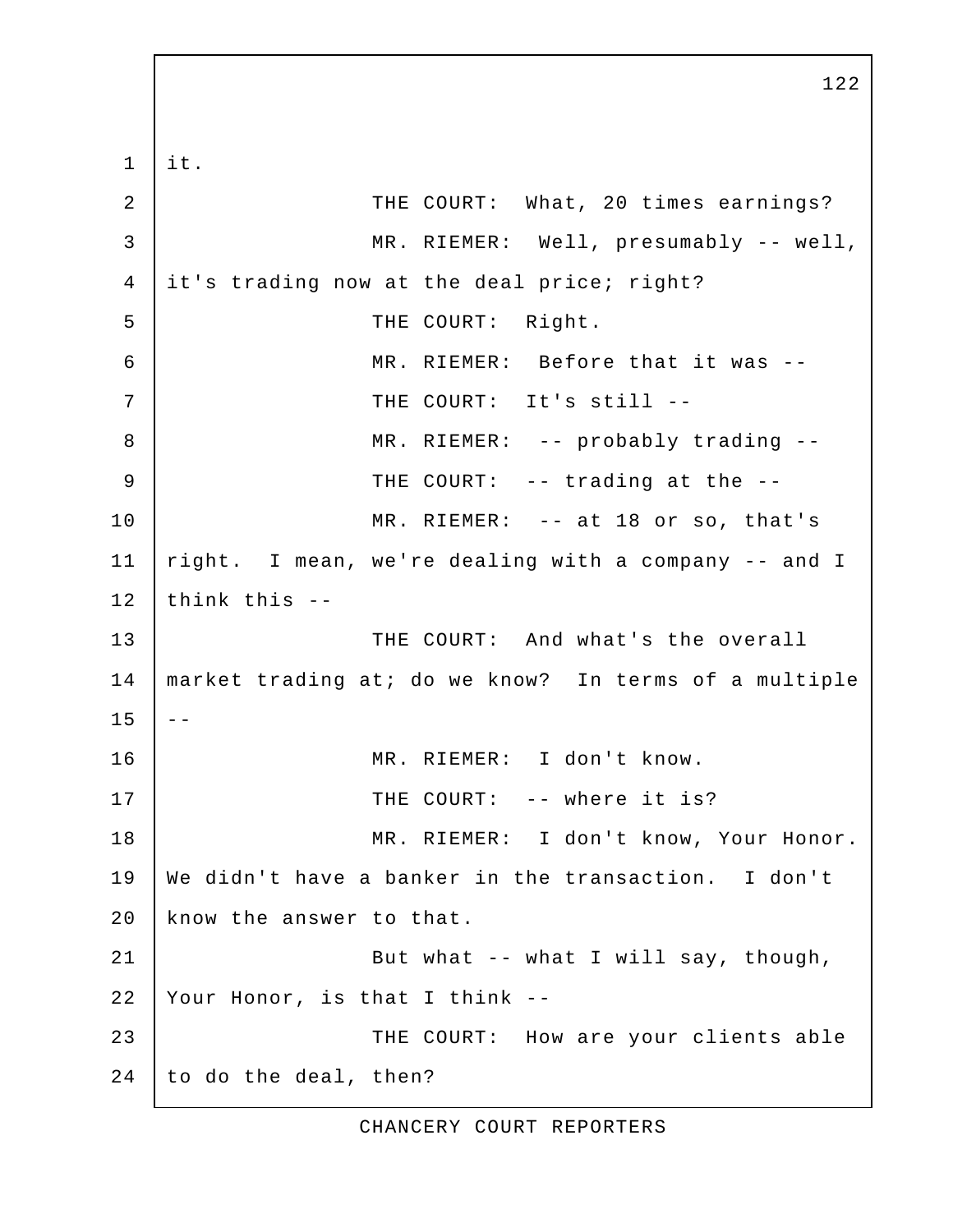it.

THE COURT: What, 20 times earnings?

MR. RIEMER: Well, presumably -- well, it's trading now at the deal price; right?

THE COURT: Right.

MR. RIEMER: Before that it was --

THE COURT: It's still --

MR. RIEMER: -- probably trading --

THE COURT: -- trading at the --

MR. RIEMER: -- at 18 or so, that's right. I mean, we're dealing with a company -- and I think this --

THE COURT: And what's the overall market trading at; do we know? In terms of a multiple --

MR. RIEMER: I don't know.

THE COURT: -- where it is?

MR. RIEMER: I don't know, Your Honor. We didn't have a banker in the transaction. I don't know the answer to that.

But what -- what I will say, though, Your Honor, is that I think --

THE COURT: How are your clients able to do the deal, then?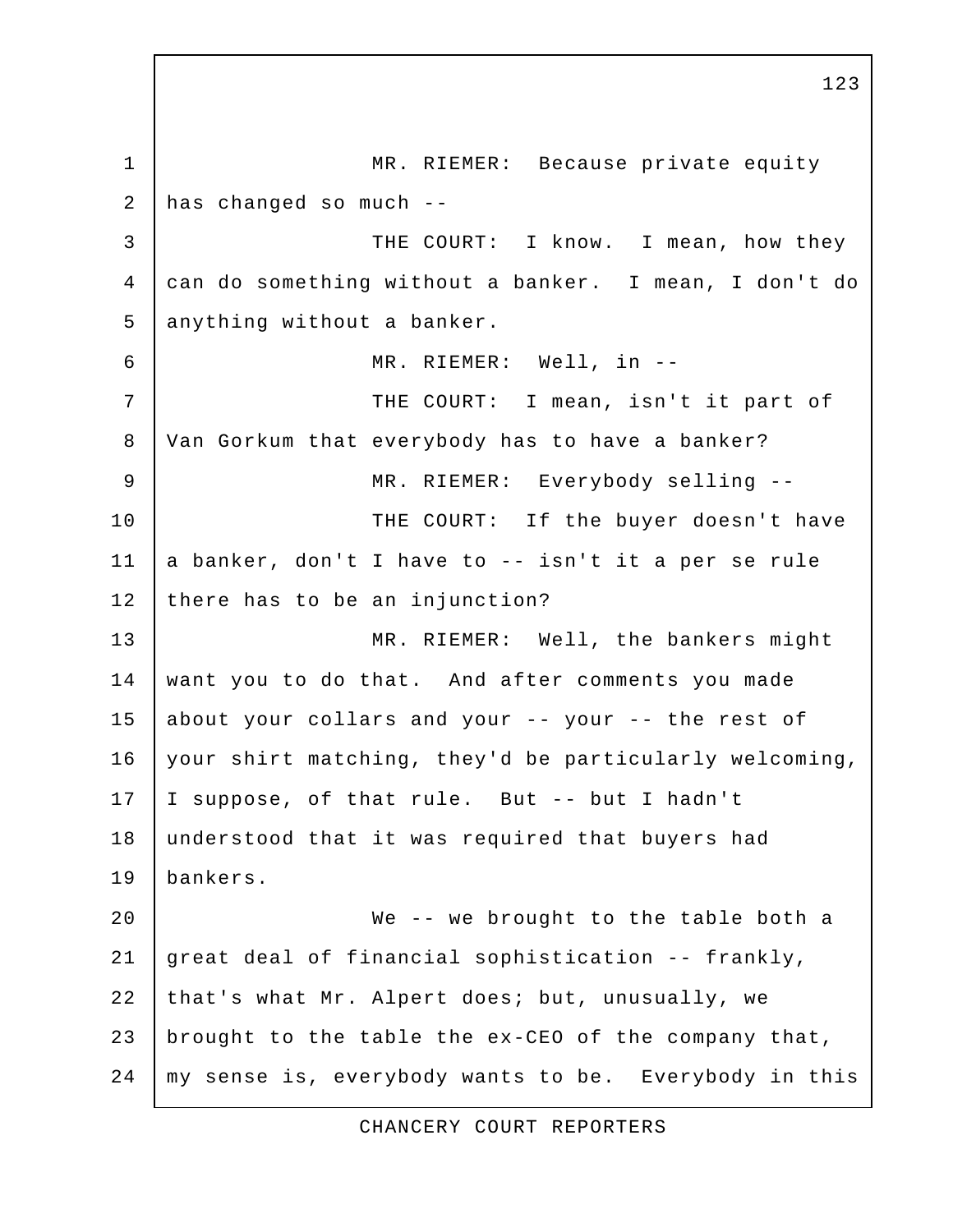MR. RIEMER: Because private equity has changed so much --

THE COURT: I know. I mean, how they can do something without a banker. I mean, I don't do anything without a banker.

MR. RIEMER: Well, in --

THE COURT: I mean, isn't it part of Van Gorkum that everybody has to have a banker?

MR. RIEMER: Everybody selling --

THE COURT: If the buyer doesn't have a banker, don't I have to -- isn't it a per se rule there has to be an injunction?

MR. RIEMER: Well, the bankers might want you to do that. And after comments you made about your collars and your -- your -- the rest of your shirt matching, they'd be particularly welcoming, I suppose, of that rule. But -- but I hadn't understood that it was required that buyers had bankers.

We -- we brought to the table both a great deal of financial sophistication -- frankly, that's what Mr. Alpert does; but, unusually, we brought to the table the ex-CEO of the company that, my sense is, everybody wants to be. Everybody in this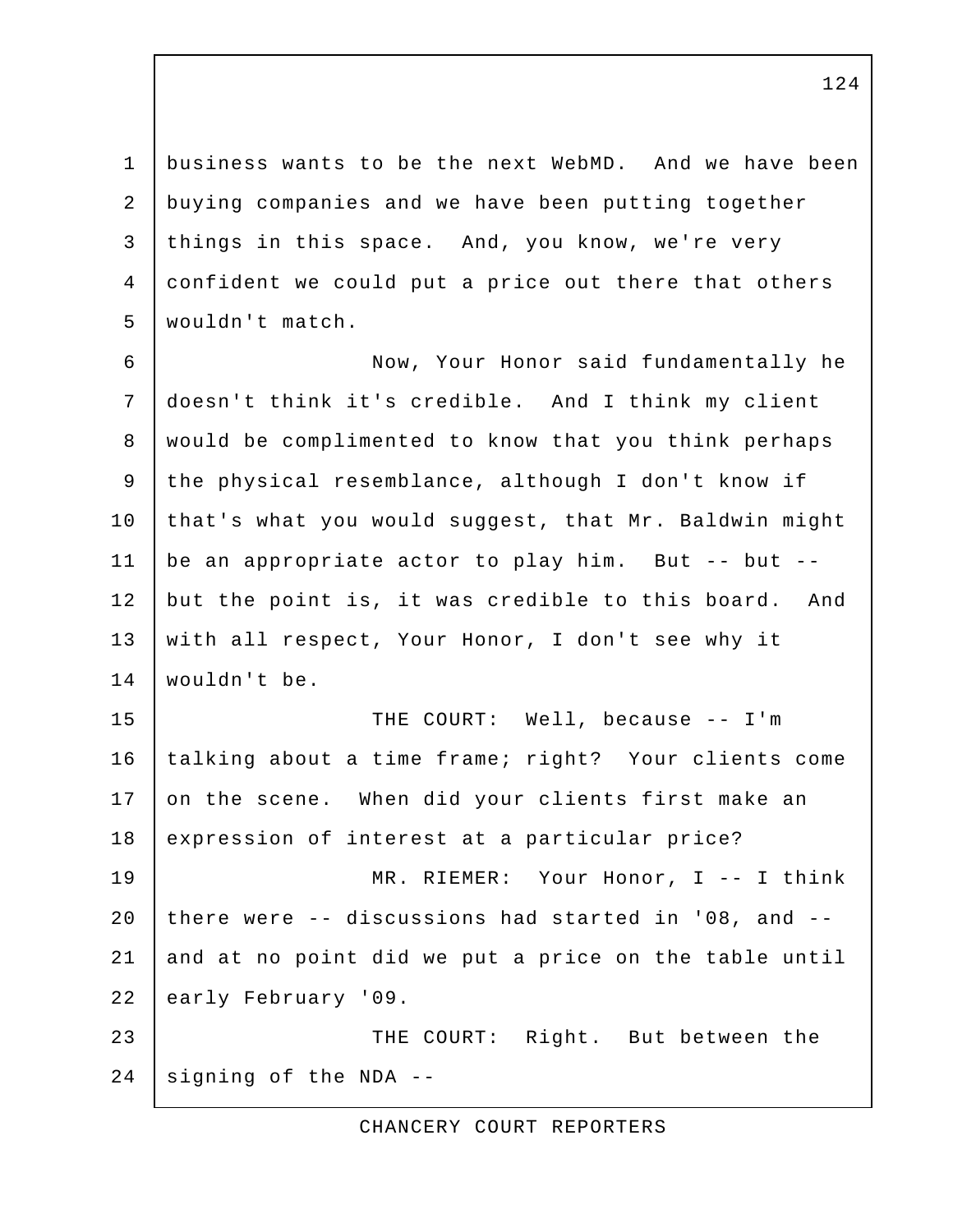business wants to be the next WebMD. And we have been buying companies and we have been putting together things in this space. And, you know, we're very confident we could put a price out there that others wouldn't match.

Now, Your Honor said fundamentally he doesn't think it's credible. And I think my client would be complimented to know that you think perhaps the physical resemblance, although I don't know if that's what you would suggest, that Mr. Baldwin might be an appropriate actor to play him. But -- but -- but the point is, it was credible to this board. And with all respect, Your Honor, I don't see why it wouldn't be.

THE COURT: Well, because -- I'm talking about a time frame; right? Your clients come on the scene. When did your clients first make an expression of interest at a particular price?

MR. RIEMER: Your Honor, I -- I think there were -- discussions had started in '08, and -- and at no point did we put a price on the table until early February '09.

THE COURT: Right. But between the signing of the NDA --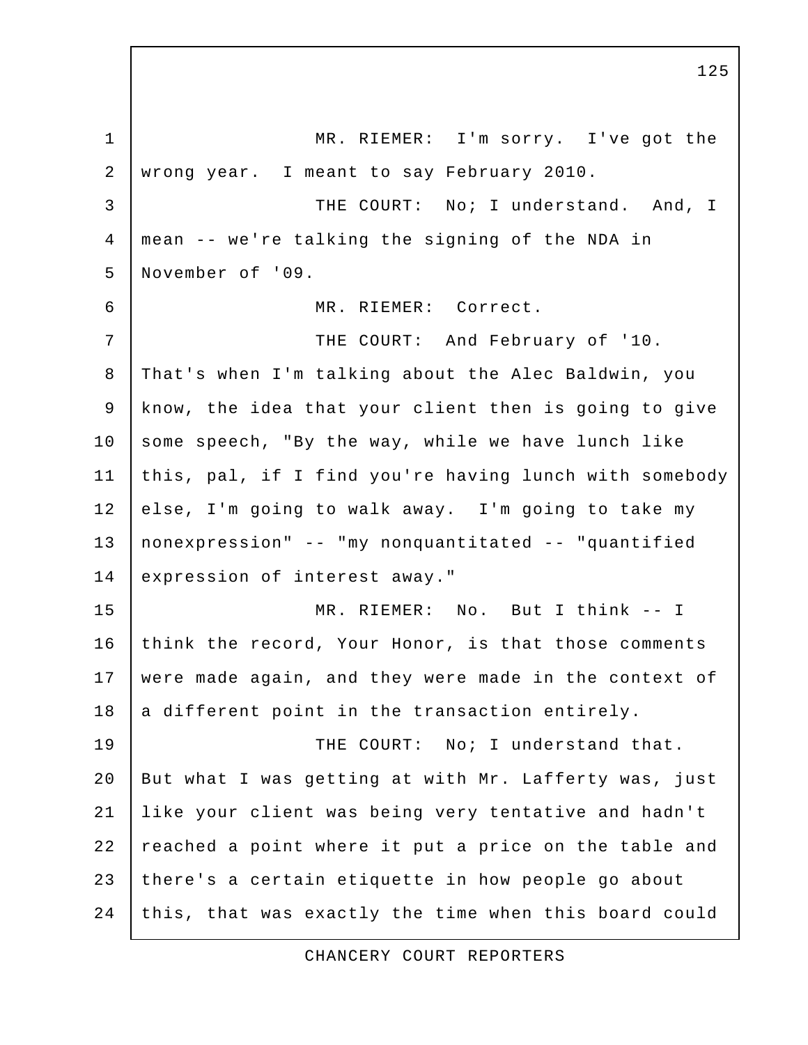MR. RIEMER: I'm sorry. I've got the wrong year. I meant to say February 2010.

THE COURT: No; I understand. And, I mean -- we're talking the signing of the NDA in November of '09.

MR. RIEMER: Correct.

THE COURT: And February of '10. That's when I'm talking about the Alec Baldwin, you know, the idea that your client then is going to give some speech, "By the way, while we have lunch like this, pal, if I find you're having lunch with somebody else, I'm going to walk away. I'm going to take my nonexpression" -- "my nonquantitated -- "quantified expression of interest away."

MR. RIEMER: No. But I think -- I think the record, Your Honor, is that those comments were made again, and they were made in the context of a different point in the transaction entirely.

THE COURT: No; I understand that. But what I was getting at with Mr. Lafferty was, just like your client was being very tentative and hadn't reached a point where it put a price on the table and there's a certain etiquette in how people go about this, that was exactly the time when this board could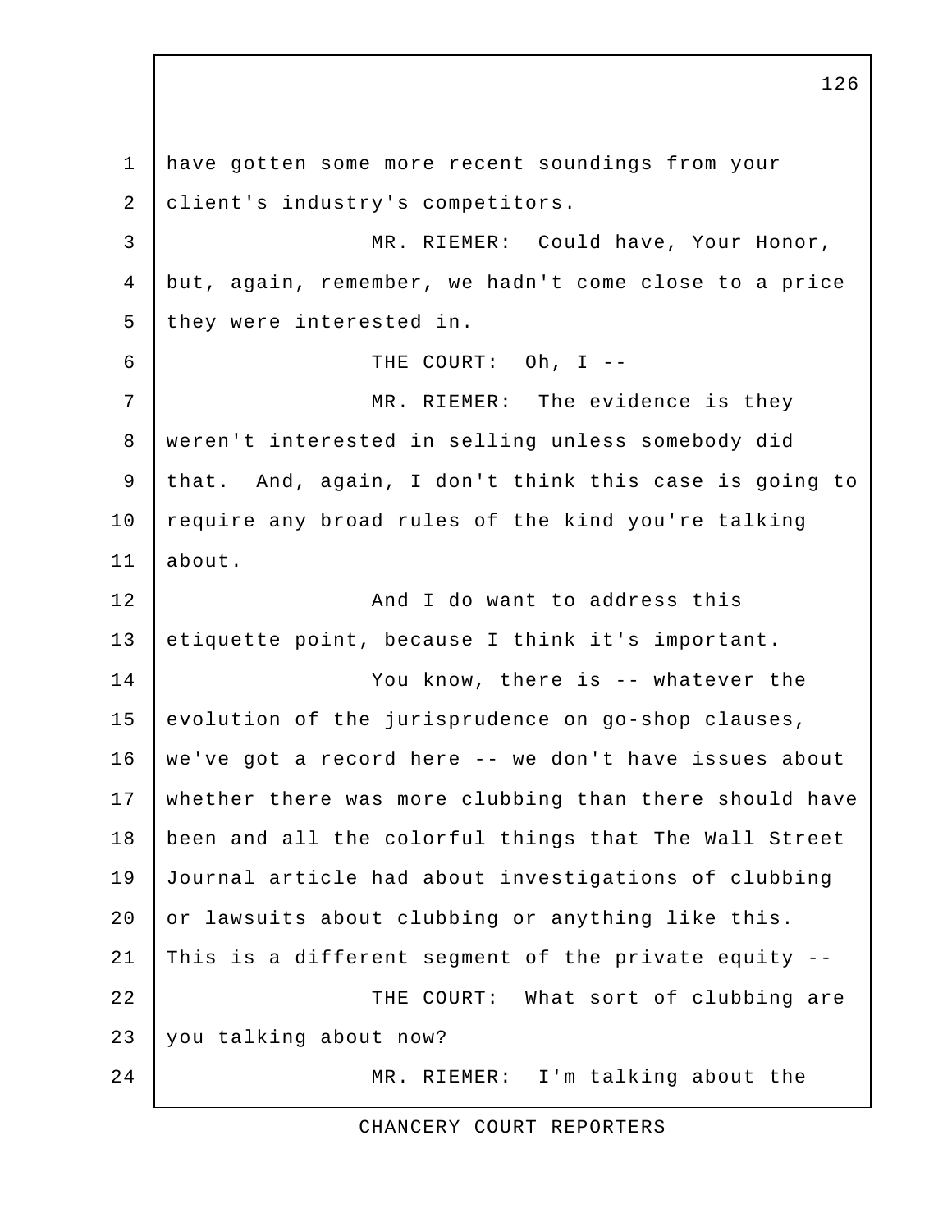have gotten some more recent soundings from your client's industry's competitors.

MR. RIEMER: Could have, Your Honor, but, again, remember, we hadn't come close to a price they were interested in.

THE COURT: Oh, I --

MR. RIEMER: The evidence is they weren't interested in selling unless somebody did that. And, again, I don't think this case is going to require any broad rules of the kind you're talking about.

And I do want to address this etiquette point, because I think it's important.

You know, there is -- whatever the evolution of the jurisprudence on go-shop clauses, we've got a record here -- we don't have issues about whether there was more clubbing than there should have been and all the colorful things that The Wall Street Journal article had about investigations of clubbing or lawsuits about clubbing or anything like this. This is a different segment of the private equity --

THE COURT: What sort of clubbing are you talking about now?

MR. RIEMER: I'm talking about the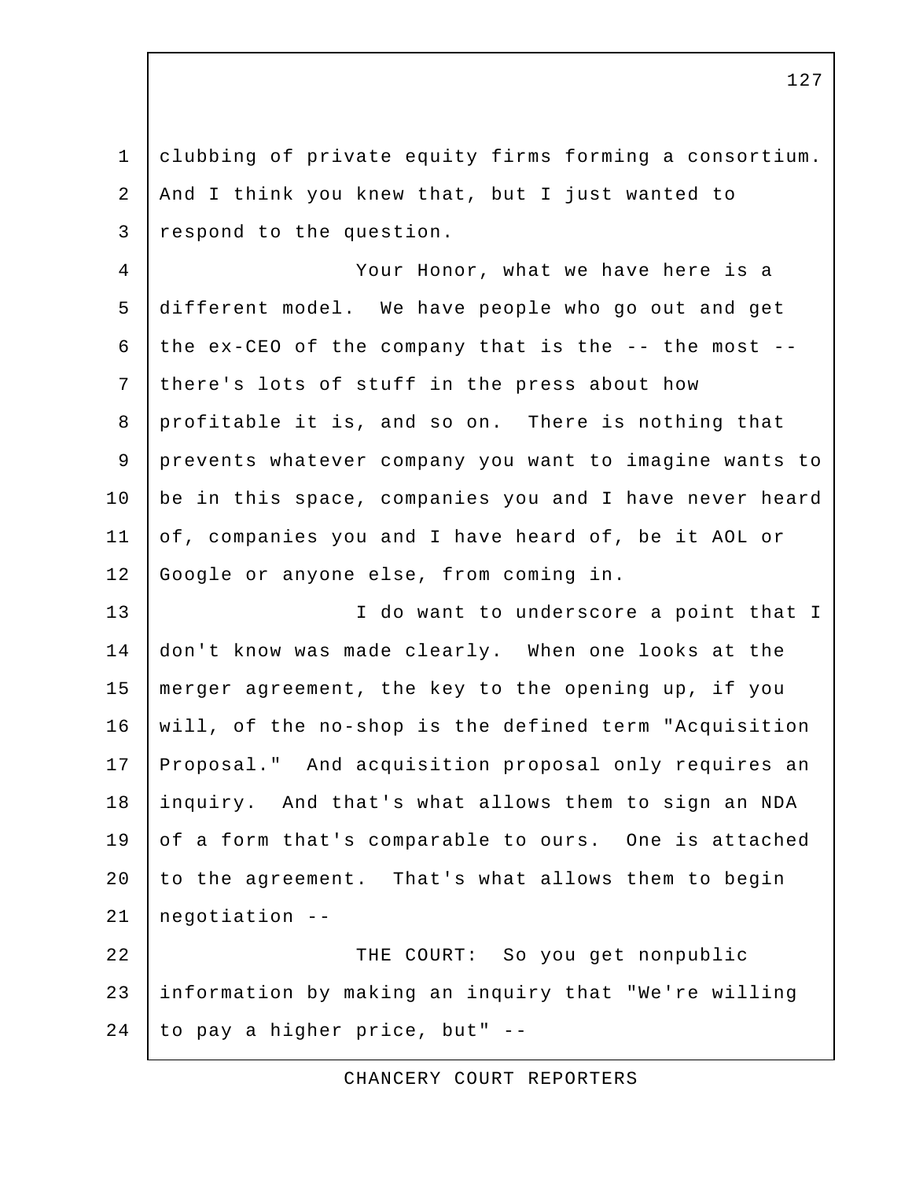clubbing of private equity firms forming a consortium. And I think you knew that, but I just wanted to respond to the question.

Your Honor, what we have here is a different model. We have people who go out and get the ex-CEO of the company that is the -- the most -- there's lots of stuff in the press about how profitable it is, and so on. There is nothing that prevents whatever company you want to imagine wants to be in this space, companies you and I have never heard of, companies you and I have heard of, be it AOL or Google or anyone else, from coming in.

I do want to underscore a point that I don't know was made clearly. When one looks at the merger agreement, the key to the opening up, if you will, of the no-shop is the defined term "Acquisition Proposal." And acquisition proposal only requires an inquiry. And that's what allows them to sign an NDA of a form that's comparable to ours. One is attached to the agreement. That's what allows them to begin negotiation --

THE COURT: So you get nonpublic information by making an inquiry that "We're willing to pay a higher price, but" --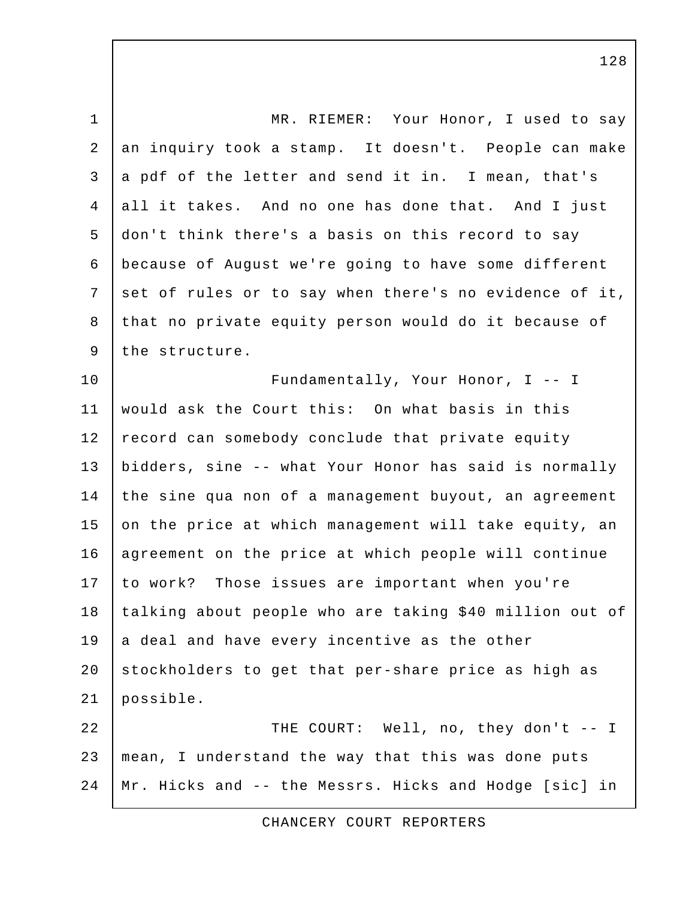MR. RIEMER: Your Honor, I used to say an inquiry took a stamp. It doesn't. People can make a pdf of the letter and send it in. I mean, that's all it takes. And no one has done that. And I just don't think there's a basis on this record to say because of August we're going to have some different set of rules or to say when there's no evidence of it, that no private equity person would do it because of the structure.

Fundamentally, Your Honor, I -- I would ask the Court this: On what basis in this record can somebody conclude that private equity bidders, sine -- what Your Honor has said is normally the sine qua non of a management buyout, an agreement on the price at which management will take equity, an agreement on the price at which people will continue to work? Those issues are important when you're talking about people who are taking $40 million out of a deal and have every incentive as the other stockholders to get that per-share price as high as possible.

THE COURT: Well, no, they don't -- I mean, I understand the way that this was done puts Mr. Hicks and -- the Messrs. Hicks and Hodge [sic] in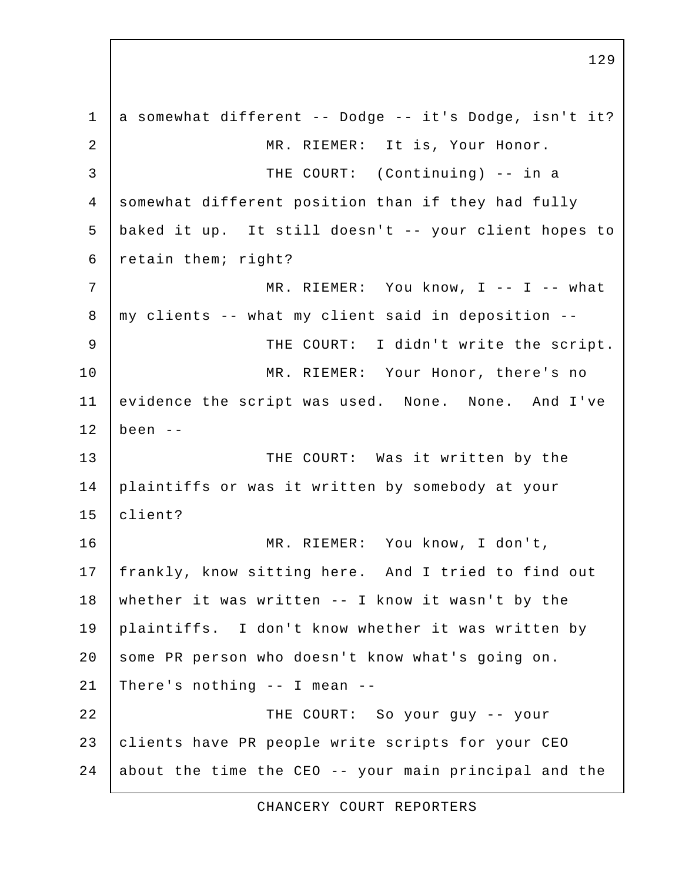1 a somewhat different -- Dodge -- it's Dodge, isn't it?

2 MR. RIEMER: It is, Your Honor.

3 THE COURT: (Continuing) -- in a

4 somewhat different position than if they had fully

5 baked it up. It still doesn't -- your client hopes to

6 retain them; right?

7 MR. RIEMER: You know, I -- I -- what

8 my clients -- what my client said in deposition --

9 THE COURT: I didn't write the script.

10 MR. RIEMER: Your Honor, there's no

11 evidence the script was used. None. None. And I've

12 been --

13 THE COURT: Was it written by the

14 plaintiffs or was it written by somebody at your

15 client?

16 MR. RIEMER: You know, I don't,

17 frankly, know sitting here. And I tried to find out

18 whether it was written -- I know it wasn't by the

19 plaintiffs. I don't know whether it was written by

20 some PR person who doesn't know what's going on.

21 There's nothing -- I mean --

22 THE COURT: So your guy -- your

23 clients have PR people write scripts for your CEO

24 about the time the CEO -- your main principal and the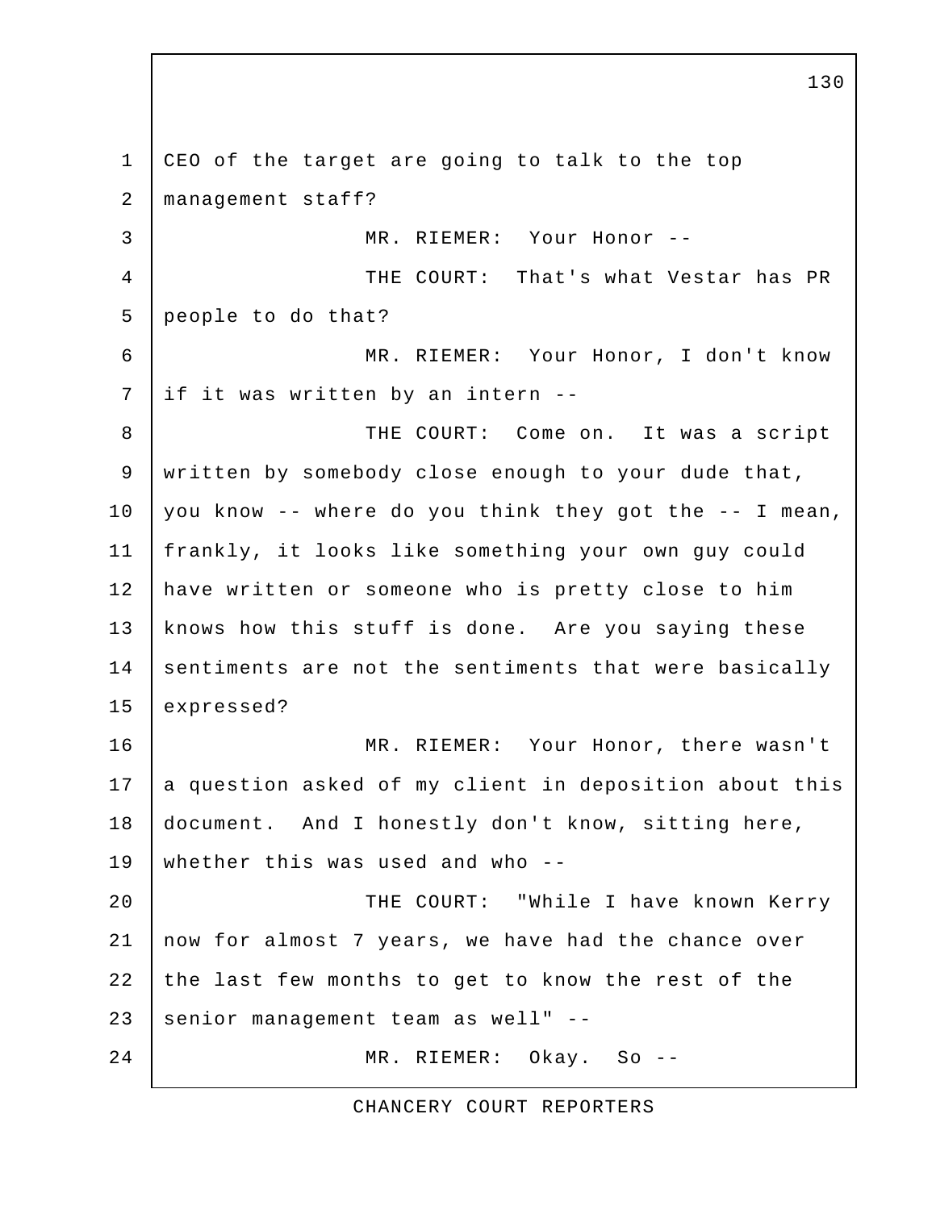CEO of the target are going to talk to the top management staff?

MR. RIEMER: Your Honor --

THE COURT: That's what Vestar has PR people to do that?

MR. RIEMER: Your Honor, I don't know if it was written by an intern --

THE COURT: Come on. It was a script written by somebody close enough to your dude that, you know -- where do you think they got the -- I mean, frankly, it looks like something your own guy could have written or someone who is pretty close to him knows how this stuff is done. Are you saying these sentiments are not the sentiments that were basically expressed?

MR. RIEMER: Your Honor, there wasn't a question asked of my client in deposition about this document. And I honestly don't know, sitting here, whether this was used and who --

THE COURT: "While I have known Kerry now for almost 7 years, we have had the chance over the last few months to get to know the rest of the senior management team as well" --

MR. RIEMER: Okay. So --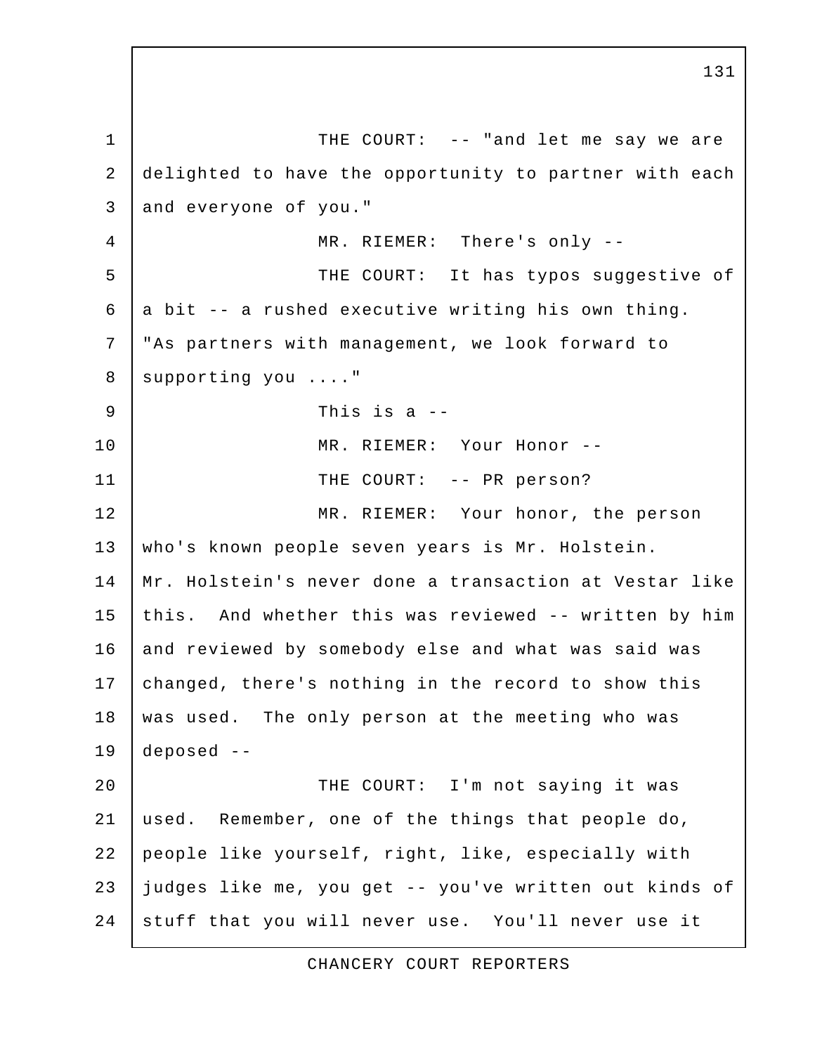THE COURT: -- "and let me say we are delighted to have the opportunity to partner with each and everyone of you."

MR. RIEMER: There's only --

THE COURT: It has typos suggestive of a bit -- a rushed executive writing his own thing. "As partners with management, we look forward to supporting you ...."

This is a --

MR. RIEMER: Your Honor --

THE COURT: -- PR person?

MR. RIEMER: Your honor, the person who's known people seven years is Mr. Holstein. Mr. Holstein's never done a transaction at Vestar like this. And whether this was reviewed -- written by him and reviewed by somebody else and what was said was changed, there's nothing in the record to show this was used. The only person at the meeting who was deposed --

THE COURT: I'm not saying it was used. Remember, one of the things that people do, people like yourself, right, like, especially with judges like me, you get -- you've written out kinds of stuff that you will never use. You'll never use it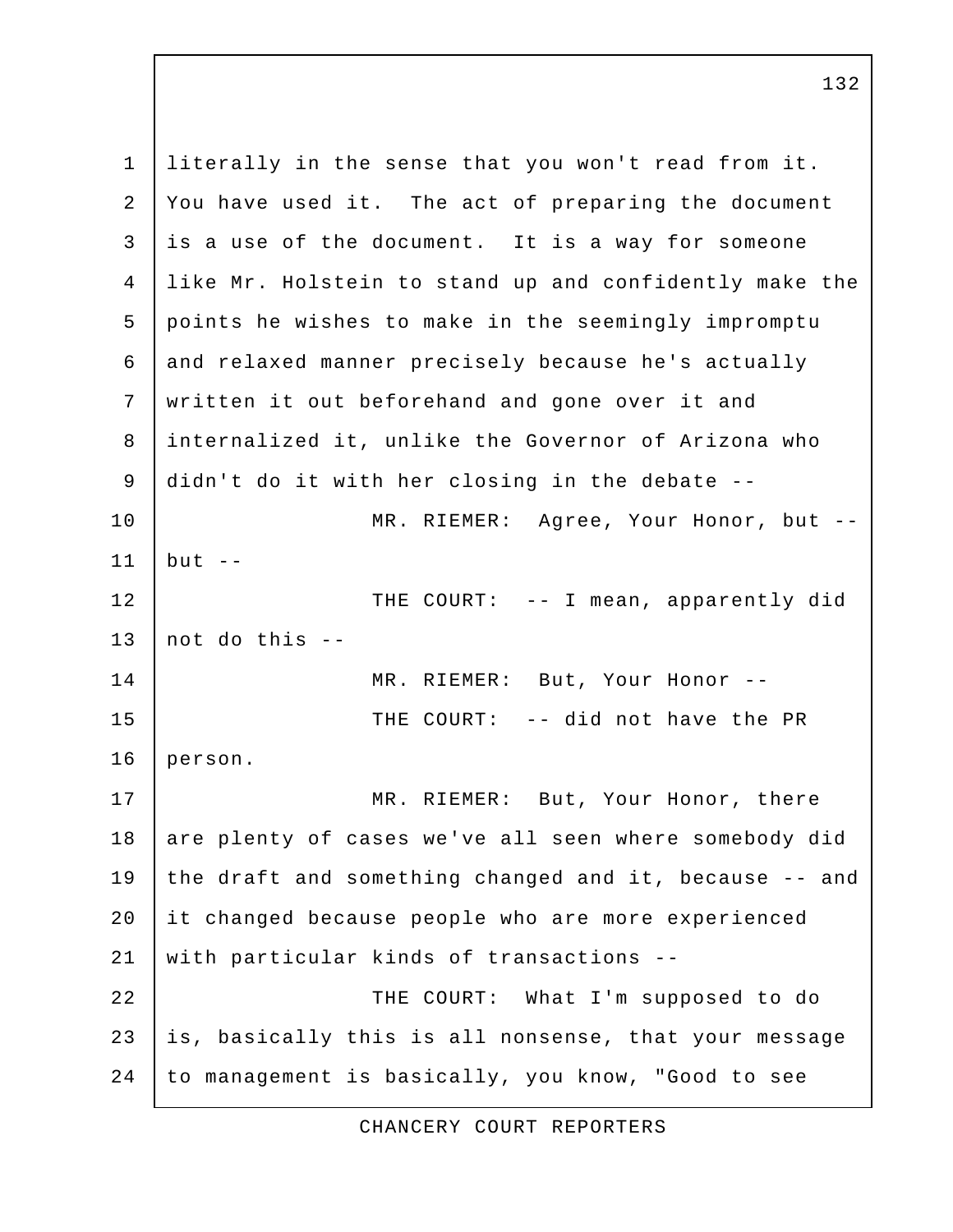literally in the sense that you won't read from it. You have used it. The act of preparing the document is a use of the document. It is a way for someone like Mr. Holstein to stand up and confidently make the points he wishes to make in the seemingly impromptu and relaxed manner precisely because he's actually written it out beforehand and gone over it and internalized it, unlike the Governor of Arizona who didn't do it with her closing in the debate --

MR. RIEMER: Agree, Your Honor, but -- but --

THE COURT: -- I mean, apparently did not do this --

MR. RIEMER: But, Your Honor --

THE COURT: -- did not have the PR person.

MR. RIEMER: But, Your Honor, there are plenty of cases we've all seen where somebody did the draft and something changed and it, because -- and it changed because people who are more experienced with particular kinds of transactions --

THE COURT: What I'm supposed to do is, basically this is all nonsense, that your message to management is basically, you know, "Good to see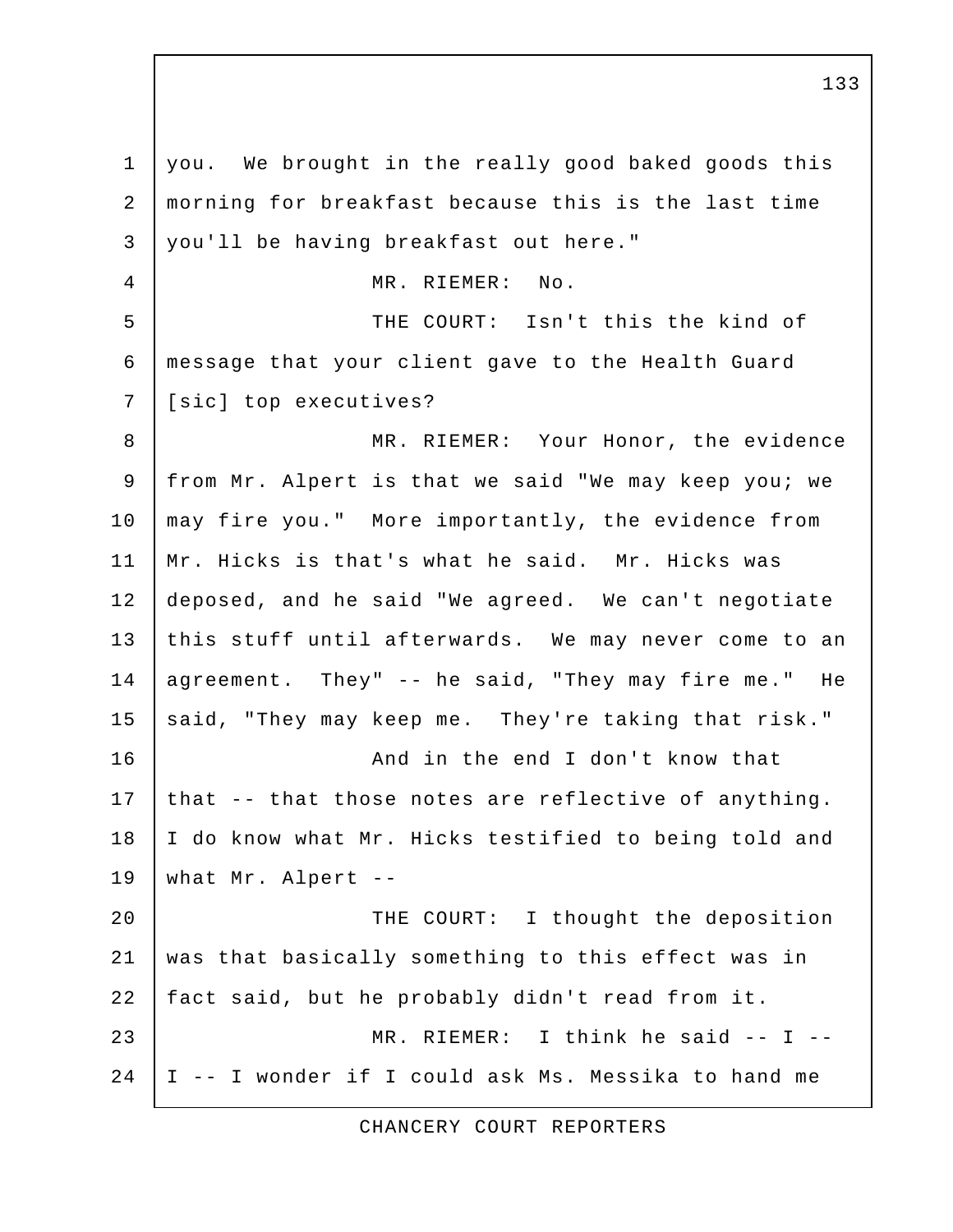you. We brought in the really good baked goods this morning for breakfast because this is the last time you'll be having breakfast out here."

MR. RIEMER: No.

THE COURT: Isn't this the kind of message that your client gave to the Health Guard [sic] top executives?

MR. RIEMER: Your Honor, the evidence from Mr. Alpert is that we said "We may keep you; we may fire you." More importantly, the evidence from Mr. Hicks is that's what he said. Mr. Hicks was deposed, and he said "We agreed. We can't negotiate this stuff until afterwards. We may never come to an agreement. They" -- he said, "They may fire me." He said, "They may keep me. They're taking that risk."

And in the end I don't know that that -- that those notes are reflective of anything. I do know what Mr. Hicks testified to being told and what Mr. Alpert --

THE COURT: I thought the deposition was that basically something to this effect was in fact said, but he probably didn't read from it.

MR. RIEMER: I think he said -- I -- I -- I wonder if I could ask Ms. Messika to hand me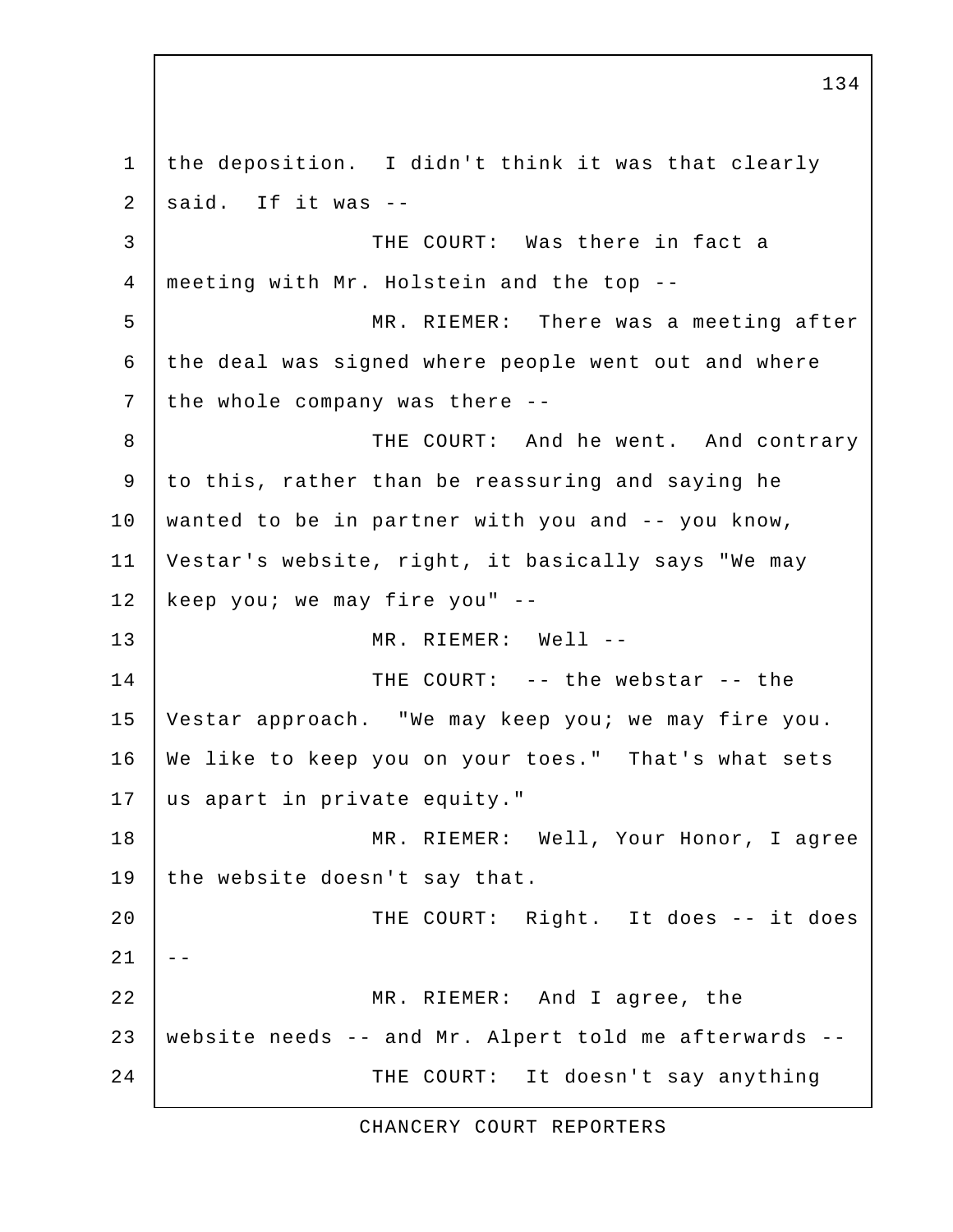the deposition. I didn't think it was that clearly said. If it was --

THE COURT: Was there in fact a meeting with Mr. Holstein and the top --

MR. RIEMER: There was a meeting after the deal was signed where people went out and where the whole company was there --

THE COURT: And he went. And contrary to this, rather than be reassuring and saying he wanted to be in partner with you and -- you know, Vestar's website, right, it basically says "We may keep you; we may fire you" --

MR. RIEMER: Well --

THE COURT: -- the webstar -- the Vestar approach. "We may keep you; we may fire you. We like to keep you on your toes." That's what sets us apart in private equity."

MR. RIEMER: Well, Your Honor, I agree the website doesn't say that.

THE COURT: Right. It does -- it does --

MR. RIEMER: And I agree, the website needs -- and Mr. Alpert told me afterwards --

THE COURT: It doesn't say anything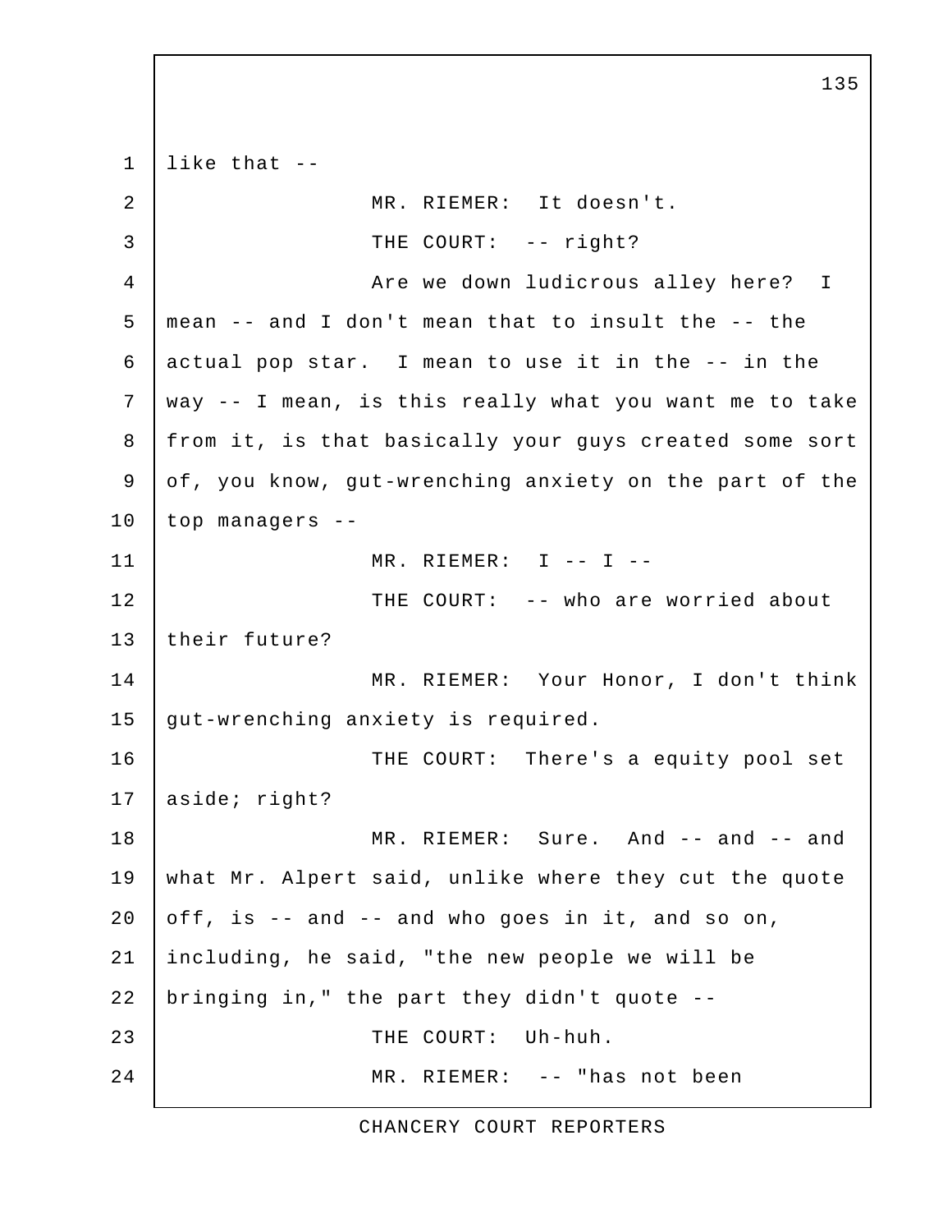like that --

MR. RIEMER: It doesn't.

THE COURT: -- right?

Are we down ludicrous alley here? I mean -- and I don't mean that to insult the -- the actual pop star. I mean to use it in the -- in the way -- I mean, is this really what you want me to take from it, is that basically your guys created some sort of, you know, gut-wrenching anxiety on the part of the top managers --

MR. RIEMER: I -- I --

THE COURT: -- who are worried about their future?

MR. RIEMER: Your Honor, I don't think gut-wrenching anxiety is required.

THE COURT: There's a equity pool set aside; right?

MR. RIEMER: Sure. And -- and -- and what Mr. Alpert said, unlike where they cut the quote off, is -- and -- and who goes in it, and so on, including, he said, "the new people we will be bringing in," the part they didn't quote --

THE COURT: Uh-huh.

MR. RIEMER: -- "has not been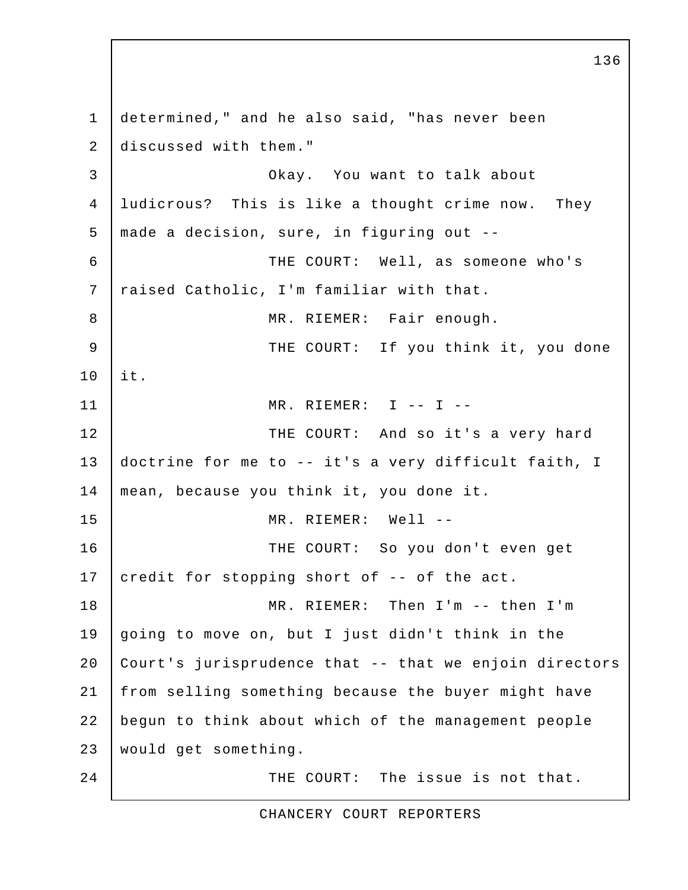determined," and he also said, "has never been discussed with them."

Okay. You want to talk about ludicrous? This is like a thought crime now. They made a decision, sure, in figuring out --

THE COURT: Well, as someone who's raised Catholic, I'm familiar with that.

MR. RIEMER: Fair enough.

THE COURT: If you think it, you done it.

MR. RIEMER: I -- I --

THE COURT: And so it's a very hard doctrine for me to -- it's a very difficult faith, I mean, because you think it, you done it.

MR. RIEMER: Well --

THE COURT: So you don't even get credit for stopping short of -- of the act.

MR. RIEMER: Then I'm -- then I'm going to move on, but I just didn't think in the Court's jurisprudence that -- that we enjoin directors from selling something because the buyer might have begun to think about which of the management people would get something.

THE COURT: The issue is not that.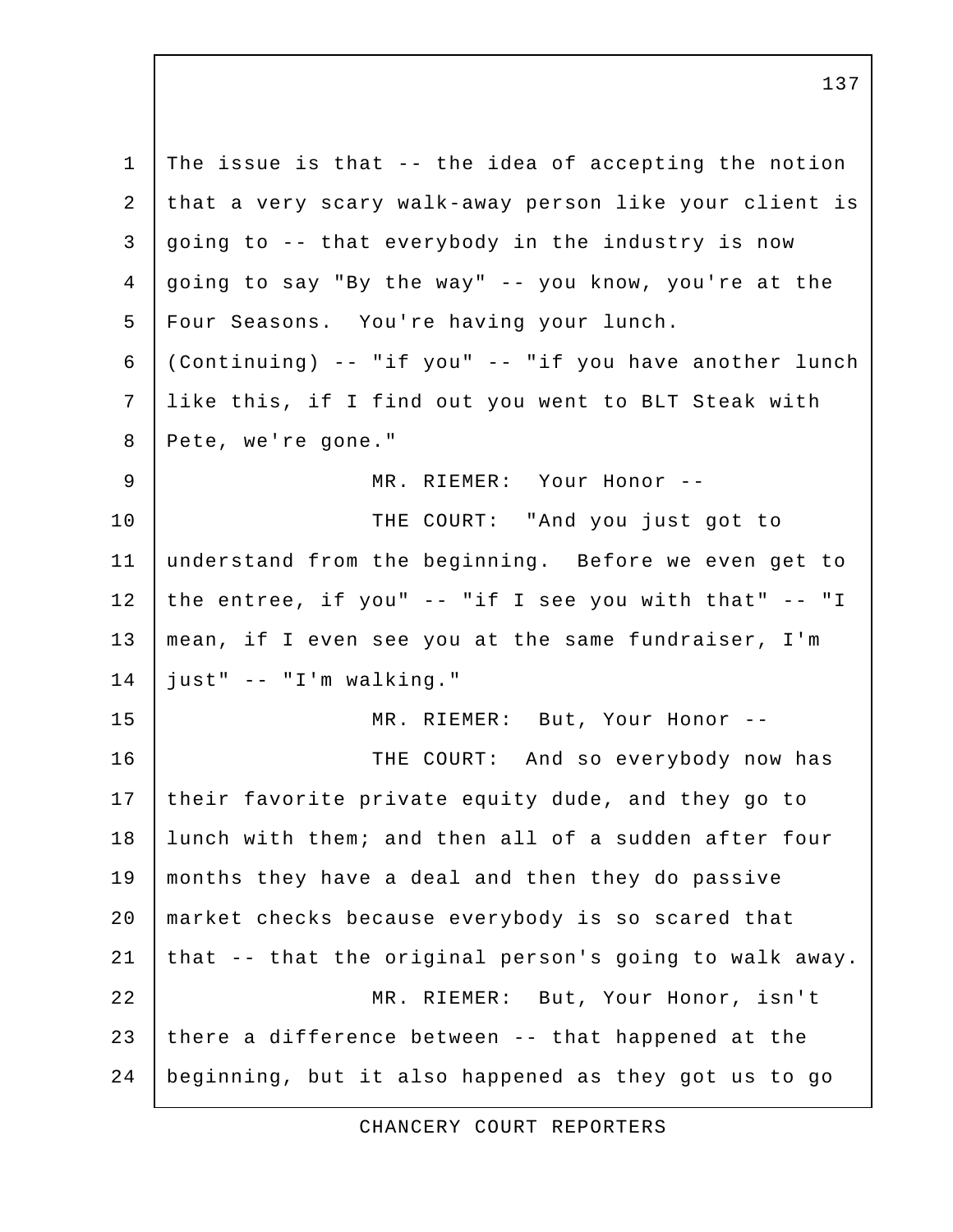The issue is that -- the idea of accepting the notion that a very scary walk-away person like your client is going to -- that everybody in the industry is now going to say "By the way" -- you know, you're at the Four Seasons. You're having your lunch. (Continuing) -- "if you" -- "if you have another lunch like this, if I find out you went to BLT Steak with Pete, we're gone."

MR. RIEMER: Your Honor --

THE COURT: "And you just got to understand from the beginning. Before we even get to the entree, if you" -- "if I see you with that" -- "I mean, if I even see you at the same fundraiser, I'm just" -- "I'm walking."

MR. RIEMER: But, Your Honor --

THE COURT: And so everybody now has their favorite private equity dude, and they go to lunch with them; and then all of a sudden after four months they have a deal and then they do passive market checks because everybody is so scared that that -- that the original person's going to walk away.

MR. RIEMER: But, Your Honor, isn't there a difference between -- that happened at the beginning, but it also happened as they got us to go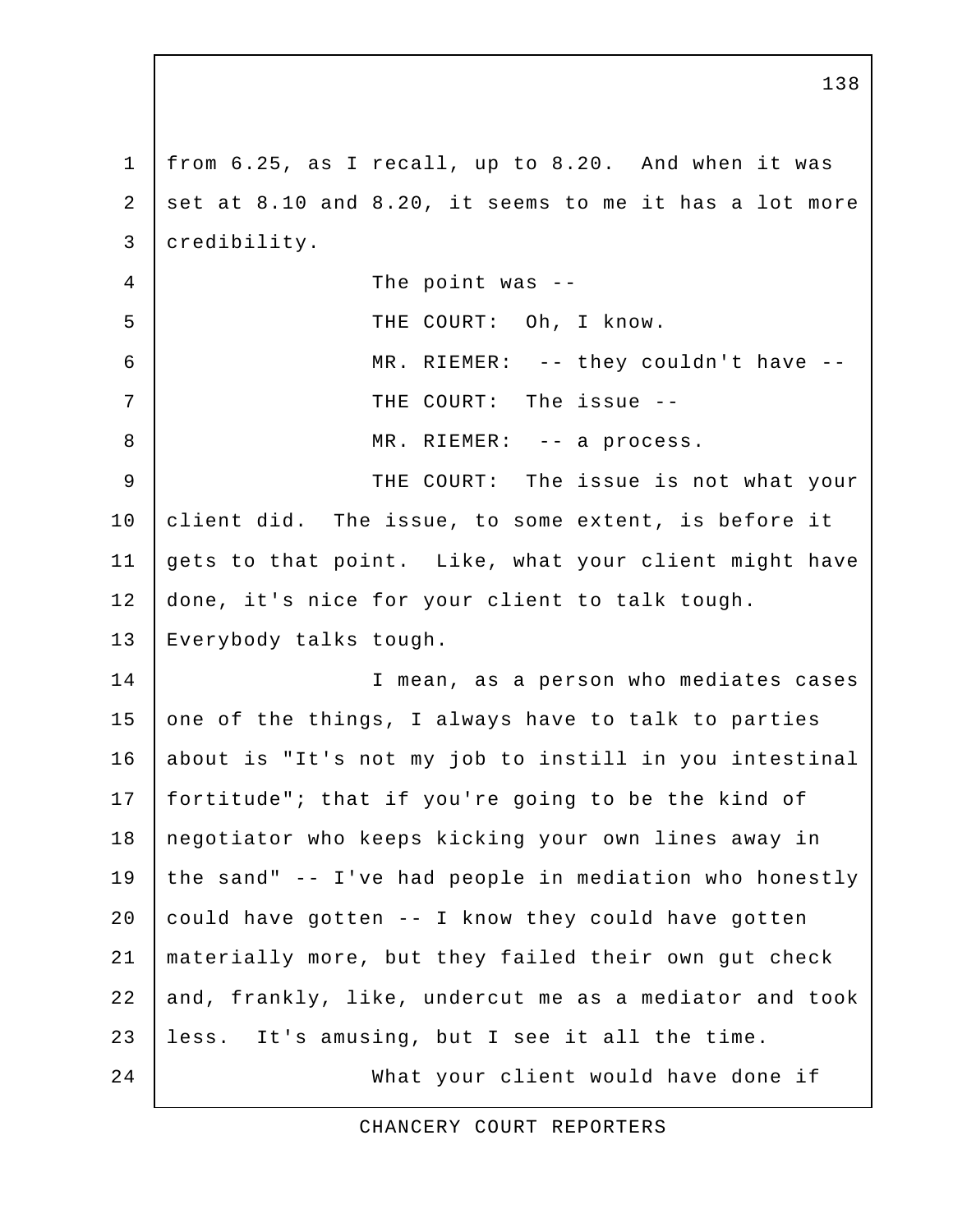from 6.25, as I recall, up to 8.20. And when it was set at 8.10 and 8.20, it seems to me it has a lot more credibility.

The point was --

THE COURT: Oh, I know.

MR. RIEMER: -- they couldn't have --

THE COURT: The issue --

MR. RIEMER: -- a process.

THE COURT: The issue is not what your client did. The issue, to some extent, is before it gets to that point. Like, what your client might have done, it's nice for your client to talk tough. Everybody talks tough.

I mean, as a person who mediates cases one of the things, I always have to talk to parties about is "It's not my job to instill in you intestinal fortitude"; that if you're going to be the kind of negotiator who keeps kicking your own lines away in the sand" -- I've had people in mediation who honestly could have gotten -- I know they could have gotten materially more, but they failed their own gut check and, frankly, like, undercut me as a mediator and took less. It's amusing, but I see it all the time.

What your client would have done if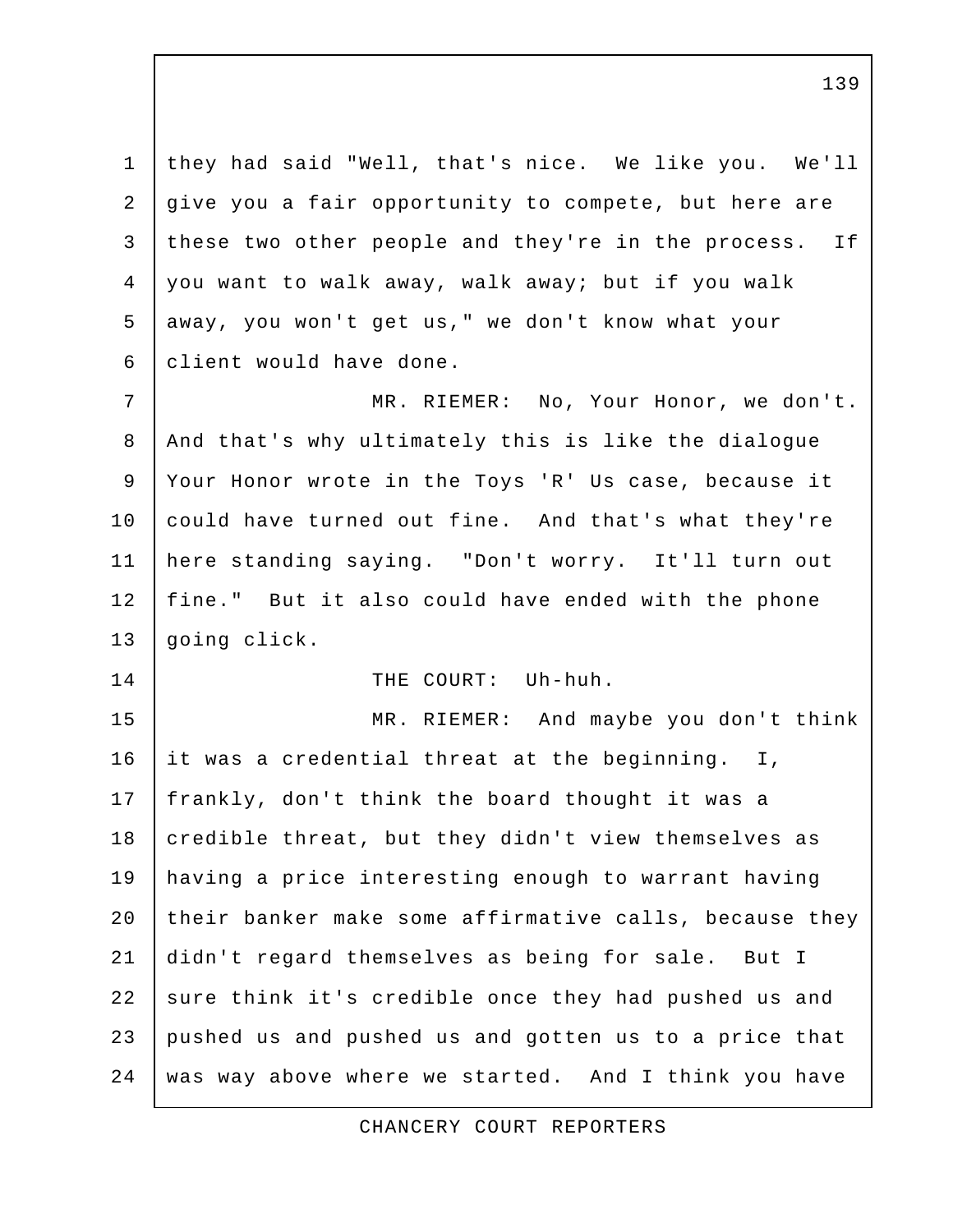they had said "Well, that's nice. We like you. We'll give you a fair opportunity to compete, but here are these two other people and they're in the process. If you want to walk away, walk away; but if you walk away, you won't get us," we don't know what your client would have done.

MR. RIEMER: No, Your Honor, we don't. And that's why ultimately this is like the dialogue Your Honor wrote in the Toys 'R' Us case, because it could have turned out fine. And that's what they're here standing saying. "Don't worry. It'll turn out fine." But it also could have ended with the phone going click.

THE COURT: Uh-huh.

MR. RIEMER: And maybe you don't think it was a credential threat at the beginning. I, frankly, don't think the board thought it was a credible threat, but they didn't view themselves as having a price interesting enough to warrant having their banker make some affirmative calls, because they didn't regard themselves as being for sale. But I sure think it's credible once they had pushed us and pushed us and pushed us and gotten us to a price that was way above where we started. And I think you have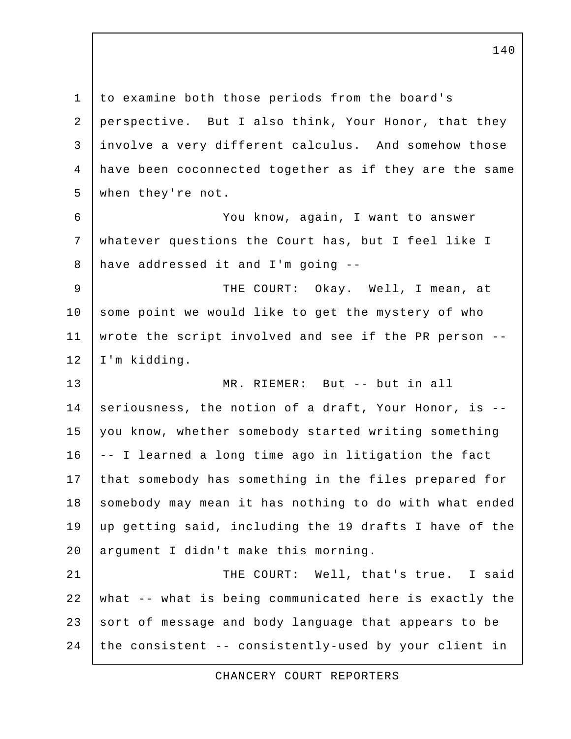to examine both those periods from the board's perspective. But I also think, Your Honor, that they involve a very different calculus. And somehow those have been coconnected together as if they are the same when they're not.

You know, again, I want to answer whatever questions the Court has, but I feel like I have addressed it and I'm going --

THE COURT: Okay. Well, I mean, at some point we would like to get the mystery of who wrote the script involved and see if the PR person -- I'm kidding.

MR. RIEMER: But -- but in all seriousness, the notion of a draft, Your Honor, is -- you know, whether somebody started writing something -- I learned a long time ago in litigation the fact that somebody has something in the files prepared for somebody may mean it has nothing to do with what ended up getting said, including the 19 drafts I have of the argument I didn't make this morning.

THE COURT: Well, that's true. I said what -- what is being communicated here is exactly the sort of message and body language that appears to be the consistent -- consistently-used by your client in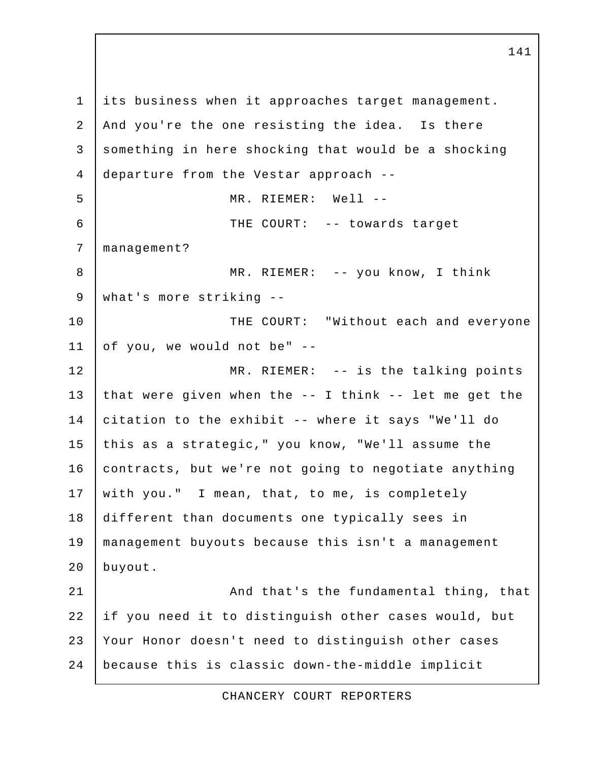its business when it approaches target management. And you're the one resisting the idea. Is there something in here shocking that would be a shocking departure from the Vestar approach --

MR. RIEMER: Well --

THE COURT: -- towards target management?

MR. RIEMER: -- you know, I think what's more striking --

THE COURT: "Without each and everyone of you, we would not be" --

MR. RIEMER: -- is the talking points that were given when the -- I think -- let me get the citation to the exhibit -- where it says "We'll do this as a strategic," you know, "We'll assume the contracts, but we're not going to negotiate anything with you." I mean, that, to me, is completely different than documents one typically sees in management buyouts because this isn't a management buyout.

And that's the fundamental thing, that if you need it to distinguish other cases would, but Your Honor doesn't need to distinguish other cases because this is classic down-the-middle implicit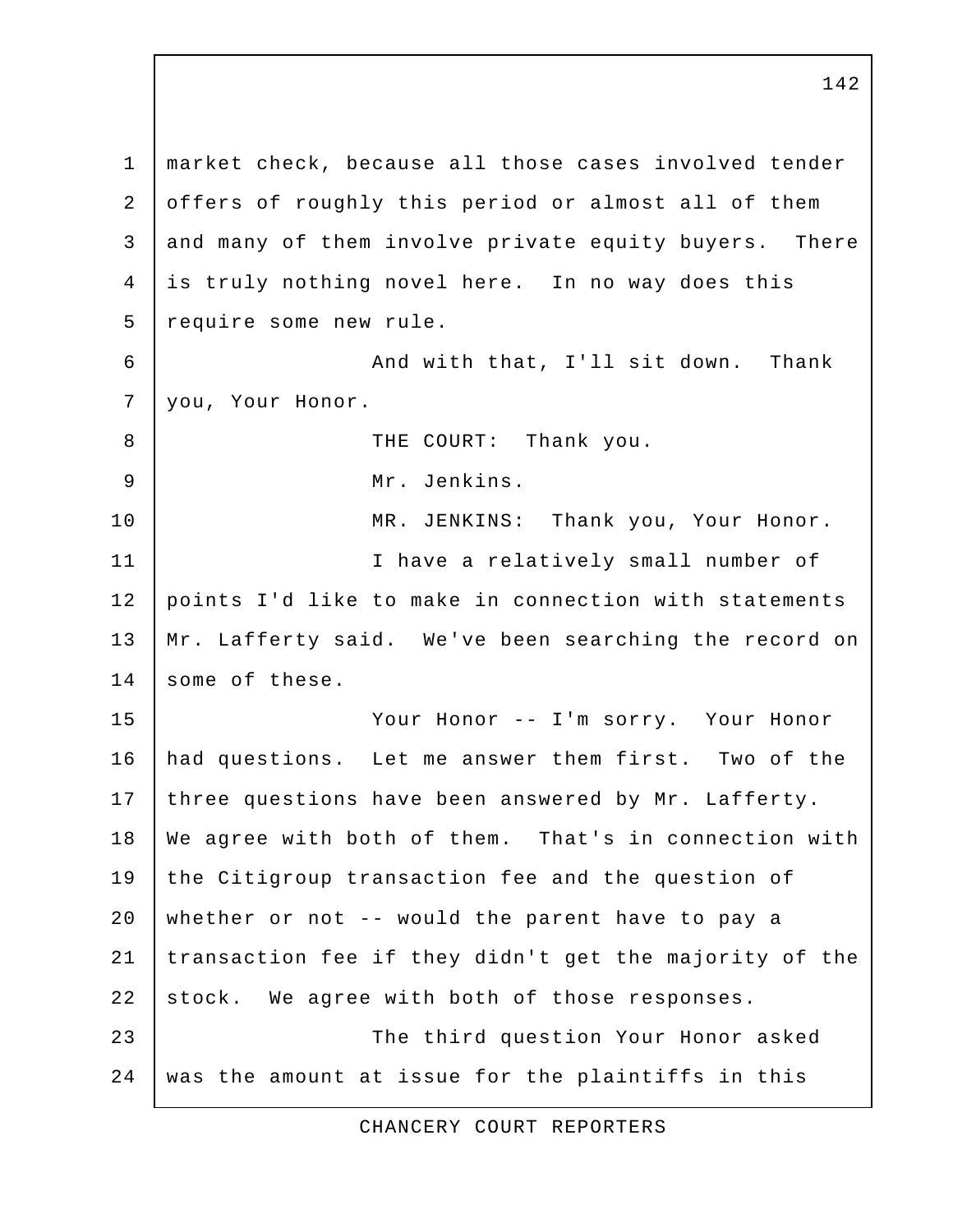market check, because all those cases involved tender offers of roughly this period or almost all of them and many of them involve private equity buyers. There is truly nothing novel here. In no way does this require some new rule.

And with that, I'll sit down. Thank you, Your Honor.

THE COURT: Thank you.

Mr. Jenkins.

MR. JENKINS: Thank you, Your Honor.

I have a relatively small number of points I'd like to make in connection with statements Mr. Lafferty said. We've been searching the record on some of these.

Your Honor -- I'm sorry. Your Honor had questions. Let me answer them first. Two of the three questions have been answered by Mr. Lafferty. We agree with both of them. That's in connection with the Citigroup transaction fee and the question of whether or not -- would the parent have to pay a transaction fee if they didn't get the majority of the stock. We agree with both of those responses.

The third question Your Honor asked was the amount at issue for the plaintiffs in this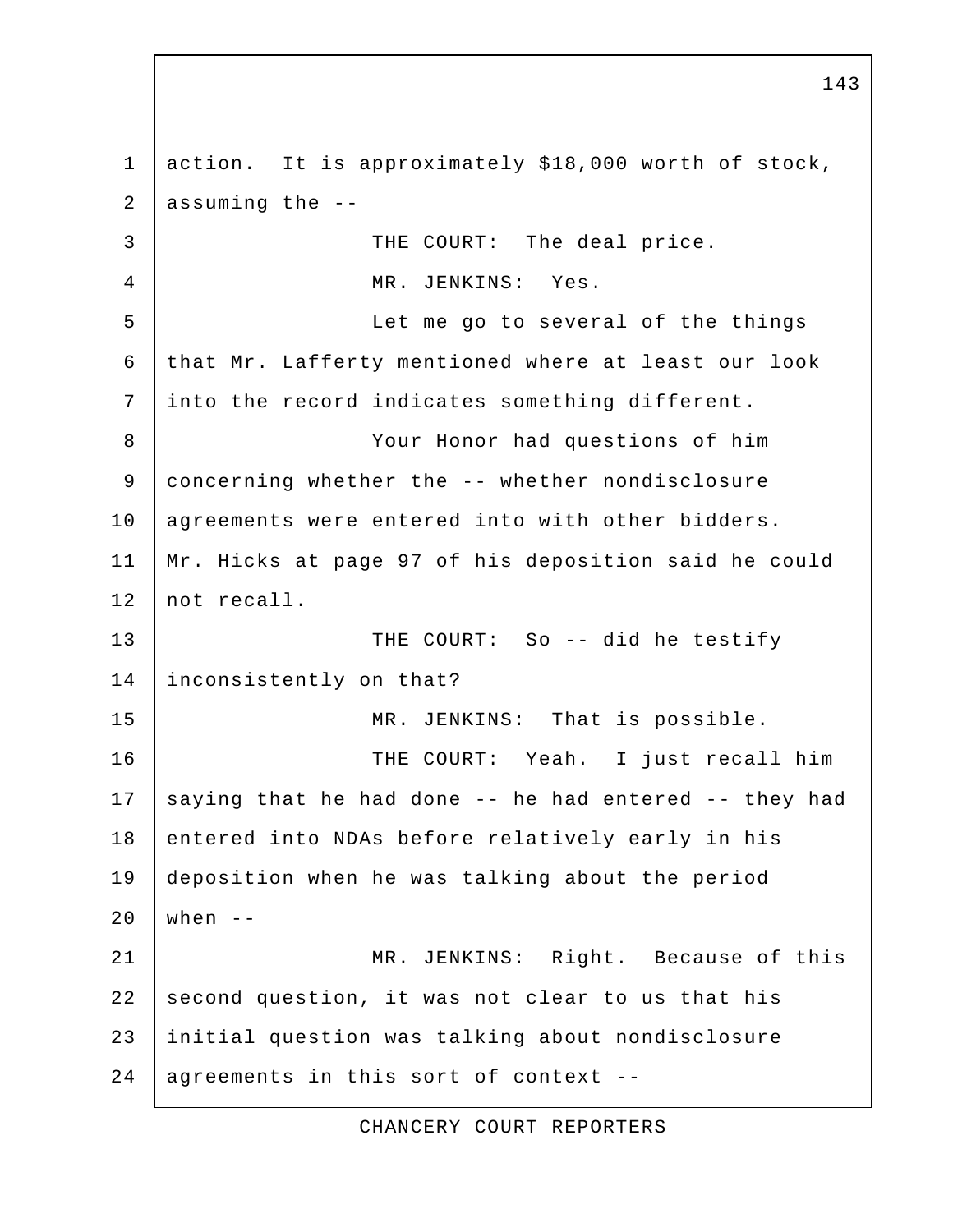action. It is approximately $18,000 worth of stock, assuming the --

THE COURT: The deal price.

MR. JENKINS: Yes.

Let me go to several of the things that Mr. Lafferty mentioned where at least our look into the record indicates something different.

Your Honor had questions of him concerning whether the -- whether nondisclosure agreements were entered into with other bidders. Mr. Hicks at page 97 of his deposition said he could not recall.

THE COURT: So -- did he testify inconsistently on that?

MR. JENKINS: That is possible.

THE COURT: Yeah. I just recall him saying that he had done -- he had entered -- they had entered into NDAs before relatively early in his deposition when he was talking about the period when --

MR. JENKINS: Right. Because of this second question, it was not clear to us that his initial question was talking about nondisclosure agreements in this sort of context --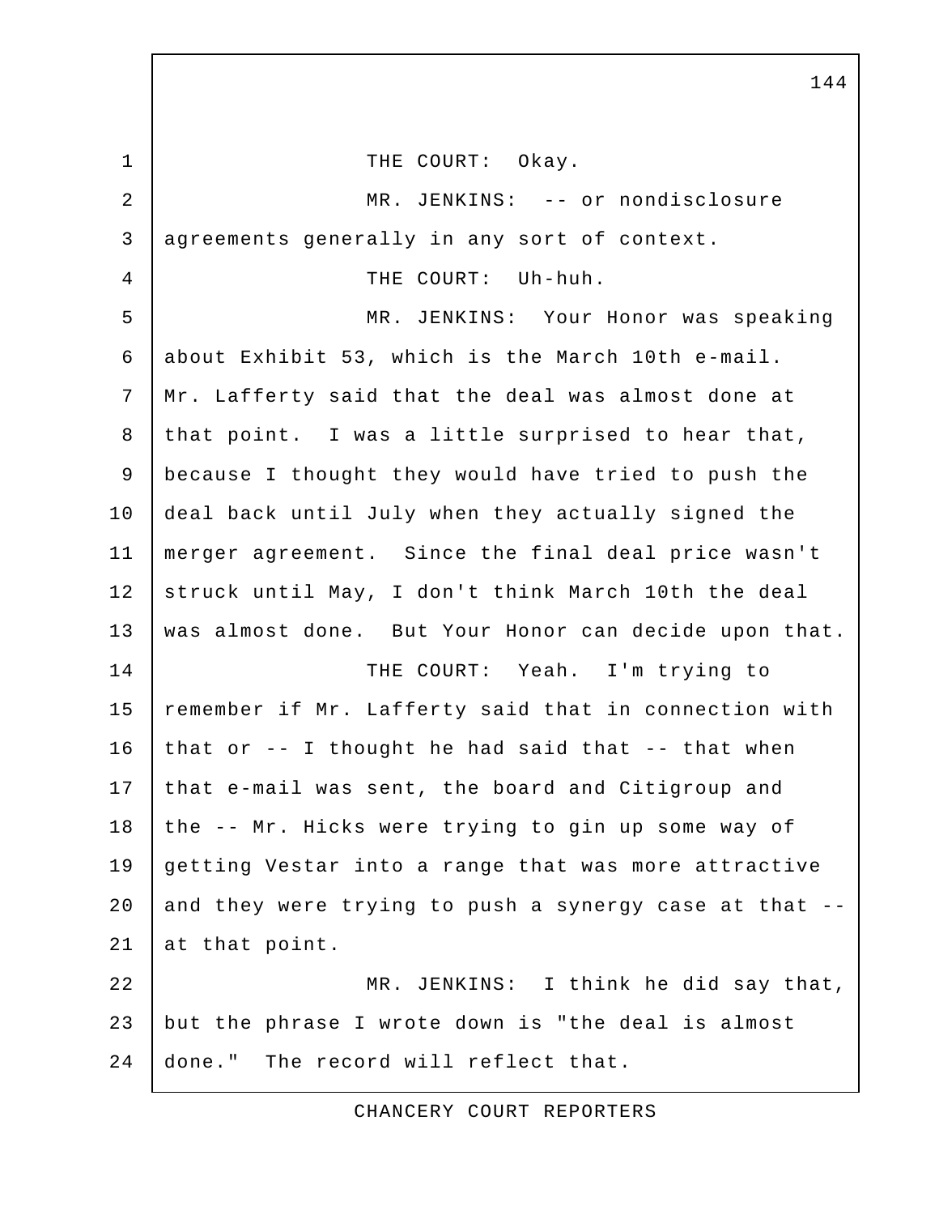THE COURT: Okay.

MR. JENKINS: -- or nondisclosure agreements generally in any sort of context.

THE COURT: Uh-huh.

MR. JENKINS: Your Honor was speaking about Exhibit 53, which is the March 10th e-mail. Mr. Lafferty said that the deal was almost done at that point. I was a little surprised to hear that, because I thought they would have tried to push the deal back until July when they actually signed the merger agreement. Since the final deal price wasn't struck until May, I don't think March 10th the deal was almost done. But Your Honor can decide upon that.

THE COURT: Yeah. I'm trying to remember if Mr. Lafferty said that in connection with that or -- I thought he had said that -- that when that e-mail was sent, the board and Citigroup and the -- Mr. Hicks were trying to gin up some way of getting Vestar into a range that was more attractive and they were trying to push a synergy case at that -- at that point.

MR. JENKINS: I think he did say that, but the phrase I wrote down is "the deal is almost done." The record will reflect that.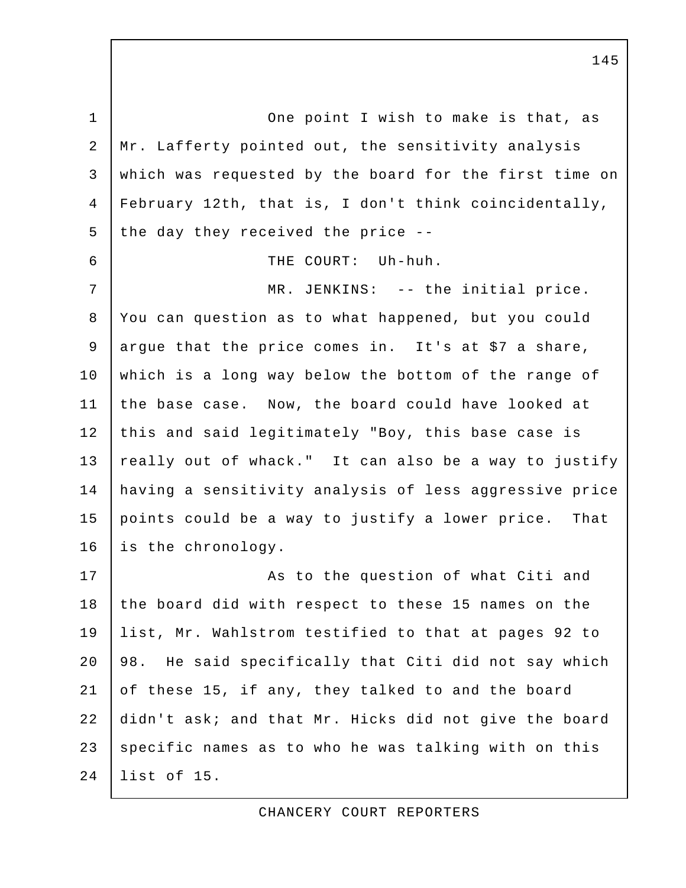One point I wish to make is that, as Mr. Lafferty pointed out, the sensitivity analysis which was requested by the board for the first time on February 12th, that is, I don't think coincidentally, the day they received the price --

THE COURT: Uh-huh.

MR. JENKINS: -- the initial price. You can question as to what happened, but you could argue that the price comes in. It's at $7 a share, which is a long way below the bottom of the range of the base case. Now, the board could have looked at this and said legitimately "Boy, this base case is really out of whack." It can also be a way to justify having a sensitivity analysis of less aggressive price points could be a way to justify a lower price. That is the chronology.

As to the question of what Citi and the board did with respect to these 15 names on the list, Mr. Wahlstrom testified to that at pages 92 to 98. He said specifically that Citi did not say which of these 15, if any, they talked to and the board didn't ask; and that Mr. Hicks did not give the board specific names as to who he was talking with on this list of 15.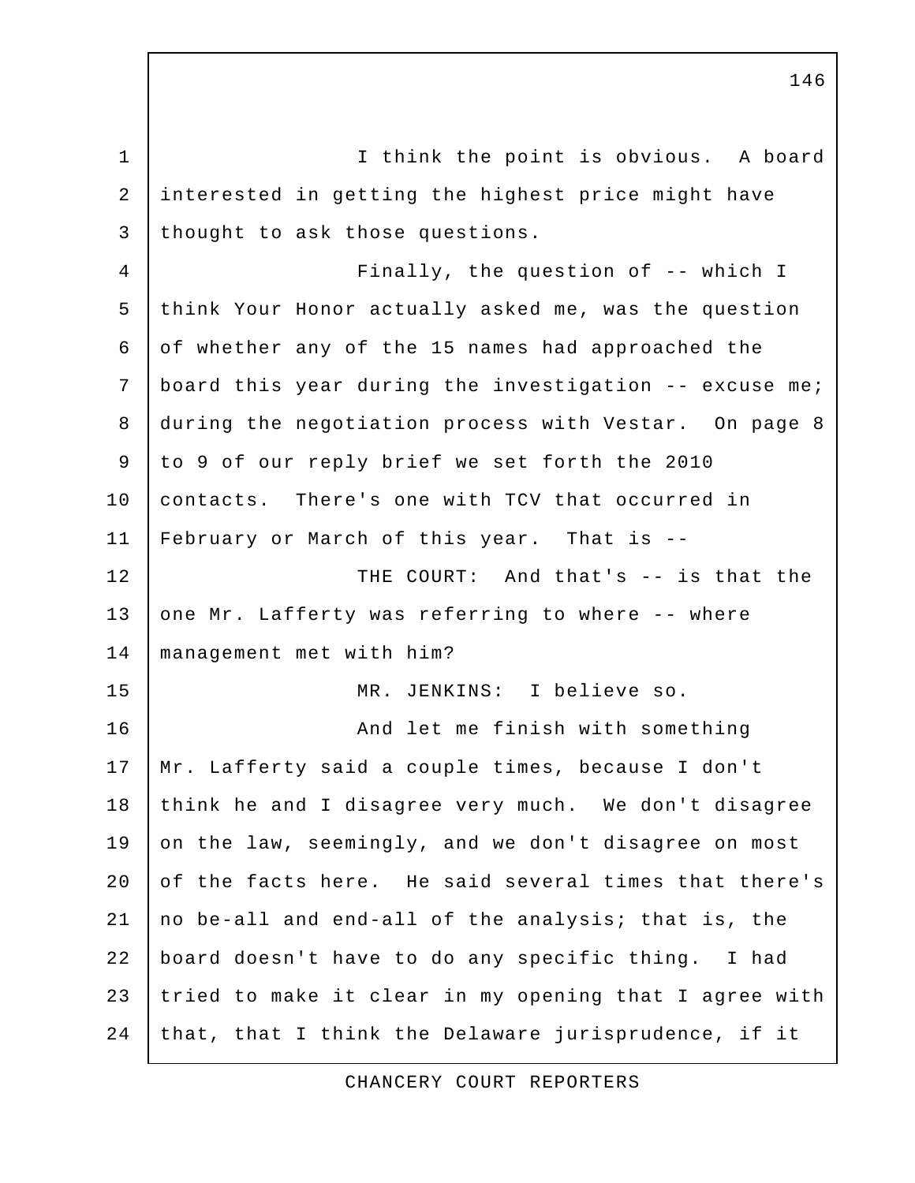I think the point is obvious. A board interested in getting the highest price might have thought to ask those questions.

Finally, the question of -- which I think Your Honor actually asked me, was the question of whether any of the 15 names had approached the board this year during the investigation -- excuse me; during the negotiation process with Vestar. On page 8 to 9 of our reply brief we set forth the 2010 contacts. There's one with TCV that occurred in February or March of this year. That is --

THE COURT: And that's -- is that the one Mr. Lafferty was referring to where -- where management met with him?

MR. JENKINS: I believe so.

And let me finish with something Mr. Lafferty said a couple times, because I don't think he and I disagree very much. We don't disagree on the law, seemingly, and we don't disagree on most of the facts here. He said several times that there's no be-all and end-all of the analysis; that is, the board doesn't have to do any specific thing. I had tried to make it clear in my opening that I agree with that, that I think the Delaware jurisprudence, if it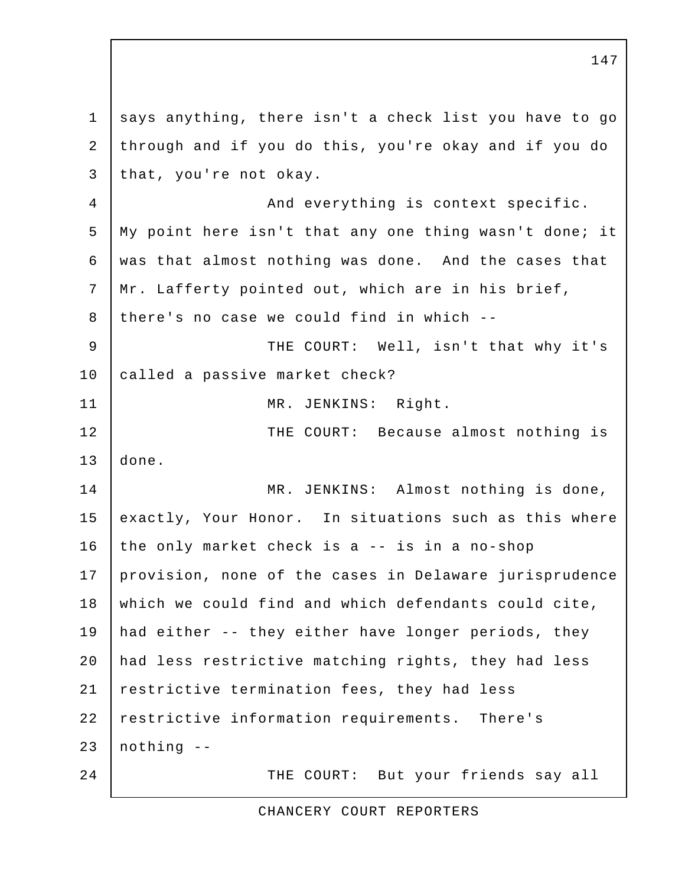says anything, there isn't a check list you have to go through and if you do this, you're okay and if you do that, you're not okay.

And everything is context specific. My point here isn't that any one thing wasn't done; it was that almost nothing was done. And the cases that Mr. Lafferty pointed out, which are in his brief, there's no case we could find in which --

THE COURT: Well, isn't that why it's called a passive market check?

MR. JENKINS: Right.

THE COURT: Because almost nothing is done.

MR. JENKINS: Almost nothing is done, exactly, Your Honor. In situations such as this where the only market check is a -- is in a no-shop provision, none of the cases in Delaware jurisprudence which we could find and which defendants could cite, had either -- they either have longer periods, they had less restrictive matching rights, they had less restrictive termination fees, they had less restrictive information requirements. There's nothing --

THE COURT: But your friends say all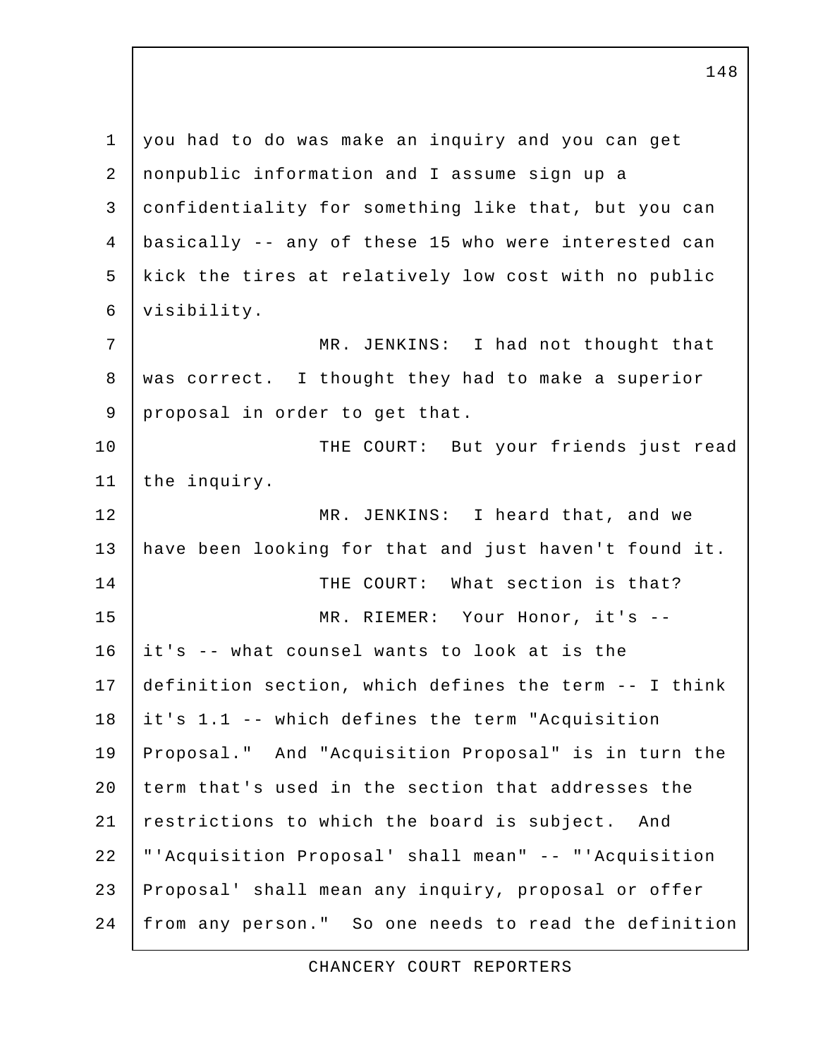you had to do was make an inquiry and you can get nonpublic information and I assume sign up a confidentiality for something like that, but you can basically -- any of these 15 who were interested can kick the tires at relatively low cost with no public visibility.

MR. JENKINS: I had not thought that was correct. I thought they had to make a superior proposal in order to get that.

THE COURT: But your friends just read the inquiry.

MR. JENKINS: I heard that, and we have been looking for that and just haven't found it.

THE COURT: What section is that?

MR. RIEMER: Your Honor, it's -- it's -- what counsel wants to look at is the definition section, which defines the term -- I think it's 1.1 -- which defines the term "Acquisition Proposal." And "Acquisition Proposal" is in turn the term that's used in the section that addresses the restrictions to which the board is subject. And "'Acquisition Proposal' shall mean" -- "'Acquisition Proposal' shall mean any inquiry, proposal or offer from any person." So one needs to read the definition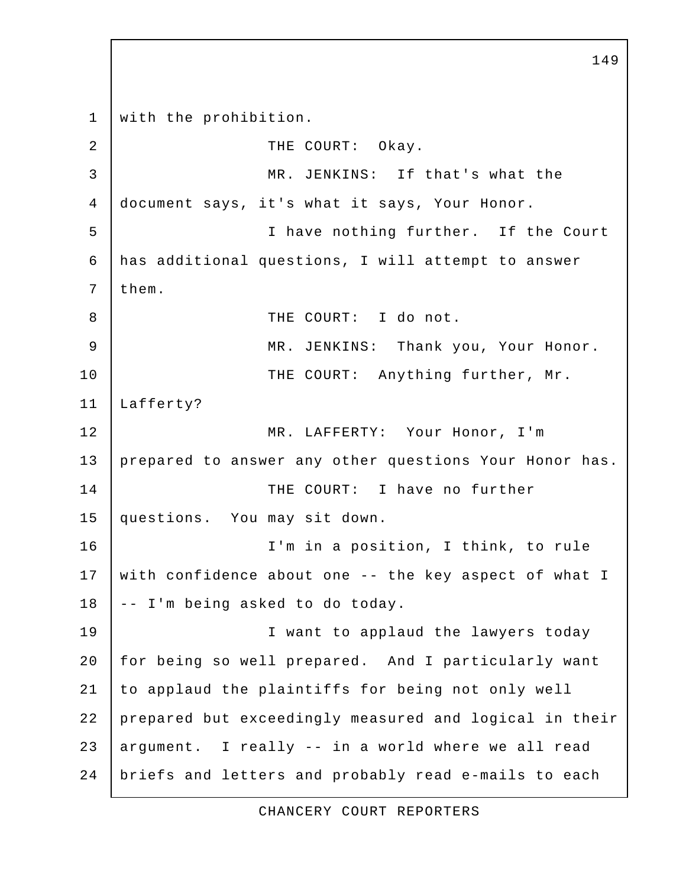with the prohibition.

THE COURT: Okay.

MR. JENKINS: If that's what the document says, it's what it says, Your Honor.

I have nothing further. If the Court has additional questions, I will attempt to answer them.

THE COURT: I do not.

MR. JENKINS: Thank you, Your Honor.

THE COURT: Anything further, Mr. Lafferty?

MR. LAFFERTY: Your Honor, I'm prepared to answer any other questions Your Honor has.

THE COURT: I have no further questions. You may sit down.

I'm in a position, I think, to rule with confidence about one -- the key aspect of what I -- I'm being asked to do today.

I want to applaud the lawyers today for being so well prepared. And I particularly want to applaud the plaintiffs for being not only well prepared but exceedingly measured and logical in their argument. I really -- in a world where we all read briefs and letters and probably read e-mails to each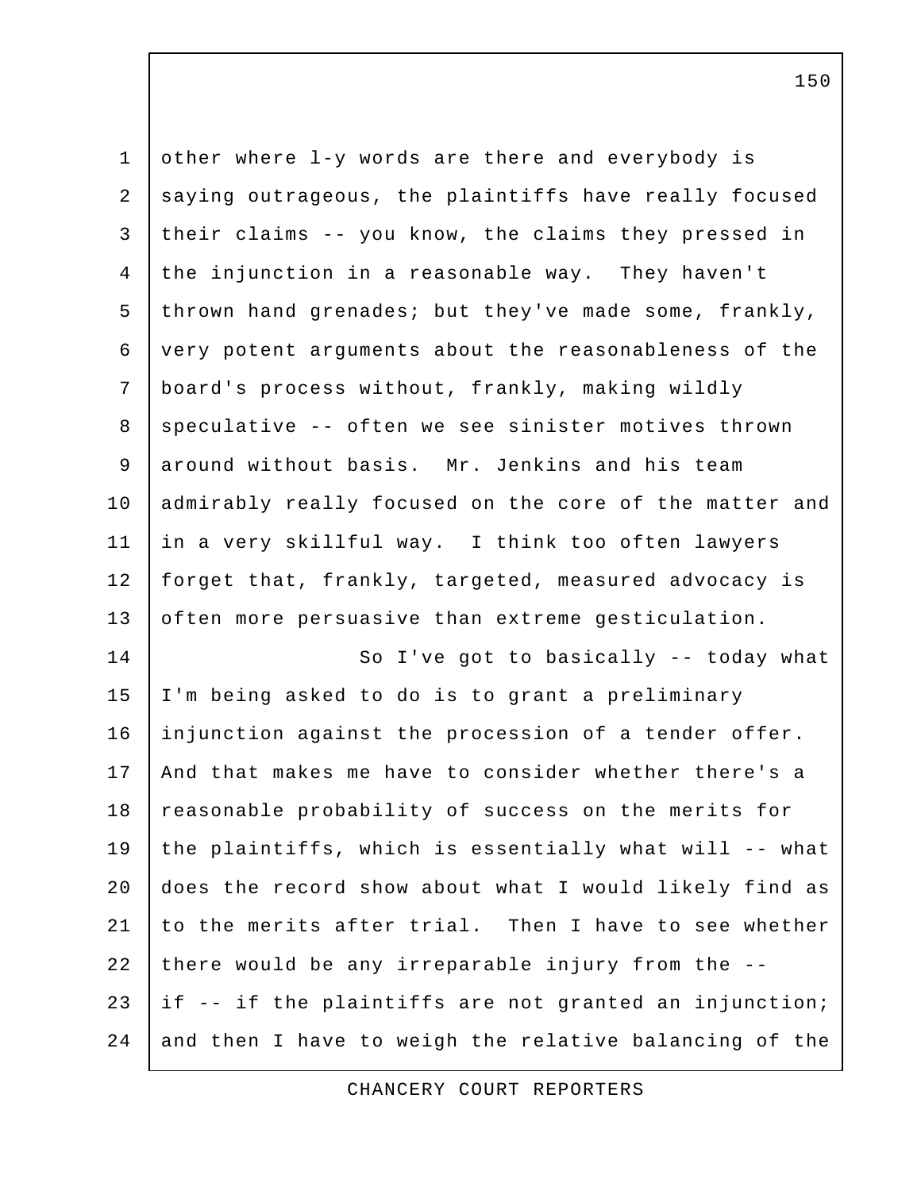other where l-y words are there and everybody is saying outrageous, the plaintiffs have really focused their claims -- you know, the claims they pressed in the injunction in a reasonable way. They haven't thrown hand grenades; but they've made some, frankly, very potent arguments about the reasonableness of the board's process without, frankly, making wildly speculative -- often we see sinister motives thrown around without basis. Mr. Jenkins and his team admirably really focused on the core of the matter and in a very skillful way. I think too often lawyers forget that, frankly, targeted, measured advocacy is often more persuasive than extreme gesticulation.

So I've got to basically -- today what I'm being asked to do is to grant a preliminary injunction against the procession of a tender offer. And that makes me have to consider whether there's a reasonable probability of success on the merits for the plaintiffs, which is essentially what will -- what does the record show about what I would likely find as to the merits after trial. Then I have to see whether there would be any irreparable injury from the -- if -- if the plaintiffs are not granted an injunction; and then I have to weigh the relative balancing of the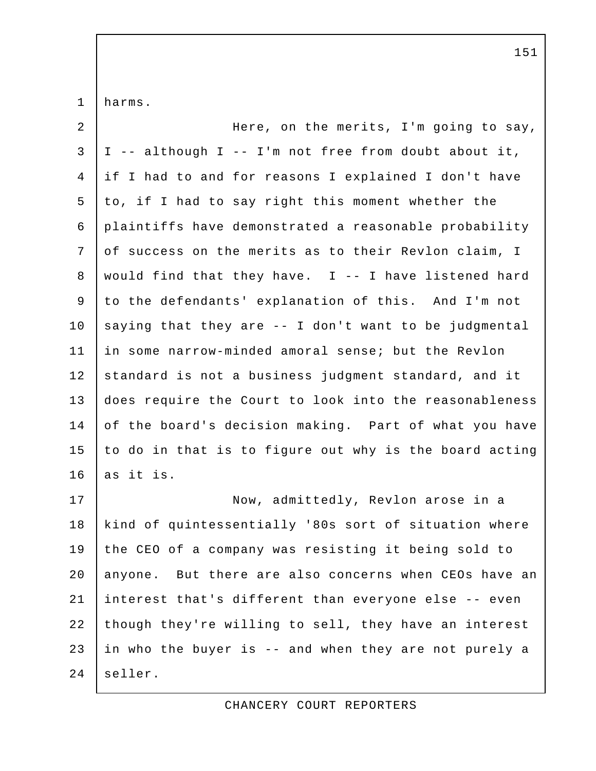harms.

Here, on the merits, I'm going to say, I -- although I -- I'm not free from doubt about it, if I had to and for reasons I explained I don't have to, if I had to say right this moment whether the plaintiffs have demonstrated a reasonable probability of success on the merits as to their Revlon claim, I would find that they have. I -- I have listened hard to the defendants' explanation of this. And I'm not saying that they are -- I don't want to be judgmental in some narrow-minded amoral sense; but the Revlon standard is not a business judgment standard, and it does require the Court to look into the reasonableness of the board's decision making. Part of what you have to do in that is to figure out why is the board acting as it is.

Now, admittedly, Revlon arose in a kind of quintessentially '80s sort of situation where the CEO of a company was resisting it being sold to anyone. But there are also concerns when CEOs have an interest that's different than everyone else -- even though they're willing to sell, they have an interest in who the buyer is -- and when they are not purely a seller.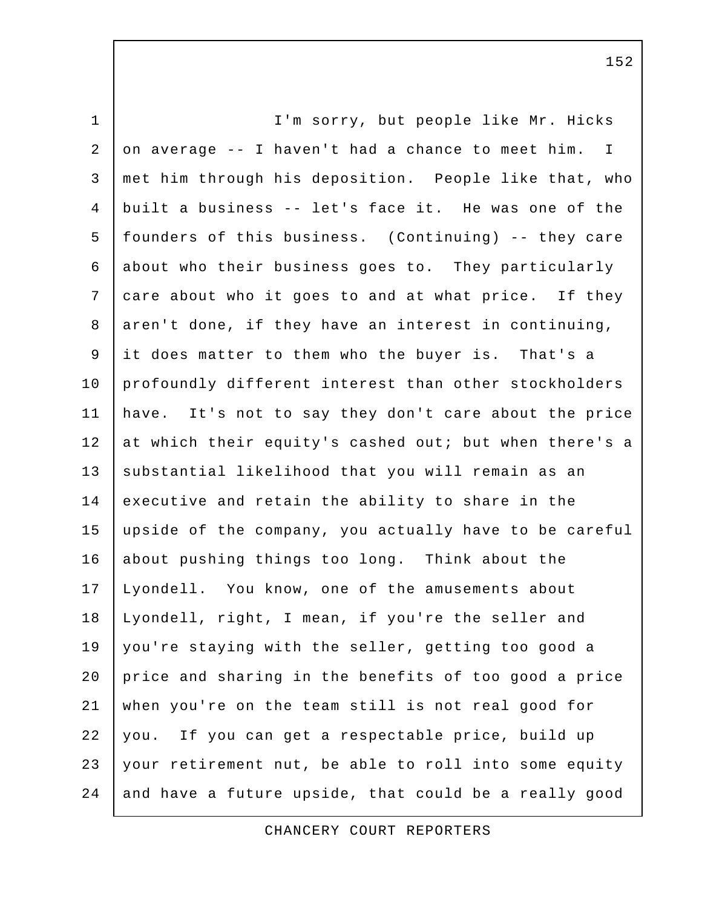I'm sorry, but people like Mr. Hicks on average -- I haven't had a chance to meet him. I met him through his deposition. People like that, who built a business -- let's face it. He was one of the founders of this business. (Continuing) -- they care about who their business goes to. They particularly care about who it goes to and at what price. If they aren't done, if they have an interest in continuing, it does matter to them who the buyer is. That's a profoundly different interest than other stockholders have. It's not to say they don't care about the price at which their equity's cashed out; but when there's a substantial likelihood that you will remain as an executive and retain the ability to share in the upside of the company, you actually have to be careful about pushing things too long. Think about the Lyondell. You know, one of the amusements about Lyondell, right, I mean, if you're the seller and you're staying with the seller, getting too good a price and sharing in the benefits of too good a price when you're on the team still is not real good for you. If you can get a respectable price, build up your retirement nut, be able to roll into some equity and have a future upside, that could be a really good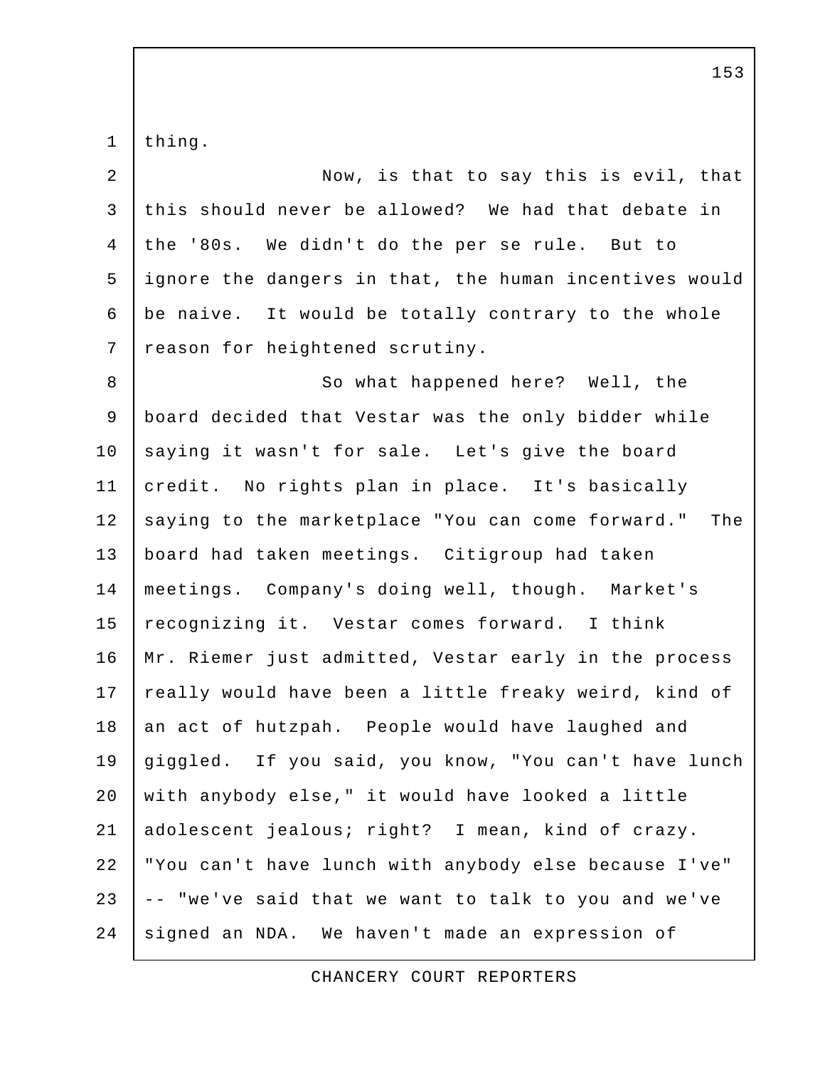thing.

Now, is that to say this is evil, that this should never be allowed? We had that debate in the '80s. We didn't do the per se rule. But to ignore the dangers in that, the human incentives would be naive. It would be totally contrary to the whole reason for heightened scrutiny.

So what happened here? Well, the board decided that Vestar was the only bidder while saying it wasn't for sale. Let's give the board credit. No rights plan in place. It's basically saying to the marketplace "You can come forward." The board had taken meetings. Citigroup had taken meetings. Company's doing well, though. Market's recognizing it. Vestar comes forward. I think Mr. Riemer just admitted, Vestar early in the process really would have been a little freaky weird, kind of an act of hutzpah. People would have laughed and giggled. If you said, you know, "You can't have lunch with anybody else," it would have looked a little adolescent jealous; right? I mean, kind of crazy. "You can't have lunch with anybody else because I've" -- "we've said that we want to talk to you and we've signed an NDA. We haven't made an expression of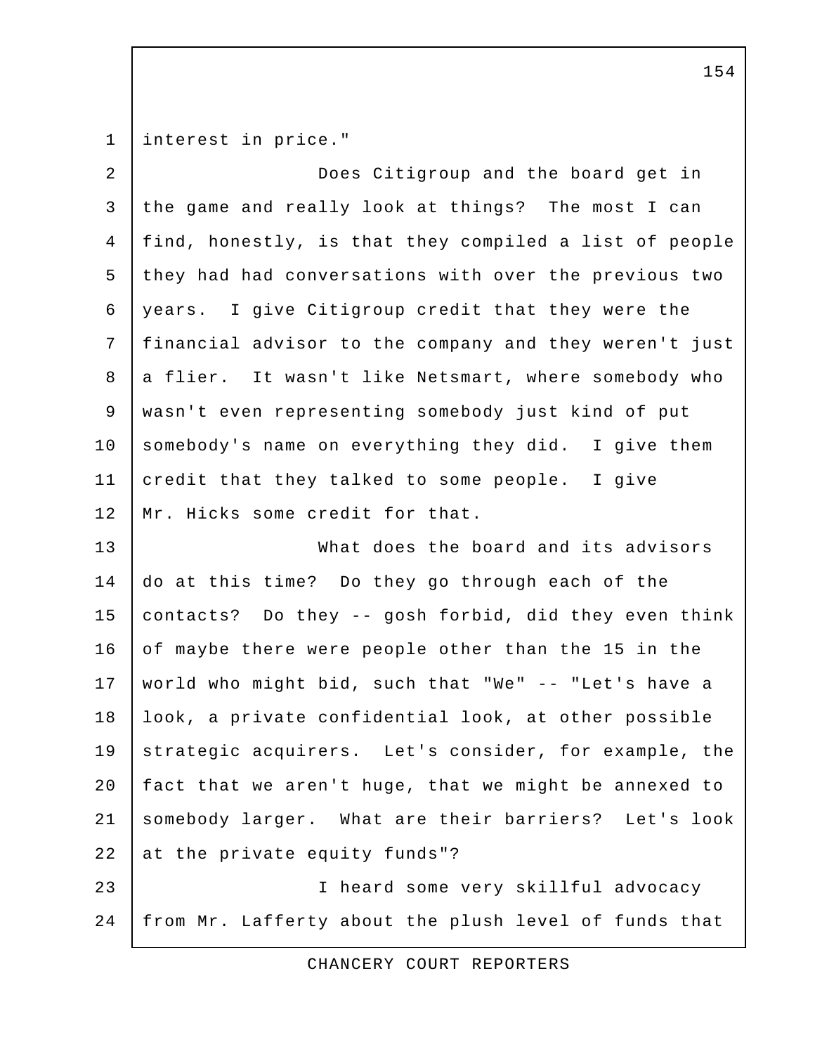interest in price."

Does Citigroup and the board get in the game and really look at things? The most I can find, honestly, is that they compiled a list of people they had had conversations with over the previous two years. I give Citigroup credit that they were the financial advisor to the company and they weren't just a flier. It wasn't like Netsmart, where somebody who wasn't even representing somebody just kind of put somebody's name on everything they did. I give them credit that they talked to some people. I give Mr. Hicks some credit for that.

What does the board and its advisors do at this time? Do they go through each of the contacts? Do they -- gosh forbid, did they even think of maybe there were people other than the 15 in the world who might bid, such that "We" -- "Let's have a look, a private confidential look, at other possible strategic acquirers. Let's consider, for example, the fact that we aren't huge, that we might be annexed to somebody larger. What are their barriers? Let's look at the private equity funds"?

I heard some very skillful advocacy from Mr. Lafferty about the plush level of funds that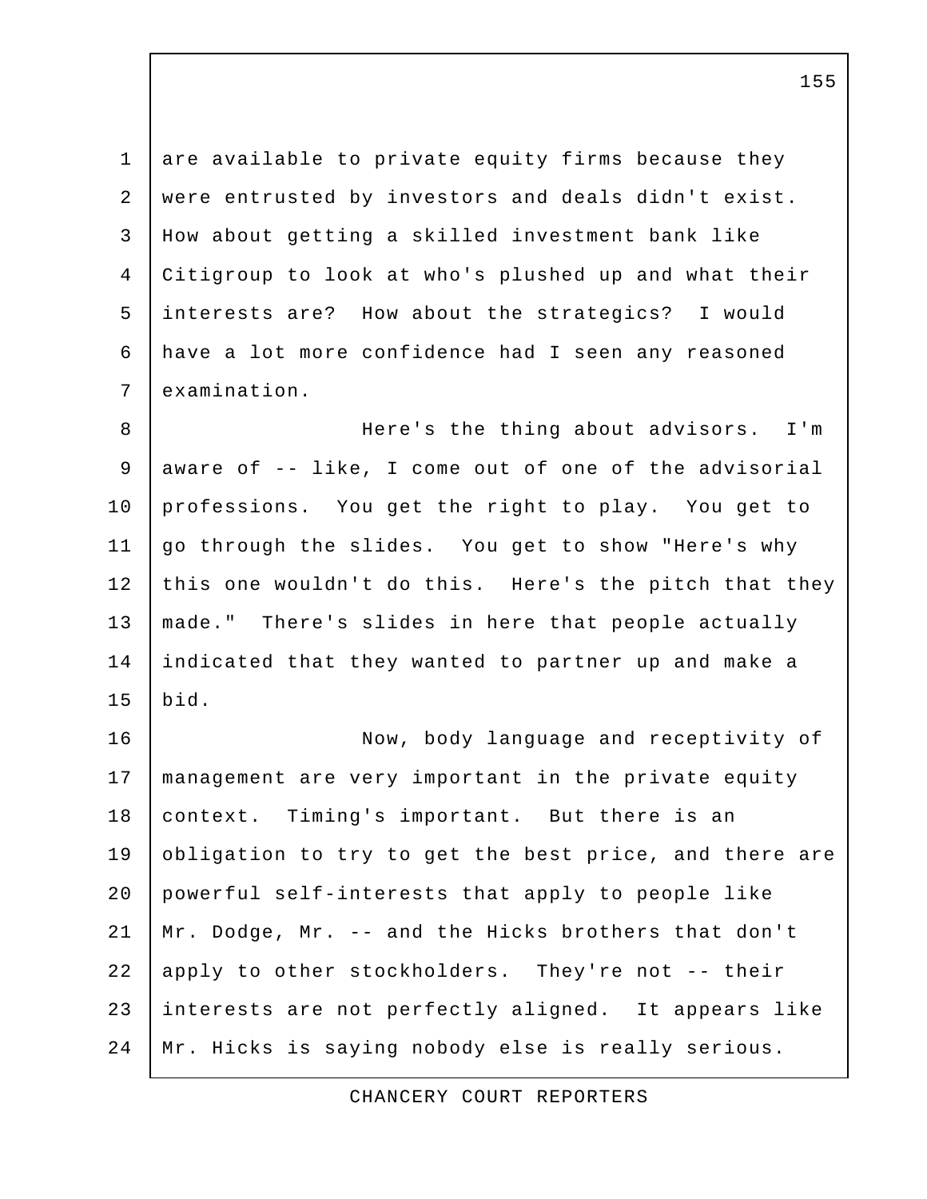are available to private equity firms because they were entrusted by investors and deals didn't exist. How about getting a skilled investment bank like Citigroup to look at who's plushed up and what their interests are? How about the strategics? I would have a lot more confidence had I seen any reasoned examination.

Here's the thing about advisors. I'm aware of -- like, I come out of one of the advisorial professions. You get the right to play. You get to go through the slides. You get to show "Here's why this one wouldn't do this. Here's the pitch that they made." There's slides in here that people actually indicated that they wanted to partner up and make a bid.

Now, body language and receptivity of management are very important in the private equity context. Timing's important. But there is an obligation to try to get the best price, and there are powerful self-interests that apply to people like Mr. Dodge, Mr. -- and the Hicks brothers that don't apply to other stockholders. They're not -- their interests are not perfectly aligned. It appears like Mr. Hicks is saying nobody else is really serious.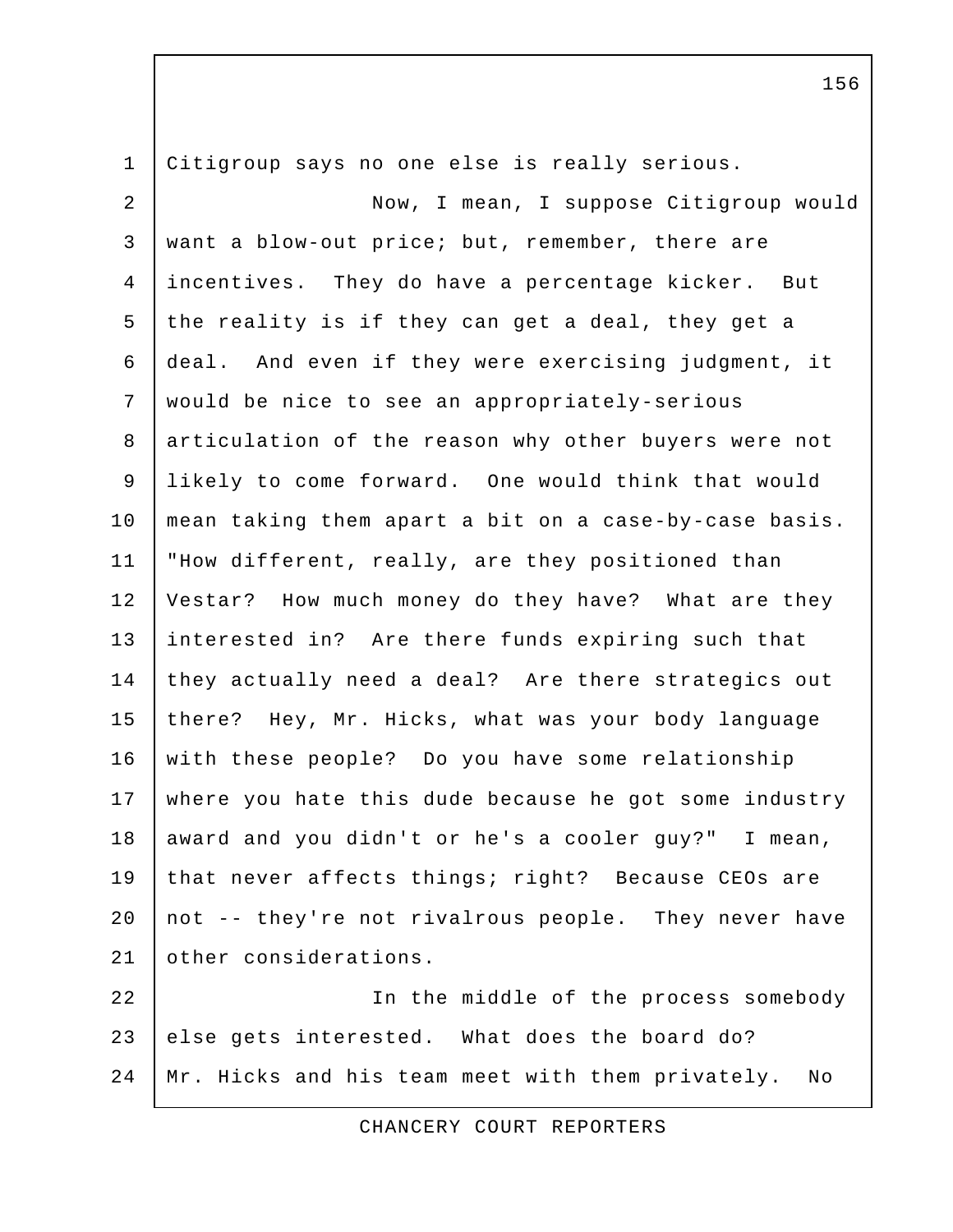Citigroup says no one else is really serious.

Now, I mean, I suppose Citigroup would want a blow-out price; but, remember, there are incentives. They do have a percentage kicker. But the reality is if they can get a deal, they get a deal. And even if they were exercising judgment, it would be nice to see an appropriately-serious articulation of the reason why other buyers were not likely to come forward. One would think that would mean taking them apart a bit on a case-by-case basis. "How different, really, are they positioned than Vestar? How much money do they have? What are they interested in? Are there funds expiring such that they actually need a deal? Are there strategics out there? Hey, Mr. Hicks, what was your body language with these people? Do you have some relationship where you hate this dude because he got some industry award and you didn't or he's a cooler guy?" I mean, that never affects things; right? Because CEOs are not -- they're not rivalrous people. They never have other considerations.

In the middle of the process somebody else gets interested. What does the board do? Mr. Hicks and his team meet with them privately. No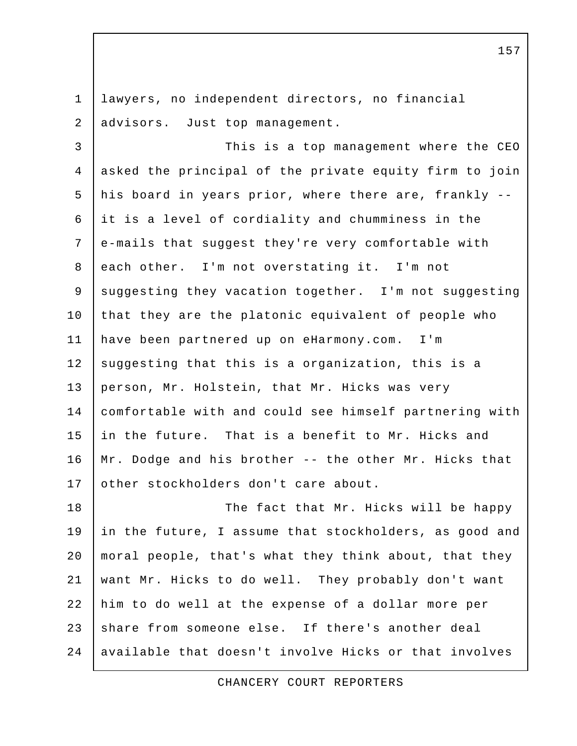lawyers, no independent directors, no financial advisors. Just top management.

This is a top management where the CEO asked the principal of the private equity firm to join his board in years prior, where there are, frankly -- it is a level of cordiality and chumminess in the e-mails that suggest they're very comfortable with each other. I'm not overstating it. I'm not suggesting they vacation together. I'm not suggesting that they are the platonic equivalent of people who have been partnered up on eHarmony.com. I'm suggesting that this is a organization, this is a person, Mr. Holstein, that Mr. Hicks was very comfortable with and could see himself partnering with in the future. That is a benefit to Mr. Hicks and Mr. Dodge and his brother -- the other Mr. Hicks that other stockholders don't care about.

The fact that Mr. Hicks will be happy in the future, I assume that stockholders, as good and moral people, that's what they think about, that they want Mr. Hicks to do well. They probably don't want him to do well at the expense of a dollar more per share from someone else. If there's another deal available that doesn't involve Hicks or that involves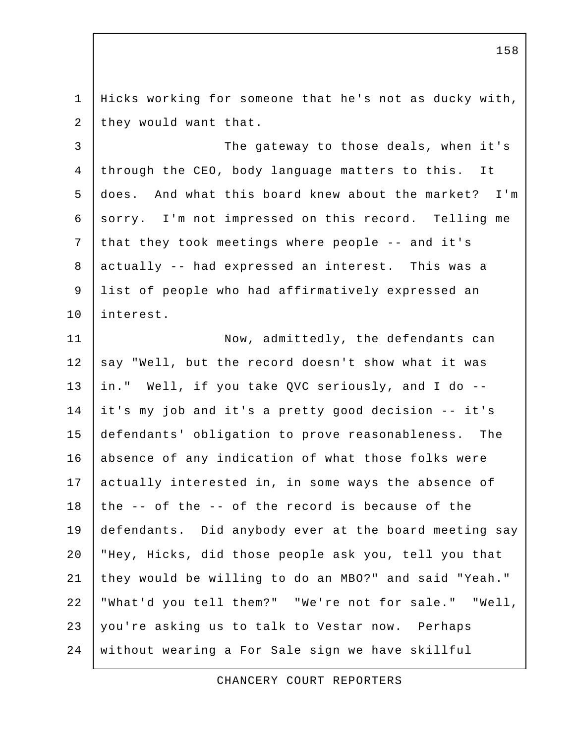Hicks working for someone that he's not as ducky with, they would want that.

The gateway to those deals, when it's through the CEO, body language matters to this. It does. And what this board knew about the market? I'm sorry. I'm not impressed on this record. Telling me that they took meetings where people -- and it's actually -- had expressed an interest. This was a list of people who had affirmatively expressed an interest.

Now, admittedly, the defendants can say "Well, but the record doesn't show what it was in." Well, if you take QVC seriously, and I do -- it's my job and it's a pretty good decision -- it's defendants' obligation to prove reasonableness. The absence of any indication of what those folks were actually interested in, in some ways the absence of the -- of the -- of the record is because of the defendants. Did anybody ever at the board meeting say "Hey, Hicks, did those people ask you, tell you that they would be willing to do an MBO?" and said "Yeah." "What'd you tell them?" "We're not for sale." "Well, you're asking us to talk to Vestar now. Perhaps without wearing a For Sale sign we have skillful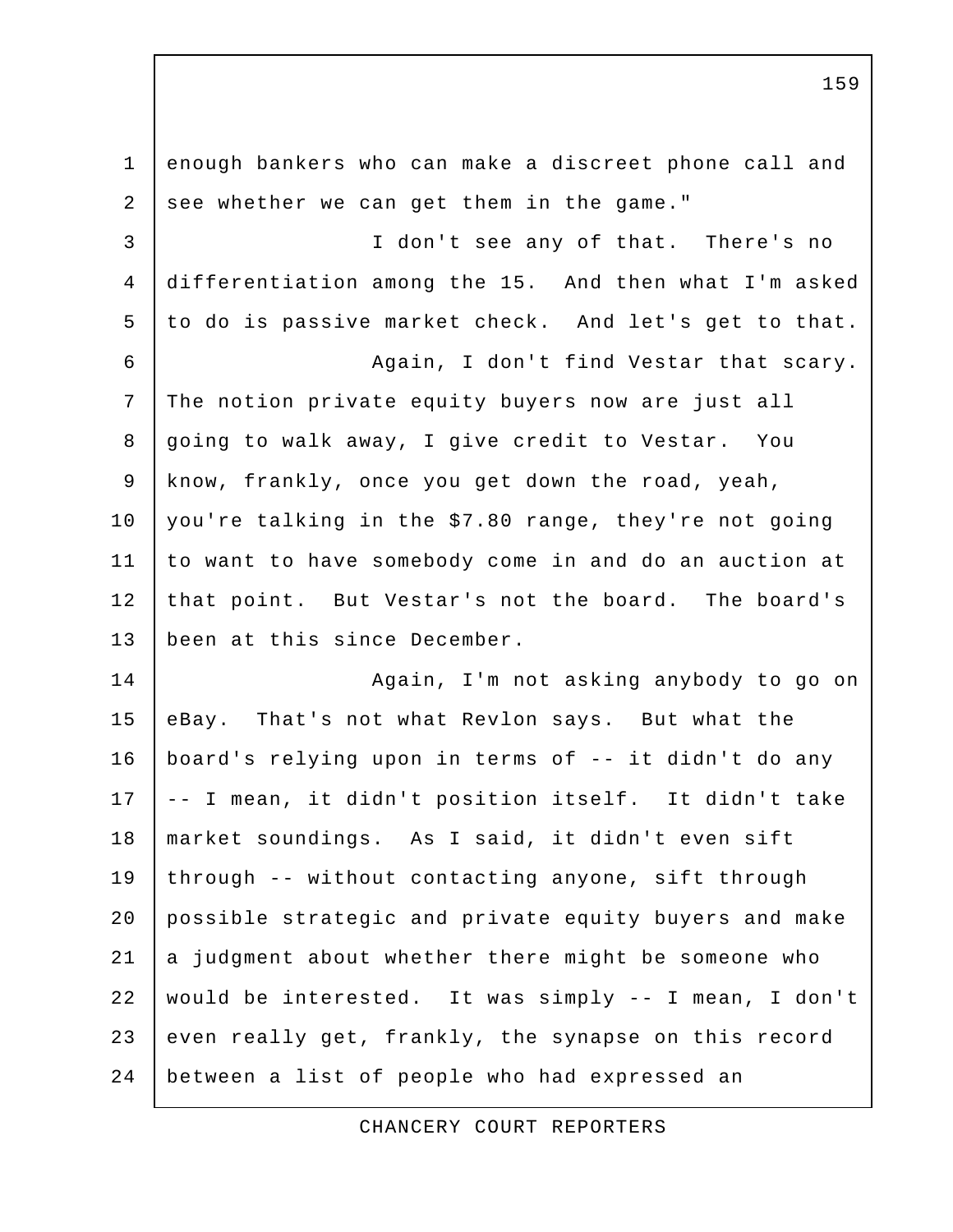enough bankers who can make a discreet phone call and see whether we can get them in the game."

I don't see any of that. There's no differentiation among the 15. And then what I'm asked to do is passive market check. And let's get to that.

Again, I don't find Vestar that scary. The notion private equity buyers now are just all going to walk away, I give credit to Vestar. You know, frankly, once you get down the road, yeah, you're talking in the $7.80 range, they're not going to want to have somebody come in and do an auction at that point. But Vestar's not the board. The board's been at this since December.

Again, I'm not asking anybody to go on eBay. That's not what Revlon says. But what the board's relying upon in terms of -- it didn't do any -- I mean, it didn't position itself. It didn't take market soundings. As I said, it didn't even sift through -- without contacting anyone, sift through possible strategic and private equity buyers and make a judgment about whether there might be someone who would be interested. It was simply -- I mean, I don't even really get, frankly, the synapse on this record between a list of people who had expressed an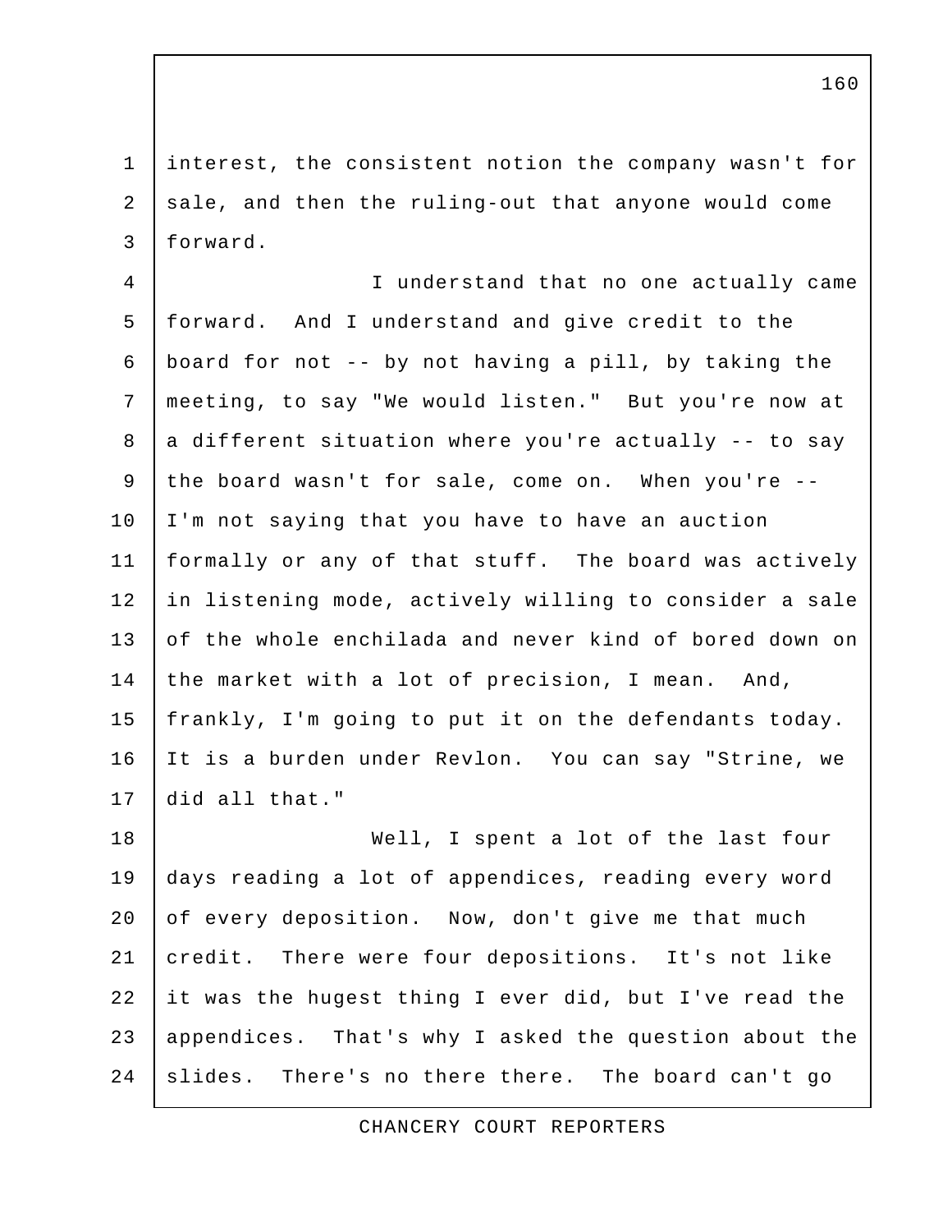interest, the consistent notion the company wasn't for sale, and then the ruling-out that anyone would come forward.

I understand that no one actually came forward. And I understand and give credit to the board for not -- by not having a pill, by taking the meeting, to say "We would listen." But you're now at a different situation where you're actually -- to say the board wasn't for sale, come on. When you're -- I'm not saying that you have to have an auction formally or any of that stuff. The board was actively in listening mode, actively willing to consider a sale of the whole enchilada and never kind of bored down on the market with a lot of precision, I mean. And, frankly, I'm going to put it on the defendants today. It is a burden under Revlon. You can say "Strine, we did all that."

Well, I spent a lot of the last four days reading a lot of appendices, reading every word of every deposition. Now, don't give me that much credit. There were four depositions. It's not like it was the hugest thing I ever did, but I've read the appendices. That's why I asked the question about the slides. There's no there there. The board can't go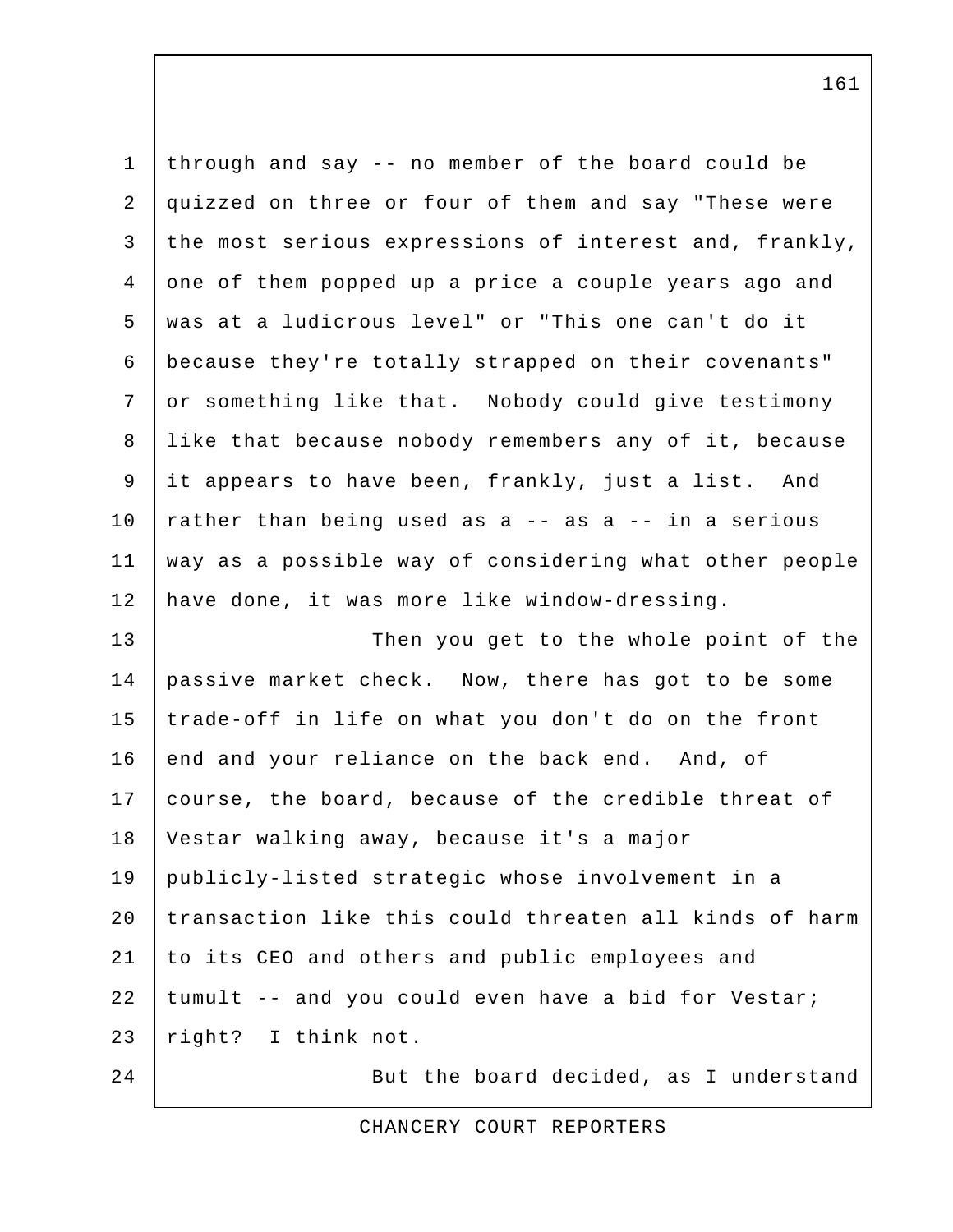through and say -- no member of the board could be quizzed on three or four of them and say "These were the most serious expressions of interest and, frankly, one of them popped up a price a couple years ago and was at a ludicrous level" or "This one can't do it because they're totally strapped on their covenants" or something like that. Nobody could give testimony like that because nobody remembers any of it, because it appears to have been, frankly, just a list. And rather than being used as a -- as a -- in a serious way as a possible way of considering what other people have done, it was more like window-dressing.

Then you get to the whole point of the passive market check. Now, there has got to be some trade-off in life on what you don't do on the front end and your reliance on the back end. And, of course, the board, because of the credible threat of Vestar walking away, because it's a major publicly-listed strategic whose involvement in a transaction like this could threaten all kinds of harm to its CEO and others and public employees and tumult -- and you could even have a bid for Vestar; right? I think not.

But the board decided, as I understand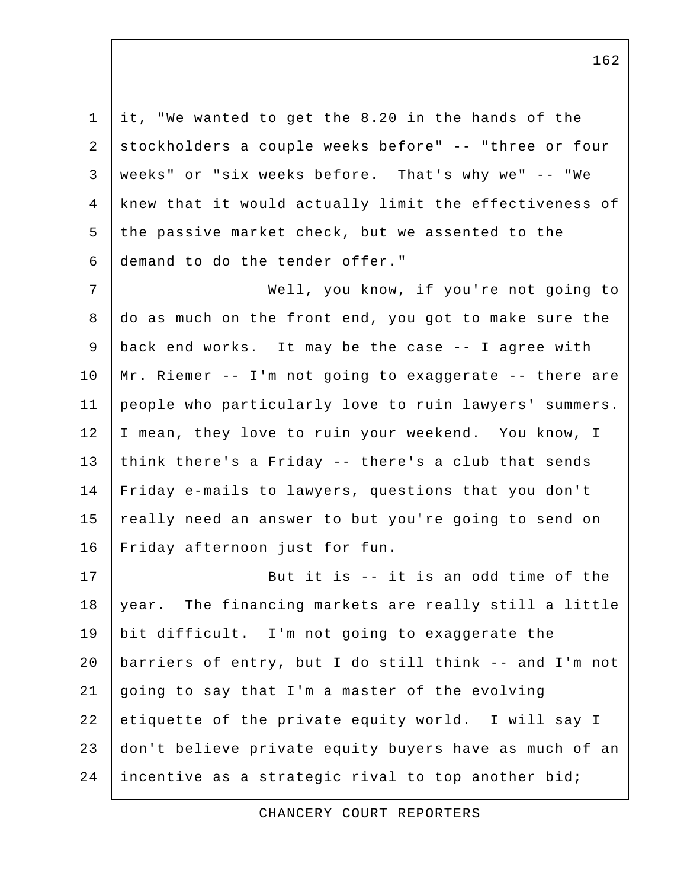it, "We wanted to get the 8.20 in the hands of the stockholders a couple weeks before" -- "three or four weeks" or "six weeks before. That's why we" -- "We knew that it would actually limit the effectiveness of the passive market check, but we assented to the demand to do the tender offer."

Well, you know, if you're not going to do as much on the front end, you got to make sure the back end works. It may be the case -- I agree with Mr. Riemer -- I'm not going to exaggerate -- there are people who particularly love to ruin lawyers' summers. I mean, they love to ruin your weekend. You know, I think there's a Friday -- there's a club that sends Friday e-mails to lawyers, questions that you don't really need an answer to but you're going to send on Friday afternoon just for fun.

But it is -- it is an odd time of the year. The financing markets are really still a little bit difficult. I'm not going to exaggerate the barriers of entry, but I do still think -- and I'm not going to say that I'm a master of the evolving etiquette of the private equity world. I will say I don't believe private equity buyers have as much of an incentive as a strategic rival to top another bid;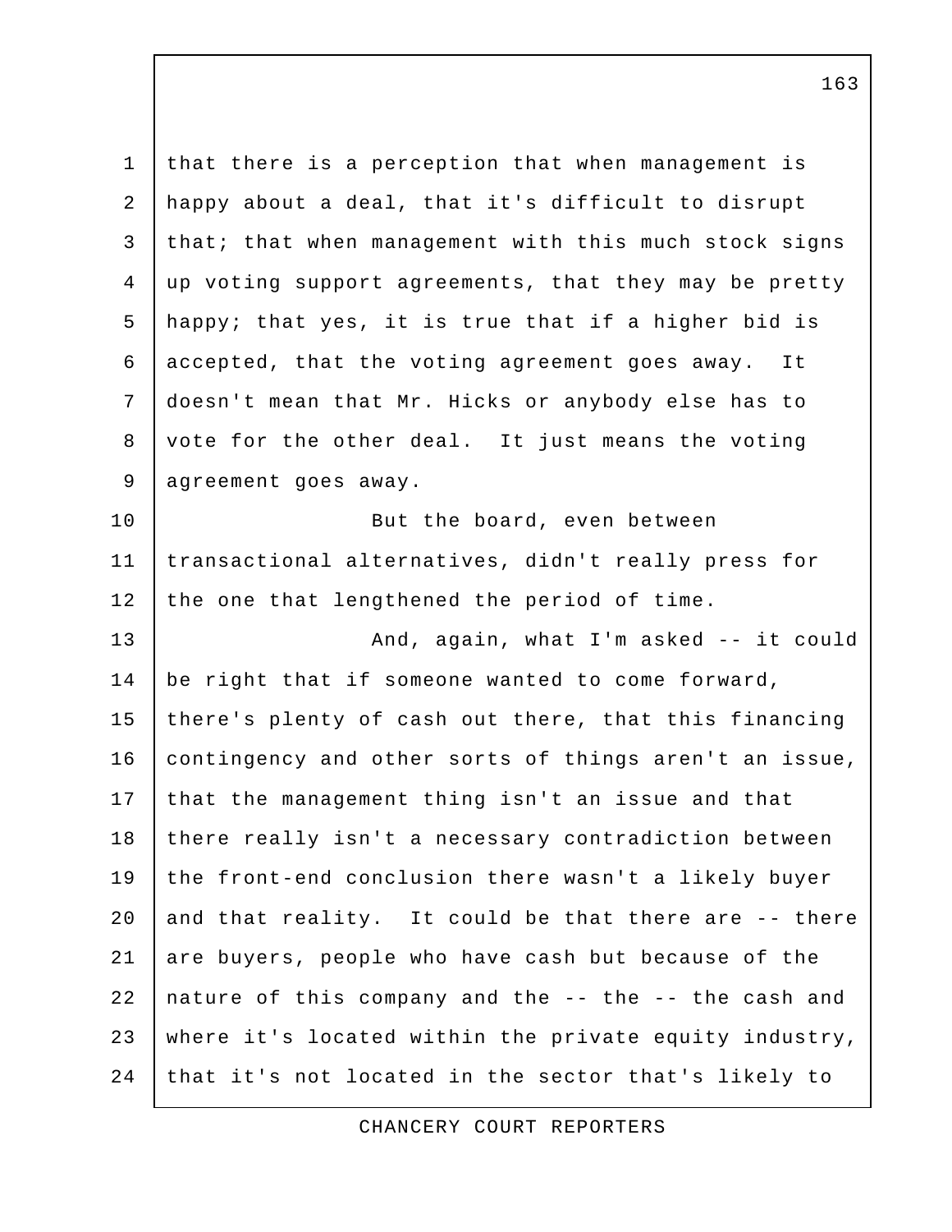that there is a perception that when management is happy about a deal, that it's difficult to disrupt that; that when management with this much stock signs up voting support agreements, that they may be pretty happy; that yes, it is true that if a higher bid is accepted, that the voting agreement goes away. It doesn't mean that Mr. Hicks or anybody else has to vote for the other deal. It just means the voting agreement goes away.

But the board, even between transactional alternatives, didn't really press for the one that lengthened the period of time.

And, again, what I'm asked -- it could be right that if someone wanted to come forward, there's plenty of cash out there, that this financing contingency and other sorts of things aren't an issue, that the management thing isn't an issue and that there really isn't a necessary contradiction between the front-end conclusion there wasn't a likely buyer and that reality. It could be that there are -- there are buyers, people who have cash but because of the nature of this company and the -- the -- the cash and where it's located within the private equity industry, that it's not located in the sector that's likely to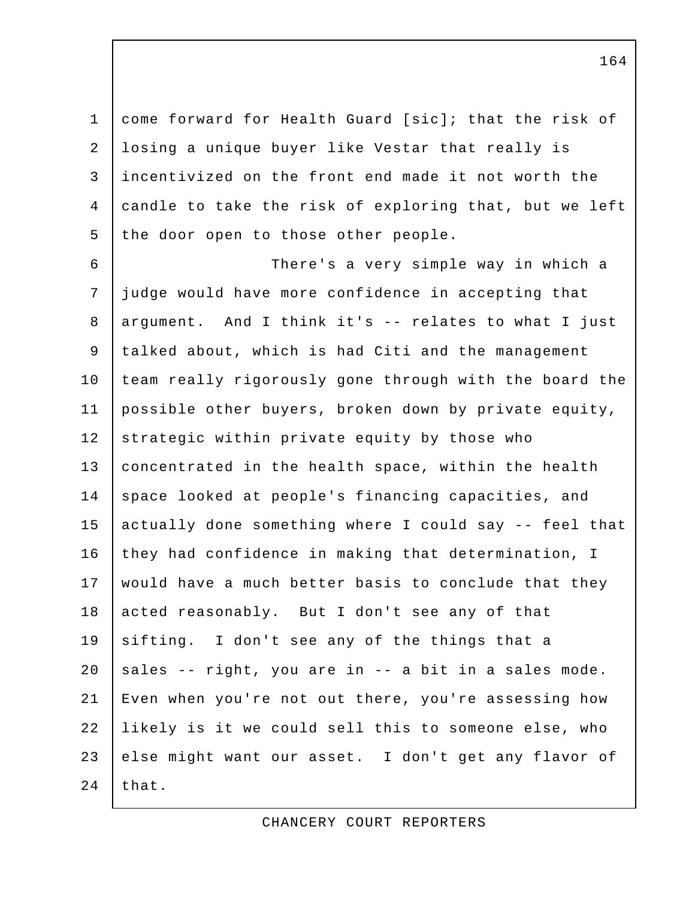come forward for Health Guard [sic]; that the risk of losing a unique buyer like Vestar that really is incentivized on the front end made it not worth the candle to take the risk of exploring that, but we left the door open to those other people.

There's a very simple way in which a judge would have more confidence in accepting that argument. And I think it's -- relates to what I just talked about, which is had Citi and the management team really rigorously gone through with the board the possible other buyers, broken down by private equity, strategic within private equity by those who concentrated in the health space, within the health space looked at people's financing capacities, and actually done something where I could say -- feel that they had confidence in making that determination, I would have a much better basis to conclude that they acted reasonably. But I don't see any of that sifting. I don't see any of the things that a sales -- right, you are in -- a bit in a sales mode. Even when you're not out there, you're assessing how likely is it we could sell this to someone else, who else might want our asset. I don't get any flavor of that.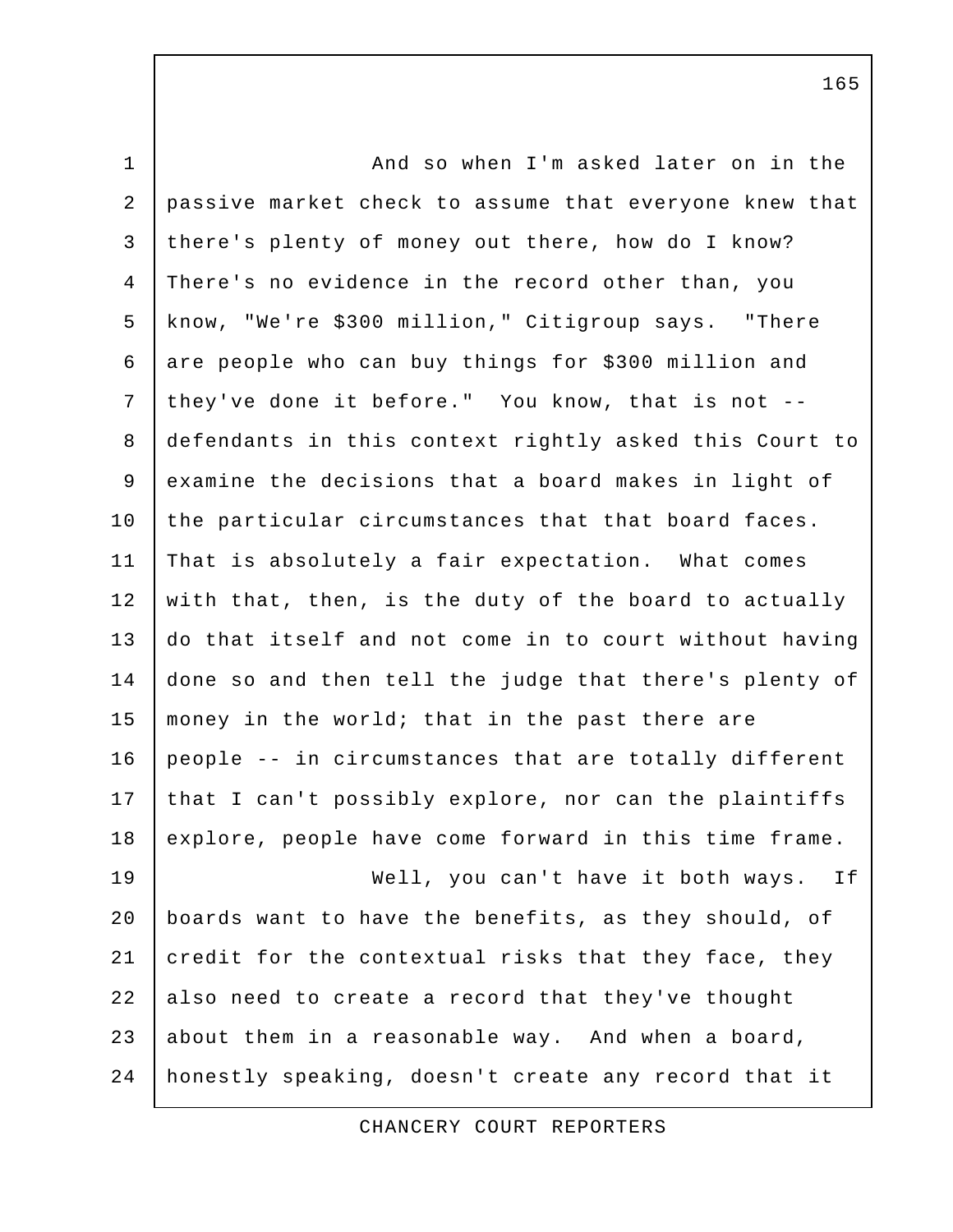And so when I'm asked later on in the passive market check to assume that everyone knew that there's plenty of money out there, how do I know? There's no evidence in the record other than, you know, "We're $300 million," Citigroup says. "There are people who can buy things for $300 million and they've done it before." You know, that is not -- defendants in this context rightly asked this Court to examine the decisions that a board makes in light of the particular circumstances that that board faces. That is absolutely a fair expectation. What comes with that, then, is the duty of the board to actually do that itself and not come in to court without having done so and then tell the judge that there's plenty of money in the world; that in the past there are people -- in circumstances that are totally different that I can't possibly explore, nor can the plaintiffs explore, people have come forward in this time frame.

Well, you can't have it both ways. If boards want to have the benefits, as they should, of credit for the contextual risks that they face, they also need to create a record that they've thought about them in a reasonable way. And when a board, honestly speaking, doesn't create any record that it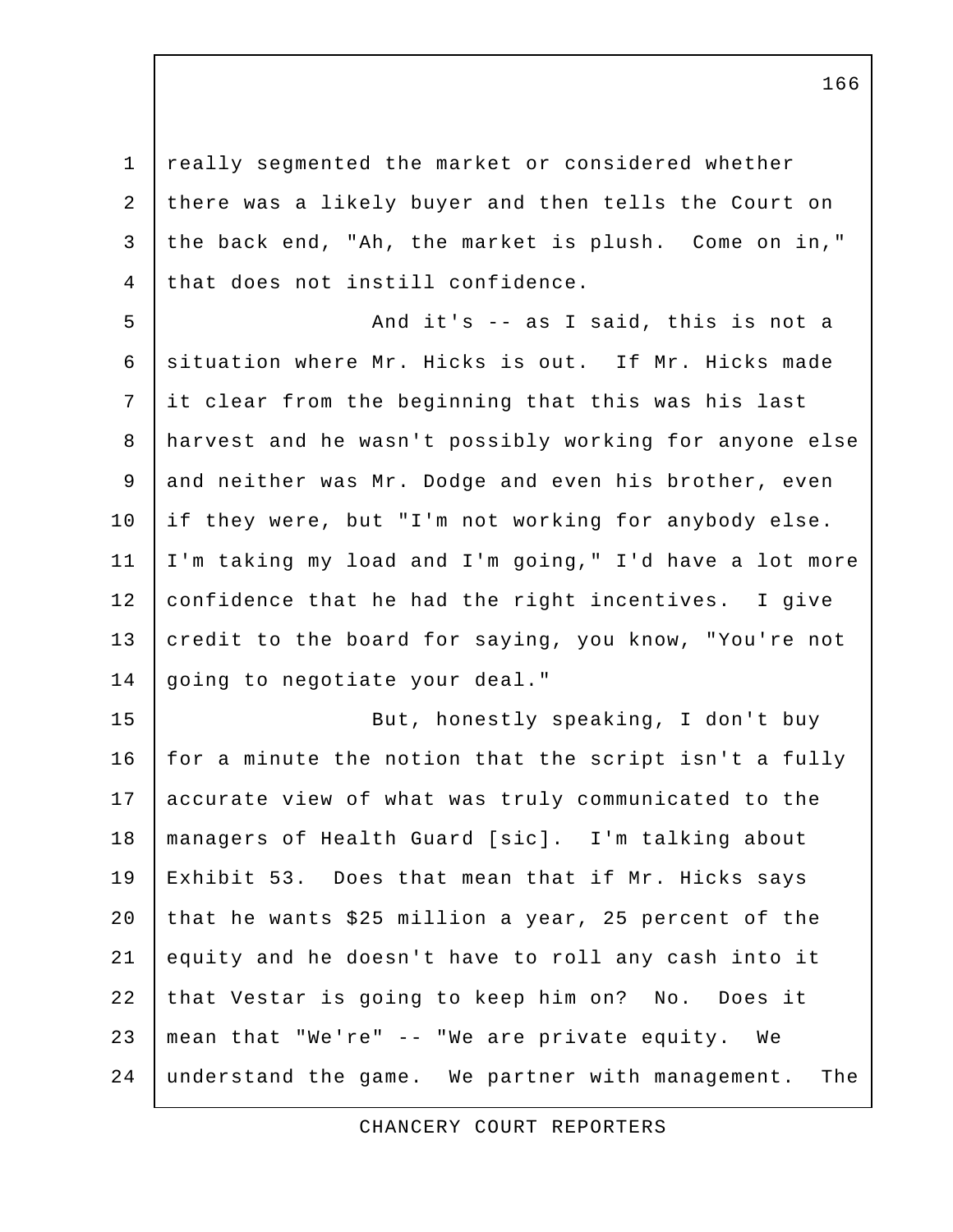really segmented the market or considered whether there was a likely buyer and then tells the Court on the back end, "Ah, the market is plush. Come on in," that does not instill confidence.

And it's -- as I said, this is not a situation where Mr. Hicks is out. If Mr. Hicks made it clear from the beginning that this was his last harvest and he wasn't possibly working for anyone else and neither was Mr. Dodge and even his brother, even if they were, but "I'm not working for anybody else. I'm taking my load and I'm going," I'd have a lot more confidence that he had the right incentives. I give credit to the board for saying, you know, "You're not going to negotiate your deal."

But, honestly speaking, I don't buy for a minute the notion that the script isn't a fully accurate view of what was truly communicated to the managers of Health Guard [sic]. I'm talking about Exhibit 53. Does that mean that if Mr. Hicks says that he wants $25 million a year, 25 percent of the equity and he doesn't have to roll any cash into it that Vestar is going to keep him on? No. Does it mean that "We're" -- "We are private equity. We understand the game. We partner with management. The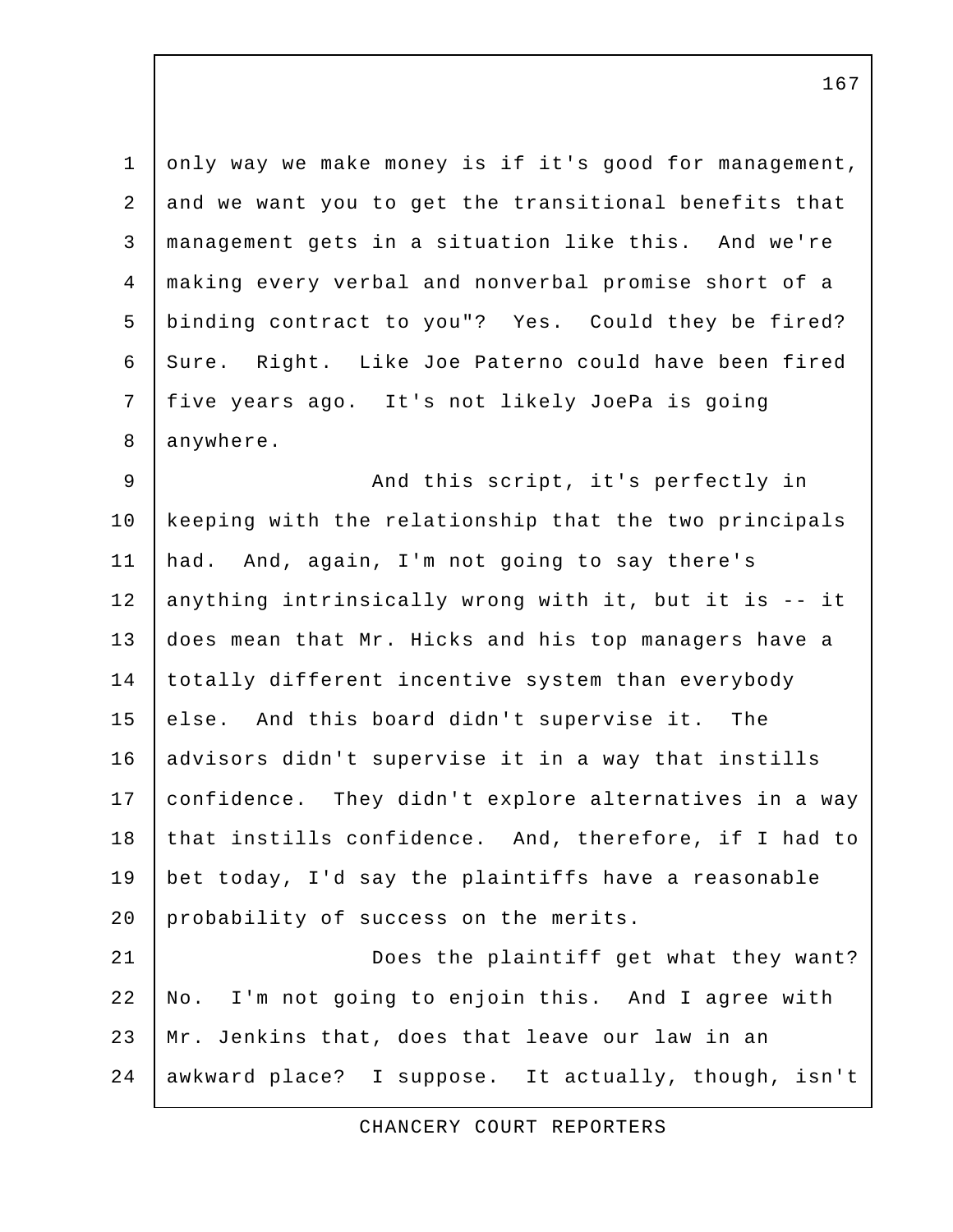only way we make money is if it's good for management, and we want you to get the transitional benefits that management gets in a situation like this. And we're making every verbal and nonverbal promise short of a binding contract to you"? Yes. Could they be fired? Sure. Right. Like Joe Paterno could have been fired five years ago. It's not likely JoePa is going anywhere.

And this script, it's perfectly in keeping with the relationship that the two principals had. And, again, I'm not going to say there's anything intrinsically wrong with it, but it is -- it does mean that Mr. Hicks and his top managers have a totally different incentive system than everybody else. And this board didn't supervise it. The advisors didn't supervise it in a way that instills confidence. They didn't explore alternatives in a way that instills confidence. And, therefore, if I had to bet today, I'd say the plaintiffs have a reasonable probability of success on the merits.

Does the plaintiff get what they want? No. I'm not going to enjoin this. And I agree with Mr. Jenkins that, does that leave our law in an awkward place? I suppose. It actually, though, isn't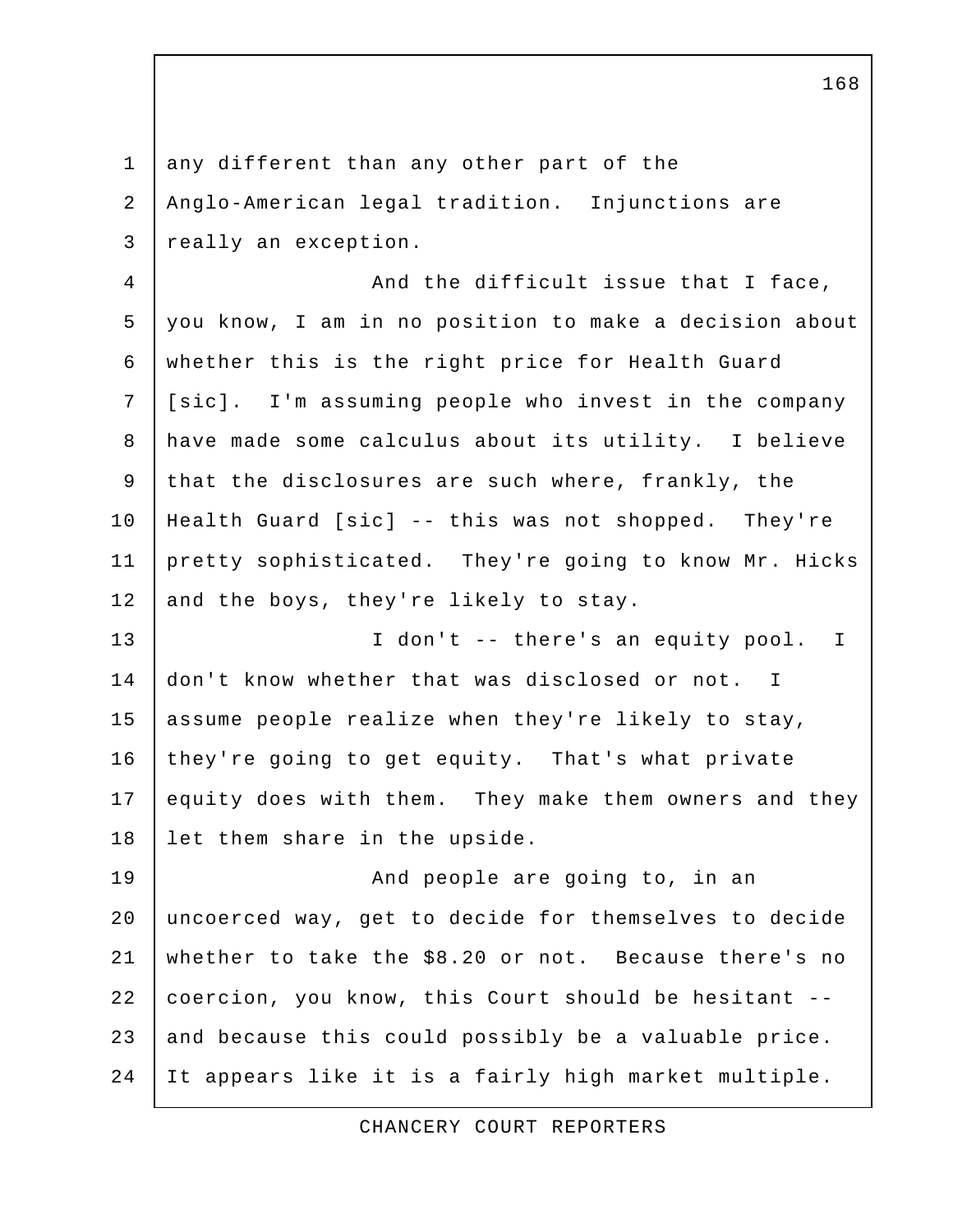any different than any other part of the Anglo-American legal tradition. Injunctions are really an exception.

And the difficult issue that I face, you know, I am in no position to make a decision about whether this is the right price for Health Guard [sic]. I'm assuming people who invest in the company have made some calculus about its utility. I believe that the disclosures are such where, frankly, the Health Guard [sic] -- this was not shopped. They're pretty sophisticated. They're going to know Mr. Hicks and the boys, they're likely to stay.

I don't -- there's an equity pool. I don't know whether that was disclosed or not. I assume people realize when they're likely to stay, they're going to get equity. That's what private equity does with them. They make them owners and they let them share in the upside.

And people are going to, in an uncoerced way, get to decide for themselves to decide whether to take the $8.20 or not. Because there's no coercion, you know, this Court should be hesitant -- and because this could possibly be a valuable price. It appears like it is a fairly high market multiple.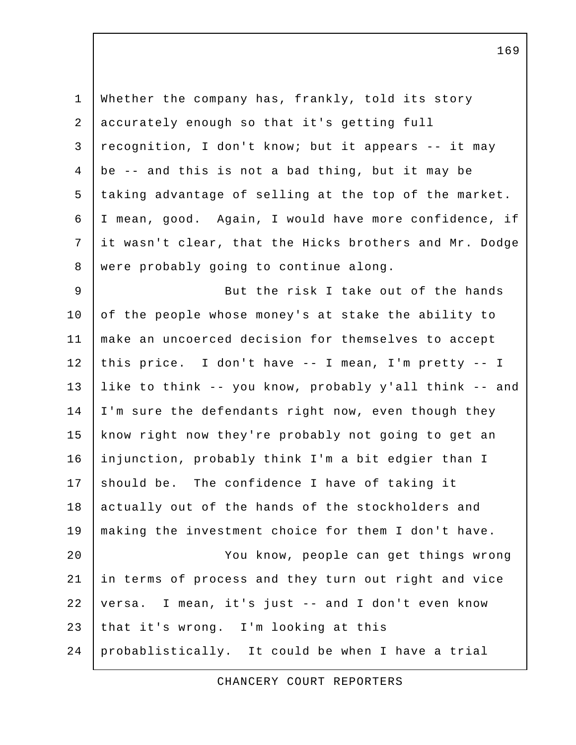Whether the company has, frankly, told its story accurately enough so that it's getting full recognition, I don't know; but it appears -- it may be -- and this is not a bad thing, but it may be taking advantage of selling at the top of the market. I mean, good. Again, I would have more confidence, if it wasn't clear, that the Hicks brothers and Mr. Dodge were probably going to continue along.

But the risk I take out of the hands of the people whose money's at stake the ability to make an uncoerced decision for themselves to accept this price. I don't have -- I mean, I'm pretty -- I like to think -- you know, probably y'all think -- and I'm sure the defendants right now, even though they know right now they're probably not going to get an injunction, probably think I'm a bit edgier than I should be. The confidence I have of taking it actually out of the hands of the stockholders and making the investment choice for them I don't have.

You know, people can get things wrong in terms of process and they turn out right and vice versa. I mean, it's just -- and I don't even know that it's wrong. I'm looking at this probablistically. It could be when I have a trial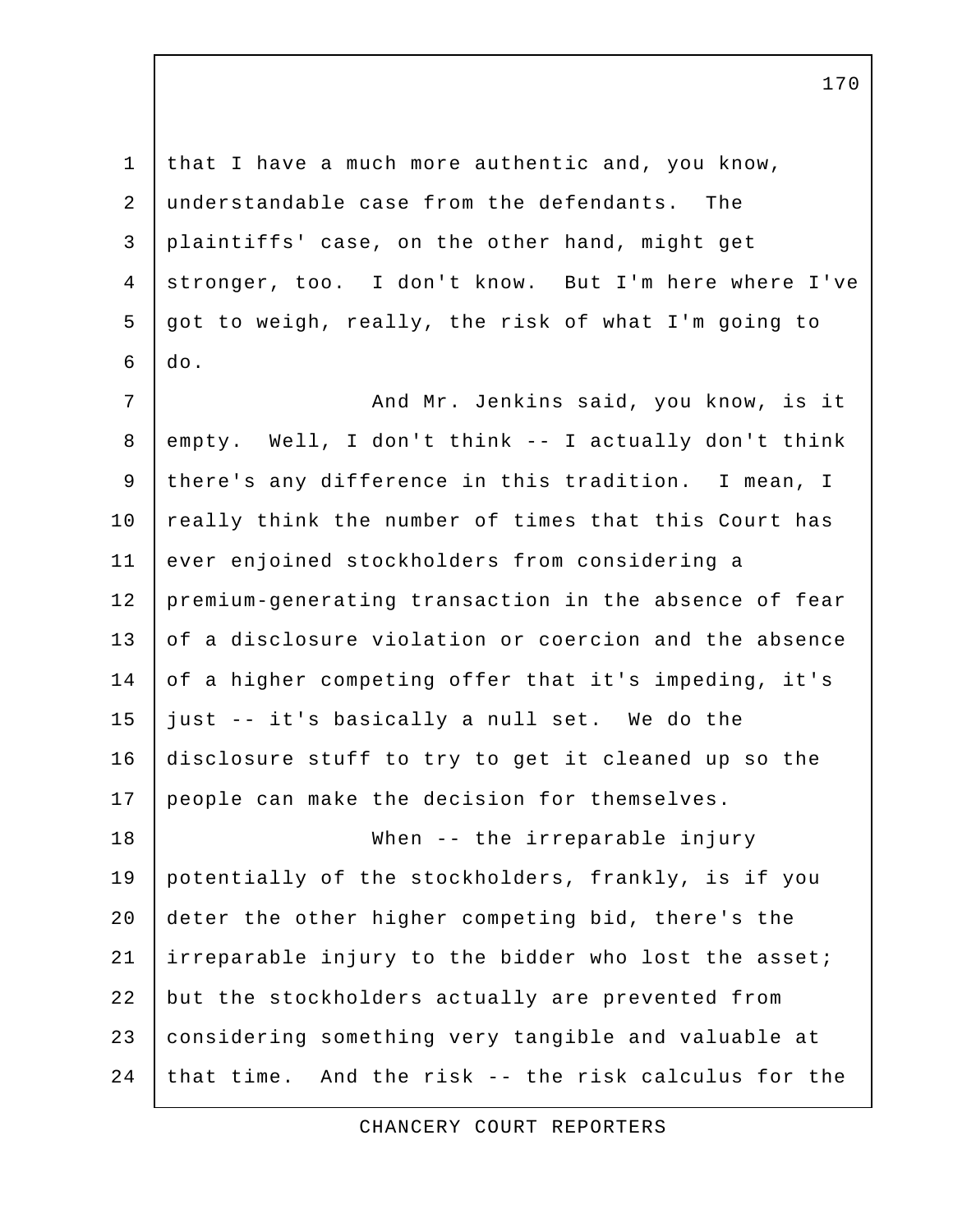that I have a much more authentic and, you know, understandable case from the defendants. The plaintiffs' case, on the other hand, might get stronger, too. I don't know. But I'm here where I've got to weigh, really, the risk of what I'm going to do.

And Mr. Jenkins said, you know, is it empty. Well, I don't think -- I actually don't think there's any difference in this tradition. I mean, I really think the number of times that this Court has ever enjoined stockholders from considering a premium-generating transaction in the absence of fear of a disclosure violation or coercion and the absence of a higher competing offer that it's impeding, it's just -- it's basically a null set. We do the disclosure stuff to try to get it cleaned up so the people can make the decision for themselves.

When -- the irreparable injury potentially of the stockholders, frankly, is if you deter the other higher competing bid, there's the irreparable injury to the bidder who lost the asset; but the stockholders actually are prevented from considering something very tangible and valuable at that time. And the risk -- the risk calculus for the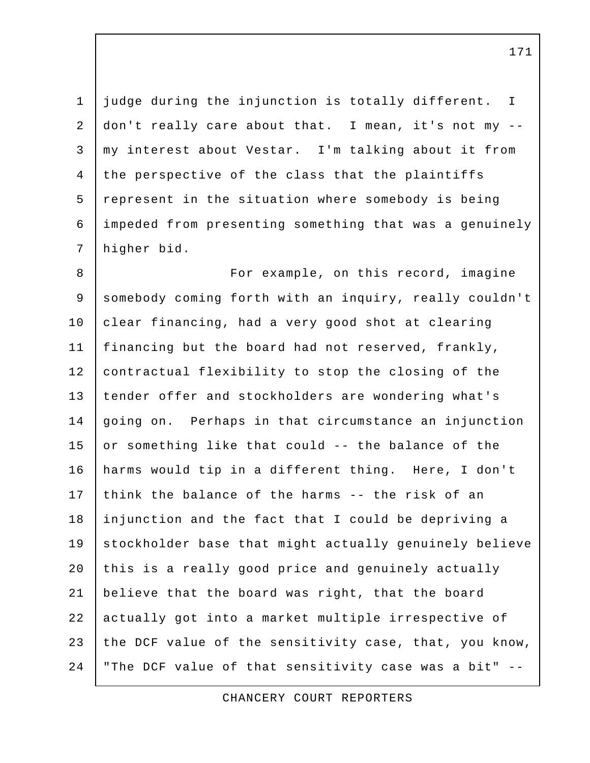judge during the injunction is totally different. I don't really care about that. I mean, it's not my -- my interest about Vestar. I'm talking about it from the perspective of the class that the plaintiffs represent in the situation where somebody is being impeded from presenting something that was a genuinely higher bid.

For example, on this record, imagine somebody coming forth with an inquiry, really couldn't clear financing, had a very good shot at clearing financing but the board had not reserved, frankly, contractual flexibility to stop the closing of the tender offer and stockholders are wondering what's going on. Perhaps in that circumstance an injunction or something like that could -- the balance of the harms would tip in a different thing. Here, I don't think the balance of the harms -- the risk of an injunction and the fact that I could be depriving a stockholder base that might actually genuinely believe this is a really good price and genuinely actually believe that the board was right, that the board actually got into a market multiple irrespective of the DCF value of the sensitivity case, that, you know, "The DCF value of that sensitivity case was a bit" --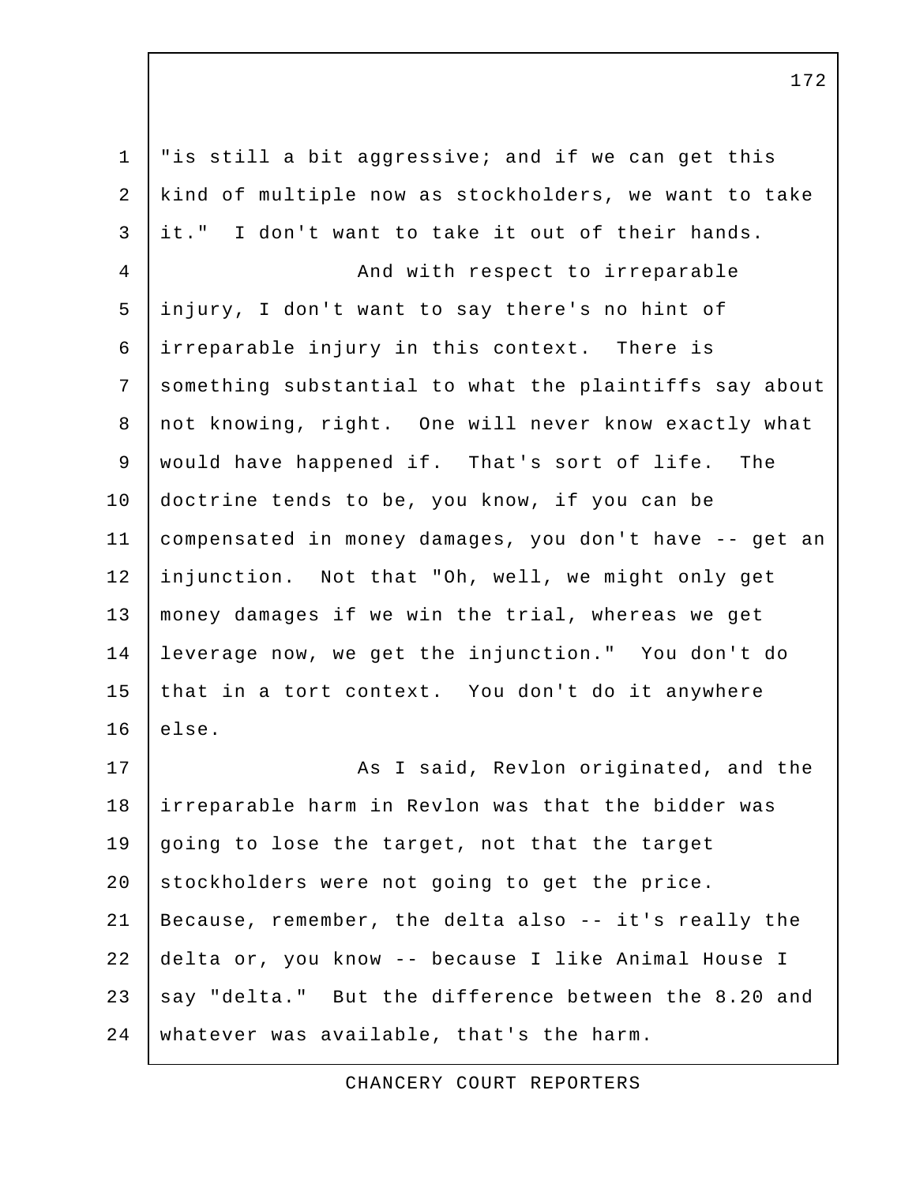"is still a bit aggressive; and if we can get this kind of multiple now as stockholders, we want to take it." I don't want to take it out of their hands.

And with respect to irreparable injury, I don't want to say there's no hint of irreparable injury in this context. There is something substantial to what the plaintiffs say about not knowing, right. One will never know exactly what would have happened if. That's sort of life. The doctrine tends to be, you know, if you can be compensated in money damages, you don't have -- get an injunction. Not that "Oh, well, we might only get money damages if we win the trial, whereas we get leverage now, we get the injunction." You don't do that in a tort context. You don't do it anywhere else.

As I said, Revlon originated, and the irreparable harm in Revlon was that the bidder was going to lose the target, not that the target stockholders were not going to get the price. Because, remember, the delta also -- it's really the delta or, you know -- because I like Animal House I say "delta." But the difference between the 8.20 and whatever was available, that's the harm.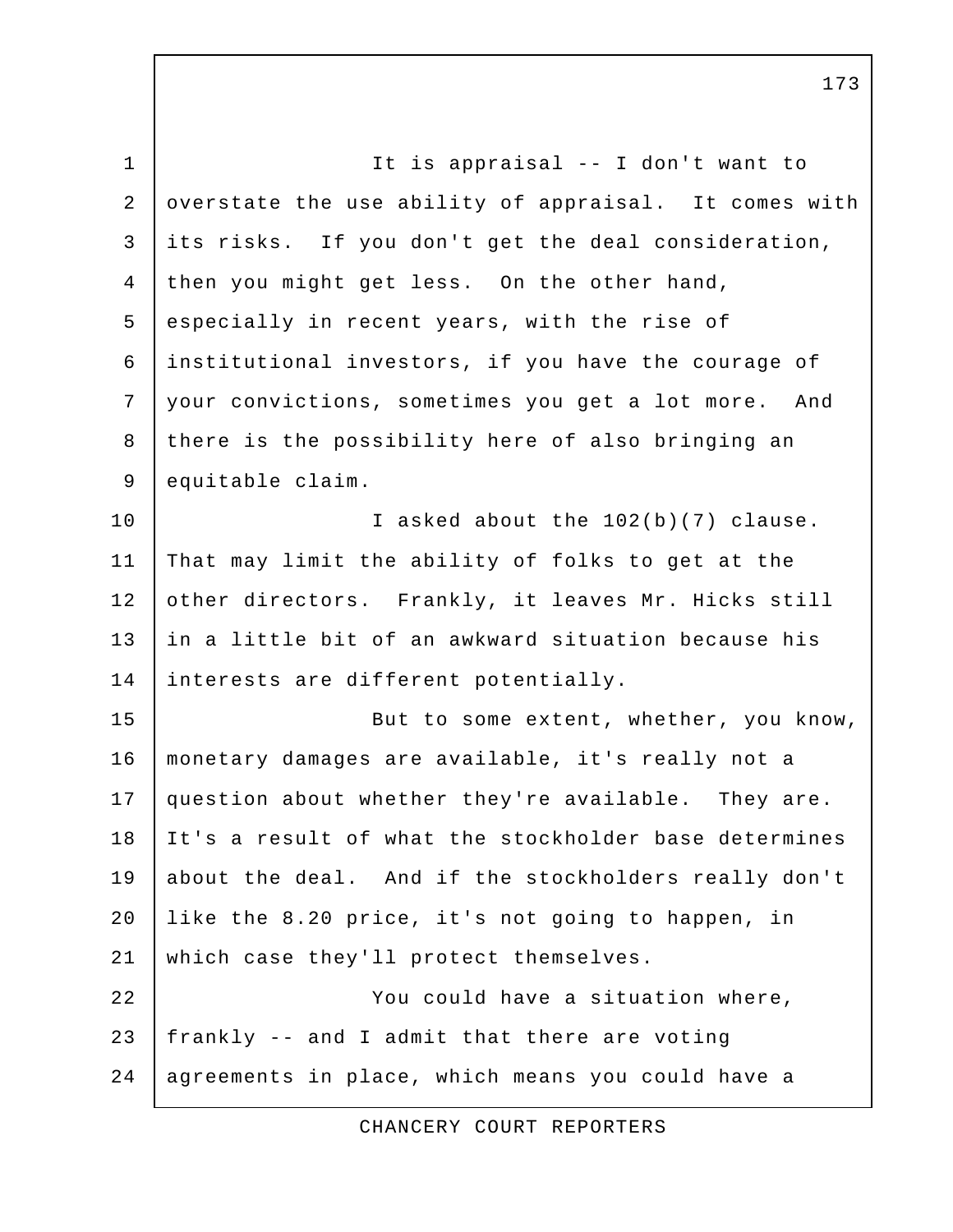It is appraisal -- I don't want to overstate the use ability of appraisal. It comes with its risks. If you don't get the deal consideration, then you might get less. On the other hand, especially in recent years, with the rise of institutional investors, if you have the courage of your convictions, sometimes you get a lot more. And there is the possibility here of also bringing an equitable claim.

I asked about the 102(b)(7) clause. That may limit the ability of folks to get at the other directors. Frankly, it leaves Mr. Hicks still in a little bit of an awkward situation because his interests are different potentially.

But to some extent, whether, you know, monetary damages are available, it's really not a question about whether they're available. They are. It's a result of what the stockholder base determines about the deal. And if the stockholders really don't like the 8.20 price, it's not going to happen, in which case they'll protect themselves.

You could have a situation where, frankly -- and I admit that there are voting agreements in place, which means you could have a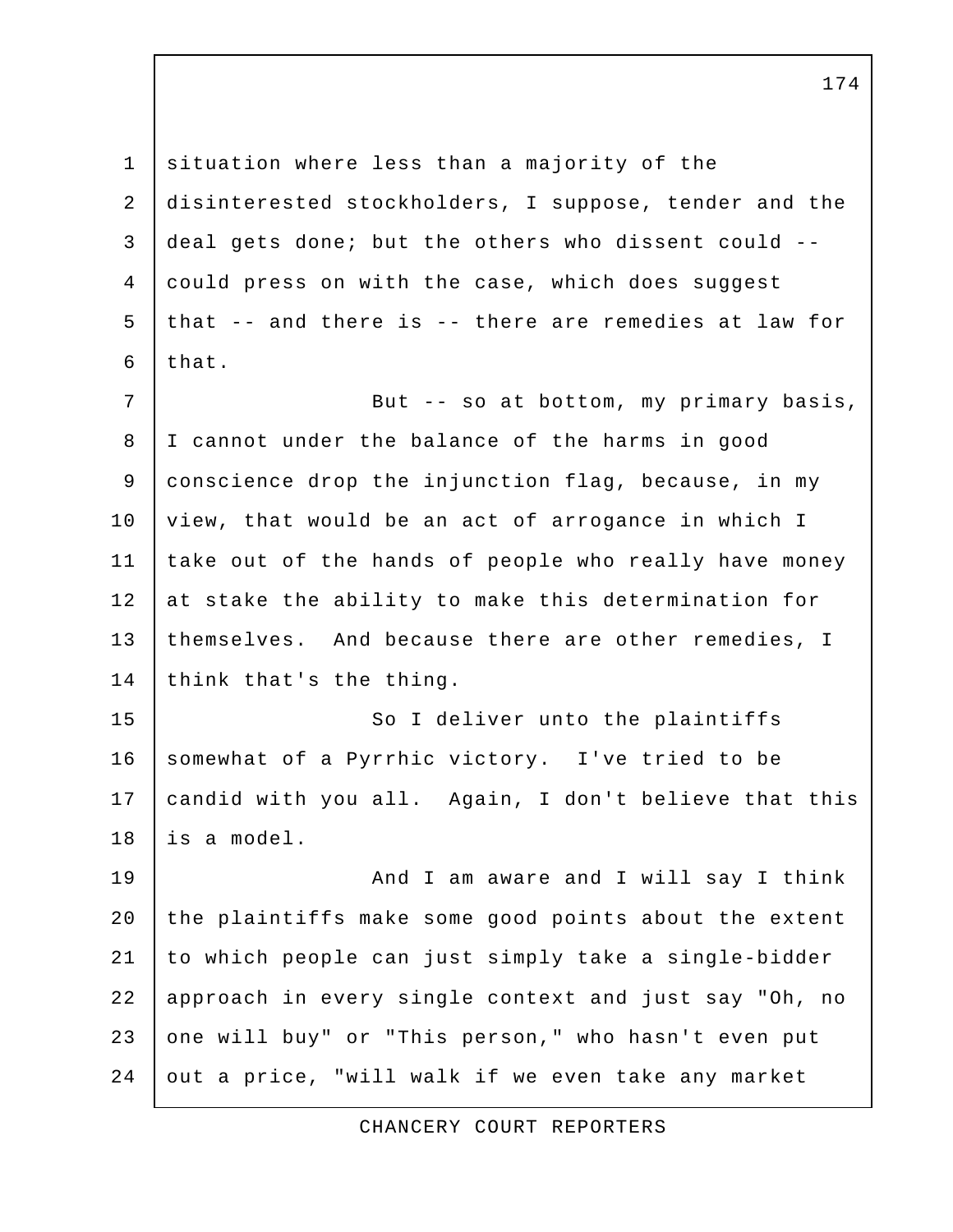situation where less than a majority of the disinterested stockholders, I suppose, tender and the deal gets done; but the others who dissent could -- could press on with the case, which does suggest that -- and there is -- there are remedies at law for that.

But -- so at bottom, my primary basis, I cannot under the balance of the harms in good conscience drop the injunction flag, because, in my view, that would be an act of arrogance in which I take out of the hands of people who really have money at stake the ability to make this determination for themselves. And because there are other remedies, I think that's the thing.

So I deliver unto the plaintiffs somewhat of a Pyrrhic victory. I've tried to be candid with you all. Again, I don't believe that this is a model.

And I am aware and I will say I think the plaintiffs make some good points about the extent to which people can just simply take a single-bidder approach in every single context and just say "Oh, no one will buy" or "This person," who hasn't even put out a price, "will walk if we even take any market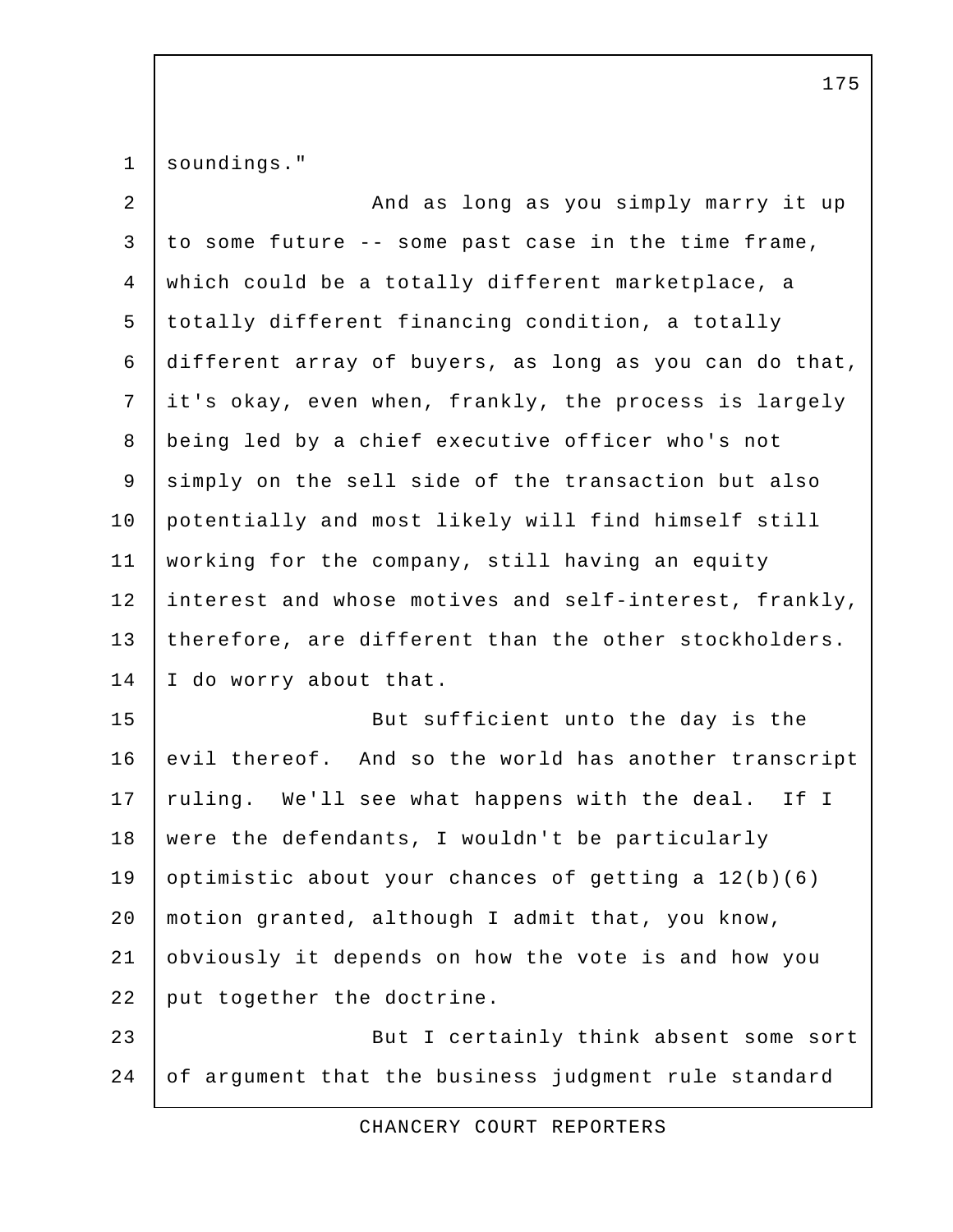soundings."

And as long as you simply marry it up to some future -- some past case in the time frame, which could be a totally different marketplace, a totally different financing condition, a totally different array of buyers, as long as you can do that, it's okay, even when, frankly, the process is largely being led by a chief executive officer who's not simply on the sell side of the transaction but also potentially and most likely will find himself still working for the company, still having an equity interest and whose motives and self-interest, frankly, therefore, are different than the other stockholders. I do worry about that.

But sufficient unto the day is the evil thereof. And so the world has another transcript ruling. We'll see what happens with the deal. If I were the defendants, I wouldn't be particularly optimistic about your chances of getting a 12(b)(6) motion granted, although I admit that, you know, obviously it depends on how the vote is and how you put together the doctrine.

But I certainly think absent some sort of argument that the business judgment rule standard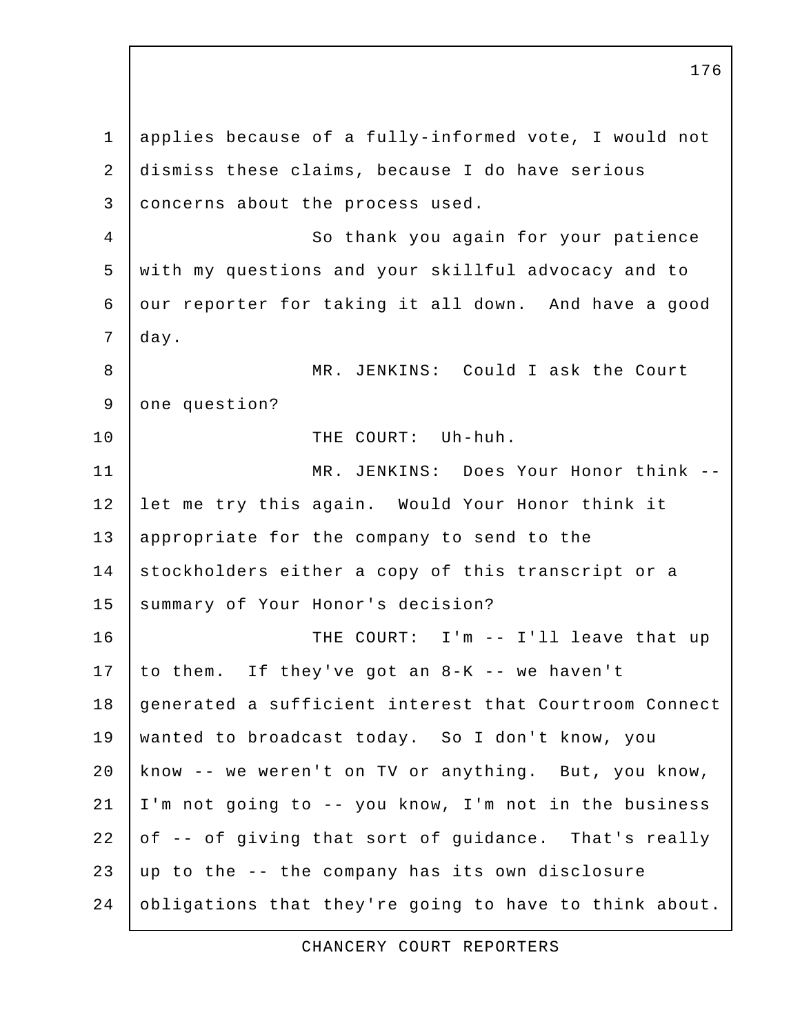applies because of a fully-informed vote, I would not dismiss these claims, because I do have serious concerns about the process used.

So thank you again for your patience with my questions and your skillful advocacy and to our reporter for taking it all down. And have a good day.

MR. JENKINS: Could I ask the Court one question?

THE COURT: Uh-huh.

MR. JENKINS: Does Your Honor think -- let me try this again. Would Your Honor think it appropriate for the company to send to the stockholders either a copy of this transcript or a summary of Your Honor's decision?

THE COURT: I'm -- I'll leave that up to them. If they've got an 8-K -- we haven't generated a sufficient interest that Courtroom Connect wanted to broadcast today. So I don't know, you know -- we weren't on TV or anything. But, you know, I'm not going to -- you know, I'm not in the business of -- of giving that sort of guidance. That's really up to the -- the company has its own disclosure obligations that they're going to have to think about.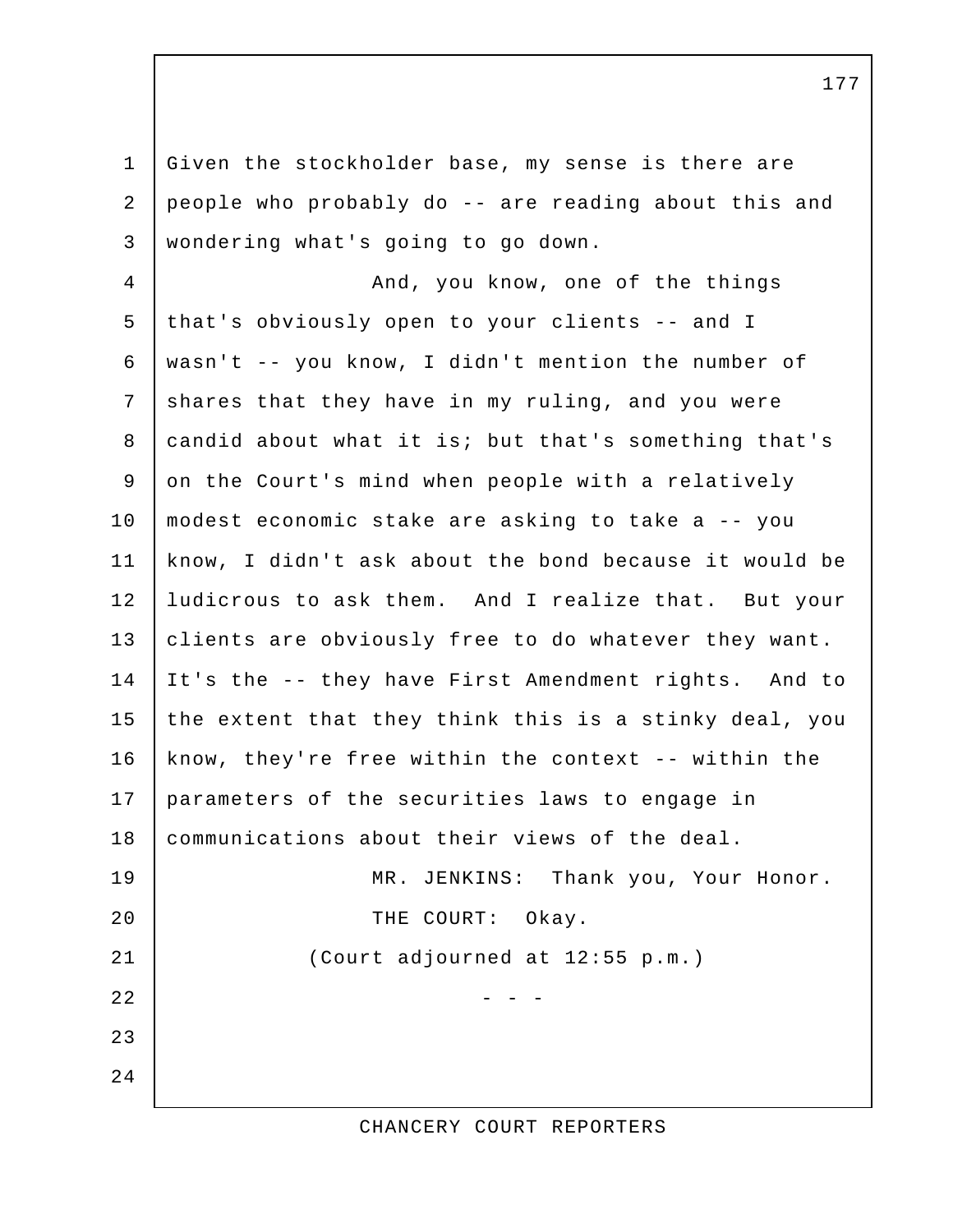Given the stockholder base, my sense is there are people who probably do -- are reading about this and wondering what's going to go down.

And, you know, one of the things that's obviously open to your clients -- and I wasn't -- you know, I didn't mention the number of shares that they have in my ruling, and you were candid about what it is; but that's something that's on the Court's mind when people with a relatively modest economic stake are asking to take a -- you know, I didn't ask about the bond because it would be ludicrous to ask them. And I realize that. But your clients are obviously free to do whatever they want. It's the -- they have First Amendment rights. And to the extent that they think this is a stinky deal, you know, they're free within the context -- within the parameters of the securities laws to engage in communications about their views of the deal.

MR. JENKINS: Thank you, Your Honor.

THE COURT: Okay.

(Court adjourned at 12:55 p.m.)

\- - -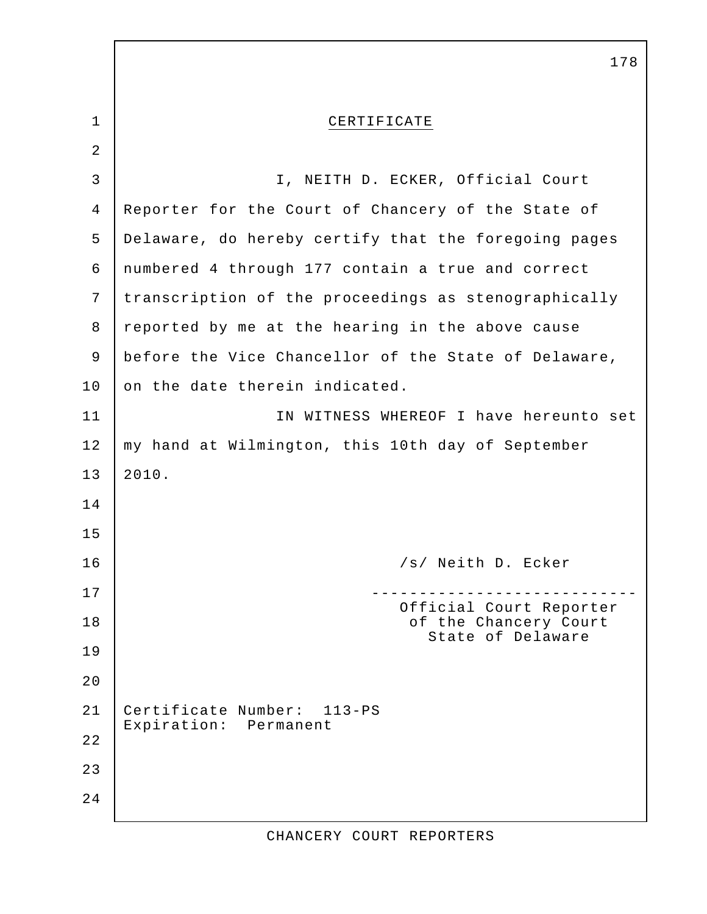# CERTIFICATE

I, NEITH D. ECKER, Official Court Reporter for the Court of Chancery of the State of Delaware, do hereby certify that the foregoing pages numbered 4 through 177 contain a true and correct transcription of the proceedings as stenographically reported by me at the hearing in the above cause before the Vice Chancellor of the State of Delaware, on the date therein indicated.

IN WITNESS WHEREOF I have hereunto set my hand at Wilmington, this 10th day of September 2010.

/s/ Neith D. Ecker

----------------------------

Official Court Reporter
of the Chancery Court
State of Delaware

Certificate Number: 113-PS
Expiration: Permanent